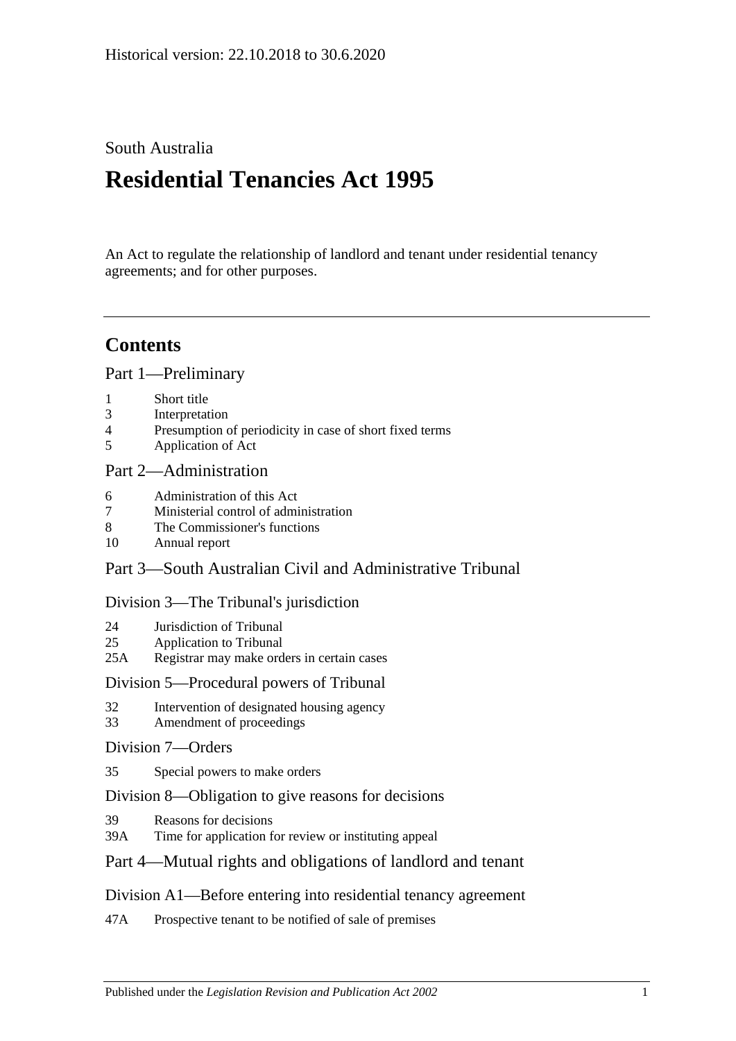Historical version: 22.10.2018 to 30.6.2020

South Australia

# Residential Tenancies Act 1995

An Act to regulate the relationship of landlord and tenant under residential tenancy agreements; and for other purposes.

## Contents

### Part 1—Preliminary

1 Short title
3 Interpretation
4 Presumption of periodicity in case of short fixed terms
5 Application of Act

### Part 2—Administration

6 Administration of this Act
7 Ministerial control of administration
8 The Commissioner's functions
10 Annual report

### Part 3—South Australian Civil and Administrative Tribunal

#### Division 3—The Tribunal's jurisdiction

24 Jurisdiction of Tribunal
25 Application to Tribunal
25A Registrar may make orders in certain cases

#### Division 5—Procedural powers of Tribunal

32 Intervention of designated housing agency
33 Amendment of proceedings

#### Division 7—Orders

35 Special powers to make orders

#### Division 8—Obligation to give reasons for decisions

39 Reasons for decisions
39A Time for application for review or instituting appeal

### Part 4—Mutual rights and obligations of landlord and tenant

#### Division A1—Before entering into residential tenancy agreement

47A Prospective tenant to be notified of sale of premises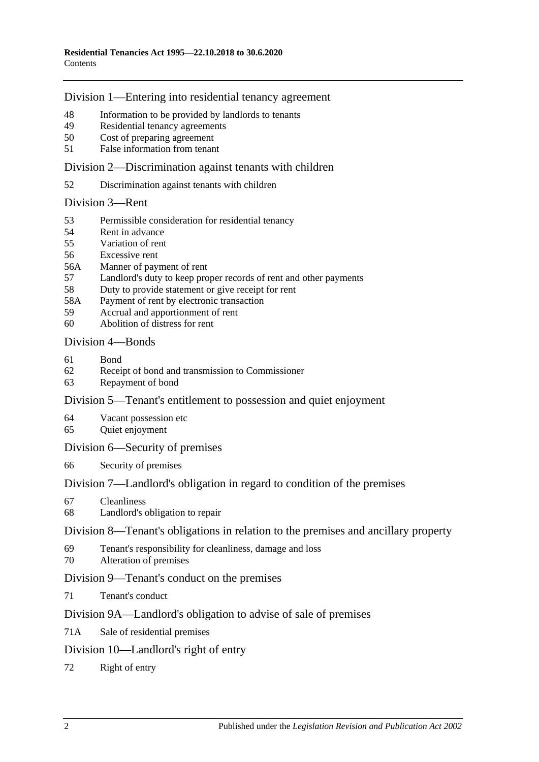## Division 1—Entering into residential tenancy agreement

- 48 Information to be provided by landlords to tenants
- 49 Residential tenancy agreements
- 50 Cost of preparing agreement
- 51 False information from tenant

## Division 2—Discrimination against tenants with children

- 52 Discrimination against tenants with children

## Division 3—Rent

- 53 Permissible consideration for residential tenancy
- 54 Rent in advance
- 55 Variation of rent
- 56 Excessive rent
- 56A Manner of payment of rent
- 57 Landlord's duty to keep proper records of rent and other payments
- 58 Duty to provide statement or give receipt for rent
- 58A Payment of rent by electronic transaction
- 59 Accrual and apportionment of rent
- 60 Abolition of distress for rent

## Division 4—Bonds

- 61 Bond
- 62 Receipt of bond and transmission to Commissioner
- 63 Repayment of bond

## Division 5—Tenant's entitlement to possession and quiet enjoyment

- 64 Vacant possession etc
- 65 Quiet enjoyment

## Division 6—Security of premises

- 66 Security of premises

## Division 7—Landlord's obligation in regard to condition of the premises

- 67 Cleanliness
- 68 Landlord's obligation to repair

## Division 8—Tenant's obligations in relation to the premises and ancillary property

- 69 Tenant's responsibility for cleanliness, damage and loss
- 70 Alteration of premises

## Division 9—Tenant's conduct on the premises

- 71 Tenant's conduct

## Division 9A—Landlord's obligation to advise of sale of premises

- 71A Sale of residential premises

## Division 10—Landlord's right of entry

- 72 Right of entry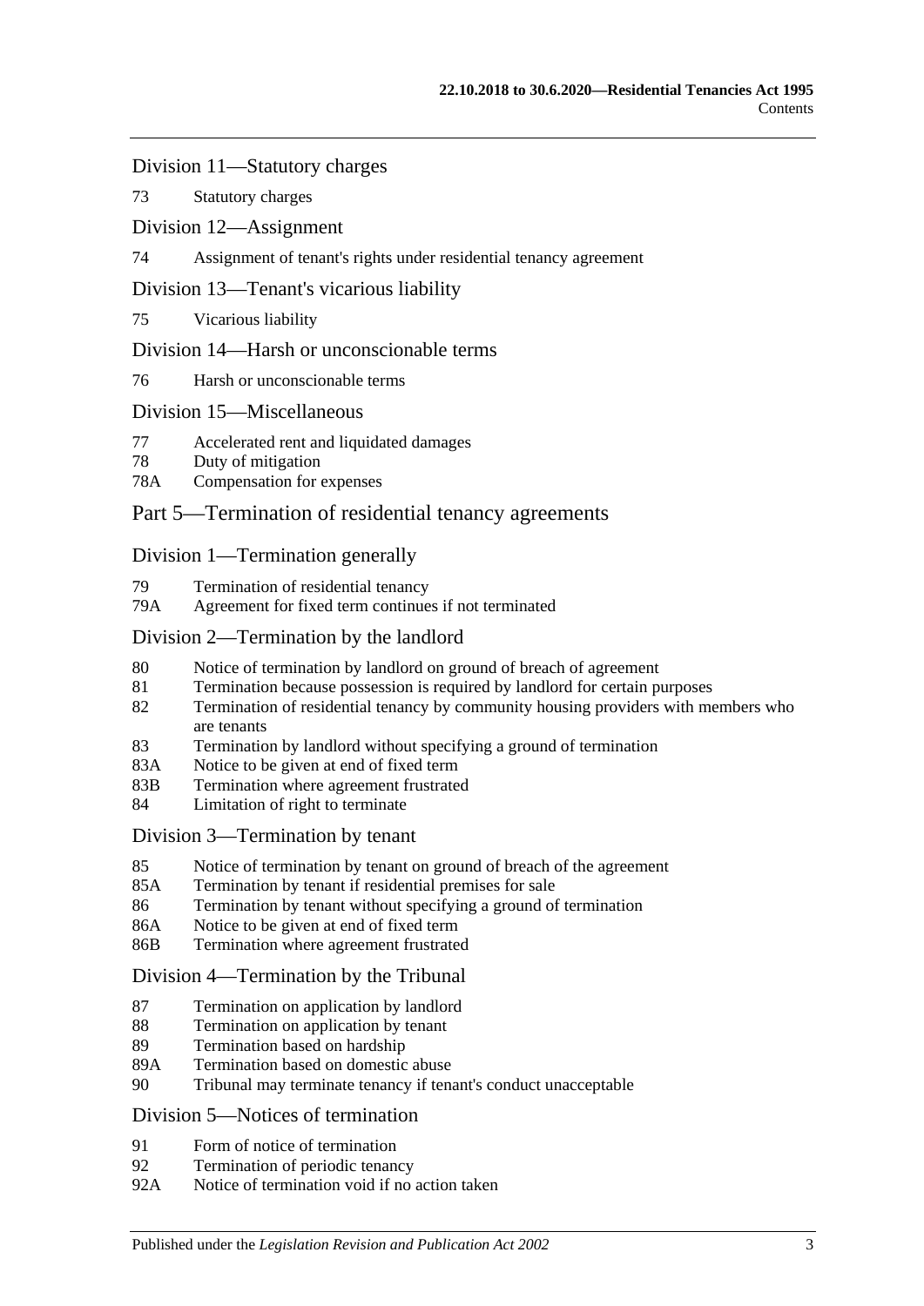### Division 11—Statutory charges

73 Statutory charges

### Division 12—Assignment

74 Assignment of tenant's rights under residential tenancy agreement

### Division 13—Tenant's vicarious liability

75 Vicarious liability

### Division 14—Harsh or unconscionable terms

76 Harsh or unconscionable terms

### Division 15—Miscellaneous

77 Accelerated rent and liquidated damages
78 Duty of mitigation
78A Compensation for expenses

## Part 5—Termination of residential tenancy agreements

### Division 1—Termination generally

79 Termination of residential tenancy
79A Agreement for fixed term continues if not terminated

### Division 2—Termination by the landlord

80 Notice of termination by landlord on ground of breach of agreement
81 Termination because possession is required by landlord for certain purposes
82 Termination of residential tenancy by community housing providers with members who are tenants
83 Termination by landlord without specifying a ground of termination
83A Notice to be given at end of fixed term
83B Termination where agreement frustrated
84 Limitation of right to terminate

### Division 3—Termination by tenant

85 Notice of termination by tenant on ground of breach of the agreement
85A Termination by tenant if residential premises for sale
86 Termination by tenant without specifying a ground of termination
86A Notice to be given at end of fixed term
86B Termination where agreement frustrated

### Division 4—Termination by the Tribunal

87 Termination on application by landlord
88 Termination on application by tenant
89 Termination based on hardship
89A Termination based on domestic abuse
90 Tribunal may terminate tenancy if tenant's conduct unacceptable

### Division 5—Notices of termination

91 Form of notice of termination
92 Termination of periodic tenancy
92A Notice of termination void if no action taken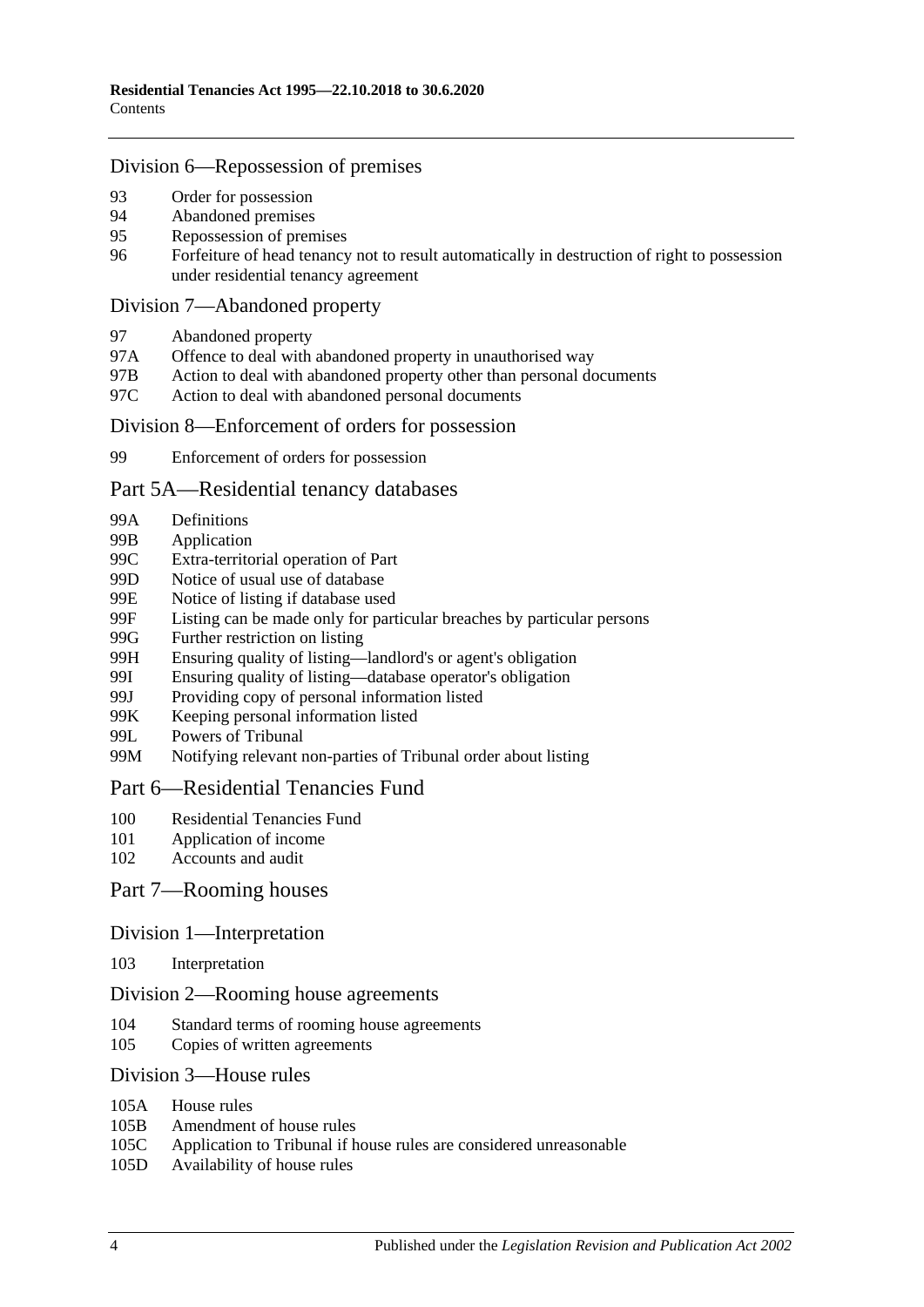## Division 6—Repossession of premises

93 Order for possession
94 Abandoned premises
95 Repossession of premises
96 Forfeiture of head tenancy not to result automatically in destruction of right to possession under residential tenancy agreement

## Division 7—Abandoned property

97 Abandoned property
97A Offence to deal with abandoned property in unauthorised way
97B Action to deal with abandoned property other than personal documents
97C Action to deal with abandoned personal documents

## Division 8—Enforcement of orders for possession

99 Enforcement of orders for possession

# Part 5A—Residential tenancy databases

99A Definitions
99B Application
99C Extra-territorial operation of Part
99D Notice of usual use of database
99E Notice of listing if database used
99F Listing can be made only for particular breaches by particular persons
99G Further restriction on listing
99H Ensuring quality of listing—landlord's or agent's obligation
99I Ensuring quality of listing—database operator's obligation
99J Providing copy of personal information listed
99K Keeping personal information listed
99L Powers of Tribunal
99M Notifying relevant non-parties of Tribunal order about listing

# Part 6—Residential Tenancies Fund

100 Residential Tenancies Fund
101 Application of income
102 Accounts and audit

# Part 7—Rooming houses

## Division 1—Interpretation

103 Interpretation

## Division 2—Rooming house agreements

104 Standard terms of rooming house agreements
105 Copies of written agreements

## Division 3—House rules

105A House rules
105B Amendment of house rules
105C Application to Tribunal if house rules are considered unreasonable
105D Availability of house rules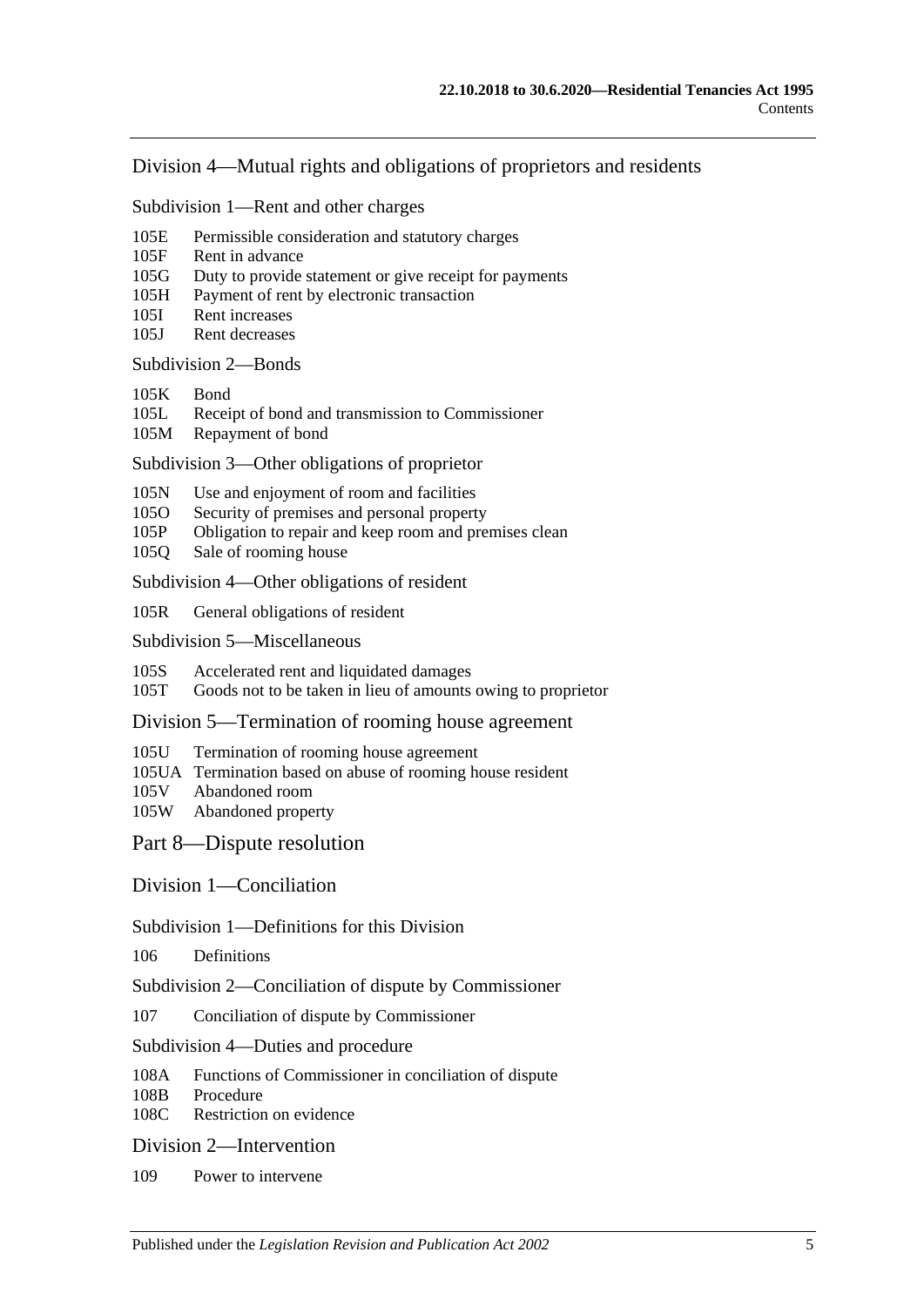### Division 4—Mutual rights and obligations of proprietors and residents

#### Subdivision 1—Rent and other charges

- 105E Permissible consideration and statutory charges
- 105F Rent in advance
- 105G Duty to provide statement or give receipt for payments
- 105H Payment of rent by electronic transaction
- 105I Rent increases
- 105J Rent decreases

#### Subdivision 2—Bonds

- 105K Bond
- 105L Receipt of bond and transmission to Commissioner
- 105M Repayment of bond

#### Subdivision 3—Other obligations of proprietor

- 105N Use and enjoyment of room and facilities
- 105O Security of premises and personal property
- 105P Obligation to repair and keep room and premises clean
- 105Q Sale of rooming house

#### Subdivision 4—Other obligations of resident

- 105R General obligations of resident

#### Subdivision 5—Miscellaneous

- 105S Accelerated rent and liquidated damages
- 105T Goods not to be taken in lieu of amounts owing to proprietor

### Division 5—Termination of rooming house agreement

- 105U Termination of rooming house agreement
- 105UA Termination based on abuse of rooming house resident
- 105V Abandoned room
- 105W Abandoned property

## Part 8—Dispute resolution

### Division 1—Conciliation

#### Subdivision 1—Definitions for this Division

- 106 Definitions

#### Subdivision 2—Conciliation of dispute by Commissioner

- 107 Conciliation of dispute by Commissioner

#### Subdivision 4—Duties and procedure

- 108A Functions of Commissioner in conciliation of dispute
- 108B Procedure
- 108C Restriction on evidence

### Division 2—Intervention

- 109 Power to intervene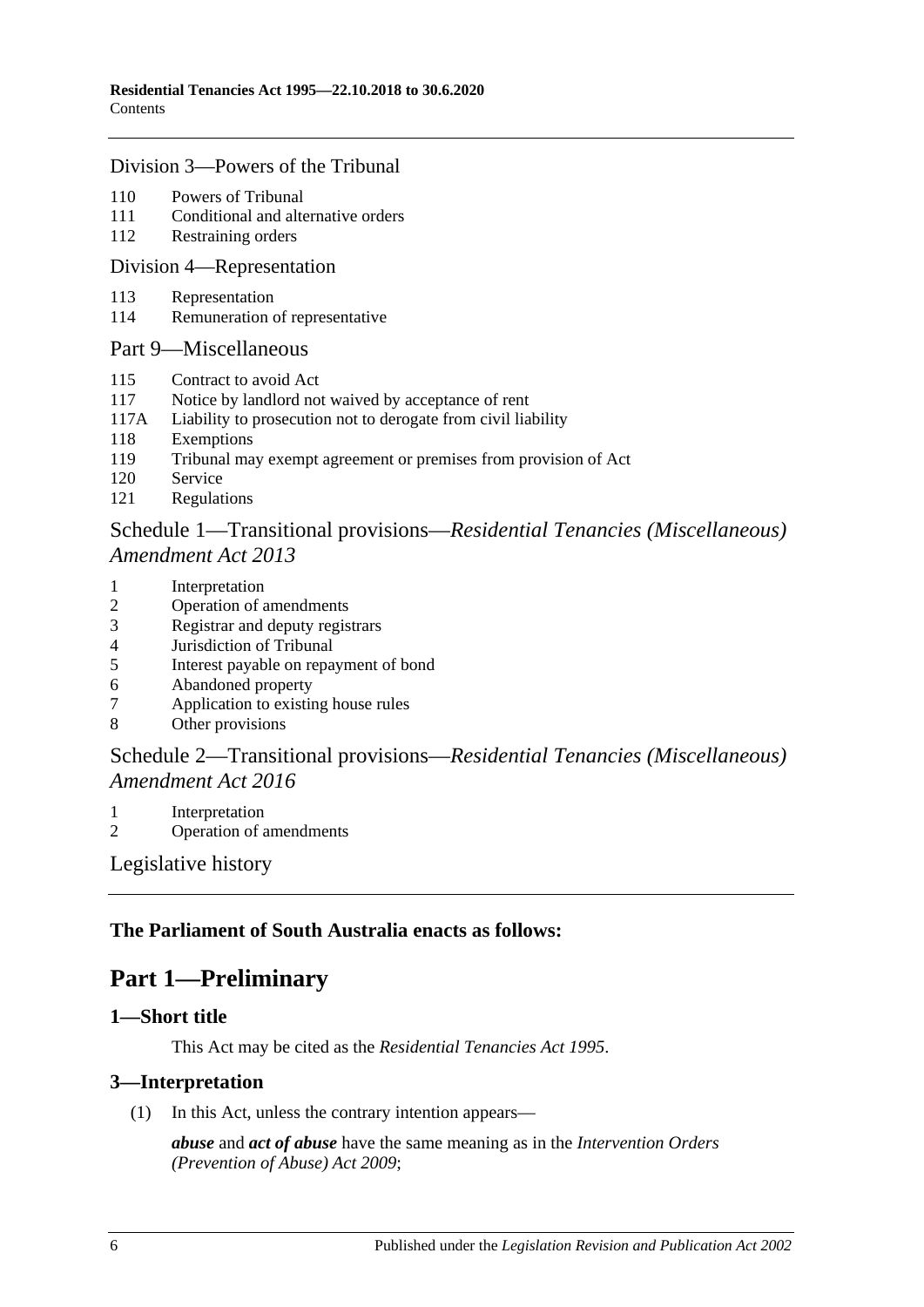Division 3—Powers of the Tribunal

110 Powers of Tribunal
111 Conditional and alternative orders
112 Restraining orders

Division 4—Representation

113 Representation
114 Remuneration of representative

Part 9—Miscellaneous

115 Contract to avoid Act
117 Notice by landlord not waived by acceptance of rent
117A Liability to prosecution not to derogate from civil liability
118 Exemptions
119 Tribunal may exempt agreement or premises from provision of Act
120 Service
121 Regulations

Schedule 1—Transitional provisions—*Residential Tenancies (Miscellaneous) Amendment Act 2013*

1 Interpretation
2 Operation of amendments
3 Registrar and deputy registrars
4 Jurisdiction of Tribunal
5 Interest payable on repayment of bond
6 Abandoned property
7 Application to existing house rules
8 Other provisions

Schedule 2—Transitional provisions—*Residential Tenancies (Miscellaneous) Amendment Act 2016*

1 Interpretation
2 Operation of amendments

Legislative history

**The Parliament of South Australia enacts as follows:**

# Part 1—Preliminary

## 1—Short title

This Act may be cited as the *Residential Tenancies Act 1995*.

## 3—Interpretation

(1) In this Act, unless the contrary intention appears—

***abuse*** and ***act of abuse*** have the same meaning as in the *Intervention Orders (Prevention of Abuse) Act 2009*;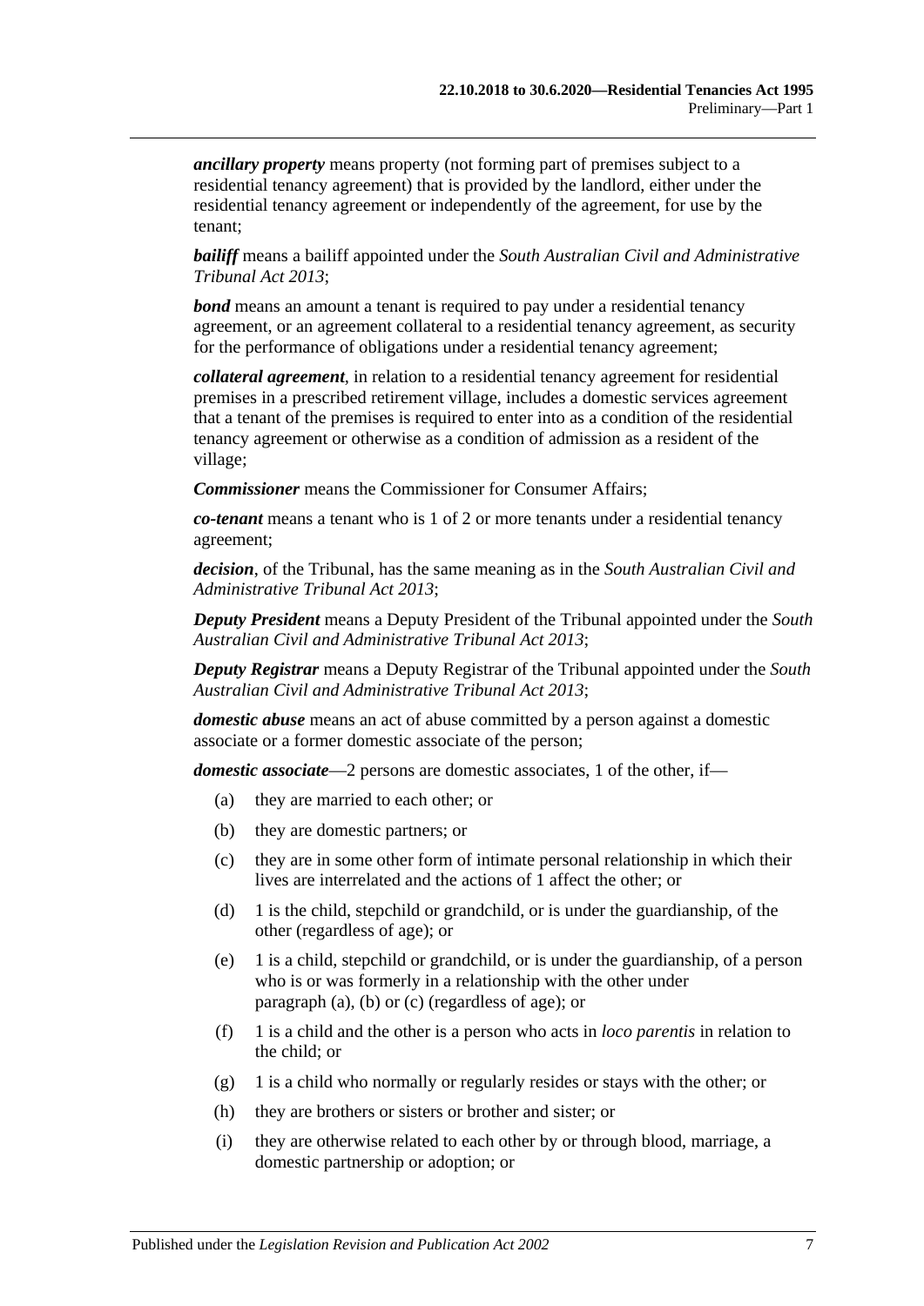***ancillary property*** means property (not forming part of premises subject to a residential tenancy agreement) that is provided by the landlord, either under the residential tenancy agreement or independently of the agreement, for use by the tenant;

***bailiff*** means a bailiff appointed under the *South Australian Civil and Administrative Tribunal Act 2013*;

***bond*** means an amount a tenant is required to pay under a residential tenancy agreement, or an agreement collateral to a residential tenancy agreement, as security for the performance of obligations under a residential tenancy agreement;

***collateral agreement***, in relation to a residential tenancy agreement for residential premises in a prescribed retirement village, includes a domestic services agreement that a tenant of the premises is required to enter into as a condition of the residential tenancy agreement or otherwise as a condition of admission as a resident of the village;

***Commissioner*** means the Commissioner for Consumer Affairs;

***co-tenant*** means a tenant who is 1 of 2 or more tenants under a residential tenancy agreement;

***decision***, of the Tribunal, has the same meaning as in the *South Australian Civil and Administrative Tribunal Act 2013*;

***Deputy President*** means a Deputy President of the Tribunal appointed under the *South Australian Civil and Administrative Tribunal Act 2013*;

***Deputy Registrar*** means a Deputy Registrar of the Tribunal appointed under the *South Australian Civil and Administrative Tribunal Act 2013*;

***domestic abuse*** means an act of abuse committed by a person against a domestic associate or a former domestic associate of the person;

***domestic associate***—2 persons are domestic associates, 1 of the other, if—

(a) they are married to each other; or

(b) they are domestic partners; or

(c) they are in some other form of intimate personal relationship in which their lives are interrelated and the actions of 1 affect the other; or

(d) 1 is the child, stepchild or grandchild, or is under the guardianship, of the other (regardless of age); or

(e) 1 is a child, stepchild or grandchild, or is under the guardianship, of a person who is or was formerly in a relationship with the other under paragraph (a), (b) or (c) (regardless of age); or

(f) 1 is a child and the other is a person who acts in *loco parentis* in relation to the child; or

(g) 1 is a child who normally or regularly resides or stays with the other; or

(h) they are brothers or sisters or brother and sister; or

(i) they are otherwise related to each other by or through blood, marriage, a domestic partnership or adoption; or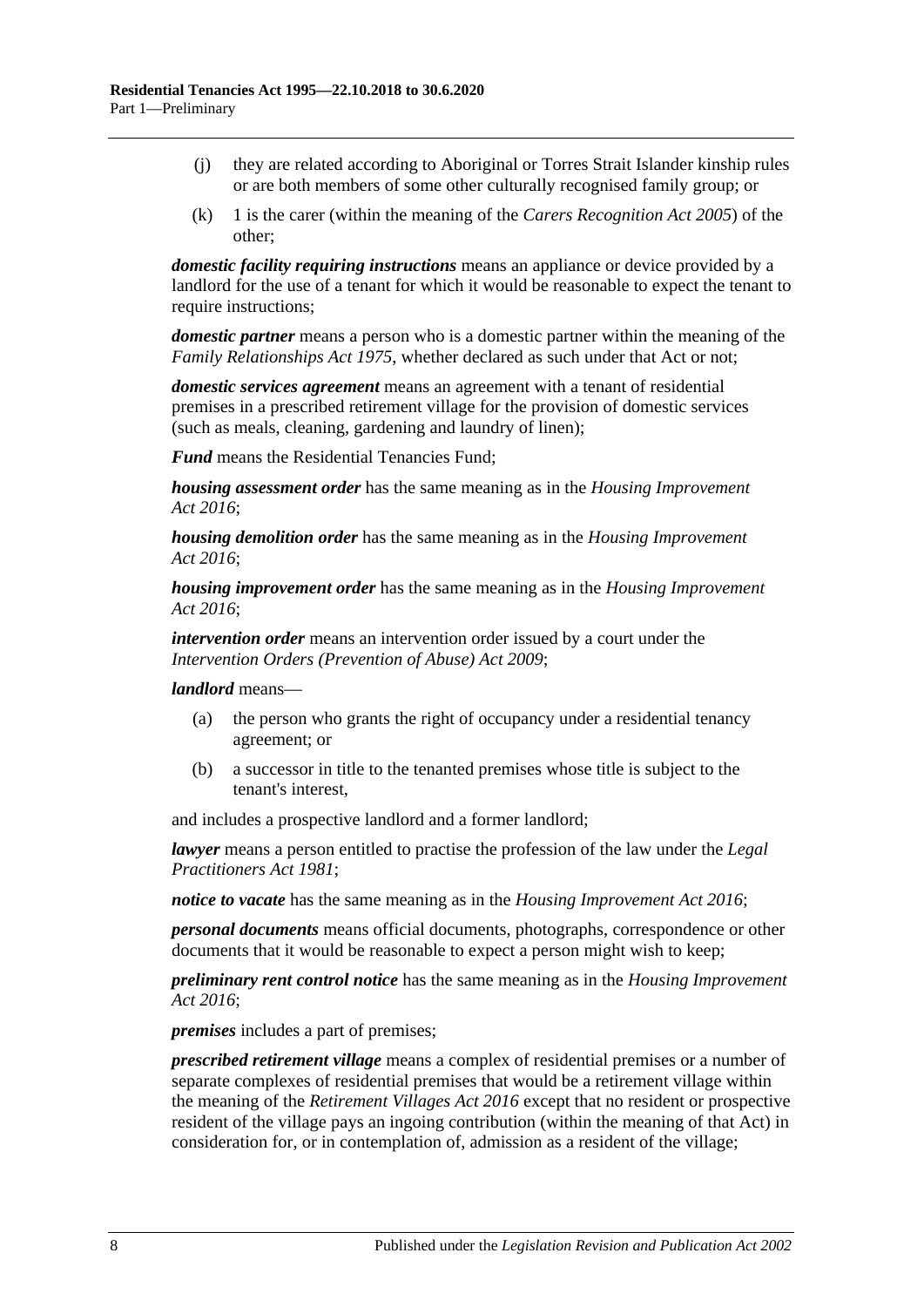(j) they are related according to Aboriginal or Torres Strait Islander kinship rules or are both members of some other culturally recognised family group; or

(k) 1 is the carer (within the meaning of the *Carers Recognition Act 2005*) of the other;

***domestic facility requiring instructions*** means an appliance or device provided by a landlord for the use of a tenant for which it would be reasonable to expect the tenant to require instructions;

***domestic partner*** means a person who is a domestic partner within the meaning of the *Family Relationships Act 1975*, whether declared as such under that Act or not;

***domestic services agreement*** means an agreement with a tenant of residential premises in a prescribed retirement village for the provision of domestic services (such as meals, cleaning, gardening and laundry of linen);

***Fund*** means the Residential Tenancies Fund;

***housing assessment order*** has the same meaning as in the *Housing Improvement Act 2016*;

***housing demolition order*** has the same meaning as in the *Housing Improvement Act 2016*;

***housing improvement order*** has the same meaning as in the *Housing Improvement Act 2016*;

***intervention order*** means an intervention order issued by a court under the *Intervention Orders (Prevention of Abuse) Act 2009*;

***landlord*** means—

(a) the person who grants the right of occupancy under a residential tenancy agreement; or

(b) a successor in title to the tenanted premises whose title is subject to the tenant's interest,

and includes a prospective landlord and a former landlord;

***lawyer*** means a person entitled to practise the profession of the law under the *Legal Practitioners Act 1981*;

***notice to vacate*** has the same meaning as in the *Housing Improvement Act 2016*;

***personal documents*** means official documents, photographs, correspondence or other documents that it would be reasonable to expect a person might wish to keep;

***preliminary rent control notice*** has the same meaning as in the *Housing Improvement Act 2016*;

***premises*** includes a part of premises;

***prescribed retirement village*** means a complex of residential premises or a number of separate complexes of residential premises that would be a retirement village within the meaning of the *Retirement Villages Act 2016* except that no resident or prospective resident of the village pays an ingoing contribution (within the meaning of that Act) in consideration for, or in contemplation of, admission as a resident of the village;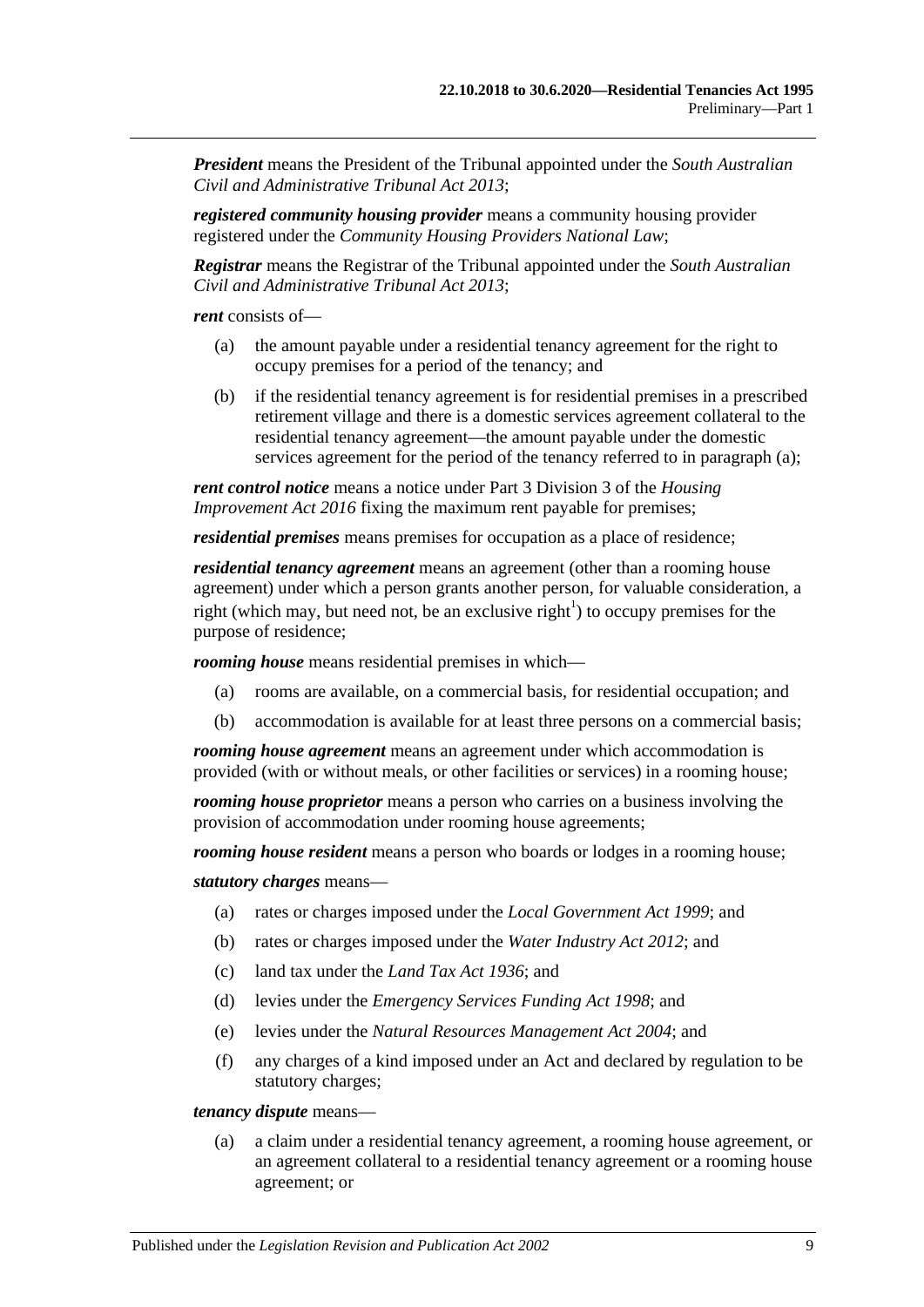***President*** means the President of the Tribunal appointed under the *South Australian Civil and Administrative Tribunal Act 2013*;

***registered community housing provider*** means a community housing provider registered under the *Community Housing Providers National Law*;

***Registrar*** means the Registrar of the Tribunal appointed under the *South Australian Civil and Administrative Tribunal Act 2013*;

***rent*** consists of—

- (a) the amount payable under a residential tenancy agreement for the right to occupy premises for a period of the tenancy; and
- (b) if the residential tenancy agreement is for residential premises in a prescribed retirement village and there is a domestic services agreement collateral to the residential tenancy agreement—the amount payable under the domestic services agreement for the period of the tenancy referred to in paragraph (a);

***rent control notice*** means a notice under Part 3 Division 3 of the *Housing Improvement Act 2016* fixing the maximum rent payable for premises;

***residential premises*** means premises for occupation as a place of residence;

***residential tenancy agreement*** means an agreement (other than a rooming house agreement) under which a person grants another person, for valuable consideration, a right (which may, but need not, be an exclusive right[1]) to occupy premises for the purpose of residence;

***rooming house*** means residential premises in which—

- (a) rooms are available, on a commercial basis, for residential occupation; and
- (b) accommodation is available for at least three persons on a commercial basis;

***rooming house agreement*** means an agreement under which accommodation is provided (with or without meals, or other facilities or services) in a rooming house;

***rooming house proprietor*** means a person who carries on a business involving the provision of accommodation under rooming house agreements;

***rooming house resident*** means a person who boards or lodges in a rooming house;

***statutory charges*** means—

- (a) rates or charges imposed under the *Local Government Act 1999*; and
- (b) rates or charges imposed under the *Water Industry Act 2012*; and
- (c) land tax under the *Land Tax Act 1936*; and
- (d) levies under the *Emergency Services Funding Act 1998*; and
- (e) levies under the *Natural Resources Management Act 2004*; and
- (f) any charges of a kind imposed under an Act and declared by regulation to be statutory charges;

***tenancy dispute*** means—

- (a) a claim under a residential tenancy agreement, a rooming house agreement, or an agreement collateral to a residential tenancy agreement or a rooming house agreement; or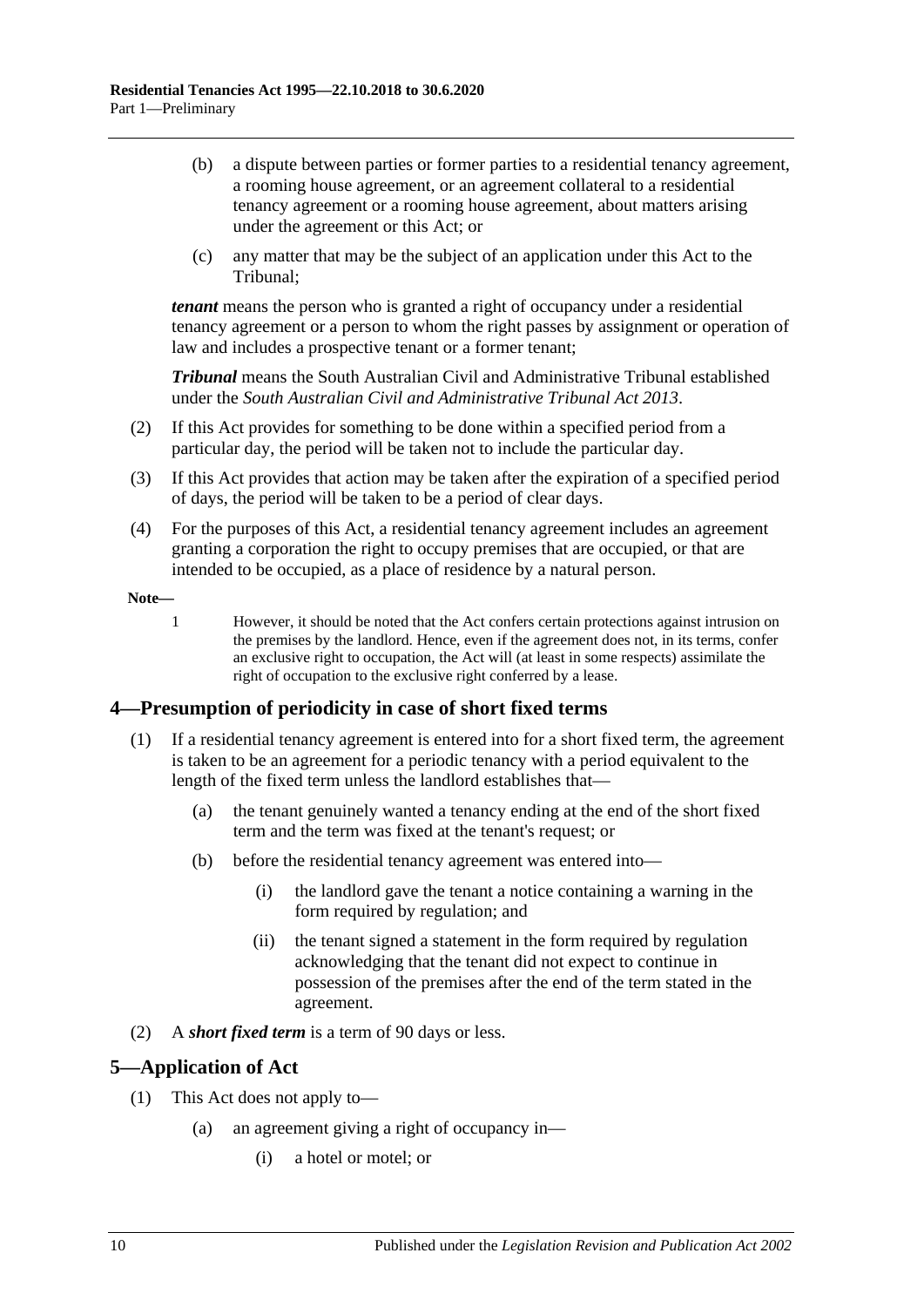(b) a dispute between parties or former parties to a residential tenancy agreement, a rooming house agreement, or an agreement collateral to a residential tenancy agreement or a rooming house agreement, about matters arising under the agreement or this Act; or

(c) any matter that may be the subject of an application under this Act to the Tribunal;

***tenant*** means the person who is granted a right of occupancy under a residential tenancy agreement or a person to whom the right passes by assignment or operation of law and includes a prospective tenant or a former tenant;

***Tribunal*** means the South Australian Civil and Administrative Tribunal established under the *South Australian Civil and Administrative Tribunal Act 2013*.

(2) If this Act provides for something to be done within a specified period from a particular day, the period will be taken not to include the particular day.

(3) If this Act provides that action may be taken after the expiration of a specified period of days, the period will be taken to be a period of clear days.

(4) For the purposes of this Act, a residential tenancy agreement includes an agreement granting a corporation the right to occupy premises that are occupied, or that are intended to be occupied, as a place of residence by a natural person.

**Note—**

1 However, it should be noted that the Act confers certain protections against intrusion on the premises by the landlord. Hence, even if the agreement does not, in its terms, confer an exclusive right to occupation, the Act will (at least in some respects) assimilate the right of occupation to the exclusive right conferred by a lease.

## 4—Presumption of periodicity in case of short fixed terms

(1) If a residential tenancy agreement is entered into for a short fixed term, the agreement is taken to be an agreement for a periodic tenancy with a period equivalent to the length of the fixed term unless the landlord establishes that—

(a) the tenant genuinely wanted a tenancy ending at the end of the short fixed term and the term was fixed at the tenant's request; or

(b) before the residential tenancy agreement was entered into—

(i) the landlord gave the tenant a notice containing a warning in the form required by regulation; and

(ii) the tenant signed a statement in the form required by regulation acknowledging that the tenant did not expect to continue in possession of the premises after the end of the term stated in the agreement.

(2) A ***short fixed term*** is a term of 90 days or less.

## 5—Application of Act

(1) This Act does not apply to—

(a) an agreement giving a right of occupancy in—

(i) a hotel or motel; or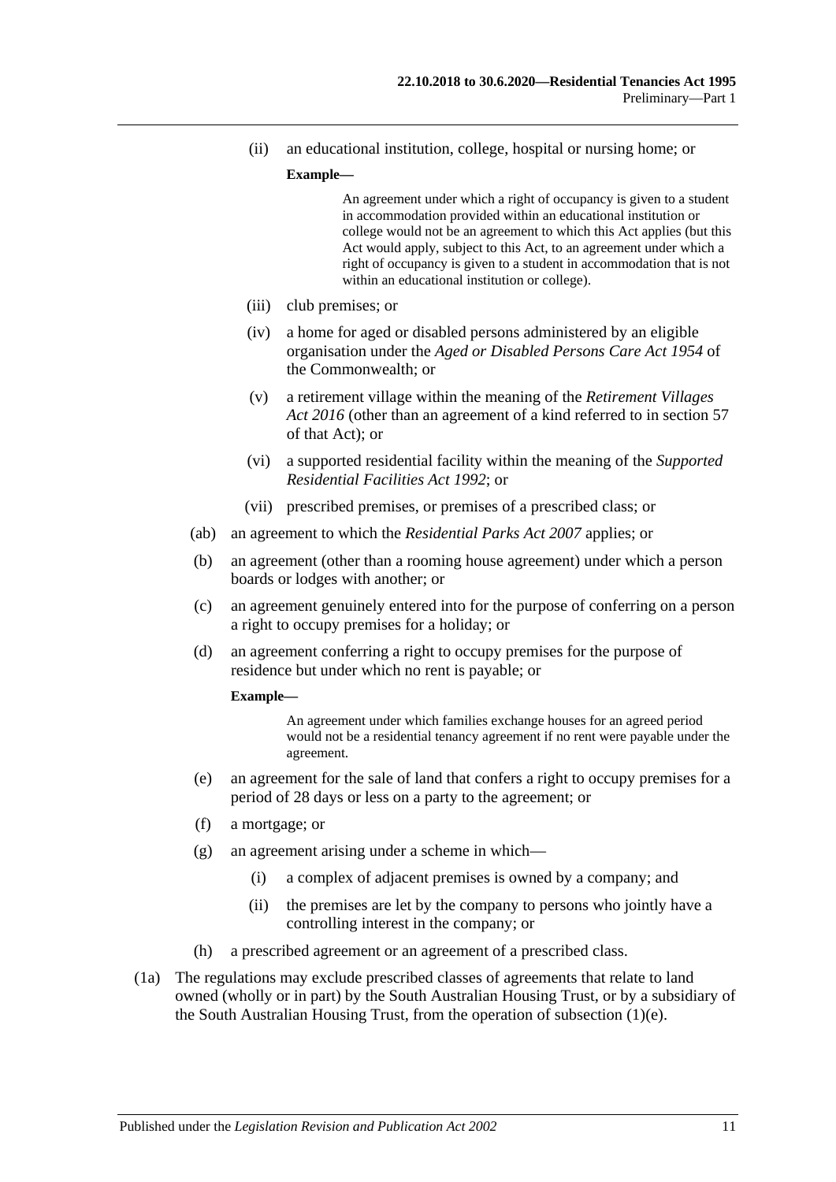(ii) an educational institution, college, hospital or nursing home; or

**Example—**

> An agreement under which a right of occupancy is given to a student in accommodation provided within an educational institution or college would not be an agreement to which this Act applies (but this Act would apply, subject to this Act, to an agreement under which a right of occupancy is given to a student in accommodation that is not within an educational institution or college).

(iii) club premises; or

(iv) a home for aged or disabled persons administered by an eligible organisation under the *Aged or Disabled Persons Care Act 1954* of the Commonwealth; or

(v) a retirement village within the meaning of the *Retirement Villages Act 2016* (other than an agreement of a kind referred to in section 57 of that Act); or

(vi) a supported residential facility within the meaning of the *Supported Residential Facilities Act 1992*; or

(vii) prescribed premises, or premises of a prescribed class; or

(ab) an agreement to which the *Residential Parks Act 2007* applies; or

(b) an agreement (other than a rooming house agreement) under which a person boards or lodges with another; or

(c) an agreement genuinely entered into for the purpose of conferring on a person a right to occupy premises for a holiday; or

(d) an agreement conferring a right to occupy premises for the purpose of residence but under which no rent is payable; or

**Example—**

> An agreement under which families exchange houses for an agreed period would not be a residential tenancy agreement if no rent were payable under the agreement.

(e) an agreement for the sale of land that confers a right to occupy premises for a period of 28 days or less on a party to the agreement; or

(f) a mortgage; or

(g) an agreement arising under a scheme in which—

(i) a complex of adjacent premises is owned by a company; and

(ii) the premises are let by the company to persons who jointly have a controlling interest in the company; or

(h) a prescribed agreement or an agreement of a prescribed class.

(1a) The regulations may exclude prescribed classes of agreements that relate to land owned (wholly or in part) by the South Australian Housing Trust, or by a subsidiary of the South Australian Housing Trust, from the operation of subsection (1)(e).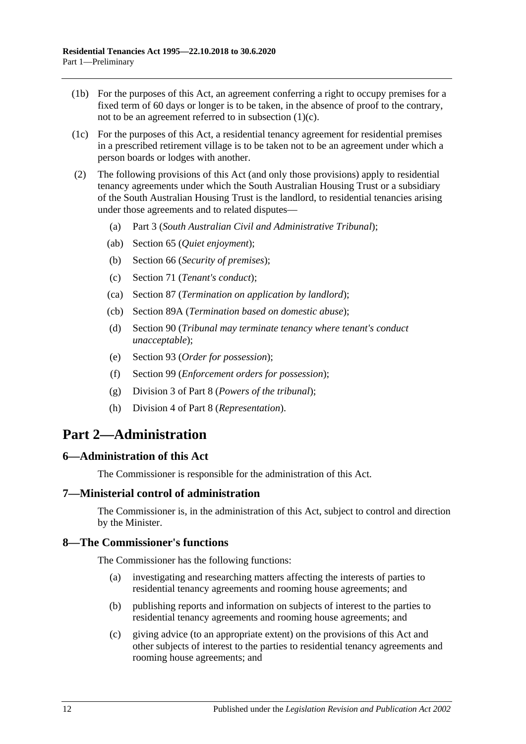(1b) For the purposes of this Act, an agreement conferring a right to occupy premises for a fixed term of 60 days or longer is to be taken, in the absence of proof to the contrary, not to be an agreement referred to in subsection (1)(c).

(1c) For the purposes of this Act, a residential tenancy agreement for residential premises in a prescribed retirement village is to be taken not to be an agreement under which a person boards or lodges with another.

(2) The following provisions of this Act (and only those provisions) apply to residential tenancy agreements under which the South Australian Housing Trust or a subsidiary of the South Australian Housing Trust is the landlord, to residential tenancies arising under those agreements and to related disputes—

- (a) Part 3 (*South Australian Civil and Administrative Tribunal*);
- (ab) Section 65 (*Quiet enjoyment*);
- (b) Section 66 (*Security of premises*);
- (c) Section 71 (*Tenant's conduct*);
- (ca) Section 87 (*Termination on application by landlord*);
- (cb) Section 89A (*Termination based on domestic abuse*);
- (d) Section 90 (*Tribunal may terminate tenancy where tenant's conduct unacceptable*);
- (e) Section 93 (*Order for possession*);
- (f) Section 99 (*Enforcement orders for possession*);
- (g) Division 3 of Part 8 (*Powers of the tribunal*);
- (h) Division 4 of Part 8 (*Representation*).

# Part 2—Administration

## 6—Administration of this Act

The Commissioner is responsible for the administration of this Act.

## 7—Ministerial control of administration

The Commissioner is, in the administration of this Act, subject to control and direction by the Minister.

## 8—The Commissioner's functions

The Commissioner has the following functions:

- (a) investigating and researching matters affecting the interests of parties to residential tenancy agreements and rooming house agreements; and
- (b) publishing reports and information on subjects of interest to the parties to residential tenancy agreements and rooming house agreements; and
- (c) giving advice (to an appropriate extent) on the provisions of this Act and other subjects of interest to the parties to residential tenancy agreements and rooming house agreements; and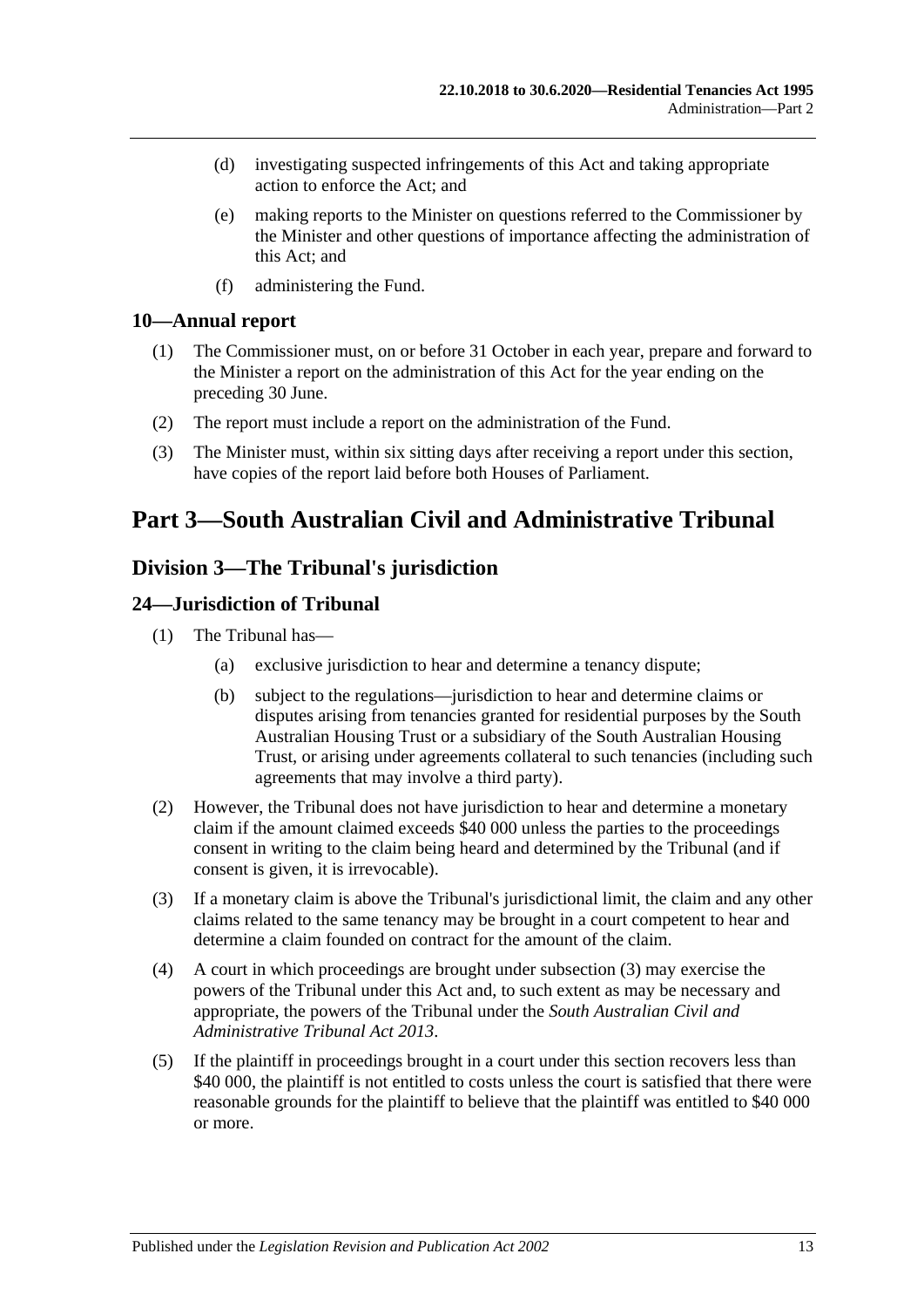(d) investigating suspected infringements of this Act and taking appropriate action to enforce the Act; and

(e) making reports to the Minister on questions referred to the Commissioner by the Minister and other questions of importance affecting the administration of this Act; and

(f) administering the Fund.

### 10—Annual report

(1) The Commissioner must, on or before 31 October in each year, prepare and forward to the Minister a report on the administration of this Act for the year ending on the preceding 30 June.

(2) The report must include a report on the administration of the Fund.

(3) The Minister must, within six sitting days after receiving a report under this section, have copies of the report laid before both Houses of Parliament.

# Part 3—South Australian Civil and Administrative Tribunal

## Division 3—The Tribunal's jurisdiction

### 24—Jurisdiction of Tribunal

(1) The Tribunal has—

(a) exclusive jurisdiction to hear and determine a tenancy dispute;

(b) subject to the regulations—jurisdiction to hear and determine claims or disputes arising from tenancies granted for residential purposes by the South Australian Housing Trust or a subsidiary of the South Australian Housing Trust, or arising under agreements collateral to such tenancies (including such agreements that may involve a third party).

(2) However, the Tribunal does not have jurisdiction to hear and determine a monetary claim if the amount claimed exceeds $40 000 unless the parties to the proceedings consent in writing to the claim being heard and determined by the Tribunal (and if consent is given, it is irrevocable).

(3) If a monetary claim is above the Tribunal's jurisdictional limit, the claim and any other claims related to the same tenancy may be brought in a court competent to hear and determine a claim founded on contract for the amount of the claim.

(4) A court in which proceedings are brought under subsection (3) may exercise the powers of the Tribunal under this Act and, to such extent as may be necessary and appropriate, the powers of the Tribunal under the *South Australian Civil and Administrative Tribunal Act 2013*.

(5) If the plaintiff in proceedings brought in a court under this section recovers less than $40 000, the plaintiff is not entitled to costs unless the court is satisfied that there were reasonable grounds for the plaintiff to believe that the plaintiff was entitled to $40 000 or more.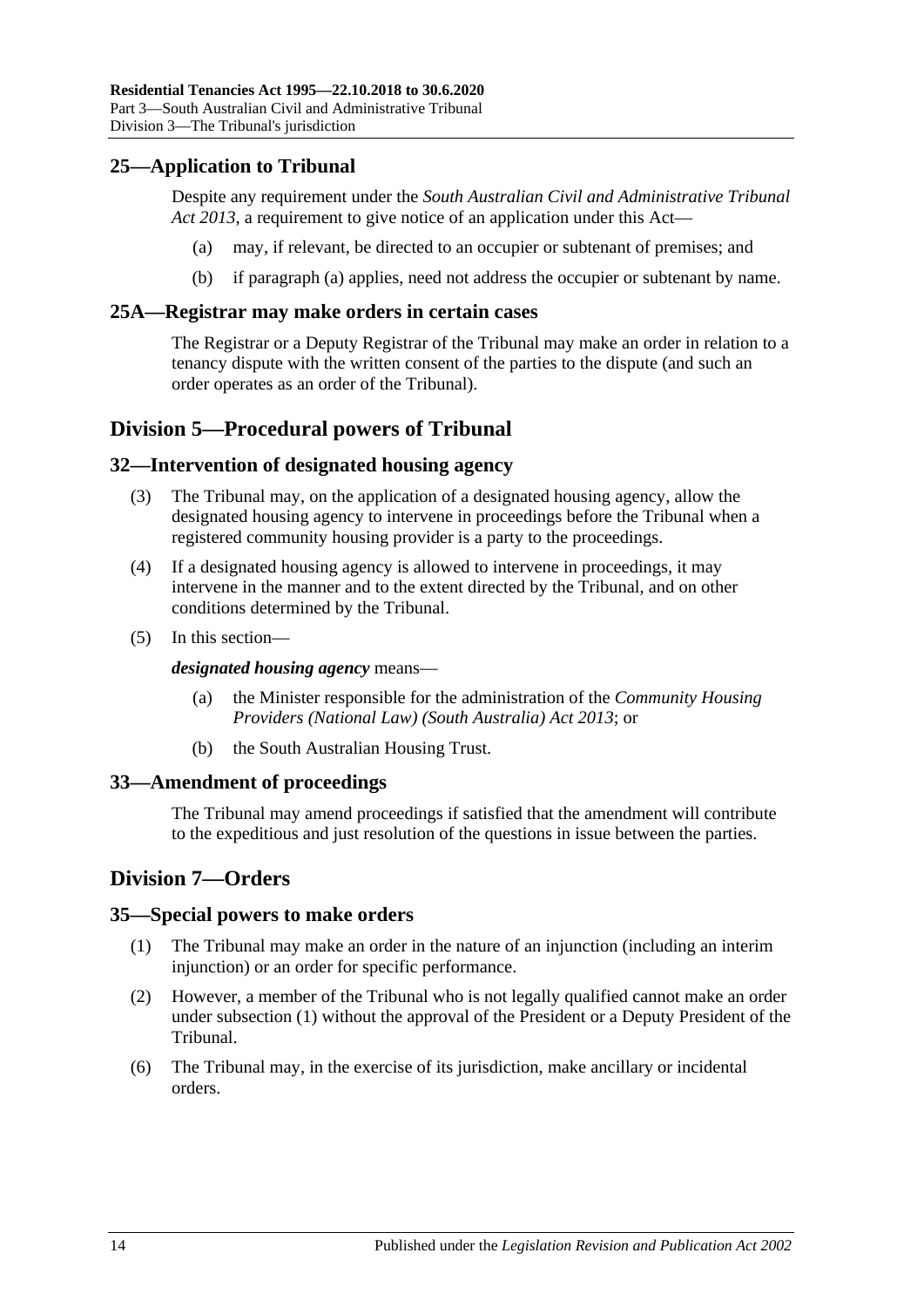## 25—Application to Tribunal

Despite any requirement under the *South Australian Civil and Administrative Tribunal Act 2013*, a requirement to give notice of an application under this Act—

- (a) may, if relevant, be directed to an occupier or subtenant of premises; and
- (b) if paragraph (a) applies, need not address the occupier or subtenant by name.

## 25A—Registrar may make orders in certain cases

The Registrar or a Deputy Registrar of the Tribunal may make an order in relation to a tenancy dispute with the written consent of the parties to the dispute (and such an order operates as an order of the Tribunal).

# Division 5—Procedural powers of Tribunal

## 32—Intervention of designated housing agency

(3) The Tribunal may, on the application of a designated housing agency, allow the designated housing agency to intervene in proceedings before the Tribunal when a registered community housing provider is a party to the proceedings.

(4) If a designated housing agency is allowed to intervene in proceedings, it may intervene in the manner and to the extent directed by the Tribunal, and on other conditions determined by the Tribunal.

(5) In this section—

***designated housing agency*** means—

- (a) the Minister responsible for the administration of the *Community Housing Providers (National Law) (South Australia) Act 2013*; or
- (b) the South Australian Housing Trust.

## 33—Amendment of proceedings

The Tribunal may amend proceedings if satisfied that the amendment will contribute to the expeditious and just resolution of the questions in issue between the parties.

# Division 7—Orders

## 35—Special powers to make orders

(1) The Tribunal may make an order in the nature of an injunction (including an interim injunction) or an order for specific performance.

(2) However, a member of the Tribunal who is not legally qualified cannot make an order under subsection (1) without the approval of the President or a Deputy President of the Tribunal.

(6) The Tribunal may, in the exercise of its jurisdiction, make ancillary or incidental orders.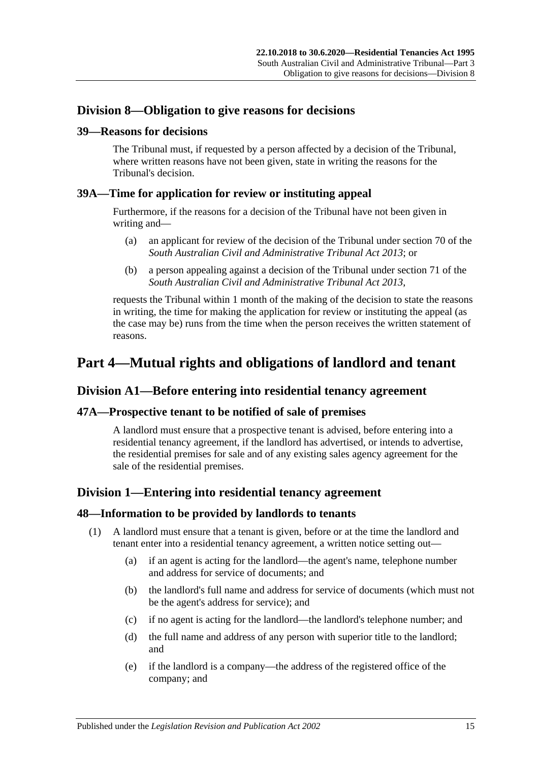## Division 8—Obligation to give reasons for decisions

### 39—Reasons for decisions

The Tribunal must, if requested by a person affected by a decision of the Tribunal, where written reasons have not been given, state in writing the reasons for the Tribunal's decision.

### 39A—Time for application for review or instituting appeal

Furthermore, if the reasons for a decision of the Tribunal have not been given in writing and—

- (a) an applicant for review of the decision of the Tribunal under section 70 of the *South Australian Civil and Administrative Tribunal Act 2013*; or
- (b) a person appealing against a decision of the Tribunal under section 71 of the *South Australian Civil and Administrative Tribunal Act 2013*,

requests the Tribunal within 1 month of the making of the decision to state the reasons in writing, the time for making the application for review or instituting the appeal (as the case may be) runs from the time when the person receives the written statement of reasons.

# Part 4—Mutual rights and obligations of landlord and tenant

## Division A1—Before entering into residential tenancy agreement

### 47A—Prospective tenant to be notified of sale of premises

A landlord must ensure that a prospective tenant is advised, before entering into a residential tenancy agreement, if the landlord has advertised, or intends to advertise, the residential premises for sale and of any existing sales agency agreement for the sale of the residential premises.

## Division 1—Entering into residential tenancy agreement

### 48—Information to be provided by landlords to tenants

(1) A landlord must ensure that a tenant is given, before or at the time the landlord and tenant enter into a residential tenancy agreement, a written notice setting out—

- (a) if an agent is acting for the landlord—the agent's name, telephone number and address for service of documents; and
- (b) the landlord's full name and address for service of documents (which must not be the agent's address for service); and
- (c) if no agent is acting for the landlord—the landlord's telephone number; and
- (d) the full name and address of any person with superior title to the landlord; and
- (e) if the landlord is a company—the address of the registered office of the company; and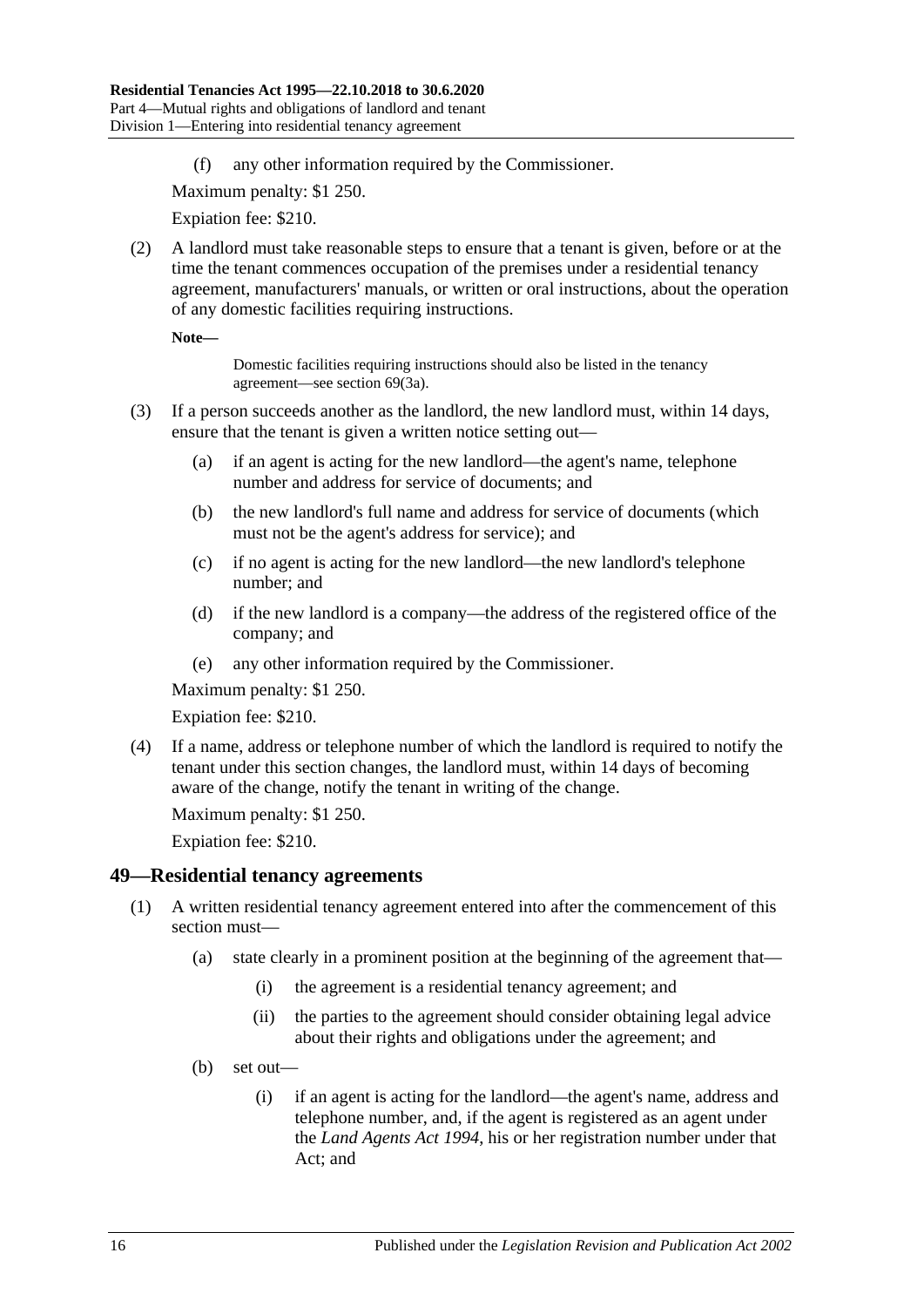(f) any other information required by the Commissioner.

Maximum penalty: $1 250.

Expiation fee: $210.

(2) A landlord must take reasonable steps to ensure that a tenant is given, before or at the time the tenant commences occupation of the premises under a residential tenancy agreement, manufacturers' manuals, or written or oral instructions, about the operation of any domestic facilities requiring instructions.

**Note—**

Domestic facilities requiring instructions should also be listed in the tenancy agreement—see section 69(3a).

(3) If a person succeeds another as the landlord, the new landlord must, within 14 days, ensure that the tenant is given a written notice setting out—

(a) if an agent is acting for the new landlord—the agent's name, telephone number and address for service of documents; and

(b) the new landlord's full name and address for service of documents (which must not be the agent's address for service); and

(c) if no agent is acting for the new landlord—the new landlord's telephone number; and

(d) if the new landlord is a company—the address of the registered office of the company; and

(e) any other information required by the Commissioner.

Maximum penalty: $1 250.

Expiation fee: $210.

(4) If a name, address or telephone number of which the landlord is required to notify the tenant under this section changes, the landlord must, within 14 days of becoming aware of the change, notify the tenant in writing of the change.

Maximum penalty: $1 250.

Expiation fee: $210.

## 49—Residential tenancy agreements

(1) A written residential tenancy agreement entered into after the commencement of this section must—

(a) state clearly in a prominent position at the beginning of the agreement that—

(i) the agreement is a residential tenancy agreement; and

(ii) the parties to the agreement should consider obtaining legal advice about their rights and obligations under the agreement; and

(b) set out—

(i) if an agent is acting for the landlord—the agent's name, address and telephone number, and, if the agent is registered as an agent under the *Land Agents Act 1994*, his or her registration number under that Act; and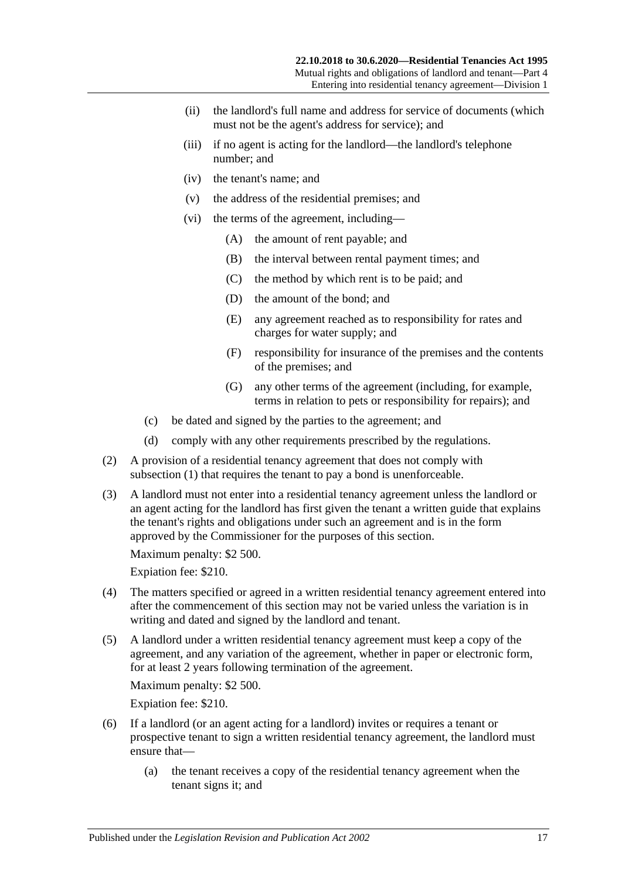(ii) the landlord's full name and address for service of documents (which must not be the agent's address for service); and

(iii) if no agent is acting for the landlord—the landlord's telephone number; and

(iv) the tenant's name; and

(v) the address of the residential premises; and

(vi) the terms of the agreement, including—

(A) the amount of rent payable; and

(B) the interval between rental payment times; and

(C) the method by which rent is to be paid; and

(D) the amount of the bond; and

(E) any agreement reached as to responsibility for rates and charges for water supply; and

(F) responsibility for insurance of the premises and the contents of the premises; and

(G) any other terms of the agreement (including, for example, terms in relation to pets or responsibility for repairs); and

(c) be dated and signed by the parties to the agreement; and

(d) comply with any other requirements prescribed by the regulations.

(2) A provision of a residential tenancy agreement that does not comply with subsection (1) that requires the tenant to pay a bond is unenforceable.

(3) A landlord must not enter into a residential tenancy agreement unless the landlord or an agent acting for the landlord has first given the tenant a written guide that explains the tenant's rights and obligations under such an agreement and is in the form approved by the Commissioner for the purposes of this section.

Maximum penalty: $2 500.

Expiation fee: $210.

(4) The matters specified or agreed in a written residential tenancy agreement entered into after the commencement of this section may not be varied unless the variation is in writing and dated and signed by the landlord and tenant.

(5) A landlord under a written residential tenancy agreement must keep a copy of the agreement, and any variation of the agreement, whether in paper or electronic form, for at least 2 years following termination of the agreement.

Maximum penalty: $2 500.

Expiation fee: $210.

(6) If a landlord (or an agent acting for a landlord) invites or requires a tenant or prospective tenant to sign a written residential tenancy agreement, the landlord must ensure that—

(a) the tenant receives a copy of the residential tenancy agreement when the tenant signs it; and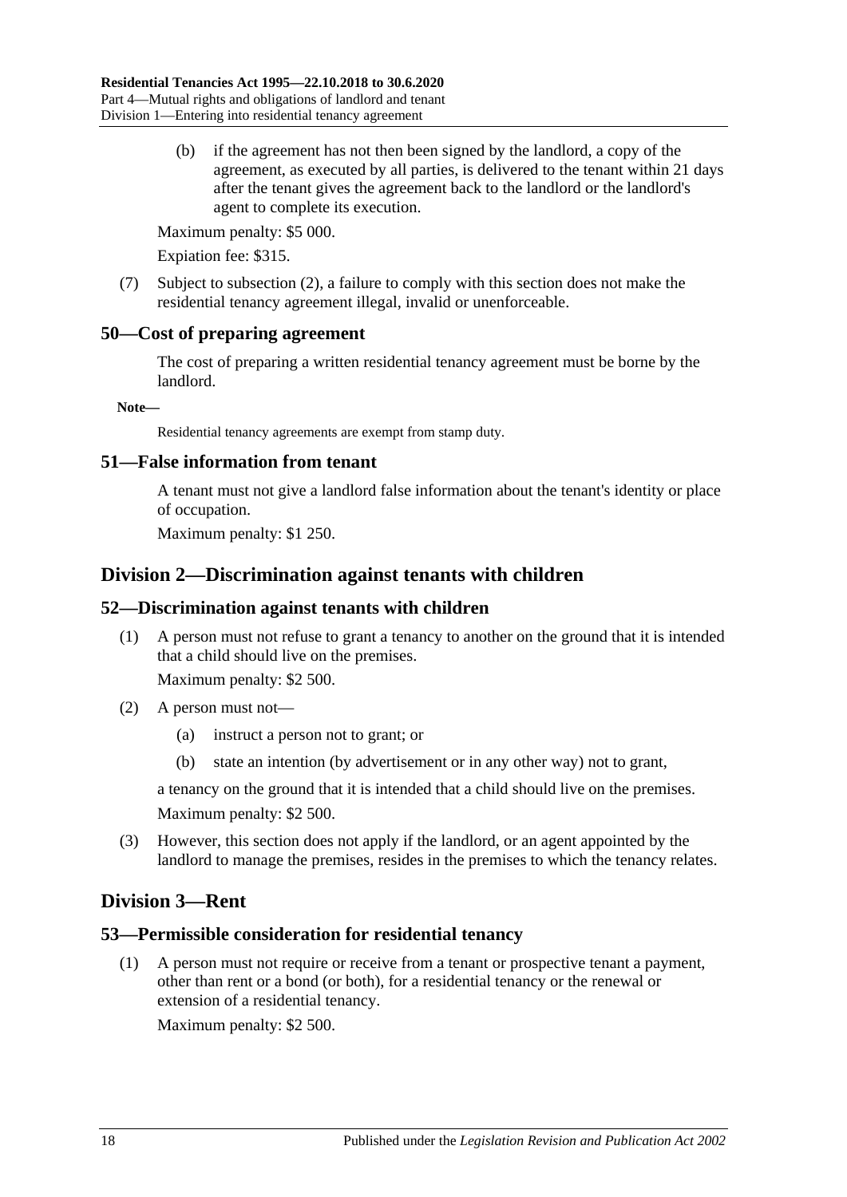(b) if the agreement has not then been signed by the landlord, a copy of the agreement, as executed by all parties, is delivered to the tenant within 21 days after the tenant gives the agreement back to the landlord or the landlord's agent to complete its execution.

Maximum penalty: $5 000.

Expiation fee: $315.

(7) Subject to subsection (2), a failure to comply with this section does not make the residential tenancy agreement illegal, invalid or unenforceable.

### 50—Cost of preparing agreement

The cost of preparing a written residential tenancy agreement must be borne by the landlord.

**Note—**

Residential tenancy agreements are exempt from stamp duty.

### 51—False information from tenant

A tenant must not give a landlord false information about the tenant's identity or place of occupation.

Maximum penalty: $1 250.

## Division 2—Discrimination against tenants with children

### 52—Discrimination against tenants with children

(1) A person must not refuse to grant a tenancy to another on the ground that it is intended that a child should live on the premises.

Maximum penalty: $2 500.

(2) A person must not—

(a) instruct a person not to grant; or

(b) state an intention (by advertisement or in any other way) not to grant,

a tenancy on the ground that it is intended that a child should live on the premises.

Maximum penalty: $2 500.

(3) However, this section does not apply if the landlord, or an agent appointed by the landlord to manage the premises, resides in the premises to which the tenancy relates.

## Division 3—Rent

### 53—Permissible consideration for residential tenancy

(1) A person must not require or receive from a tenant or prospective tenant a payment, other than rent or a bond (or both), for a residential tenancy or the renewal or extension of a residential tenancy.

Maximum penalty: $2 500.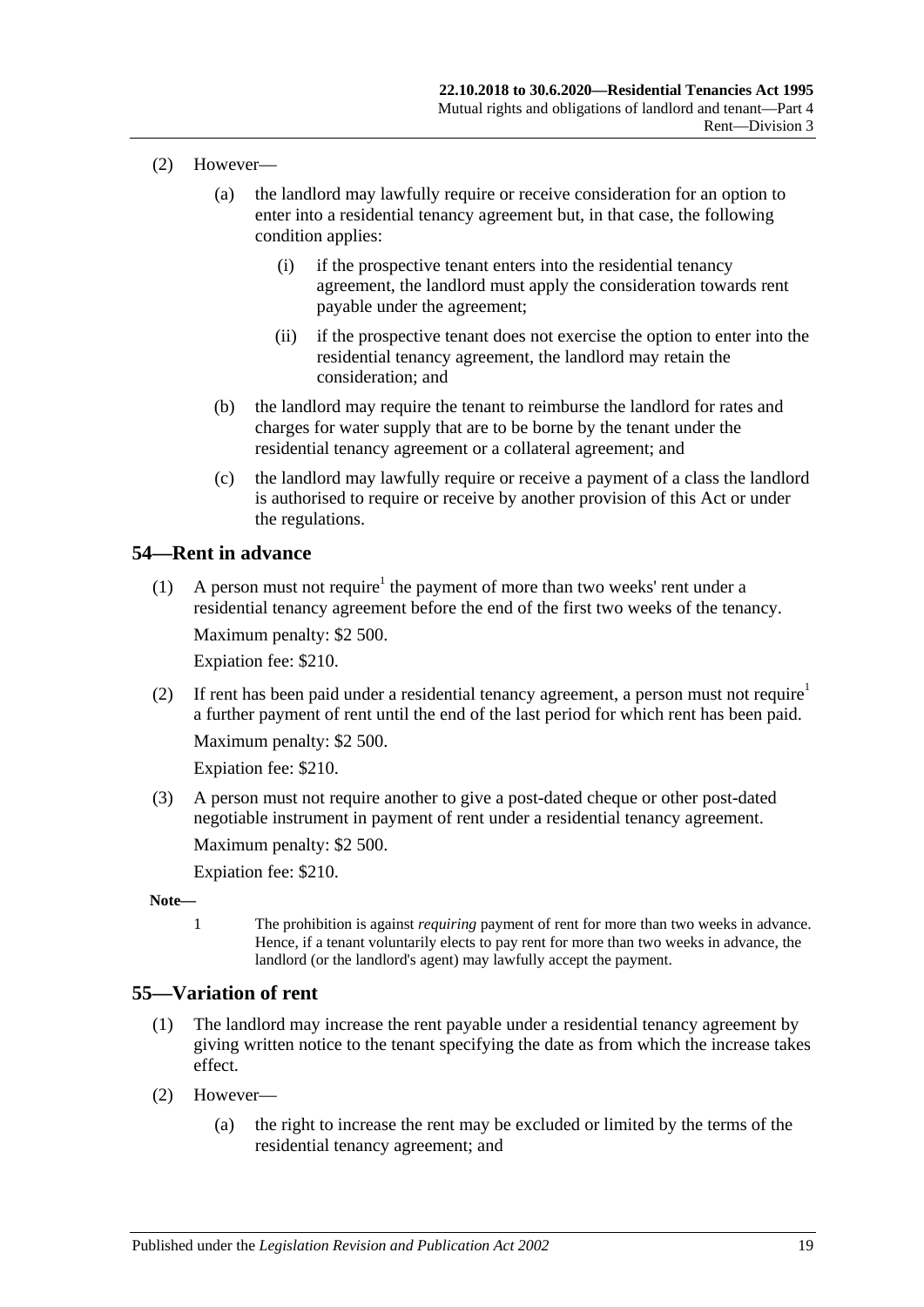(2) However—

(a) the landlord may lawfully require or receive consideration for an option to enter into a residential tenancy agreement but, in that case, the following condition applies:

(i) if the prospective tenant enters into the residential tenancy agreement, the landlord must apply the consideration towards rent payable under the agreement;

(ii) if the prospective tenant does not exercise the option to enter into the residential tenancy agreement, the landlord may retain the consideration; and

(b) the landlord may require the tenant to reimburse the landlord for rates and charges for water supply that are to be borne by the tenant under the residential tenancy agreement or a collateral agreement; and

(c) the landlord may lawfully require or receive a payment of a class the landlord is authorised to require or receive by another provision of this Act or under the regulations.

## 54—Rent in advance

(1) A person must not require[1] the payment of more than two weeks' rent under a residential tenancy agreement before the end of the first two weeks of the tenancy.

Maximum penalty: $2 500.

Expiation fee: $210.

(2) If rent has been paid under a residential tenancy agreement, a person must not require[1] a further payment of rent until the end of the last period for which rent has been paid.

Maximum penalty: $2 500.

Expiation fee: $210.

(3) A person must not require another to give a post-dated cheque or other post-dated negotiable instrument in payment of rent under a residential tenancy agreement.

Maximum penalty: $2 500.

Expiation fee: $210.

**Note—**

1 The prohibition is against *requiring* payment of rent for more than two weeks in advance. Hence, if a tenant voluntarily elects to pay rent for more than two weeks in advance, the landlord (or the landlord's agent) may lawfully accept the payment.

## 55—Variation of rent

(1) The landlord may increase the rent payable under a residential tenancy agreement by giving written notice to the tenant specifying the date as from which the increase takes effect.

(2) However—

(a) the right to increase the rent may be excluded or limited by the terms of the residential tenancy agreement; and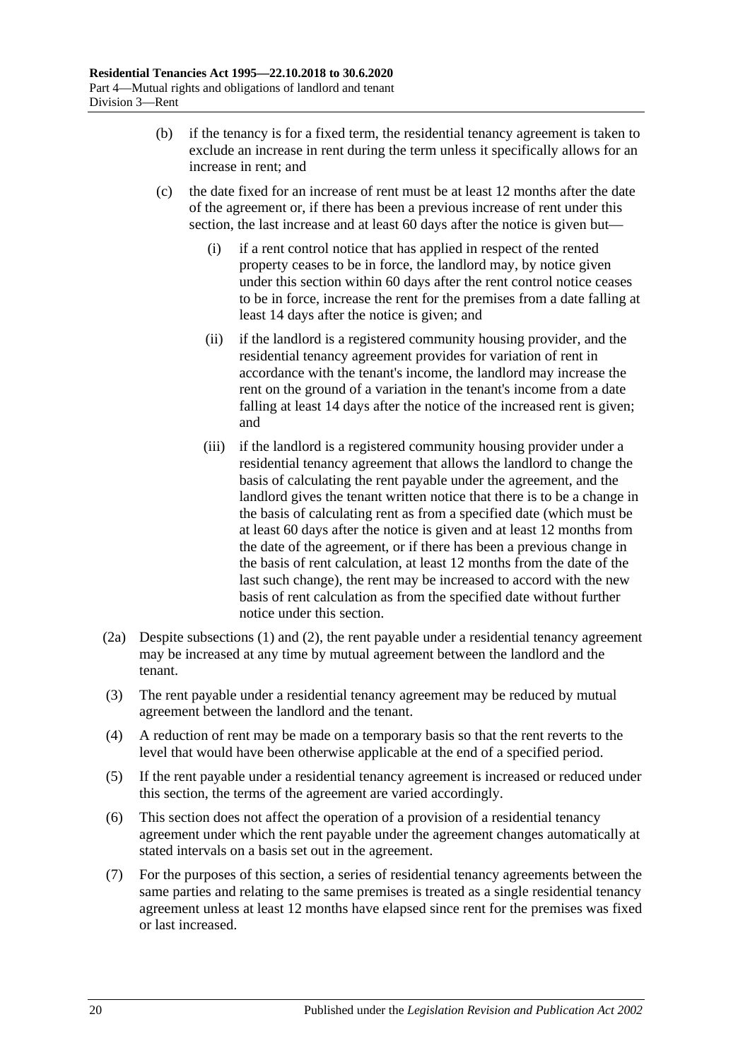(b) if the tenancy is for a fixed term, the residential tenancy agreement is taken to exclude an increase in rent during the term unless it specifically allows for an increase in rent; and

(c) the date fixed for an increase of rent must be at least 12 months after the date of the agreement or, if there has been a previous increase of rent under this section, the last increase and at least 60 days after the notice is given but—

(i) if a rent control notice that has applied in respect of the rented property ceases to be in force, the landlord may, by notice given under this section within 60 days after the rent control notice ceases to be in force, increase the rent for the premises from a date falling at least 14 days after the notice is given; and

(ii) if the landlord is a registered community housing provider, and the residential tenancy agreement provides for variation of rent in accordance with the tenant's income, the landlord may increase the rent on the ground of a variation in the tenant's income from a date falling at least 14 days after the notice of the increased rent is given; and

(iii) if the landlord is a registered community housing provider under a residential tenancy agreement that allows the landlord to change the basis of calculating the rent payable under the agreement, and the landlord gives the tenant written notice that there is to be a change in the basis of calculating rent as from a specified date (which must be at least 60 days after the notice is given and at least 12 months from the date of the agreement, or if there has been a previous change in the basis of rent calculation, at least 12 months from the date of the last such change), the rent may be increased to accord with the new basis of rent calculation as from the specified date without further notice under this section.

(2a) Despite subsections (1) and (2), the rent payable under a residential tenancy agreement may be increased at any time by mutual agreement between the landlord and the tenant.

(3) The rent payable under a residential tenancy agreement may be reduced by mutual agreement between the landlord and the tenant.

(4) A reduction of rent may be made on a temporary basis so that the rent reverts to the level that would have been otherwise applicable at the end of a specified period.

(5) If the rent payable under a residential tenancy agreement is increased or reduced under this section, the terms of the agreement are varied accordingly.

(6) This section does not affect the operation of a provision of a residential tenancy agreement under which the rent payable under the agreement changes automatically at stated intervals on a basis set out in the agreement.

(7) For the purposes of this section, a series of residential tenancy agreements between the same parties and relating to the same premises is treated as a single residential tenancy agreement unless at least 12 months have elapsed since rent for the premises was fixed or last increased.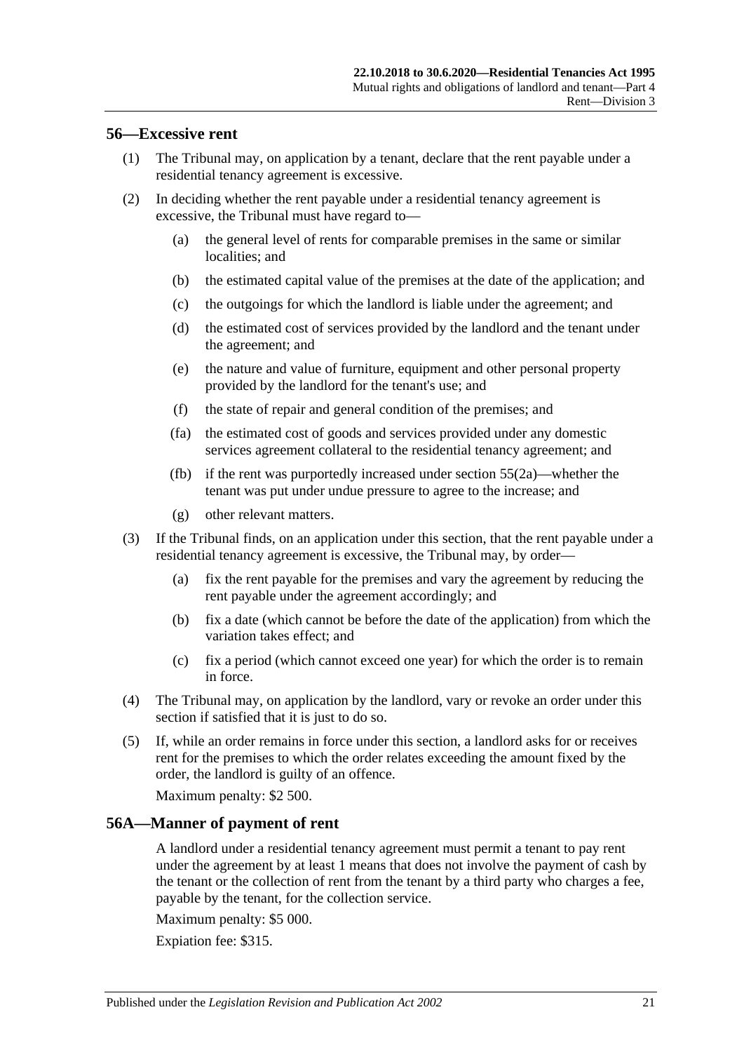## 56—Excessive rent

(1) The Tribunal may, on application by a tenant, declare that the rent payable under a residential tenancy agreement is excessive.

(2) In deciding whether the rent payable under a residential tenancy agreement is excessive, the Tribunal must have regard to—

- (a) the general level of rents for comparable premises in the same or similar localities; and
- (b) the estimated capital value of the premises at the date of the application; and
- (c) the outgoings for which the landlord is liable under the agreement; and
- (d) the estimated cost of services provided by the landlord and the tenant under the agreement; and
- (e) the nature and value of furniture, equipment and other personal property provided by the landlord for the tenant's use; and
- (f) the state of repair and general condition of the premises; and
- (fa) the estimated cost of goods and services provided under any domestic services agreement collateral to the residential tenancy agreement; and
- (fb) if the rent was purportedly increased under section 55(2a)—whether the tenant was put under undue pressure to agree to the increase; and
- (g) other relevant matters.

(3) If the Tribunal finds, on an application under this section, that the rent payable under a residential tenancy agreement is excessive, the Tribunal may, by order—

- (a) fix the rent payable for the premises and vary the agreement by reducing the rent payable under the agreement accordingly; and
- (b) fix a date (which cannot be before the date of the application) from which the variation takes effect; and
- (c) fix a period (which cannot exceed one year) for which the order is to remain in force.

(4) The Tribunal may, on application by the landlord, vary or revoke an order under this section if satisfied that it is just to do so.

(5) If, while an order remains in force under this section, a landlord asks for or receives rent for the premises to which the order relates exceeding the amount fixed by the order, the landlord is guilty of an offence.

Maximum penalty: $2 500.

## 56A—Manner of payment of rent

A landlord under a residential tenancy agreement must permit a tenant to pay rent under the agreement by at least 1 means that does not involve the payment of cash by the tenant or the collection of rent from the tenant by a third party who charges a fee, payable by the tenant, for the collection service.

Maximum penalty: $5 000.

Expiation fee: $315.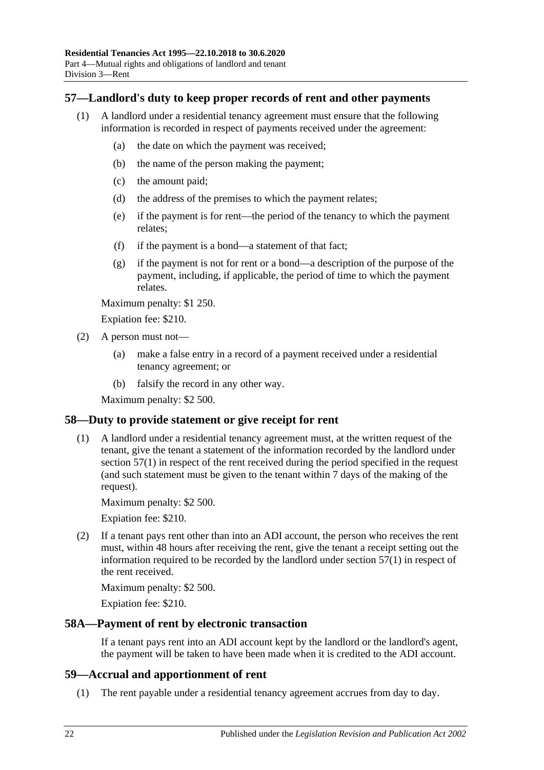## 57—Landlord's duty to keep proper records of rent and other payments

(1) A landlord under a residential tenancy agreement must ensure that the following information is recorded in respect of payments received under the agreement:

(a) the date on which the payment was received;

(b) the name of the person making the payment;

(c) the amount paid;

(d) the address of the premises to which the payment relates;

(e) if the payment is for rent—the period of the tenancy to which the payment relates;

(f) if the payment is a bond—a statement of that fact;

(g) if the payment is not for rent or a bond—a description of the purpose of the payment, including, if applicable, the period of time to which the payment relates.

Maximum penalty: $1 250.

Expiation fee: $210.

(2) A person must not—

(a) make a false entry in a record of a payment received under a residential tenancy agreement; or

(b) falsify the record in any other way.

Maximum penalty: $2 500.

## 58—Duty to provide statement or give receipt for rent

(1) A landlord under a residential tenancy agreement must, at the written request of the tenant, give the tenant a statement of the information recorded by the landlord under section 57(1) in respect of the rent received during the period specified in the request (and such statement must be given to the tenant within 7 days of the making of the request).

Maximum penalty: $2 500.

Expiation fee: $210.

(2) If a tenant pays rent other than into an ADI account, the person who receives the rent must, within 48 hours after receiving the rent, give the tenant a receipt setting out the information required to be recorded by the landlord under section 57(1) in respect of the rent received.

Maximum penalty: $2 500.

Expiation fee: $210.

## 58A—Payment of rent by electronic transaction

If a tenant pays rent into an ADI account kept by the landlord or the landlord's agent, the payment will be taken to have been made when it is credited to the ADI account.

## 59—Accrual and apportionment of rent

(1) The rent payable under a residential tenancy agreement accrues from day to day.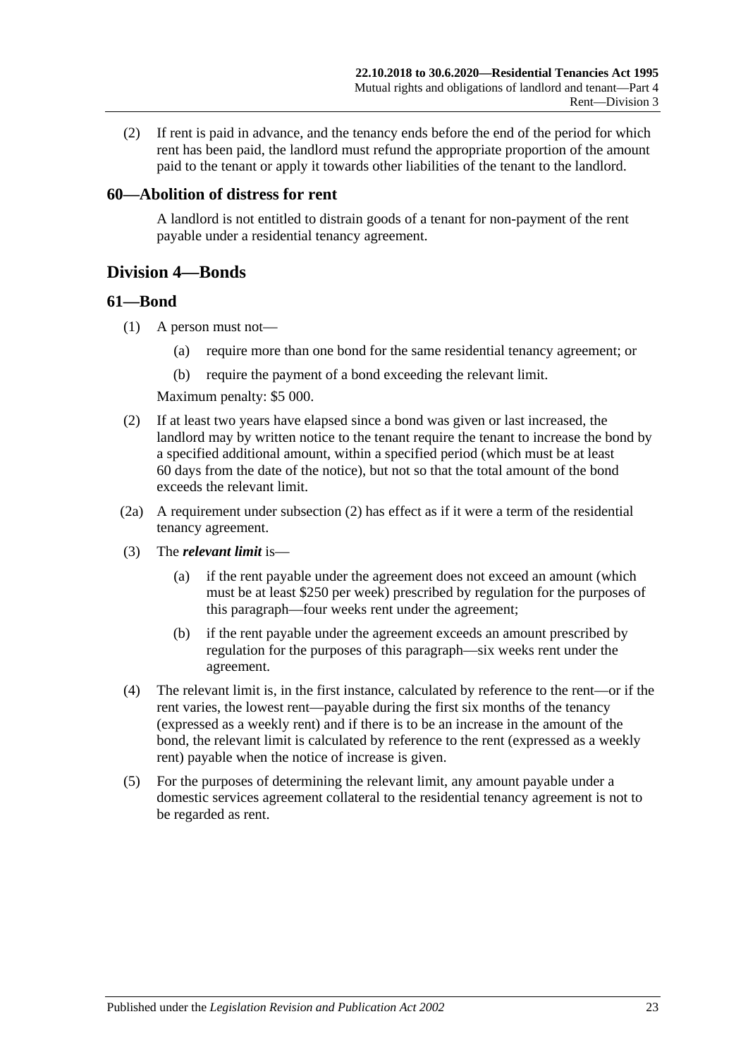(2) If rent is paid in advance, and the tenancy ends before the end of the period for which rent has been paid, the landlord must refund the appropriate proportion of the amount paid to the tenant or apply it towards other liabilities of the tenant to the landlord.

### 60—Abolition of distress for rent

A landlord is not entitled to distrain goods of a tenant for non-payment of the rent payable under a residential tenancy agreement.

## Division 4—Bonds

### 61—Bond

(1) A person must not—

(a) require more than one bond for the same residential tenancy agreement; or

(b) require the payment of a bond exceeding the relevant limit.

Maximum penalty: $5 000.

(2) If at least two years have elapsed since a bond was given or last increased, the landlord may by written notice to the tenant require the tenant to increase the bond by a specified additional amount, within a specified period (which must be at least 60 days from the date of the notice), but not so that the total amount of the bond exceeds the relevant limit.

(2a) A requirement under subsection (2) has effect as if it were a term of the residential tenancy agreement.

(3) The ***relevant limit*** is—

(a) if the rent payable under the agreement does not exceed an amount (which must be at least $250 per week) prescribed by regulation for the purposes of this paragraph—four weeks rent under the agreement;

(b) if the rent payable under the agreement exceeds an amount prescribed by regulation for the purposes of this paragraph—six weeks rent under the agreement.

(4) The relevant limit is, in the first instance, calculated by reference to the rent—or if the rent varies, the lowest rent—payable during the first six months of the tenancy (expressed as a weekly rent) and if there is to be an increase in the amount of the bond, the relevant limit is calculated by reference to the rent (expressed as a weekly rent) payable when the notice of increase is given.

(5) For the purposes of determining the relevant limit, any amount payable under a domestic services agreement collateral to the residential tenancy agreement is not to be regarded as rent.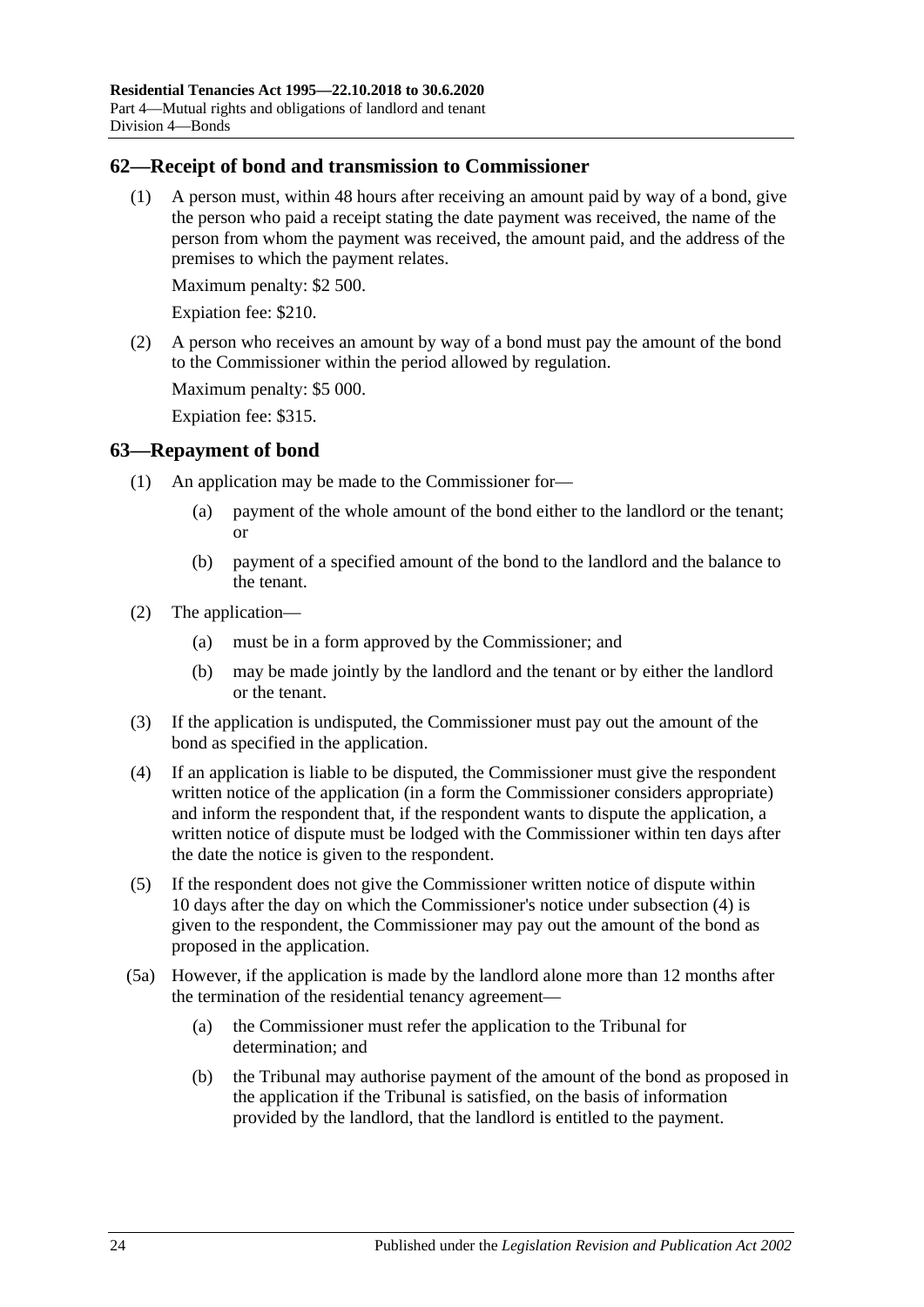## 62—Receipt of bond and transmission to Commissioner

(1) A person must, within 48 hours after receiving an amount paid by way of a bond, give the person who paid a receipt stating the date payment was received, the name of the person from whom the payment was received, the amount paid, and the address of the premises to which the payment relates.

Maximum penalty: $2 500.

Expiation fee: $210.

(2) A person who receives an amount by way of a bond must pay the amount of the bond to the Commissioner within the period allowed by regulation.

Maximum penalty: $5 000.

Expiation fee: $315.

## 63—Repayment of bond

(1) An application may be made to the Commissioner for—

(a) payment of the whole amount of the bond either to the landlord or the tenant; or

(b) payment of a specified amount of the bond to the landlord and the balance to the tenant.

(2) The application—

(a) must be in a form approved by the Commissioner; and

(b) may be made jointly by the landlord and the tenant or by either the landlord or the tenant.

(3) If the application is undisputed, the Commissioner must pay out the amount of the bond as specified in the application.

(4) If an application is liable to be disputed, the Commissioner must give the respondent written notice of the application (in a form the Commissioner considers appropriate) and inform the respondent that, if the respondent wants to dispute the application, a written notice of dispute must be lodged with the Commissioner within ten days after the date the notice is given to the respondent.

(5) If the respondent does not give the Commissioner written notice of dispute within 10 days after the day on which the Commissioner's notice under subsection (4) is given to the respondent, the Commissioner may pay out the amount of the bond as proposed in the application.

(5a) However, if the application is made by the landlord alone more than 12 months after the termination of the residential tenancy agreement—

(a) the Commissioner must refer the application to the Tribunal for determination; and

(b) the Tribunal may authorise payment of the amount of the bond as proposed in the application if the Tribunal is satisfied, on the basis of information provided by the landlord, that the landlord is entitled to the payment.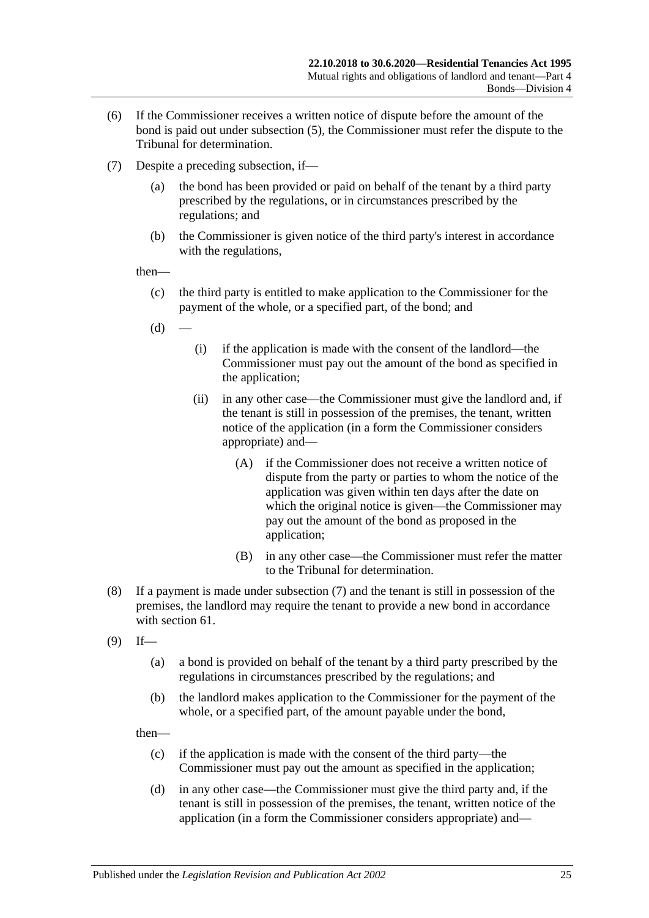(6) If the Commissioner receives a written notice of dispute before the amount of the bond is paid out under subsection (5), the Commissioner must refer the dispute to the Tribunal for determination.

(7) Despite a preceding subsection, if—

(a) the bond has been provided or paid on behalf of the tenant by a third party prescribed by the regulations, or in circumstances prescribed by the regulations; and

(b) the Commissioner is given notice of the third party's interest in accordance with the regulations,

then—

(c) the third party is entitled to make application to the Commissioner for the payment of the whole, or a specified part, of the bond; and

(d) —

(i) if the application is made with the consent of the landlord—the Commissioner must pay out the amount of the bond as specified in the application;

(ii) in any other case—the Commissioner must give the landlord and, if the tenant is still in possession of the premises, the tenant, written notice of the application (in a form the Commissioner considers appropriate) and—

(A) if the Commissioner does not receive a written notice of dispute from the party or parties to whom the notice of the application was given within ten days after the date on which the original notice is given—the Commissioner may pay out the amount of the bond as proposed in the application;

(B) in any other case—the Commissioner must refer the matter to the Tribunal for determination.

(8) If a payment is made under subsection (7) and the tenant is still in possession of the premises, the landlord may require the tenant to provide a new bond in accordance with section 61.

(9) If—

(a) a bond is provided on behalf of the tenant by a third party prescribed by the regulations in circumstances prescribed by the regulations; and

(b) the landlord makes application to the Commissioner for the payment of the whole, or a specified part, of the amount payable under the bond,

then—

(c) if the application is made with the consent of the third party—the Commissioner must pay out the amount as specified in the application;

(d) in any other case—the Commissioner must give the third party and, if the tenant is still in possession of the premises, the tenant, written notice of the application (in a form the Commissioner considers appropriate) and—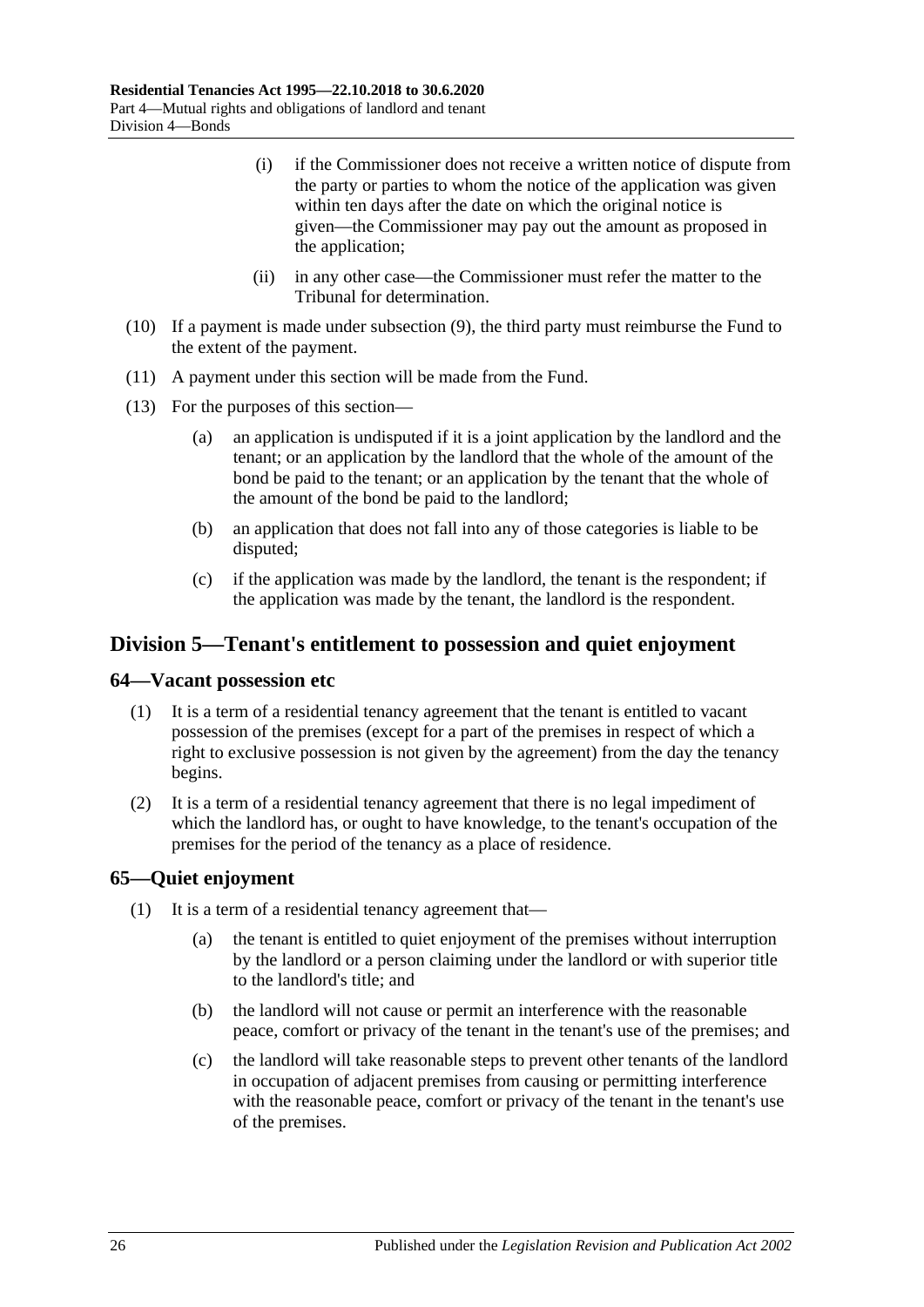(i) if the Commissioner does not receive a written notice of dispute from the party or parties to whom the notice of the application was given within ten days after the date on which the original notice is given—the Commissioner may pay out the amount as proposed in the application;

(ii) in any other case—the Commissioner must refer the matter to the Tribunal for determination.

(10) If a payment is made under subsection (9), the third party must reimburse the Fund to the extent of the payment.

(11) A payment under this section will be made from the Fund.

(13) For the purposes of this section—

(a) an application is undisputed if it is a joint application by the landlord and the tenant; or an application by the landlord that the whole of the amount of the bond be paid to the tenant; or an application by the tenant that the whole of the amount of the bond be paid to the landlord;

(b) an application that does not fall into any of those categories is liable to be disputed;

(c) if the application was made by the landlord, the tenant is the respondent; if the application was made by the tenant, the landlord is the respondent.

## Division 5—Tenant's entitlement to possession and quiet enjoyment

### 64—Vacant possession etc

(1) It is a term of a residential tenancy agreement that the tenant is entitled to vacant possession of the premises (except for a part of the premises in respect of which a right to exclusive possession is not given by the agreement) from the day the tenancy begins.

(2) It is a term of a residential tenancy agreement that there is no legal impediment of which the landlord has, or ought to have knowledge, to the tenant's occupation of the premises for the period of the tenancy as a place of residence.

### 65—Quiet enjoyment

(1) It is a term of a residential tenancy agreement that—

(a) the tenant is entitled to quiet enjoyment of the premises without interruption by the landlord or a person claiming under the landlord or with superior title to the landlord's title; and

(b) the landlord will not cause or permit an interference with the reasonable peace, comfort or privacy of the tenant in the tenant's use of the premises; and

(c) the landlord will take reasonable steps to prevent other tenants of the landlord in occupation of adjacent premises from causing or permitting interference with the reasonable peace, comfort or privacy of the tenant in the tenant's use of the premises.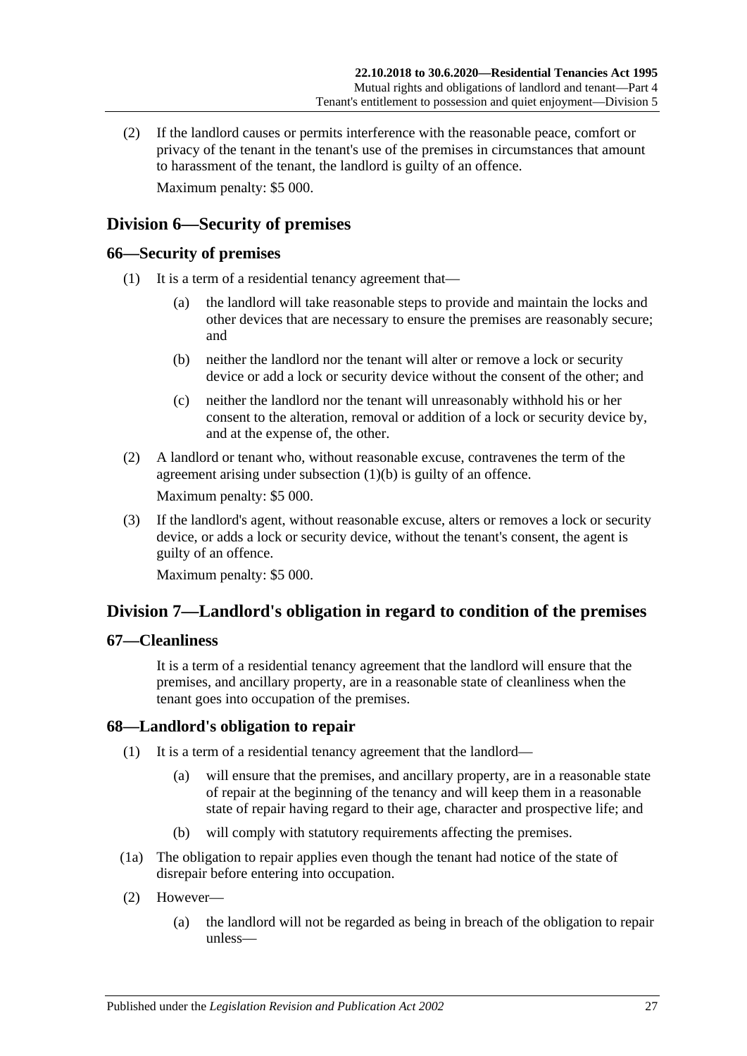(2) If the landlord causes or permits interference with the reasonable peace, comfort or privacy of the tenant in the tenant's use of the premises in circumstances that amount to harassment of the tenant, the landlord is guilty of an offence.

Maximum penalty: $5 000.

## Division 6—Security of premises

### 66—Security of premises

(1) It is a term of a residential tenancy agreement that—

(a) the landlord will take reasonable steps to provide and maintain the locks and other devices that are necessary to ensure the premises are reasonably secure; and

(b) neither the landlord nor the tenant will alter or remove a lock or security device or add a lock or security device without the consent of the other; and

(c) neither the landlord nor the tenant will unreasonably withhold his or her consent to the alteration, removal or addition of a lock or security device by, and at the expense of, the other.

(2) A landlord or tenant who, without reasonable excuse, contravenes the term of the agreement arising under subsection (1)(b) is guilty of an offence.

Maximum penalty: $5 000.

(3) If the landlord's agent, without reasonable excuse, alters or removes a lock or security device, or adds a lock or security device, without the tenant's consent, the agent is guilty of an offence.

Maximum penalty: $5 000.

## Division 7—Landlord's obligation in regard to condition of the premises

### 67—Cleanliness

It is a term of a residential tenancy agreement that the landlord will ensure that the premises, and ancillary property, are in a reasonable state of cleanliness when the tenant goes into occupation of the premises.

### 68—Landlord's obligation to repair

(1) It is a term of a residential tenancy agreement that the landlord—

(a) will ensure that the premises, and ancillary property, are in a reasonable state of repair at the beginning of the tenancy and will keep them in a reasonable state of repair having regard to their age, character and prospective life; and

(b) will comply with statutory requirements affecting the premises.

(1a) The obligation to repair applies even though the tenant had notice of the state of disrepair before entering into occupation.

(2) However—

(a) the landlord will not be regarded as being in breach of the obligation to repair unless—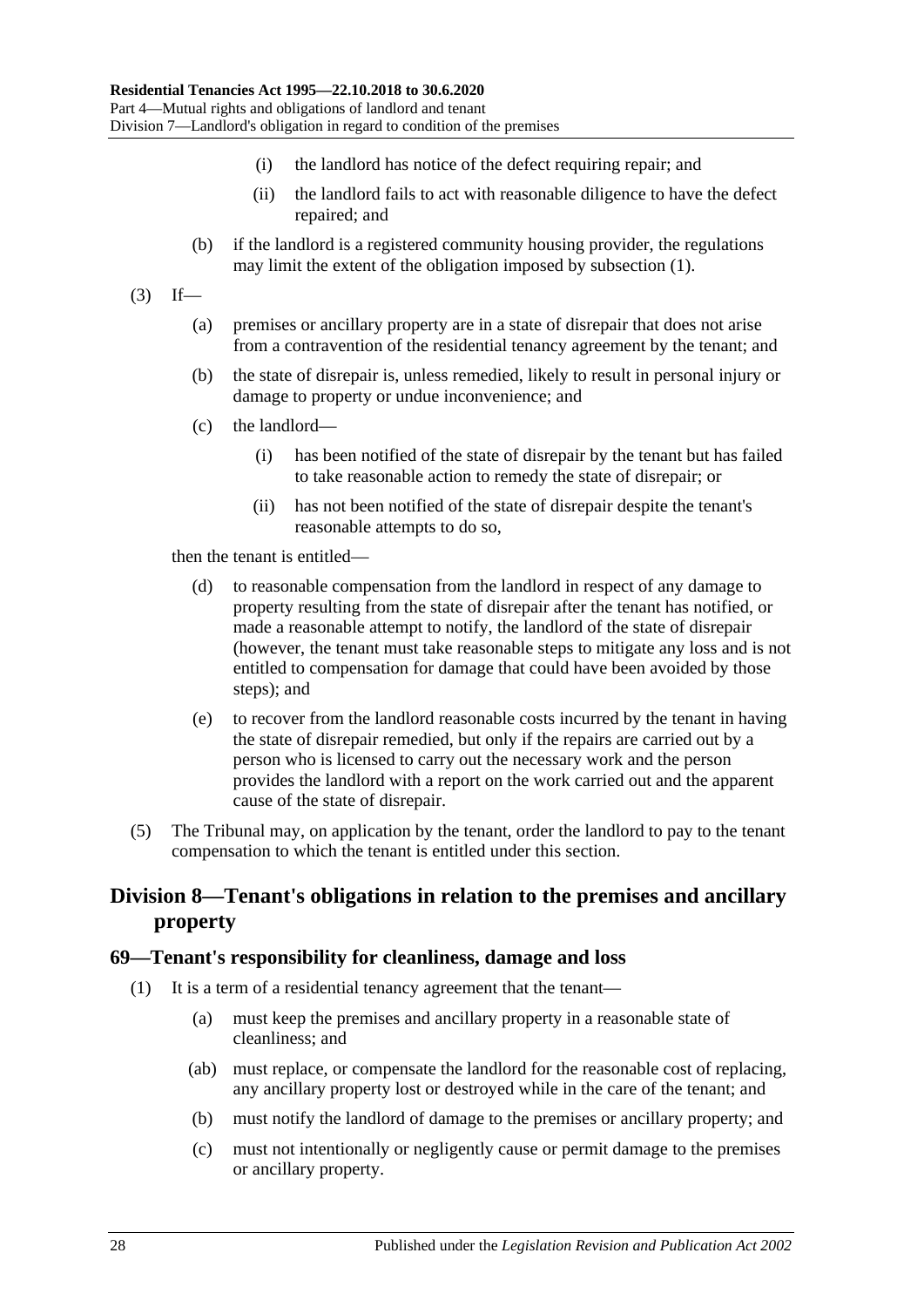(i) the landlord has notice of the defect requiring repair; and

(ii) the landlord fails to act with reasonable diligence to have the defect repaired; and

(b) if the landlord is a registered community housing provider, the regulations may limit the extent of the obligation imposed by subsection (1).

(3) If—

(a) premises or ancillary property are in a state of disrepair that does not arise from a contravention of the residential tenancy agreement by the tenant; and

(b) the state of disrepair is, unless remedied, likely to result in personal injury or damage to property or undue inconvenience; and

(c) the landlord—

(i) has been notified of the state of disrepair by the tenant but has failed to take reasonable action to remedy the state of disrepair; or

(ii) has not been notified of the state of disrepair despite the tenant's reasonable attempts to do so,

then the tenant is entitled—

(d) to reasonable compensation from the landlord in respect of any damage to property resulting from the state of disrepair after the tenant has notified, or made a reasonable attempt to notify, the landlord of the state of disrepair (however, the tenant must take reasonable steps to mitigate any loss and is not entitled to compensation for damage that could have been avoided by those steps); and

(e) to recover from the landlord reasonable costs incurred by the tenant in having the state of disrepair remedied, but only if the repairs are carried out by a person who is licensed to carry out the necessary work and the person provides the landlord with a report on the work carried out and the apparent cause of the state of disrepair.

(5) The Tribunal may, on application by the tenant, order the landlord to pay to the tenant compensation to which the tenant is entitled under this section.

## Division 8—Tenant's obligations in relation to the premises and ancillary property

### 69—Tenant's responsibility for cleanliness, damage and loss

(1) It is a term of a residential tenancy agreement that the tenant—

(a) must keep the premises and ancillary property in a reasonable state of cleanliness; and

(ab) must replace, or compensate the landlord for the reasonable cost of replacing, any ancillary property lost or destroyed while in the care of the tenant; and

(b) must notify the landlord of damage to the premises or ancillary property; and

(c) must not intentionally or negligently cause or permit damage to the premises or ancillary property.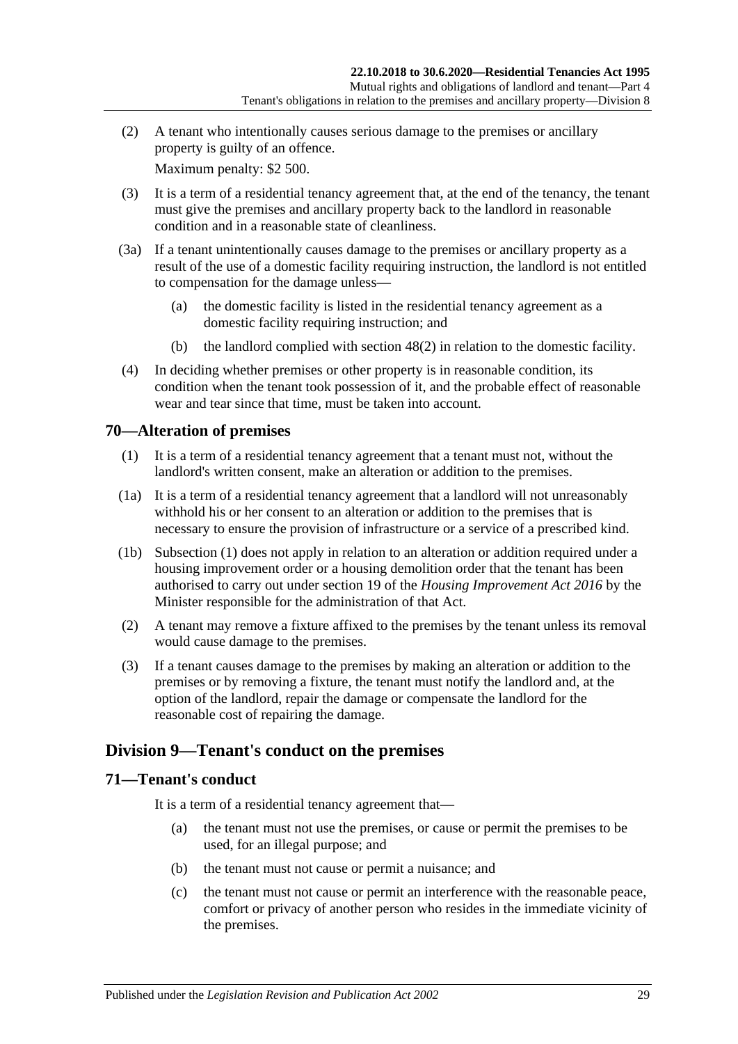(2) A tenant who intentionally causes serious damage to the premises or ancillary property is guilty of an offence.

Maximum penalty: $2 500.

(3) It is a term of a residential tenancy agreement that, at the end of the tenancy, the tenant must give the premises and ancillary property back to the landlord in reasonable condition and in a reasonable state of cleanliness.

(3a) If a tenant unintentionally causes damage to the premises or ancillary property as a result of the use of a domestic facility requiring instruction, the landlord is not entitled to compensation for the damage unless—

(a) the domestic facility is listed in the residential tenancy agreement as a domestic facility requiring instruction; and

(b) the landlord complied with section 48(2) in relation to the domestic facility.

(4) In deciding whether premises or other property is in reasonable condition, its condition when the tenant took possession of it, and the probable effect of reasonable wear and tear since that time, must be taken into account.

## 70—Alteration of premises

(1) It is a term of a residential tenancy agreement that a tenant must not, without the landlord's written consent, make an alteration or addition to the premises.

(1a) It is a term of a residential tenancy agreement that a landlord will not unreasonably withhold his or her consent to an alteration or addition to the premises that is necessary to ensure the provision of infrastructure or a service of a prescribed kind.

(1b) Subsection (1) does not apply in relation to an alteration or addition required under a housing improvement order or a housing demolition order that the tenant has been authorised to carry out under section 19 of the *Housing Improvement Act 2016* by the Minister responsible for the administration of that Act.

(2) A tenant may remove a fixture affixed to the premises by the tenant unless its removal would cause damage to the premises.

(3) If a tenant causes damage to the premises by making an alteration or addition to the premises or by removing a fixture, the tenant must notify the landlord and, at the option of the landlord, repair the damage or compensate the landlord for the reasonable cost of repairing the damage.

# Division 9—Tenant's conduct on the premises

## 71—Tenant's conduct

It is a term of a residential tenancy agreement that—

(a) the tenant must not use the premises, or cause or permit the premises to be used, for an illegal purpose; and

(b) the tenant must not cause or permit a nuisance; and

(c) the tenant must not cause or permit an interference with the reasonable peace, comfort or privacy of another person who resides in the immediate vicinity of the premises.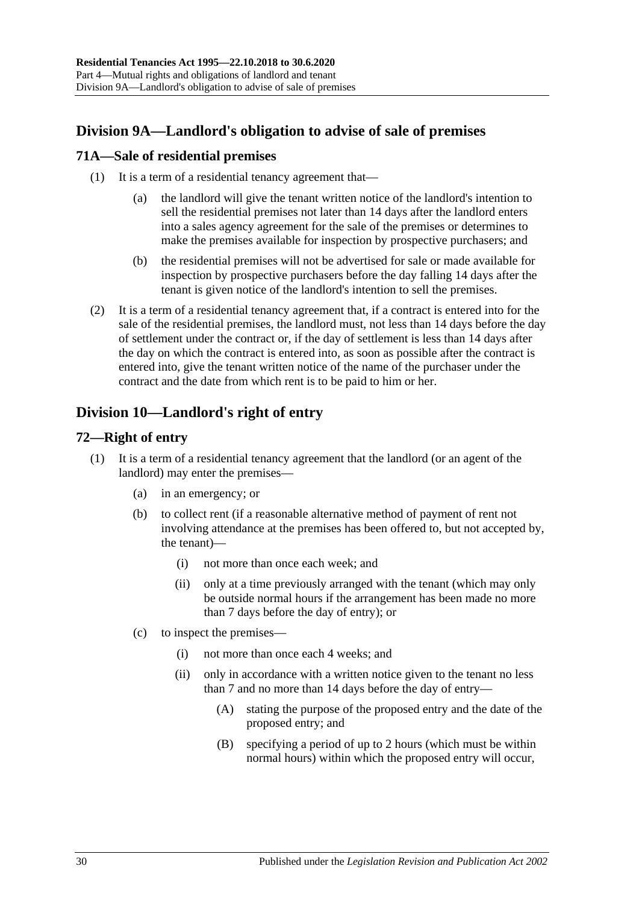## Division 9A—Landlord's obligation to advise of sale of premises

### 71A—Sale of residential premises

(1) It is a term of a residential tenancy agreement that—

  (a) the landlord will give the tenant written notice of the landlord's intention to sell the residential premises not later than 14 days after the landlord enters into a sales agency agreement for the sale of the premises or determines to make the premises available for inspection by prospective purchasers; and

  (b) the residential premises will not be advertised for sale or made available for inspection by prospective purchasers before the day falling 14 days after the tenant is given notice of the landlord's intention to sell the premises.

(2) It is a term of a residential tenancy agreement that, if a contract is entered into for the sale of the residential premises, the landlord must, not less than 14 days before the day of settlement under the contract or, if the day of settlement is less than 14 days after the day on which the contract is entered into, as soon as possible after the contract is entered into, give the tenant written notice of the name of the purchaser under the contract and the date from which rent is to be paid to him or her.

## Division 10—Landlord's right of entry

### 72—Right of entry

(1) It is a term of a residential tenancy agreement that the landlord (or an agent of the landlord) may enter the premises—

  (a) in an emergency; or

  (b) to collect rent (if a reasonable alternative method of payment of rent not involving attendance at the premises has been offered to, but not accepted by, the tenant)—

    (i) not more than once each week; and

    (ii) only at a time previously arranged with the tenant (which may only be outside normal hours if the arrangement has been made no more than 7 days before the day of entry); or

  (c) to inspect the premises—

    (i) not more than once each 4 weeks; and

    (ii) only in accordance with a written notice given to the tenant no less than 7 and no more than 14 days before the day of entry—

      (A) stating the purpose of the proposed entry and the date of the proposed entry; and

      (B) specifying a period of up to 2 hours (which must be within normal hours) within which the proposed entry will occur,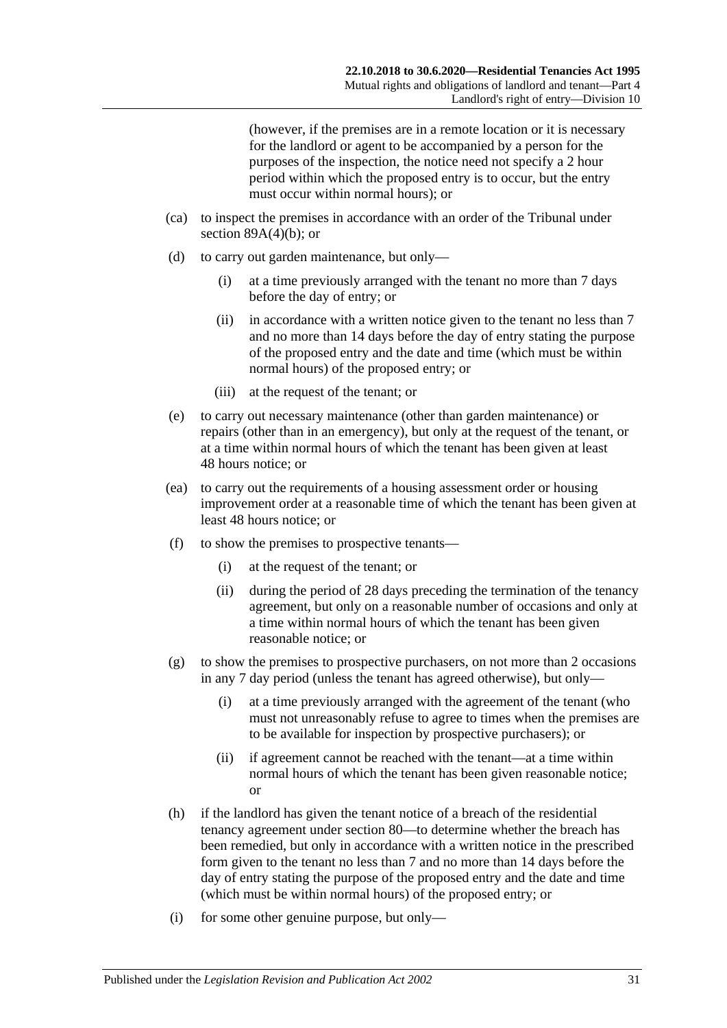(however, if the premises are in a remote location or it is necessary for the landlord or agent to be accompanied by a person for the purposes of the inspection, the notice need not specify a 2 hour period within which the proposed entry is to occur, but the entry must occur within normal hours); or

- (ca) to inspect the premises in accordance with an order of the Tribunal under section 89A(4)(b); or
- (d) to carry out garden maintenance, but only—
  - (i) at a time previously arranged with the tenant no more than 7 days before the day of entry; or
  - (ii) in accordance with a written notice given to the tenant no less than 7 and no more than 14 days before the day of entry stating the purpose of the proposed entry and the date and time (which must be within normal hours) of the proposed entry; or
  - (iii) at the request of the tenant; or
- (e) to carry out necessary maintenance (other than garden maintenance) or repairs (other than in an emergency), but only at the request of the tenant, or at a time within normal hours of which the tenant has been given at least 48 hours notice; or
- (ea) to carry out the requirements of a housing assessment order or housing improvement order at a reasonable time of which the tenant has been given at least 48 hours notice; or
- (f) to show the premises to prospective tenants—
  - (i) at the request of the tenant; or
  - (ii) during the period of 28 days preceding the termination of the tenancy agreement, but only on a reasonable number of occasions and only at a time within normal hours of which the tenant has been given reasonable notice; or
- (g) to show the premises to prospective purchasers, on not more than 2 occasions in any 7 day period (unless the tenant has agreed otherwise), but only—
  - (i) at a time previously arranged with the agreement of the tenant (who must not unreasonably refuse to agree to times when the premises are to be available for inspection by prospective purchasers); or
  - (ii) if agreement cannot be reached with the tenant—at a time within normal hours of which the tenant has been given reasonable notice; or
- (h) if the landlord has given the tenant notice of a breach of the residential tenancy agreement under section 80—to determine whether the breach has been remedied, but only in accordance with a written notice in the prescribed form given to the tenant no less than 7 and no more than 14 days before the day of entry stating the purpose of the proposed entry and the date and time (which must be within normal hours) of the proposed entry; or
- (i) for some other genuine purpose, but only—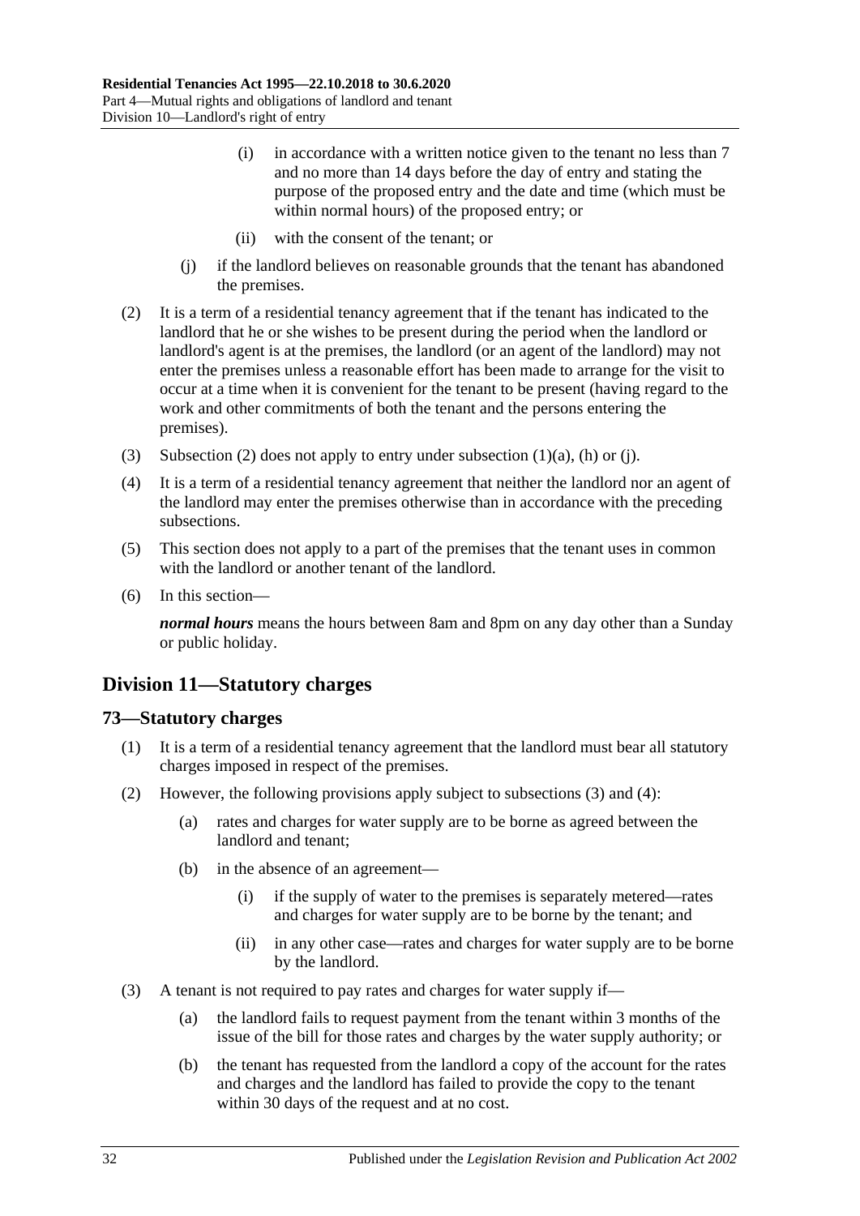(i) in accordance with a written notice given to the tenant no less than 7 and no more than 14 days before the day of entry and stating the purpose of the proposed entry and the date and time (which must be within normal hours) of the proposed entry; or

(ii) with the consent of the tenant; or

(j) if the landlord believes on reasonable grounds that the tenant has abandoned the premises.

(2) It is a term of a residential tenancy agreement that if the tenant has indicated to the landlord that he or she wishes to be present during the period when the landlord or landlord's agent is at the premises, the landlord (or an agent of the landlord) may not enter the premises unless a reasonable effort has been made to arrange for the visit to occur at a time when it is convenient for the tenant to be present (having regard to the work and other commitments of both the tenant and the persons entering the premises).

(3) Subsection (2) does not apply to entry under subsection (1)(a), (h) or (j).

(4) It is a term of a residential tenancy agreement that neither the landlord nor an agent of the landlord may enter the premises otherwise than in accordance with the preceding subsections.

(5) This section does not apply to a part of the premises that the tenant uses in common with the landlord or another tenant of the landlord.

(6) In this section—

***normal hours*** means the hours between 8am and 8pm on any day other than a Sunday or public holiday.

## Division 11—Statutory charges

### 73—Statutory charges

(1) It is a term of a residential tenancy agreement that the landlord must bear all statutory charges imposed in respect of the premises.

(2) However, the following provisions apply subject to subsections (3) and (4):

(a) rates and charges for water supply are to be borne as agreed between the landlord and tenant;

(b) in the absence of an agreement—

(i) if the supply of water to the premises is separately metered—rates and charges for water supply are to be borne by the tenant; and

(ii) in any other case—rates and charges for water supply are to be borne by the landlord.

(3) A tenant is not required to pay rates and charges for water supply if—

(a) the landlord fails to request payment from the tenant within 3 months of the issue of the bill for those rates and charges by the water supply authority; or

(b) the tenant has requested from the landlord a copy of the account for the rates and charges and the landlord has failed to provide the copy to the tenant within 30 days of the request and at no cost.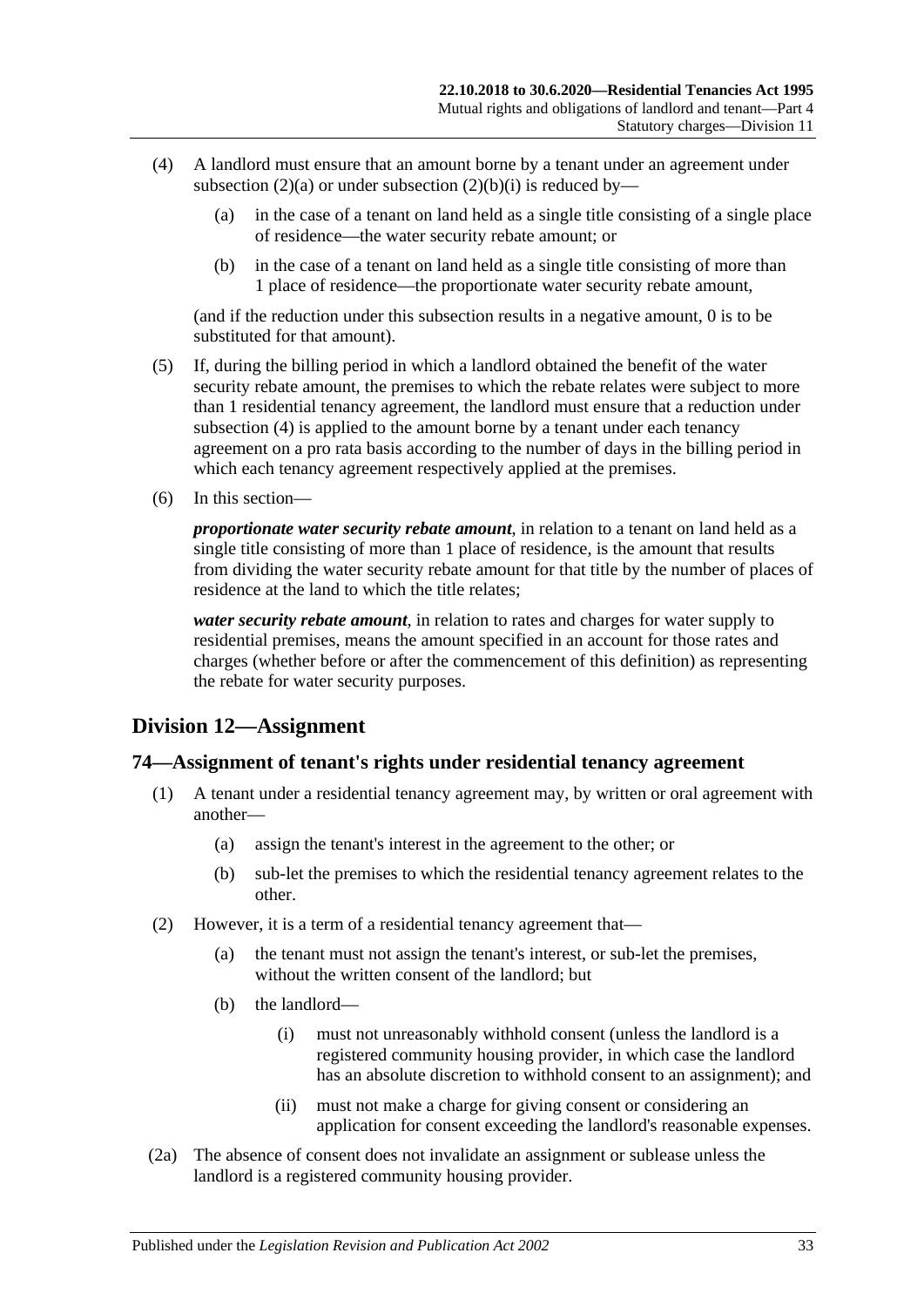(4) A landlord must ensure that an amount borne by a tenant under an agreement under subsection (2)(a) or under subsection (2)(b)(i) is reduced by—

 (a) in the case of a tenant on land held as a single title consisting of a single place of residence—the water security rebate amount; or

 (b) in the case of a tenant on land held as a single title consisting of more than 1 place of residence—the proportionate water security rebate amount,

(and if the reduction under this subsection results in a negative amount, 0 is to be substituted for that amount).

(5) If, during the billing period in which a landlord obtained the benefit of the water security rebate amount, the premises to which the rebate relates were subject to more than 1 residential tenancy agreement, the landlord must ensure that a reduction under subsection (4) is applied to the amount borne by a tenant under each tenancy agreement on a pro rata basis according to the number of days in the billing period in which each tenancy agreement respectively applied at the premises.

(6) In this section—

***proportionate water security rebate amount***, in relation to a tenant on land held as a single title consisting of more than 1 place of residence, is the amount that results from dividing the water security rebate amount for that title by the number of places of residence at the land to which the title relates;

***water security rebate amount***, in relation to rates and charges for water supply to residential premises, means the amount specified in an account for those rates and charges (whether before or after the commencement of this definition) as representing the rebate for water security purposes.

## Division 12—Assignment

### 74—Assignment of tenant's rights under residential tenancy agreement

(1) A tenant under a residential tenancy agreement may, by written or oral agreement with another—

 (a) assign the tenant's interest in the agreement to the other; or

 (b) sub-let the premises to which the residential tenancy agreement relates to the other.

(2) However, it is a term of a residential tenancy agreement that—

 (a) the tenant must not assign the tenant's interest, or sub-let the premises, without the written consent of the landlord; but

 (b) the landlord—

  (i) must not unreasonably withhold consent (unless the landlord is a registered community housing provider, in which case the landlord has an absolute discretion to withhold consent to an assignment); and

  (ii) must not make a charge for giving consent or considering an application for consent exceeding the landlord's reasonable expenses.

(2a) The absence of consent does not invalidate an assignment or sublease unless the landlord is a registered community housing provider.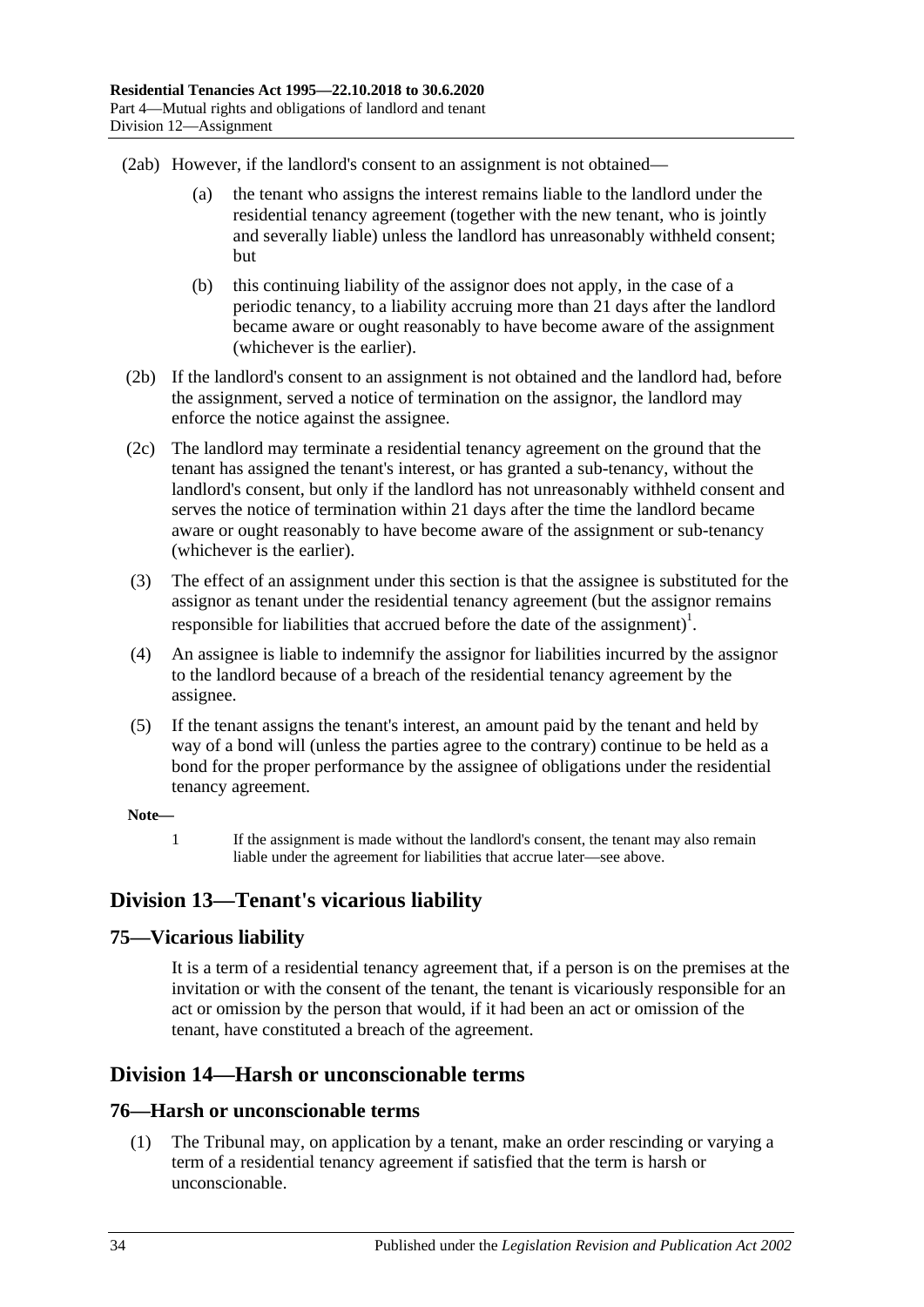(2ab) However, if the landlord's consent to an assignment is not obtained—

(a) the tenant who assigns the interest remains liable to the landlord under the residential tenancy agreement (together with the new tenant, who is jointly and severally liable) unless the landlord has unreasonably withheld consent; but

(b) this continuing liability of the assignor does not apply, in the case of a periodic tenancy, to a liability accruing more than 21 days after the landlord became aware or ought reasonably to have become aware of the assignment (whichever is the earlier).

(2b) If the landlord's consent to an assignment is not obtained and the landlord had, before the assignment, served a notice of termination on the assignor, the landlord may enforce the notice against the assignee.

(2c) The landlord may terminate a residential tenancy agreement on the ground that the tenant has assigned the tenant's interest, or has granted a sub-tenancy, without the landlord's consent, but only if the landlord has not unreasonably withheld consent and serves the notice of termination within 21 days after the time the landlord became aware or ought reasonably to have become aware of the assignment or sub-tenancy (whichever is the earlier).

(3) The effect of an assignment under this section is that the assignee is substituted for the assignor as tenant under the residential tenancy agreement (but the assignor remains responsible for liabilities that accrued before the date of the assignment)[1].

(4) An assignee is liable to indemnify the assignor for liabilities incurred by the assignor to the landlord because of a breach of the residential tenancy agreement by the assignee.

(5) If the tenant assigns the tenant's interest, an amount paid by the tenant and held by way of a bond will (unless the parties agree to the contrary) continue to be held as a bond for the proper performance by the assignee of obligations under the residential tenancy agreement.

**Note—**

1 If the assignment is made without the landlord's consent, the tenant may also remain liable under the agreement for liabilities that accrue later—see above.

## Division 13—Tenant's vicarious liability

### 75—Vicarious liability

It is a term of a residential tenancy agreement that, if a person is on the premises at the invitation or with the consent of the tenant, the tenant is vicariously responsible for an act or omission by the person that would, if it had been an act or omission of the tenant, have constituted a breach of the agreement.

## Division 14—Harsh or unconscionable terms

### 76—Harsh or unconscionable terms

(1) The Tribunal may, on application by a tenant, make an order rescinding or varying a term of a residential tenancy agreement if satisfied that the term is harsh or unconscionable.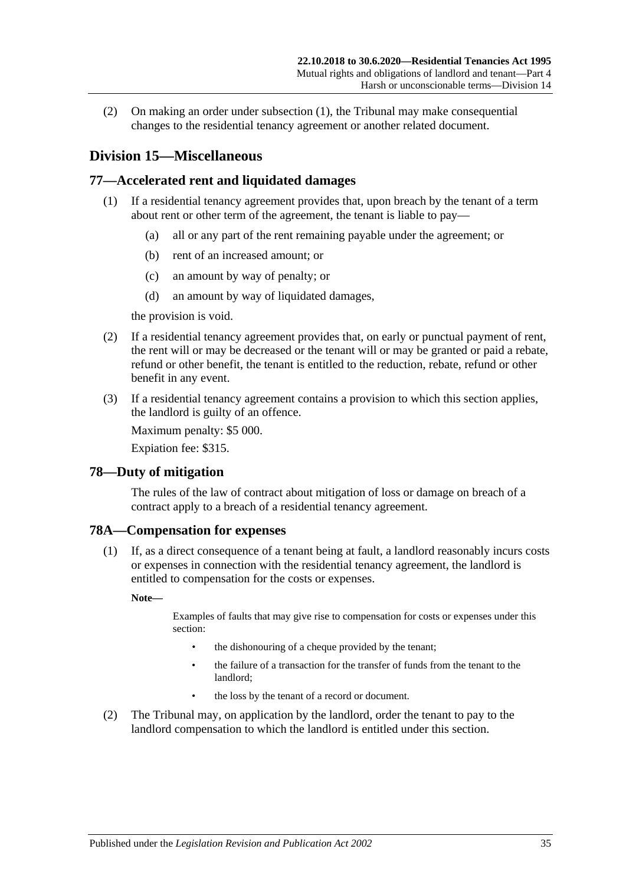(2) On making an order under subsection (1), the Tribunal may make consequential changes to the residential tenancy agreement or another related document.

## Division 15—Miscellaneous

### 77—Accelerated rent and liquidated damages

(1) If a residential tenancy agreement provides that, upon breach by the tenant of a term about rent or other term of the agreement, the tenant is liable to pay—

(a) all or any part of the rent remaining payable under the agreement; or

(b) rent of an increased amount; or

(c) an amount by way of penalty; or

(d) an amount by way of liquidated damages,

the provision is void.

(2) If a residential tenancy agreement provides that, on early or punctual payment of rent, the rent will or may be decreased or the tenant will or may be granted or paid a rebate, refund or other benefit, the tenant is entitled to the reduction, rebate, refund or other benefit in any event.

(3) If a residential tenancy agreement contains a provision to which this section applies, the landlord is guilty of an offence.

Maximum penalty: $5 000.

Expiation fee: $315.

### 78—Duty of mitigation

The rules of the law of contract about mitigation of loss or damage on breach of a contract apply to a breach of a residential tenancy agreement.

### 78A—Compensation for expenses

(1) If, as a direct consequence of a tenant being at fault, a landlord reasonably incurs costs or expenses in connection with the residential tenancy agreement, the landlord is entitled to compensation for the costs or expenses.

**Note—**

Examples of faults that may give rise to compensation for costs or expenses under this section:

- the dishonouring of a cheque provided by the tenant;
- the failure of a transaction for the transfer of funds from the tenant to the landlord;
- the loss by the tenant of a record or document.

(2) The Tribunal may, on application by the landlord, order the tenant to pay to the landlord compensation to which the landlord is entitled under this section.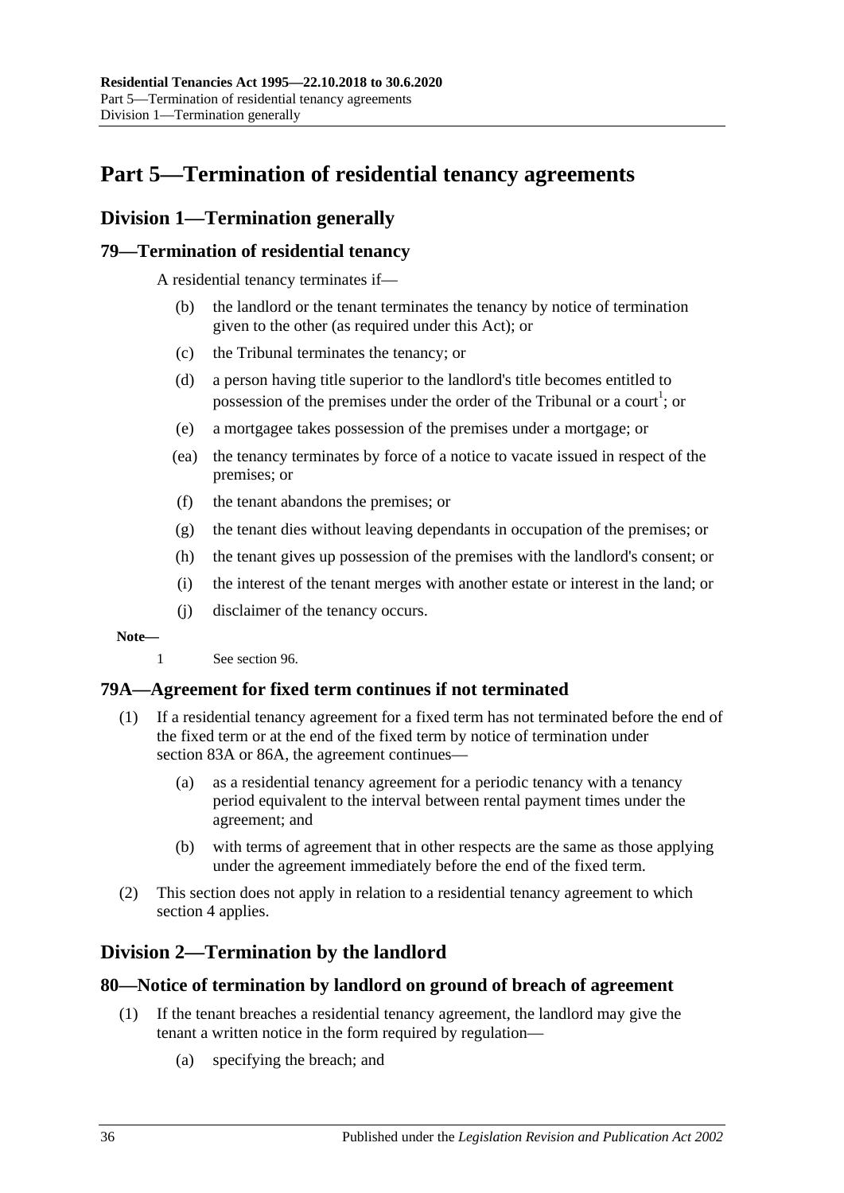# Part 5—Termination of residential tenancy agreements

## Division 1—Termination generally

### 79—Termination of residential tenancy

A residential tenancy terminates if—

(b) the landlord or the tenant terminates the tenancy by notice of termination given to the other (as required under this Act); or

(c) the Tribunal terminates the tenancy; or

(d) a person having title superior to the landlord's title becomes entitled to possession of the premises under the order of the Tribunal or a court[1]; or

(e) a mortgagee takes possession of the premises under a mortgage; or

(ea) the tenancy terminates by force of a notice to vacate issued in respect of the premises; or

(f) the tenant abandons the premises; or

(g) the tenant dies without leaving dependants in occupation of the premises; or

(h) the tenant gives up possession of the premises with the landlord's consent; or

(i) the interest of the tenant merges with another estate or interest in the land; or

(j) disclaimer of the tenancy occurs.

**Note—**

1 See section 96.

### 79A—Agreement for fixed term continues if not terminated

(1) If a residential tenancy agreement for a fixed term has not terminated before the end of the fixed term or at the end of the fixed term by notice of termination under section 83A or 86A, the agreement continues—

(a) as a residential tenancy agreement for a periodic tenancy with a tenancy period equivalent to the interval between rental payment times under the agreement; and

(b) with terms of agreement that in other respects are the same as those applying under the agreement immediately before the end of the fixed term.

(2) This section does not apply in relation to a residential tenancy agreement to which section 4 applies.

## Division 2—Termination by the landlord

### 80—Notice of termination by landlord on ground of breach of agreement

(1) If the tenant breaches a residential tenancy agreement, the landlord may give the tenant a written notice in the form required by regulation—

(a) specifying the breach; and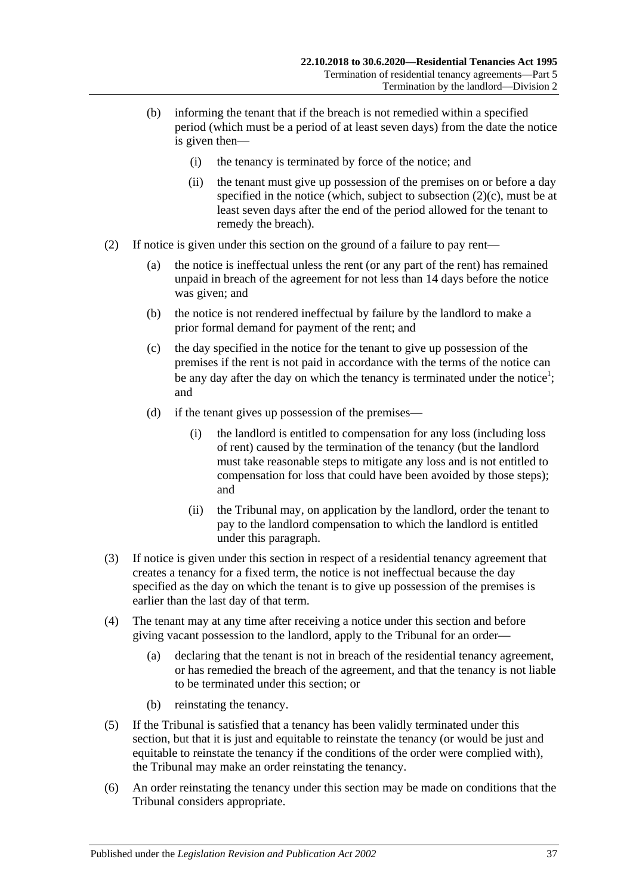(b) informing the tenant that if the breach is not remedied within a specified period (which must be a period of at least seven days) from the date the notice is given then—

(i) the tenancy is terminated by force of the notice; and

(ii) the tenant must give up possession of the premises on or before a day specified in the notice (which, subject to subsection (2)(c), must be at least seven days after the end of the period allowed for the tenant to remedy the breach).

(2) If notice is given under this section on the ground of a failure to pay rent—

(a) the notice is ineffectual unless the rent (or any part of the rent) has remained unpaid in breach of the agreement for not less than 14 days before the notice was given; and

(b) the notice is not rendered ineffectual by failure by the landlord to make a prior formal demand for payment of the rent; and

(c) the day specified in the notice for the tenant to give up possession of the premises if the rent is not paid in accordance with the terms of the notice can be any day after the day on which the tenancy is terminated under the notice[1]; and

(d) if the tenant gives up possession of the premises—

(i) the landlord is entitled to compensation for any loss (including loss of rent) caused by the termination of the tenancy (but the landlord must take reasonable steps to mitigate any loss and is not entitled to compensation for loss that could have been avoided by those steps); and

(ii) the Tribunal may, on application by the landlord, order the tenant to pay to the landlord compensation to which the landlord is entitled under this paragraph.

(3) If notice is given under this section in respect of a residential tenancy agreement that creates a tenancy for a fixed term, the notice is not ineffectual because the day specified as the day on which the tenant is to give up possession of the premises is earlier than the last day of that term.

(4) The tenant may at any time after receiving a notice under this section and before giving vacant possession to the landlord, apply to the Tribunal for an order—

(a) declaring that the tenant is not in breach of the residential tenancy agreement, or has remedied the breach of the agreement, and that the tenancy is not liable to be terminated under this section; or

(b) reinstating the tenancy.

(5) If the Tribunal is satisfied that a tenancy has been validly terminated under this section, but that it is just and equitable to reinstate the tenancy (or would be just and equitable to reinstate the tenancy if the conditions of the order were complied with), the Tribunal may make an order reinstating the tenancy.

(6) An order reinstating the tenancy under this section may be made on conditions that the Tribunal considers appropriate.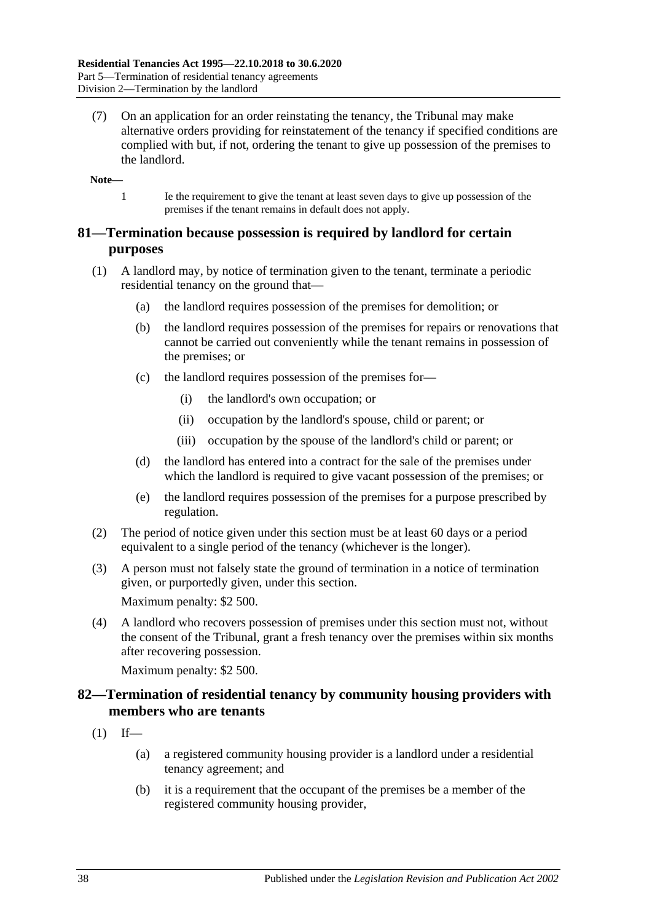(7) On an application for an order reinstating the tenancy, the Tribunal may make alternative orders providing for reinstatement of the tenancy if specified conditions are complied with but, if not, ordering the tenant to give up possession of the premises to the landlord.

**Note—**

1 Ie the requirement to give the tenant at least seven days to give up possession of the premises if the tenant remains in default does not apply.

## 81—Termination because possession is required by landlord for certain purposes

(1) A landlord may, by notice of termination given to the tenant, terminate a periodic residential tenancy on the ground that—

(a) the landlord requires possession of the premises for demolition; or

(b) the landlord requires possession of the premises for repairs or renovations that cannot be carried out conveniently while the tenant remains in possession of the premises; or

(c) the landlord requires possession of the premises for—

(i) the landlord's own occupation; or

(ii) occupation by the landlord's spouse, child or parent; or

(iii) occupation by the spouse of the landlord's child or parent; or

(d) the landlord has entered into a contract for the sale of the premises under which the landlord is required to give vacant possession of the premises; or

(e) the landlord requires possession of the premises for a purpose prescribed by regulation.

(2) The period of notice given under this section must be at least 60 days or a period equivalent to a single period of the tenancy (whichever is the longer).

(3) A person must not falsely state the ground of termination in a notice of termination given, or purportedly given, under this section.

Maximum penalty: $2 500.

(4) A landlord who recovers possession of premises under this section must not, without the consent of the Tribunal, grant a fresh tenancy over the premises within six months after recovering possession.

Maximum penalty: $2 500.

## 82—Termination of residential tenancy by community housing providers with members who are tenants

(1) If—

(a) a registered community housing provider is a landlord under a residential tenancy agreement; and

(b) it is a requirement that the occupant of the premises be a member of the registered community housing provider,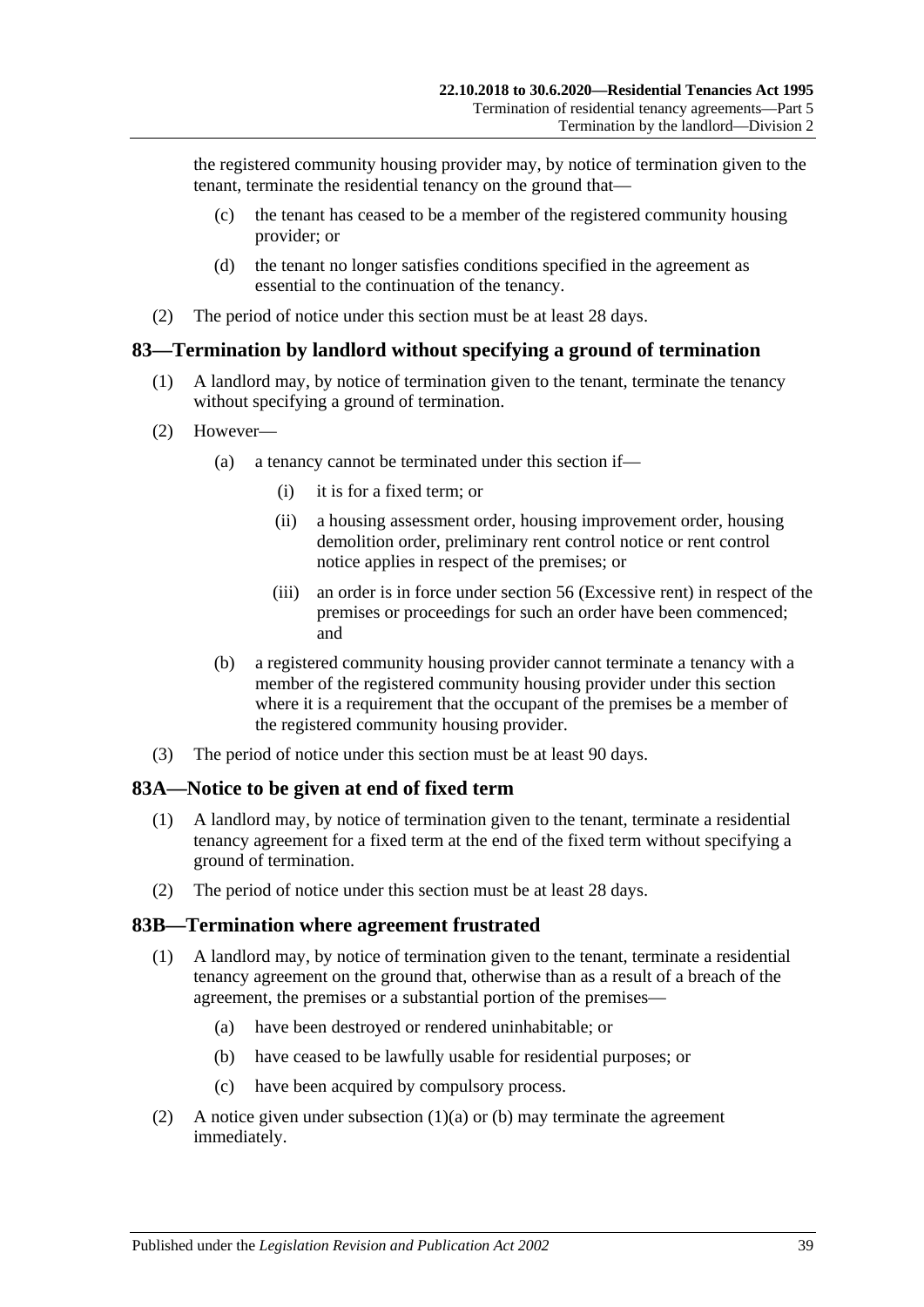the registered community housing provider may, by notice of termination given to the tenant, terminate the residential tenancy on the ground that—

(c) the tenant has ceased to be a member of the registered community housing provider; or

(d) the tenant no longer satisfies conditions specified in the agreement as essential to the continuation of the tenancy.

(2) The period of notice under this section must be at least 28 days.

## 83—Termination by landlord without specifying a ground of termination

(1) A landlord may, by notice of termination given to the tenant, terminate the tenancy without specifying a ground of termination.

(2) However—

(a) a tenancy cannot be terminated under this section if—

(i) it is for a fixed term; or

(ii) a housing assessment order, housing improvement order, housing demolition order, preliminary rent control notice or rent control notice applies in respect of the premises; or

(iii) an order is in force under section 56 (Excessive rent) in respect of the premises or proceedings for such an order have been commenced; and

(b) a registered community housing provider cannot terminate a tenancy with a member of the registered community housing provider under this section where it is a requirement that the occupant of the premises be a member of the registered community housing provider.

(3) The period of notice under this section must be at least 90 days.

## 83A—Notice to be given at end of fixed term

(1) A landlord may, by notice of termination given to the tenant, terminate a residential tenancy agreement for a fixed term at the end of the fixed term without specifying a ground of termination.

(2) The period of notice under this section must be at least 28 days.

## 83B—Termination where agreement frustrated

(1) A landlord may, by notice of termination given to the tenant, terminate a residential tenancy agreement on the ground that, otherwise than as a result of a breach of the agreement, the premises or a substantial portion of the premises—

(a) have been destroyed or rendered uninhabitable; or

(b) have ceased to be lawfully usable for residential purposes; or

(c) have been acquired by compulsory process.

(2) A notice given under subsection (1)(a) or (b) may terminate the agreement immediately.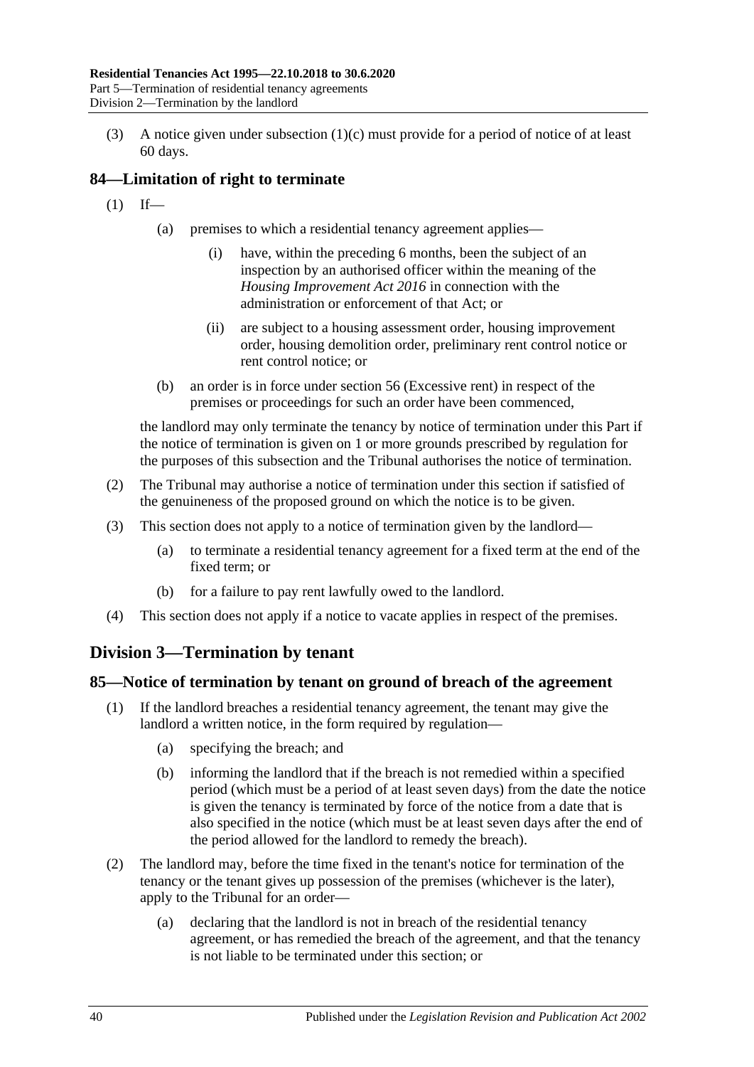(3) A notice given under subsection (1)(c) must provide for a period of notice of at least 60 days.

## 84—Limitation of right to terminate

(1) If—

(a) premises to which a residential tenancy agreement applies—

(i) have, within the preceding 6 months, been the subject of an inspection by an authorised officer within the meaning of the *Housing Improvement Act 2016* in connection with the administration or enforcement of that Act; or

(ii) are subject to a housing assessment order, housing improvement order, housing demolition order, preliminary rent control notice or rent control notice; or

(b) an order is in force under section 56 (Excessive rent) in respect of the premises or proceedings for such an order have been commenced,

the landlord may only terminate the tenancy by notice of termination under this Part if the notice of termination is given on 1 or more grounds prescribed by regulation for the purposes of this subsection and the Tribunal authorises the notice of termination.

(2) The Tribunal may authorise a notice of termination under this section if satisfied of the genuineness of the proposed ground on which the notice is to be given.

(3) This section does not apply to a notice of termination given by the landlord—

(a) to terminate a residential tenancy agreement for a fixed term at the end of the fixed term; or

(b) for a failure to pay rent lawfully owed to the landlord.

(4) This section does not apply if a notice to vacate applies in respect of the premises.

# Division 3—Termination by tenant

## 85—Notice of termination by tenant on ground of breach of the agreement

(1) If the landlord breaches a residential tenancy agreement, the tenant may give the landlord a written notice, in the form required by regulation—

(a) specifying the breach; and

(b) informing the landlord that if the breach is not remedied within a specified period (which must be a period of at least seven days) from the date the notice is given the tenancy is terminated by force of the notice from a date that is also specified in the notice (which must be at least seven days after the end of the period allowed for the landlord to remedy the breach).

(2) The landlord may, before the time fixed in the tenant's notice for termination of the tenancy or the tenant gives up possession of the premises (whichever is the later), apply to the Tribunal for an order—

(a) declaring that the landlord is not in breach of the residential tenancy agreement, or has remedied the breach of the agreement, and that the tenancy is not liable to be terminated under this section; or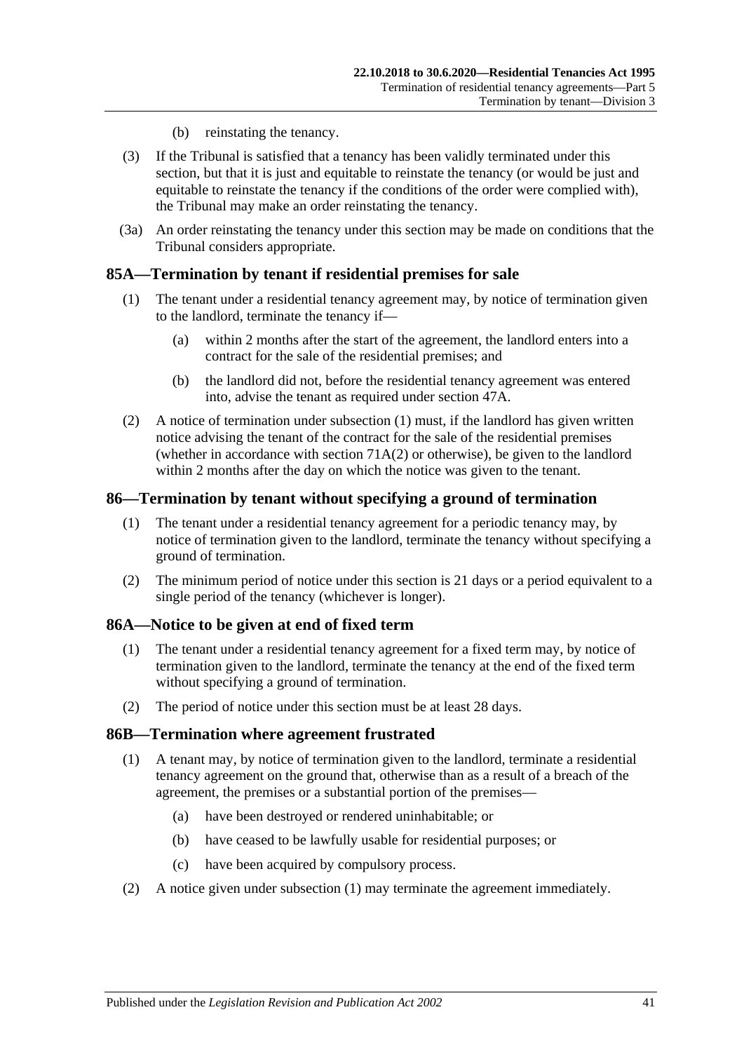(b) reinstating the tenancy.

(3) If the Tribunal is satisfied that a tenancy has been validly terminated under this section, but that it is just and equitable to reinstate the tenancy (or would be just and equitable to reinstate the tenancy if the conditions of the order were complied with), the Tribunal may make an order reinstating the tenancy.

(3a) An order reinstating the tenancy under this section may be made on conditions that the Tribunal considers appropriate.

## 85A—Termination by tenant if residential premises for sale

(1) The tenant under a residential tenancy agreement may, by notice of termination given to the landlord, terminate the tenancy if—

(a) within 2 months after the start of the agreement, the landlord enters into a contract for the sale of the residential premises; and

(b) the landlord did not, before the residential tenancy agreement was entered into, advise the tenant as required under section 47A.

(2) A notice of termination under subsection (1) must, if the landlord has given written notice advising the tenant of the contract for the sale of the residential premises (whether in accordance with section 71A(2) or otherwise), be given to the landlord within 2 months after the day on which the notice was given to the tenant.

## 86—Termination by tenant without specifying a ground of termination

(1) The tenant under a residential tenancy agreement for a periodic tenancy may, by notice of termination given to the landlord, terminate the tenancy without specifying a ground of termination.

(2) The minimum period of notice under this section is 21 days or a period equivalent to a single period of the tenancy (whichever is longer).

## 86A—Notice to be given at end of fixed term

(1) The tenant under a residential tenancy agreement for a fixed term may, by notice of termination given to the landlord, terminate the tenancy at the end of the fixed term without specifying a ground of termination.

(2) The period of notice under this section must be at least 28 days.

## 86B—Termination where agreement frustrated

(1) A tenant may, by notice of termination given to the landlord, terminate a residential tenancy agreement on the ground that, otherwise than as a result of a breach of the agreement, the premises or a substantial portion of the premises—

(a) have been destroyed or rendered uninhabitable; or

(b) have ceased to be lawfully usable for residential purposes; or

(c) have been acquired by compulsory process.

(2) A notice given under subsection (1) may terminate the agreement immediately.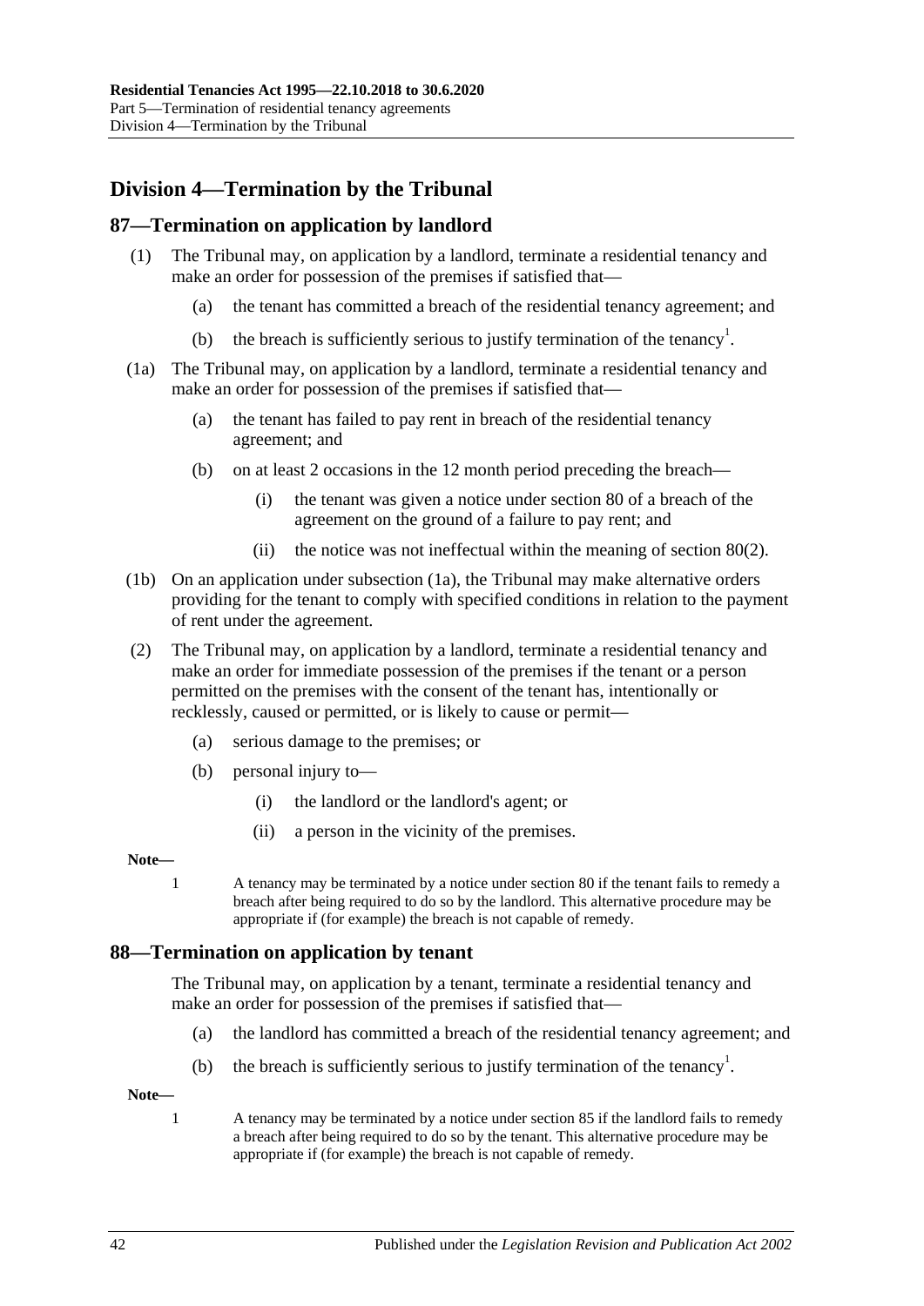## Division 4—Termination by the Tribunal

### 87—Termination on application by landlord

(1) The Tribunal may, on application by a landlord, terminate a residential tenancy and make an order for possession of the premises if satisfied that—

(a) the tenant has committed a breach of the residential tenancy agreement; and

(b) the breach is sufficiently serious to justify termination of the tenancy[1].

(1a) The Tribunal may, on application by a landlord, terminate a residential tenancy and make an order for possession of the premises if satisfied that—

(a) the tenant has failed to pay rent in breach of the residential tenancy agreement; and

(b) on at least 2 occasions in the 12 month period preceding the breach—

(i) the tenant was given a notice under section 80 of a breach of the agreement on the ground of a failure to pay rent; and

(ii) the notice was not ineffectual within the meaning of section 80(2).

(1b) On an application under subsection (1a), the Tribunal may make alternative orders providing for the tenant to comply with specified conditions in relation to the payment of rent under the agreement.

(2) The Tribunal may, on application by a landlord, terminate a residential tenancy and make an order for immediate possession of the premises if the tenant or a person permitted on the premises with the consent of the tenant has, intentionally or recklessly, caused or permitted, or is likely to cause or permit—

(a) serious damage to the premises; or

(b) personal injury to—

(i) the landlord or the landlord's agent; or

(ii) a person in the vicinity of the premises.

**Note—**

1 A tenancy may be terminated by a notice under section 80 if the tenant fails to remedy a breach after being required to do so by the landlord. This alternative procedure may be appropriate if (for example) the breach is not capable of remedy.

### 88—Termination on application by tenant

The Tribunal may, on application by a tenant, terminate a residential tenancy and make an order for possession of the premises if satisfied that—

(a) the landlord has committed a breach of the residential tenancy agreement; and

(b) the breach is sufficiently serious to justify termination of the tenancy[1].

**Note—**

1 A tenancy may be terminated by a notice under section 85 if the landlord fails to remedy a breach after being required to do so by the tenant. This alternative procedure may be appropriate if (for example) the breach is not capable of remedy.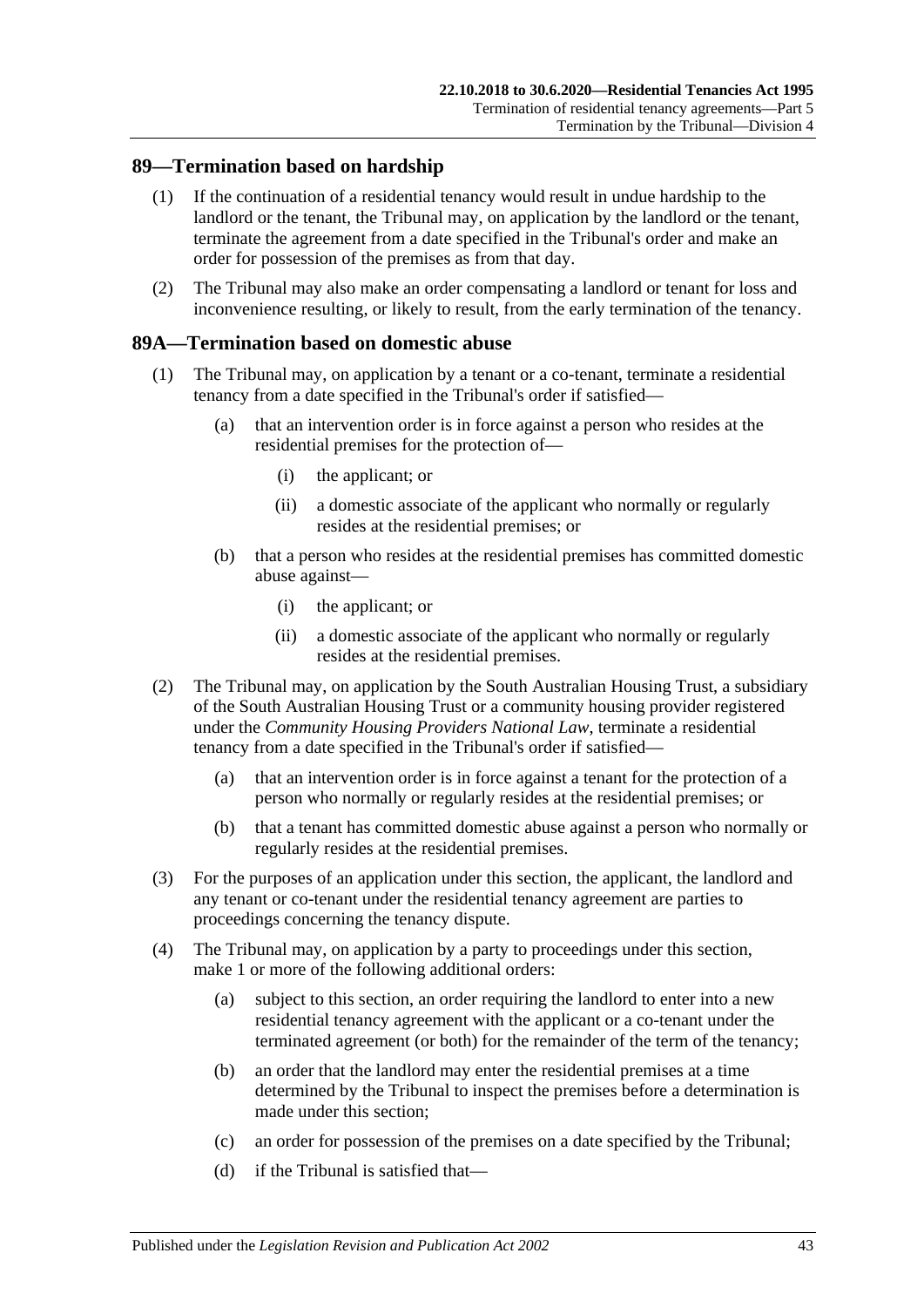## 89—Termination based on hardship

(1) If the continuation of a residential tenancy would result in undue hardship to the landlord or the tenant, the Tribunal may, on application by the landlord or the tenant, terminate the agreement from a date specified in the Tribunal's order and make an order for possession of the premises as from that day.

(2) The Tribunal may also make an order compensating a landlord or tenant for loss and inconvenience resulting, or likely to result, from the early termination of the tenancy.

## 89A—Termination based on domestic abuse

(1) The Tribunal may, on application by a tenant or a co-tenant, terminate a residential tenancy from a date specified in the Tribunal's order if satisfied—

(a) that an intervention order is in force against a person who resides at the residential premises for the protection of—

(i) the applicant; or

(ii) a domestic associate of the applicant who normally or regularly resides at the residential premises; or

(b) that a person who resides at the residential premises has committed domestic abuse against—

(i) the applicant; or

(ii) a domestic associate of the applicant who normally or regularly resides at the residential premises.

(2) The Tribunal may, on application by the South Australian Housing Trust, a subsidiary of the South Australian Housing Trust or a community housing provider registered under the *Community Housing Providers National Law*, terminate a residential tenancy from a date specified in the Tribunal's order if satisfied—

(a) that an intervention order is in force against a tenant for the protection of a person who normally or regularly resides at the residential premises; or

(b) that a tenant has committed domestic abuse against a person who normally or regularly resides at the residential premises.

(3) For the purposes of an application under this section, the applicant, the landlord and any tenant or co-tenant under the residential tenancy agreement are parties to proceedings concerning the tenancy dispute.

(4) The Tribunal may, on application by a party to proceedings under this section, make 1 or more of the following additional orders:

(a) subject to this section, an order requiring the landlord to enter into a new residential tenancy agreement with the applicant or a co-tenant under the terminated agreement (or both) for the remainder of the term of the tenancy;

(b) an order that the landlord may enter the residential premises at a time determined by the Tribunal to inspect the premises before a determination is made under this section;

(c) an order for possession of the premises on a date specified by the Tribunal;

(d) if the Tribunal is satisfied that—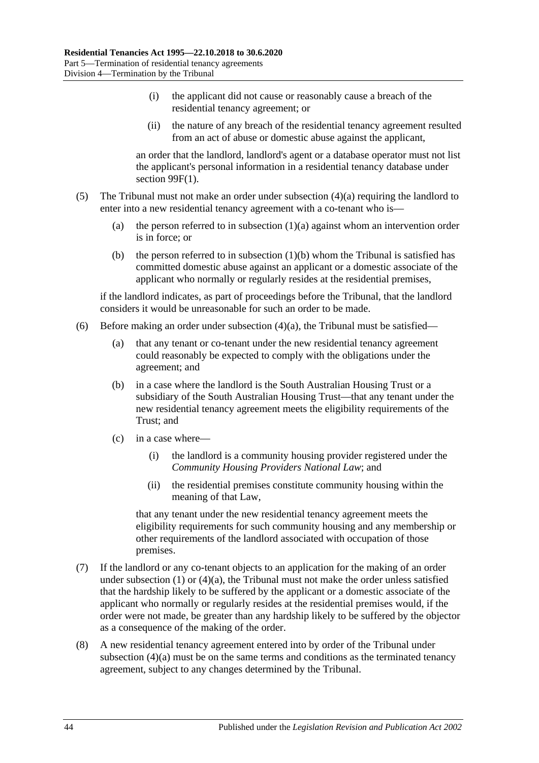(i) the applicant did not cause or reasonably cause a breach of the residential tenancy agreement; or

(ii) the nature of any breach of the residential tenancy agreement resulted from an act of abuse or domestic abuse against the applicant,

an order that the landlord, landlord's agent or a database operator must not list the applicant's personal information in a residential tenancy database under section 99F(1).

(5) The Tribunal must not make an order under subsection (4)(a) requiring the landlord to enter into a new residential tenancy agreement with a co-tenant who is—

(a) the person referred to in subsection (1)(a) against whom an intervention order is in force; or

(b) the person referred to in subsection (1)(b) whom the Tribunal is satisfied has committed domestic abuse against an applicant or a domestic associate of the applicant who normally or regularly resides at the residential premises,

if the landlord indicates, as part of proceedings before the Tribunal, that the landlord considers it would be unreasonable for such an order to be made.

(6) Before making an order under subsection (4)(a), the Tribunal must be satisfied—

(a) that any tenant or co-tenant under the new residential tenancy agreement could reasonably be expected to comply with the obligations under the agreement; and

(b) in a case where the landlord is the South Australian Housing Trust or a subsidiary of the South Australian Housing Trust—that any tenant under the new residential tenancy agreement meets the eligibility requirements of the Trust; and

(c) in a case where—

(i) the landlord is a community housing provider registered under the *Community Housing Providers National Law*; and

(ii) the residential premises constitute community housing within the meaning of that Law,

that any tenant under the new residential tenancy agreement meets the eligibility requirements for such community housing and any membership or other requirements of the landlord associated with occupation of those premises.

(7) If the landlord or any co-tenant objects to an application for the making of an order under subsection (1) or (4)(a), the Tribunal must not make the order unless satisfied that the hardship likely to be suffered by the applicant or a domestic associate of the applicant who normally or regularly resides at the residential premises would, if the order were not made, be greater than any hardship likely to be suffered by the objector as a consequence of the making of the order.

(8) A new residential tenancy agreement entered into by order of the Tribunal under subsection (4)(a) must be on the same terms and conditions as the terminated tenancy agreement, subject to any changes determined by the Tribunal.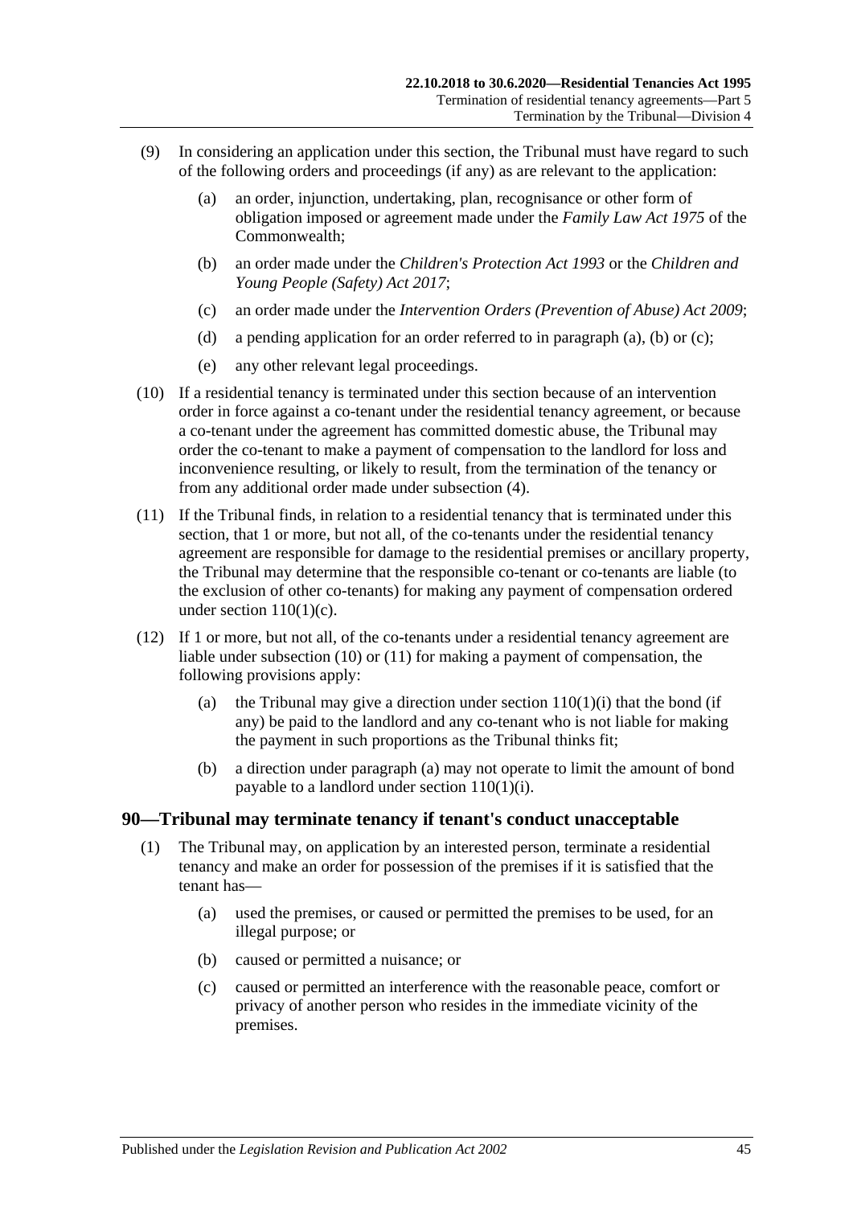(9) In considering an application under this section, the Tribunal must have regard to such of the following orders and proceedings (if any) as are relevant to the application:

(a) an order, injunction, undertaking, plan, recognisance or other form of obligation imposed or agreement made under the *Family Law Act 1975* of the Commonwealth;

(b) an order made under the *Children's Protection Act 1993* or the *Children and Young People (Safety) Act 2017*;

(c) an order made under the *Intervention Orders (Prevention of Abuse) Act 2009*;

(d) a pending application for an order referred to in paragraph (a), (b) or (c);

(e) any other relevant legal proceedings.

(10) If a residential tenancy is terminated under this section because of an intervention order in force against a co-tenant under the residential tenancy agreement, or because a co-tenant under the agreement has committed domestic abuse, the Tribunal may order the co-tenant to make a payment of compensation to the landlord for loss and inconvenience resulting, or likely to result, from the termination of the tenancy or from any additional order made under subsection (4).

(11) If the Tribunal finds, in relation to a residential tenancy that is terminated under this section, that 1 or more, but not all, of the co-tenants under the residential tenancy agreement are responsible for damage to the residential premises or ancillary property, the Tribunal may determine that the responsible co-tenant or co-tenants are liable (to the exclusion of other co-tenants) for making any payment of compensation ordered under section 110(1)(c).

(12) If 1 or more, but not all, of the co-tenants under a residential tenancy agreement are liable under subsection (10) or (11) for making a payment of compensation, the following provisions apply:

(a) the Tribunal may give a direction under section 110(1)(i) that the bond (if any) be paid to the landlord and any co-tenant who is not liable for making the payment in such proportions as the Tribunal thinks fit;

(b) a direction under paragraph (a) may not operate to limit the amount of bond payable to a landlord under section 110(1)(i).

## 90—Tribunal may terminate tenancy if tenant's conduct unacceptable

(1) The Tribunal may, on application by an interested person, terminate a residential tenancy and make an order for possession of the premises if it is satisfied that the tenant has—

(a) used the premises, or caused or permitted the premises to be used, for an illegal purpose; or

(b) caused or permitted a nuisance; or

(c) caused or permitted an interference with the reasonable peace, comfort or privacy of another person who resides in the immediate vicinity of the premises.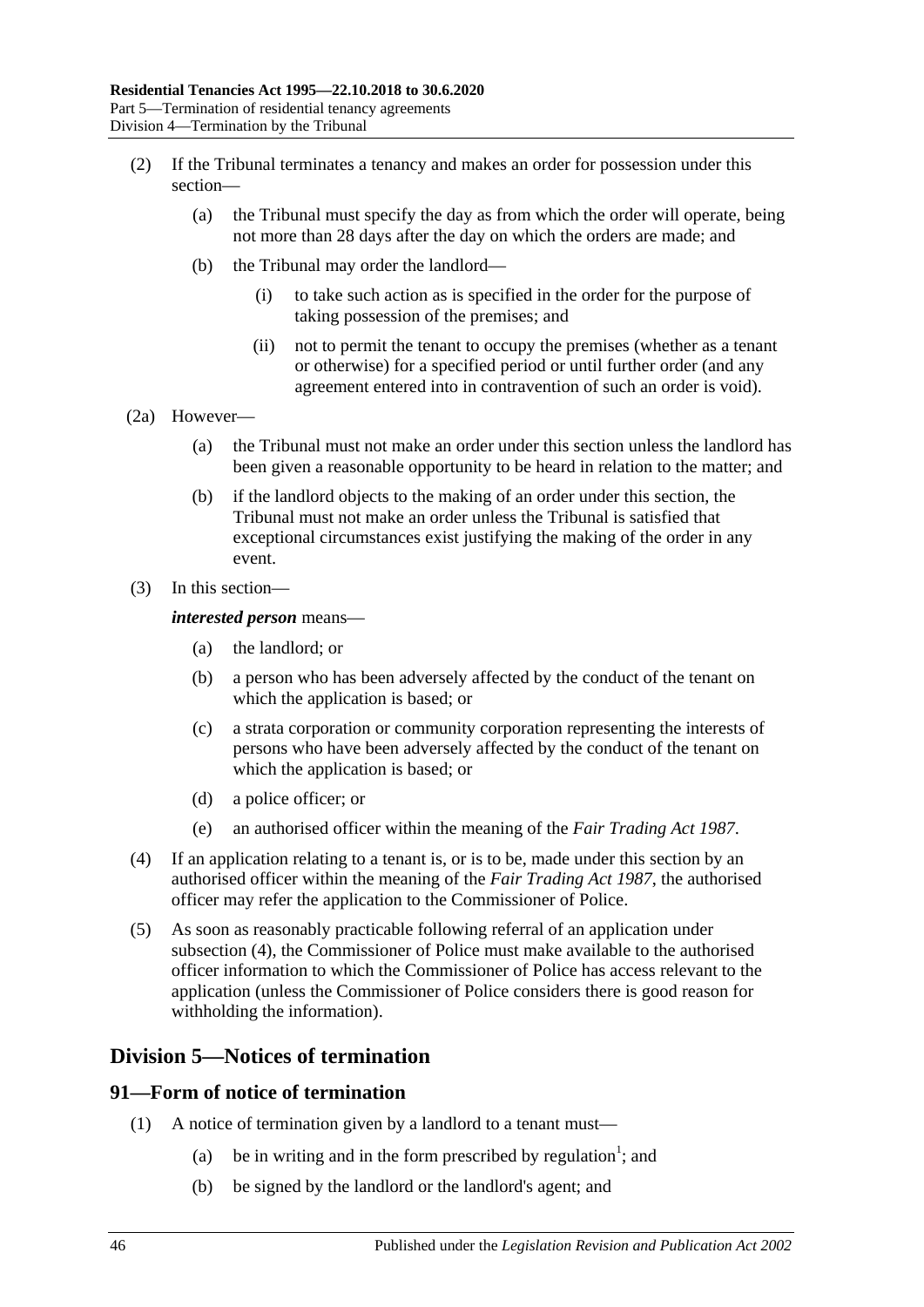(2) If the Tribunal terminates a tenancy and makes an order for possession under this section—

(a) the Tribunal must specify the day as from which the order will operate, being not more than 28 days after the day on which the orders are made; and

(b) the Tribunal may order the landlord—

(i) to take such action as is specified in the order for the purpose of taking possession of the premises; and

(ii) not to permit the tenant to occupy the premises (whether as a tenant or otherwise) for a specified period or until further order (and any agreement entered into in contravention of such an order is void).

(2a) However—

(a) the Tribunal must not make an order under this section unless the landlord has been given a reasonable opportunity to be heard in relation to the matter; and

(b) if the landlord objects to the making of an order under this section, the Tribunal must not make an order unless the Tribunal is satisfied that exceptional circumstances exist justifying the making of the order in any event.

(3) In this section—

***interested person*** means—

(a) the landlord; or

(b) a person who has been adversely affected by the conduct of the tenant on which the application is based; or

(c) a strata corporation or community corporation representing the interests of persons who have been adversely affected by the conduct of the tenant on which the application is based; or

(d) a police officer; or

(e) an authorised officer within the meaning of the *Fair Trading Act 1987*.

(4) If an application relating to a tenant is, or is to be, made under this section by an authorised officer within the meaning of the *Fair Trading Act 1987*, the authorised officer may refer the application to the Commissioner of Police.

(5) As soon as reasonably practicable following referral of an application under subsection (4), the Commissioner of Police must make available to the authorised officer information to which the Commissioner of Police has access relevant to the application (unless the Commissioner of Police considers there is good reason for withholding the information).

## Division 5—Notices of termination

### 91—Form of notice of termination

(1) A notice of termination given by a landlord to a tenant must—

(a) be in writing and in the form prescribed by regulation[1]; and

(b) be signed by the landlord or the landlord's agent; and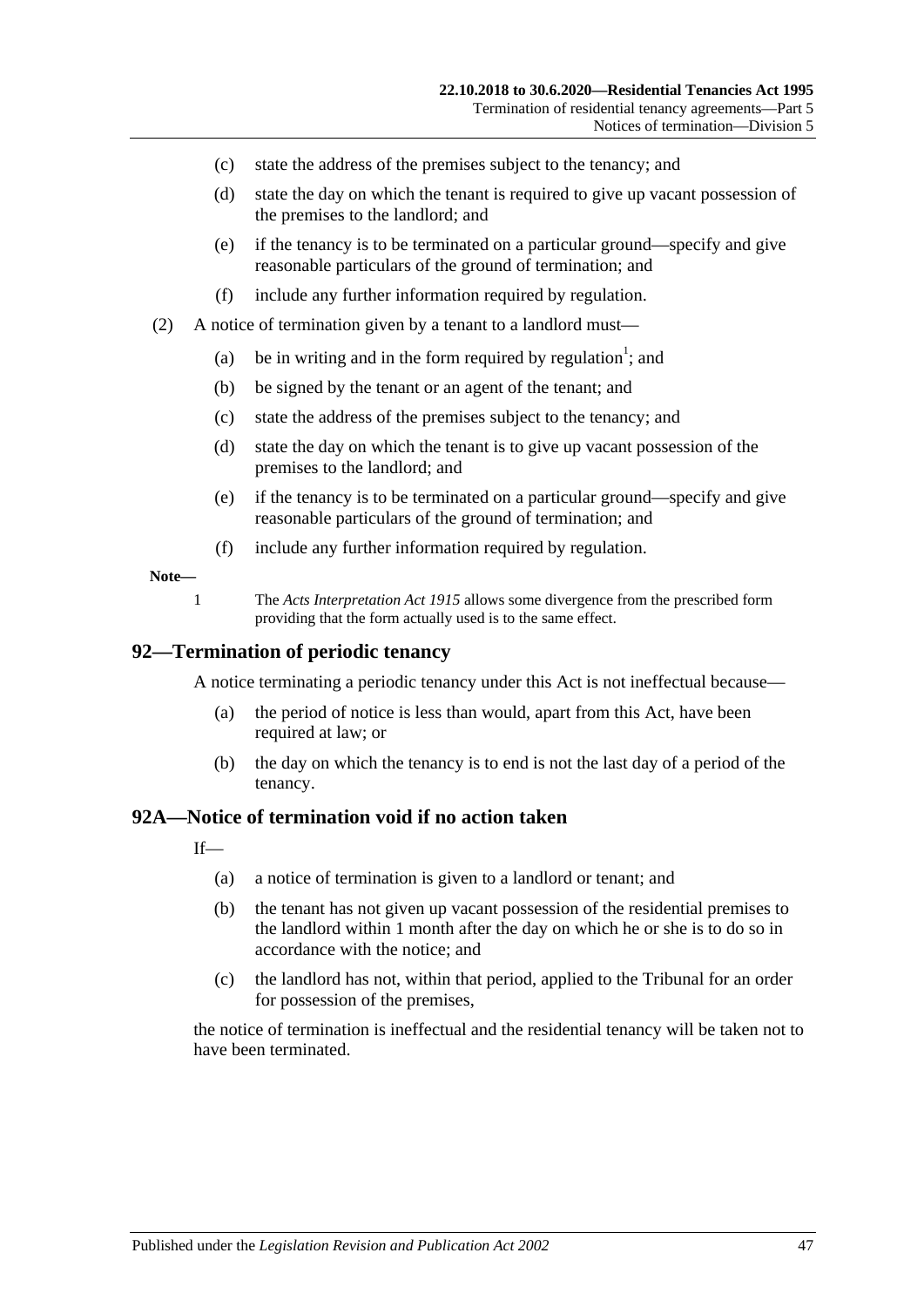(c) state the address of the premises subject to the tenancy; and

(d) state the day on which the tenant is required to give up vacant possession of the premises to the landlord; and

(e) if the tenancy is to be terminated on a particular ground—specify and give reasonable particulars of the ground of termination; and

(f) include any further information required by regulation.

(2) A notice of termination given by a tenant to a landlord must—

(a) be in writing and in the form required by regulation[1]; and

(b) be signed by the tenant or an agent of the tenant; and

(c) state the address of the premises subject to the tenancy; and

(d) state the day on which the tenant is to give up vacant possession of the premises to the landlord; and

(e) if the tenancy is to be terminated on a particular ground—specify and give reasonable particulars of the ground of termination; and

(f) include any further information required by regulation.

**Note—**

1 The *Acts Interpretation Act 1915* allows some divergence from the prescribed form providing that the form actually used is to the same effect.

## 92—Termination of periodic tenancy

A notice terminating a periodic tenancy under this Act is not ineffectual because—

(a) the period of notice is less than would, apart from this Act, have been required at law; or

(b) the day on which the tenancy is to end is not the last day of a period of the tenancy.

## 92A—Notice of termination void if no action taken

If—

(a) a notice of termination is given to a landlord or tenant; and

(b) the tenant has not given up vacant possession of the residential premises to the landlord within 1 month after the day on which he or she is to do so in accordance with the notice; and

(c) the landlord has not, within that period, applied to the Tribunal for an order for possession of the premises,

the notice of termination is ineffectual and the residential tenancy will be taken not to have been terminated.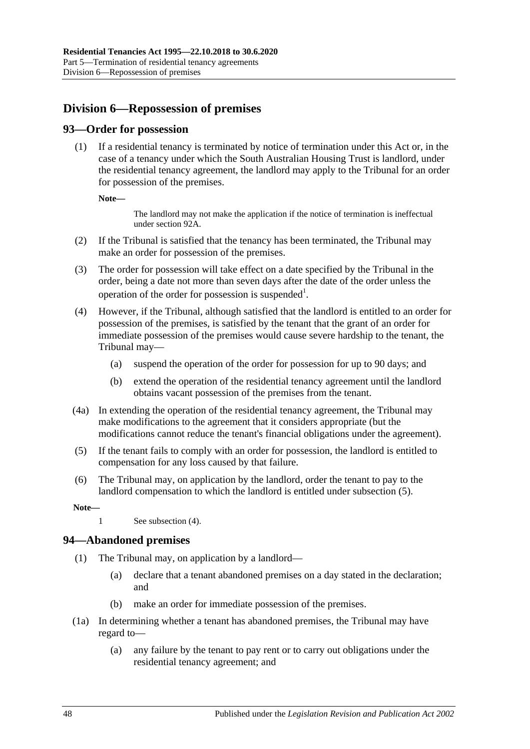## Division 6—Repossession of premises

### 93—Order for possession

(1) If a residential tenancy is terminated by notice of termination under this Act or, in the case of a tenancy under which the South Australian Housing Trust is landlord, under the residential tenancy agreement, the landlord may apply to the Tribunal for an order for possession of the premises.

**Note—**

The landlord may not make the application if the notice of termination is ineffectual under section 92A.

(2) If the Tribunal is satisfied that the tenancy has been terminated, the Tribunal may make an order for possession of the premises.

(3) The order for possession will take effect on a date specified by the Tribunal in the order, being a date not more than seven days after the date of the order unless the operation of the order for possession is suspended[1].

(4) However, if the Tribunal, although satisfied that the landlord is entitled to an order for possession of the premises, is satisfied by the tenant that the grant of an order for immediate possession of the premises would cause severe hardship to the tenant, the Tribunal may—

(a) suspend the operation of the order for possession for up to 90 days; and

(b) extend the operation of the residential tenancy agreement until the landlord obtains vacant possession of the premises from the tenant.

(4a) In extending the operation of the residential tenancy agreement, the Tribunal may make modifications to the agreement that it considers appropriate (but the modifications cannot reduce the tenant's financial obligations under the agreement).

(5) If the tenant fails to comply with an order for possession, the landlord is entitled to compensation for any loss caused by that failure.

(6) The Tribunal may, on application by the landlord, order the tenant to pay to the landlord compensation to which the landlord is entitled under subsection (5).

**Note—**

1 See subsection (4).

### 94—Abandoned premises

(1) The Tribunal may, on application by a landlord—

(a) declare that a tenant abandoned premises on a day stated in the declaration; and

(b) make an order for immediate possession of the premises.

(1a) In determining whether a tenant has abandoned premises, the Tribunal may have regard to—

(a) any failure by the tenant to pay rent or to carry out obligations under the residential tenancy agreement; and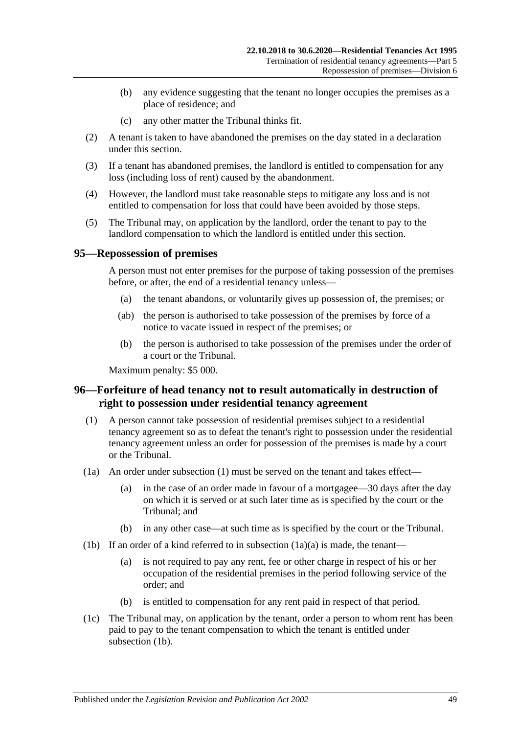(b) any evidence suggesting that the tenant no longer occupies the premises as a place of residence; and

(c) any other matter the Tribunal thinks fit.

(2) A tenant is taken to have abandoned the premises on the day stated in a declaration under this section.

(3) If a tenant has abandoned premises, the landlord is entitled to compensation for any loss (including loss of rent) caused by the abandonment.

(4) However, the landlord must take reasonable steps to mitigate any loss and is not entitled to compensation for loss that could have been avoided by those steps.

(5) The Tribunal may, on application by the landlord, order the tenant to pay to the landlord compensation to which the landlord is entitled under this section.

## 95—Repossession of premises

A person must not enter premises for the purpose of taking possession of the premises before, or after, the end of a residential tenancy unless—

(a) the tenant abandons, or voluntarily gives up possession of, the premises; or

(ab) the person is authorised to take possession of the premises by force of a notice to vacate issued in respect of the premises; or

(b) the person is authorised to take possession of the premises under the order of a court or the Tribunal.

Maximum penalty: $5 000.

## 96—Forfeiture of head tenancy not to result automatically in destruction of right to possession under residential tenancy agreement

(1) A person cannot take possession of residential premises subject to a residential tenancy agreement so as to defeat the tenant's right to possession under the residential tenancy agreement unless an order for possession of the premises is made by a court or the Tribunal.

(1a) An order under subsection (1) must be served on the tenant and takes effect—

(a) in the case of an order made in favour of a mortgagee—30 days after the day on which it is served or at such later time as is specified by the court or the Tribunal; and

(b) in any other case—at such time as is specified by the court or the Tribunal.

(1b) If an order of a kind referred to in subsection (1a)(a) is made, the tenant—

(a) is not required to pay any rent, fee or other charge in respect of his or her occupation of the residential premises in the period following service of the order; and

(b) is entitled to compensation for any rent paid in respect of that period.

(1c) The Tribunal may, on application by the tenant, order a person to whom rent has been paid to pay to the tenant compensation to which the tenant is entitled under subsection (1b).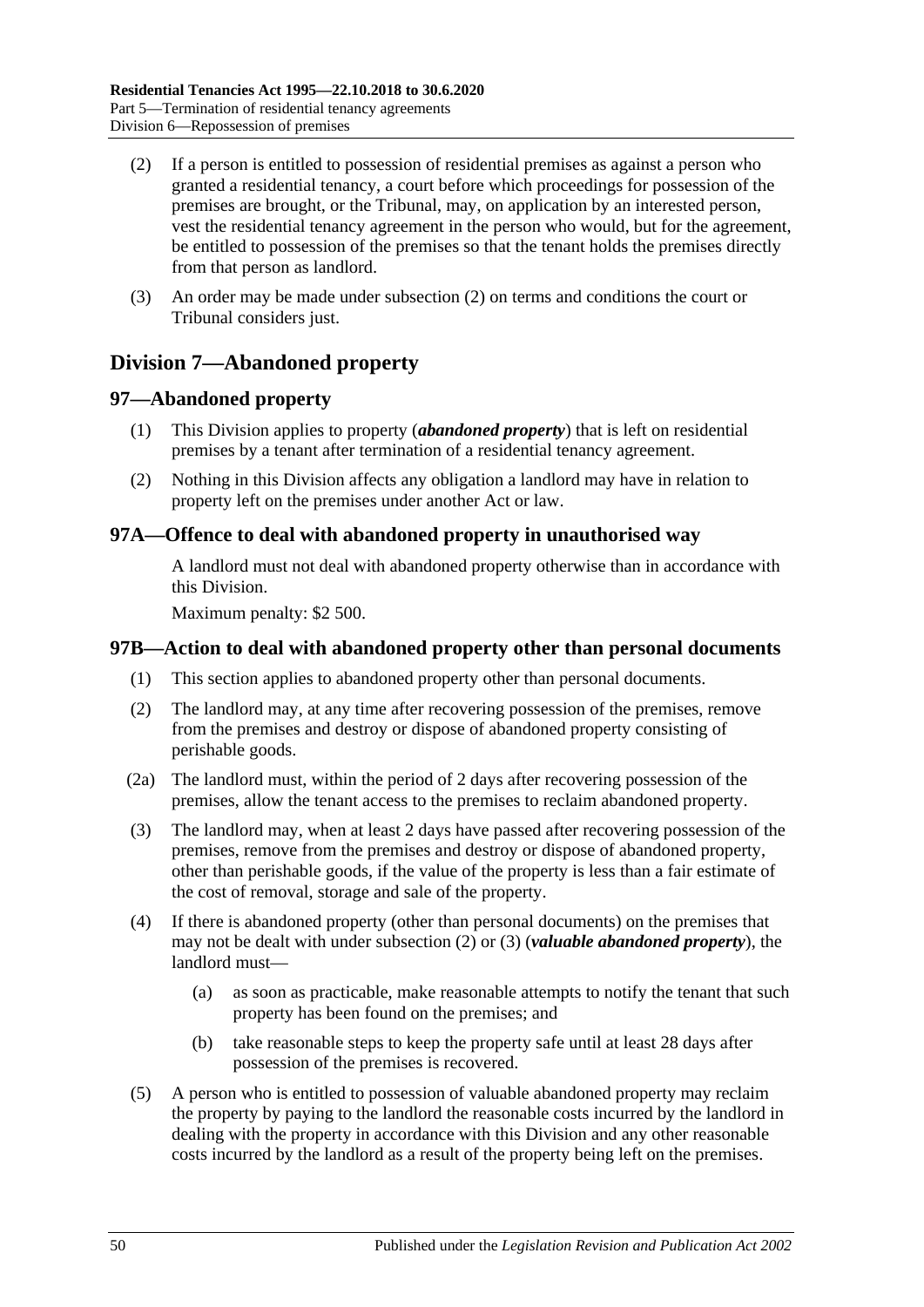(2) If a person is entitled to possession of residential premises as against a person who granted a residential tenancy, a court before which proceedings for possession of the premises are brought, or the Tribunal, may, on application by an interested person, vest the residential tenancy agreement in the person who would, but for the agreement, be entitled to possession of the premises so that the tenant holds the premises directly from that person as landlord.

(3) An order may be made under subsection (2) on terms and conditions the court or Tribunal considers just.

## Division 7—Abandoned property

### 97—Abandoned property

(1) This Division applies to property (***abandoned property***) that is left on residential premises by a tenant after termination of a residential tenancy agreement.

(2) Nothing in this Division affects any obligation a landlord may have in relation to property left on the premises under another Act or law.

### 97A—Offence to deal with abandoned property in unauthorised way

A landlord must not deal with abandoned property otherwise than in accordance with this Division.

Maximum penalty: $2 500.

### 97B—Action to deal with abandoned property other than personal documents

(1) This section applies to abandoned property other than personal documents.

(2) The landlord may, at any time after recovering possession of the premises, remove from the premises and destroy or dispose of abandoned property consisting of perishable goods.

(2a) The landlord must, within the period of 2 days after recovering possession of the premises, allow the tenant access to the premises to reclaim abandoned property.

(3) The landlord may, when at least 2 days have passed after recovering possession of the premises, remove from the premises and destroy or dispose of abandoned property, other than perishable goods, if the value of the property is less than a fair estimate of the cost of removal, storage and sale of the property.

(4) If there is abandoned property (other than personal documents) on the premises that may not be dealt with under subsection (2) or (3) (***valuable abandoned property***), the landlord must—

(a) as soon as practicable, make reasonable attempts to notify the tenant that such property has been found on the premises; and

(b) take reasonable steps to keep the property safe until at least 28 days after possession of the premises is recovered.

(5) A person who is entitled to possession of valuable abandoned property may reclaim the property by paying to the landlord the reasonable costs incurred by the landlord in dealing with the property in accordance with this Division and any other reasonable costs incurred by the landlord as a result of the property being left on the premises.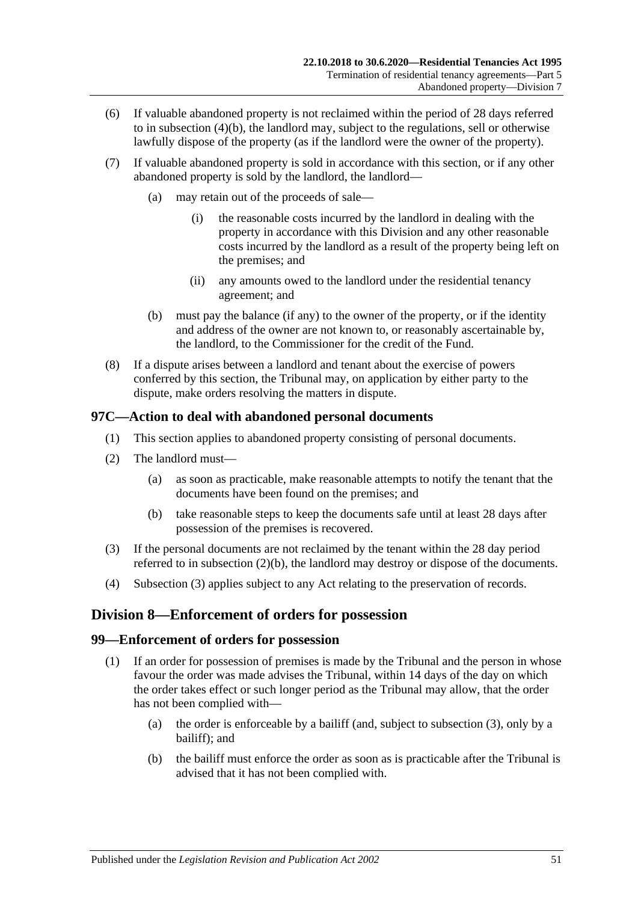(6) If valuable abandoned property is not reclaimed within the period of 28 days referred to in subsection (4)(b), the landlord may, subject to the regulations, sell or otherwise lawfully dispose of the property (as if the landlord were the owner of the property).

(7) If valuable abandoned property is sold in accordance with this section, or if any other abandoned property is sold by the landlord, the landlord—

(a) may retain out of the proceeds of sale—

(i) the reasonable costs incurred by the landlord in dealing with the property in accordance with this Division and any other reasonable costs incurred by the landlord as a result of the property being left on the premises; and

(ii) any amounts owed to the landlord under the residential tenancy agreement; and

(b) must pay the balance (if any) to the owner of the property, or if the identity and address of the owner are not known to, or reasonably ascertainable by, the landlord, to the Commissioner for the credit of the Fund.

(8) If a dispute arises between a landlord and tenant about the exercise of powers conferred by this section, the Tribunal may, on application by either party to the dispute, make orders resolving the matters in dispute.

### 97C—Action to deal with abandoned personal documents

(1) This section applies to abandoned property consisting of personal documents.

(2) The landlord must—

(a) as soon as practicable, make reasonable attempts to notify the tenant that the documents have been found on the premises; and

(b) take reasonable steps to keep the documents safe until at least 28 days after possession of the premises is recovered.

(3) If the personal documents are not reclaimed by the tenant within the 28 day period referred to in subsection (2)(b), the landlord may destroy or dispose of the documents.

(4) Subsection (3) applies subject to any Act relating to the preservation of records.

## Division 8—Enforcement of orders for possession

### 99—Enforcement of orders for possession

(1) If an order for possession of premises is made by the Tribunal and the person in whose favour the order was made advises the Tribunal, within 14 days of the day on which the order takes effect or such longer period as the Tribunal may allow, that the order has not been complied with—

(a) the order is enforceable by a bailiff (and, subject to subsection (3), only by a bailiff); and

(b) the bailiff must enforce the order as soon as is practicable after the Tribunal is advised that it has not been complied with.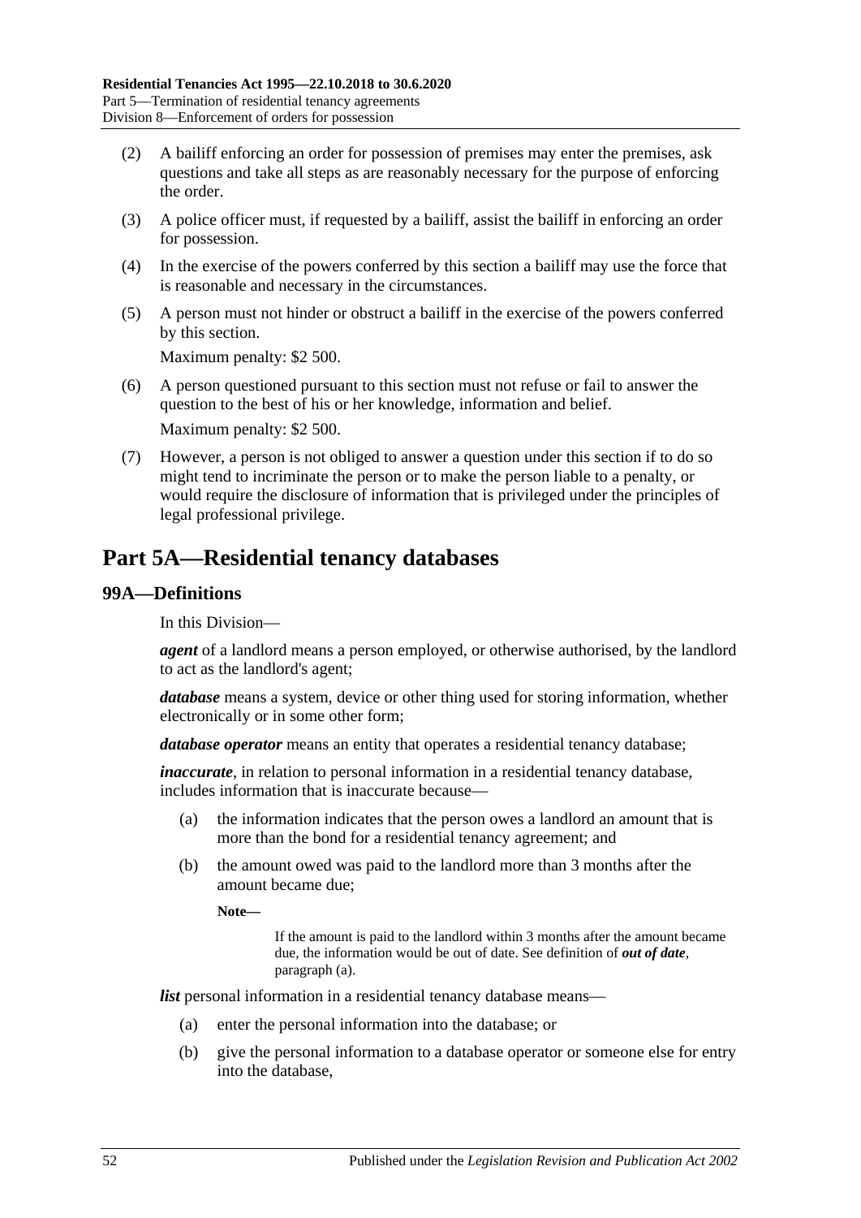(2) A bailiff enforcing an order for possession of premises may enter the premises, ask questions and take all steps as are reasonably necessary for the purpose of enforcing the order.

(3) A police officer must, if requested by a bailiff, assist the bailiff in enforcing an order for possession.

(4) In the exercise of the powers conferred by this section a bailiff may use the force that is reasonable and necessary in the circumstances.

(5) A person must not hinder or obstruct a bailiff in the exercise of the powers conferred by this section.

Maximum penalty: $2 500.

(6) A person questioned pursuant to this section must not refuse or fail to answer the question to the best of his or her knowledge, information and belief.

Maximum penalty: $2 500.

(7) However, a person is not obliged to answer a question under this section if to do so might tend to incriminate the person or to make the person liable to a penalty, or would require the disclosure of information that is privileged under the principles of legal professional privilege.

# Part 5A—Residential tenancy databases

## 99A—Definitions

In this Division—

***agent*** of a landlord means a person employed, or otherwise authorised, by the landlord to act as the landlord's agent;

***database*** means a system, device or other thing used for storing information, whether electronically or in some other form;

***database operator*** means an entity that operates a residential tenancy database;

***inaccurate***, in relation to personal information in a residential tenancy database, includes information that is inaccurate because—

(a) the information indicates that the person owes a landlord an amount that is more than the bond for a residential tenancy agreement; and

(b) the amount owed was paid to the landlord more than 3 months after the amount became due;

**Note—**

If the amount is paid to the landlord within 3 months after the amount became due, the information would be out of date. See definition of ***out of date***, paragraph (a).

***list*** personal information in a residential tenancy database means—

(a) enter the personal information into the database; or

(b) give the personal information to a database operator or someone else for entry into the database,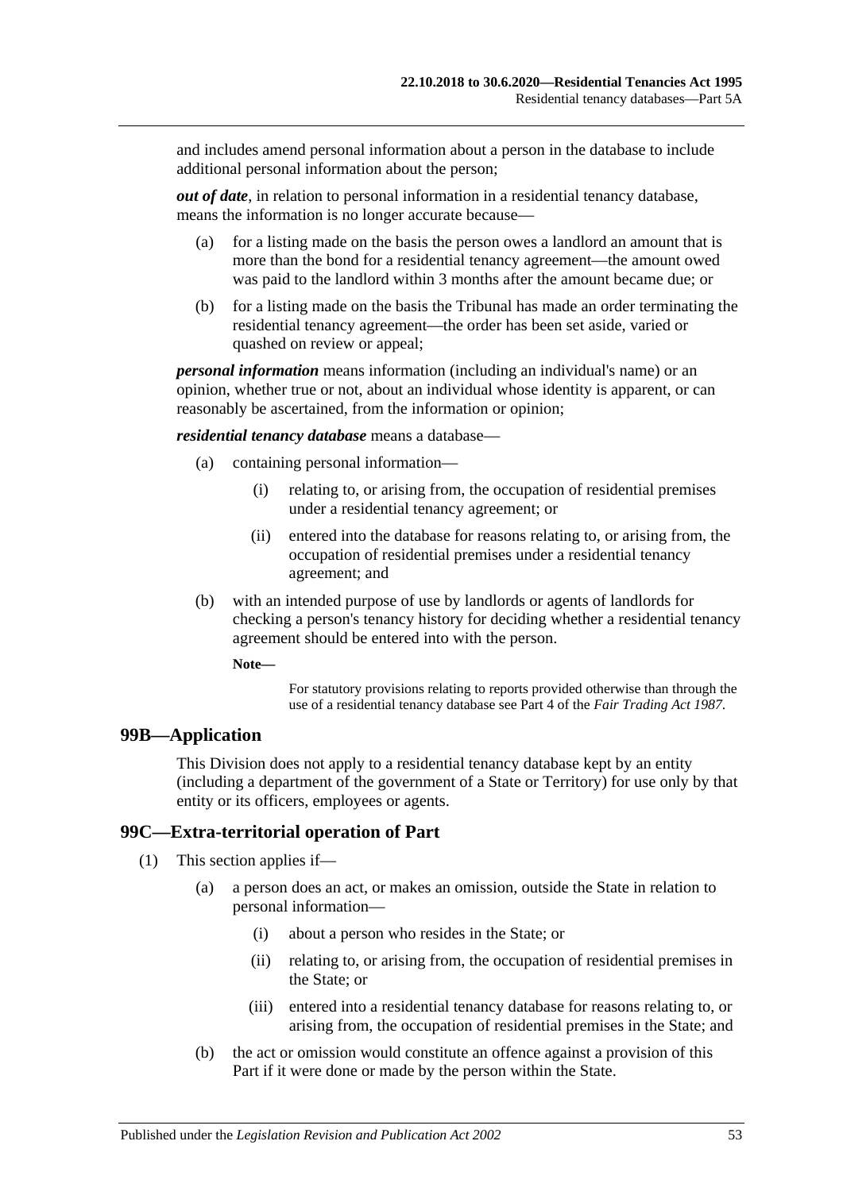and includes amend personal information about a person in the database to include additional personal information about the person;

***out of date***, in relation to personal information in a residential tenancy database, means the information is no longer accurate because—

- (a) for a listing made on the basis the person owes a landlord an amount that is more than the bond for a residential tenancy agreement—the amount owed was paid to the landlord within 3 months after the amount became due; or
- (b) for a listing made on the basis the Tribunal has made an order terminating the residential tenancy agreement—the order has been set aside, varied or quashed on review or appeal;

***personal information*** means information (including an individual's name) or an opinion, whether true or not, about an individual whose identity is apparent, or can reasonably be ascertained, from the information or opinion;

***residential tenancy database*** means a database—

- (a) containing personal information—
  - (i) relating to, or arising from, the occupation of residential premises under a residential tenancy agreement; or
  - (ii) entered into the database for reasons relating to, or arising from, the occupation of residential premises under a residential tenancy agreement; and
- (b) with an intended purpose of use by landlords or agents of landlords for checking a person's tenancy history for deciding whether a residential tenancy agreement should be entered into with the person.

**Note—**

For statutory provisions relating to reports provided otherwise than through the use of a residential tenancy database see Part 4 of the *Fair Trading Act 1987*.

## 99B—Application

This Division does not apply to a residential tenancy database kept by an entity (including a department of the government of a State or Territory) for use only by that entity or its officers, employees or agents.

## 99C—Extra-territorial operation of Part

- (1) This section applies if—
  - (a) a person does an act, or makes an omission, outside the State in relation to personal information—
    - (i) about a person who resides in the State; or
    - (ii) relating to, or arising from, the occupation of residential premises in the State; or
    - (iii) entered into a residential tenancy database for reasons relating to, or arising from, the occupation of residential premises in the State; and
  - (b) the act or omission would constitute an offence against a provision of this Part if it were done or made by the person within the State.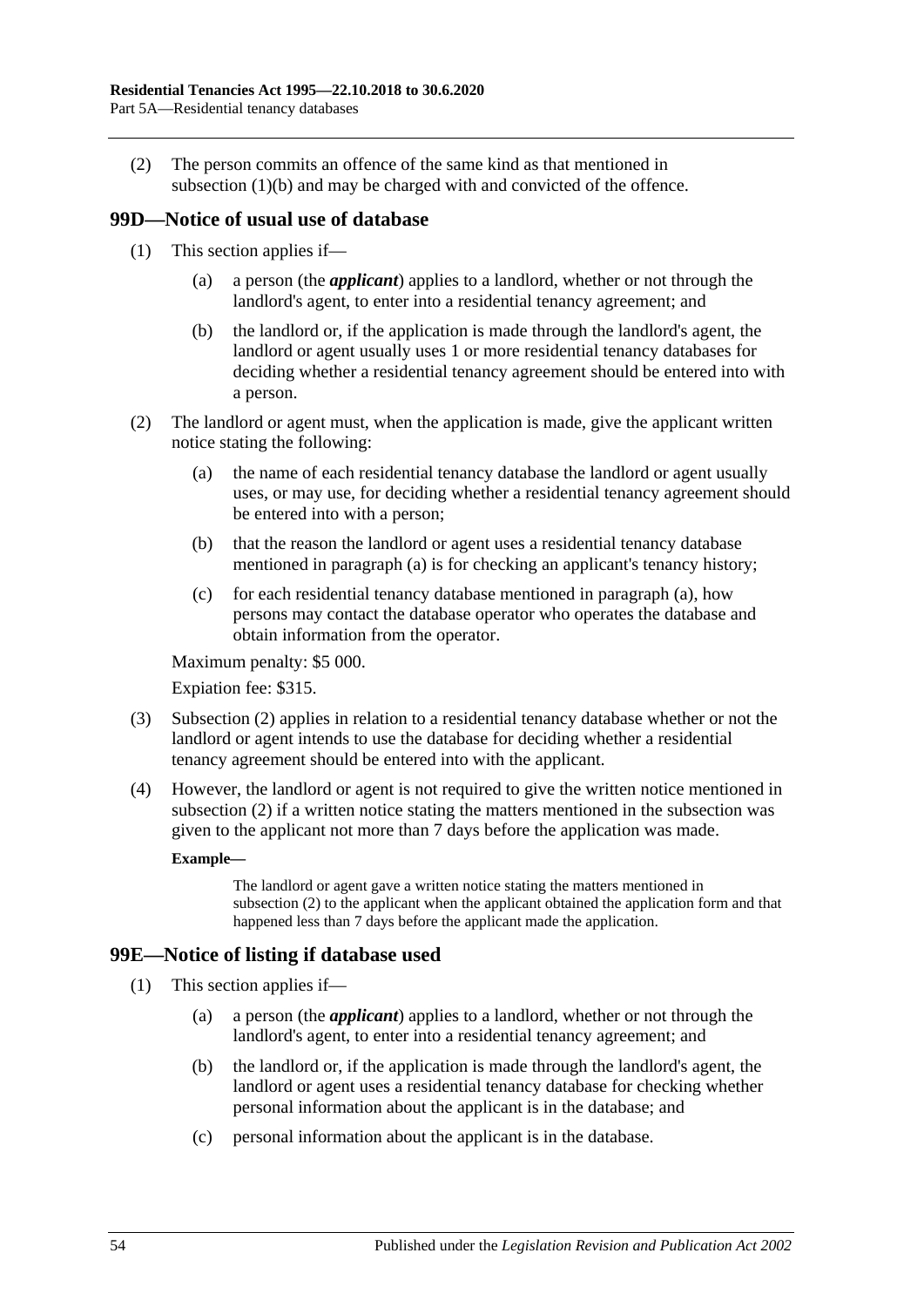(2) The person commits an offence of the same kind as that mentioned in subsection (1)(b) and may be charged with and convicted of the offence.

## 99D—Notice of usual use of database

(1) This section applies if—

(a) a person (the ***applicant***) applies to a landlord, whether or not through the landlord's agent, to enter into a residential tenancy agreement; and

(b) the landlord or, if the application is made through the landlord's agent, the landlord or agent usually uses 1 or more residential tenancy databases for deciding whether a residential tenancy agreement should be entered into with a person.

(2) The landlord or agent must, when the application is made, give the applicant written notice stating the following:

(a) the name of each residential tenancy database the landlord or agent usually uses, or may use, for deciding whether a residential tenancy agreement should be entered into with a person;

(b) that the reason the landlord or agent uses a residential tenancy database mentioned in paragraph (a) is for checking an applicant's tenancy history;

(c) for each residential tenancy database mentioned in paragraph (a), how persons may contact the database operator who operates the database and obtain information from the operator.

Maximum penalty: $5 000.

Expiation fee: $315.

(3) Subsection (2) applies in relation to a residential tenancy database whether or not the landlord or agent intends to use the database for deciding whether a residential tenancy agreement should be entered into with the applicant.

(4) However, the landlord or agent is not required to give the written notice mentioned in subsection (2) if a written notice stating the matters mentioned in the subsection was given to the applicant not more than 7 days before the application was made.

**Example—**

The landlord or agent gave a written notice stating the matters mentioned in subsection (2) to the applicant when the applicant obtained the application form and that happened less than 7 days before the applicant made the application.

## 99E—Notice of listing if database used

(1) This section applies if—

(a) a person (the ***applicant***) applies to a landlord, whether or not through the landlord's agent, to enter into a residential tenancy agreement; and

(b) the landlord or, if the application is made through the landlord's agent, the landlord or agent uses a residential tenancy database for checking whether personal information about the applicant is in the database; and

(c) personal information about the applicant is in the database.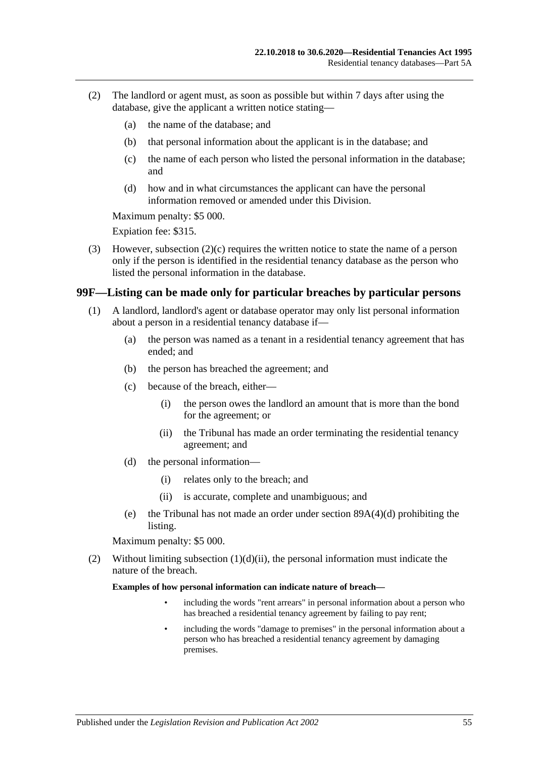(2) The landlord or agent must, as soon as possible but within 7 days after using the database, give the applicant a written notice stating—

(a) the name of the database; and

(b) that personal information about the applicant is in the database; and

(c) the name of each person who listed the personal information in the database; and

(d) how and in what circumstances the applicant can have the personal information removed or amended under this Division.

Maximum penalty: $5 000.

Expiation fee: $315.

(3) However, subsection (2)(c) requires the written notice to state the name of a person only if the person is identified in the residential tenancy database as the person who listed the personal information in the database.

## 99F—Listing can be made only for particular breaches by particular persons

(1) A landlord, landlord's agent or database operator may only list personal information about a person in a residential tenancy database if—

(a) the person was named as a tenant in a residential tenancy agreement that has ended; and

(b) the person has breached the agreement; and

(c) because of the breach, either—

(i) the person owes the landlord an amount that is more than the bond for the agreement; or

(ii) the Tribunal has made an order terminating the residential tenancy agreement; and

(d) the personal information—

(i) relates only to the breach; and

(ii) is accurate, complete and unambiguous; and

(e) the Tribunal has not made an order under section 89A(4)(d) prohibiting the listing.

Maximum penalty: $5 000.

(2) Without limiting subsection (1)(d)(ii), the personal information must indicate the nature of the breach.

**Examples of how personal information can indicate nature of breach—**

- including the words "rent arrears" in personal information about a person who has breached a residential tenancy agreement by failing to pay rent;
- including the words "damage to premises" in the personal information about a person who has breached a residential tenancy agreement by damaging premises.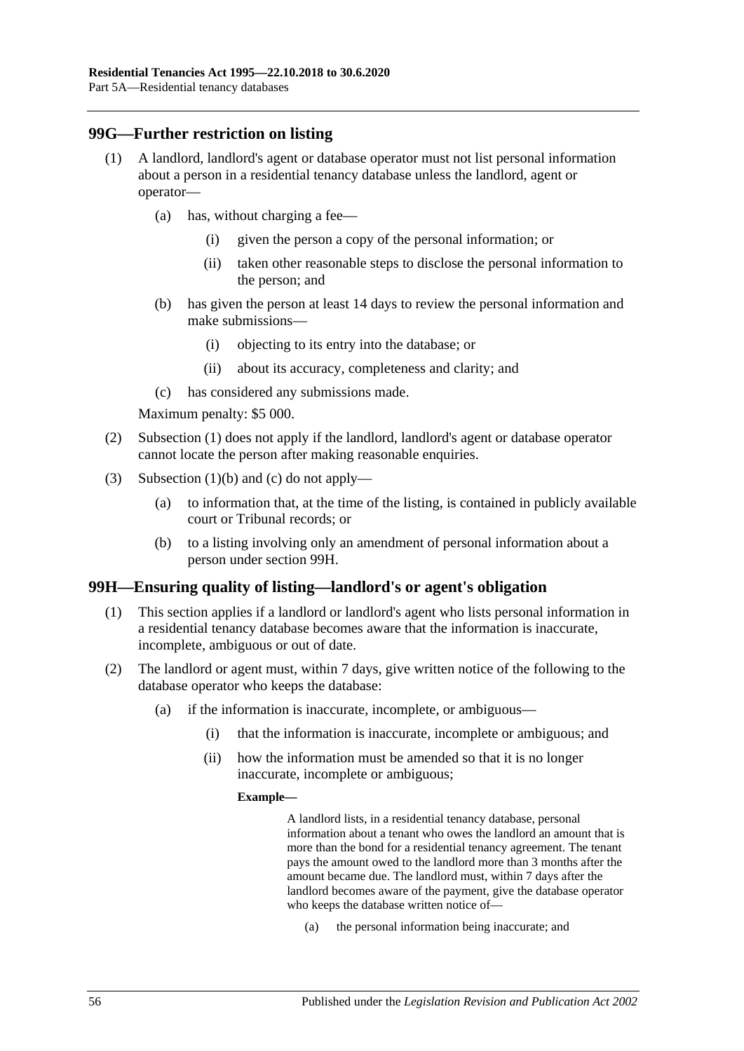## 99G—Further restriction on listing

(1) A landlord, landlord's agent or database operator must not list personal information about a person in a residential tenancy database unless the landlord, agent or operator—

(a) has, without charging a fee—

(i) given the person a copy of the personal information; or

(ii) taken other reasonable steps to disclose the personal information to the person; and

(b) has given the person at least 14 days to review the personal information and make submissions—

(i) objecting to its entry into the database; or

(ii) about its accuracy, completeness and clarity; and

(c) has considered any submissions made.

Maximum penalty: $5 000.

(2) Subsection (1) does not apply if the landlord, landlord's agent or database operator cannot locate the person after making reasonable enquiries.

(3) Subsection (1)(b) and (c) do not apply—

(a) to information that, at the time of the listing, is contained in publicly available court or Tribunal records; or

(b) to a listing involving only an amendment of personal information about a person under section 99H.

## 99H—Ensuring quality of listing—landlord's or agent's obligation

(1) This section applies if a landlord or landlord's agent who lists personal information in a residential tenancy database becomes aware that the information is inaccurate, incomplete, ambiguous or out of date.

(2) The landlord or agent must, within 7 days, give written notice of the following to the database operator who keeps the database:

(a) if the information is inaccurate, incomplete, or ambiguous—

(i) that the information is inaccurate, incomplete or ambiguous; and

(ii) how the information must be amended so that it is no longer inaccurate, incomplete or ambiguous;

**Example—**

A landlord lists, in a residential tenancy database, personal information about a tenant who owes the landlord an amount that is more than the bond for a residential tenancy agreement. The tenant pays the amount owed to the landlord more than 3 months after the amount became due. The landlord must, within 7 days after the landlord becomes aware of the payment, give the database operator who keeps the database written notice of—

(a) the personal information being inaccurate; and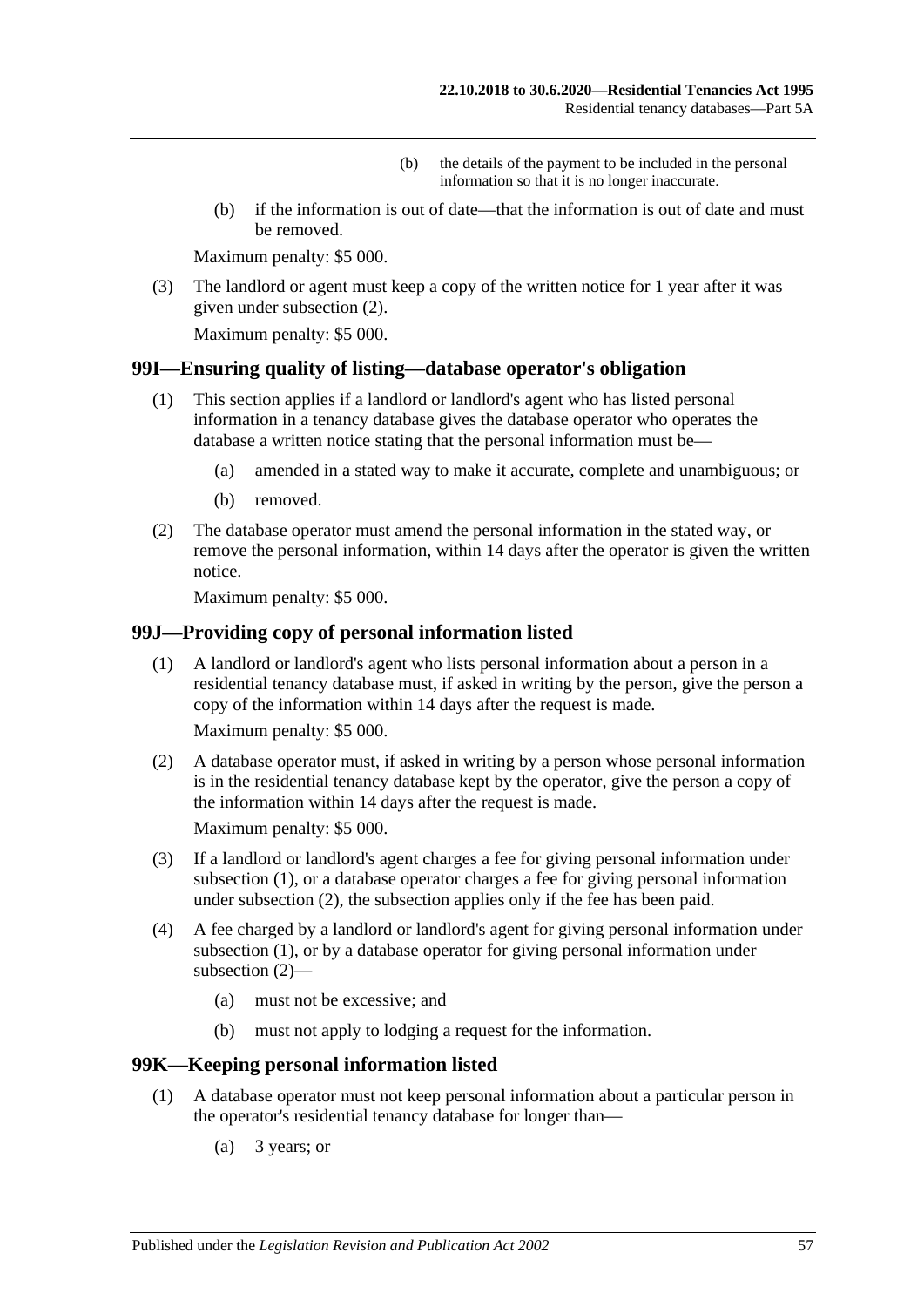(b) the details of the payment to be included in the personal information so that it is no longer inaccurate.

(b) if the information is out of date—that the information is out of date and must be removed.

Maximum penalty: $5 000.

(3) The landlord or agent must keep a copy of the written notice for 1 year after it was given under subsection (2).

Maximum penalty: $5 000.

## 99I—Ensuring quality of listing—database operator's obligation

(1) This section applies if a landlord or landlord's agent who has listed personal information in a tenancy database gives the database operator who operates the database a written notice stating that the personal information must be—

(a) amended in a stated way to make it accurate, complete and unambiguous; or

(b) removed.

(2) The database operator must amend the personal information in the stated way, or remove the personal information, within 14 days after the operator is given the written notice.

Maximum penalty: $5 000.

## 99J—Providing copy of personal information listed

(1) A landlord or landlord's agent who lists personal information about a person in a residential tenancy database must, if asked in writing by the person, give the person a copy of the information within 14 days after the request is made.

Maximum penalty: $5 000.

(2) A database operator must, if asked in writing by a person whose personal information is in the residential tenancy database kept by the operator, give the person a copy of the information within 14 days after the request is made.

Maximum penalty: $5 000.

(3) If a landlord or landlord's agent charges a fee for giving personal information under subsection (1), or a database operator charges a fee for giving personal information under subsection (2), the subsection applies only if the fee has been paid.

(4) A fee charged by a landlord or landlord's agent for giving personal information under subsection (1), or by a database operator for giving personal information under subsection (2)—

(a) must not be excessive; and

(b) must not apply to lodging a request for the information.

## 99K—Keeping personal information listed

(1) A database operator must not keep personal information about a particular person in the operator's residential tenancy database for longer than—

(a) 3 years; or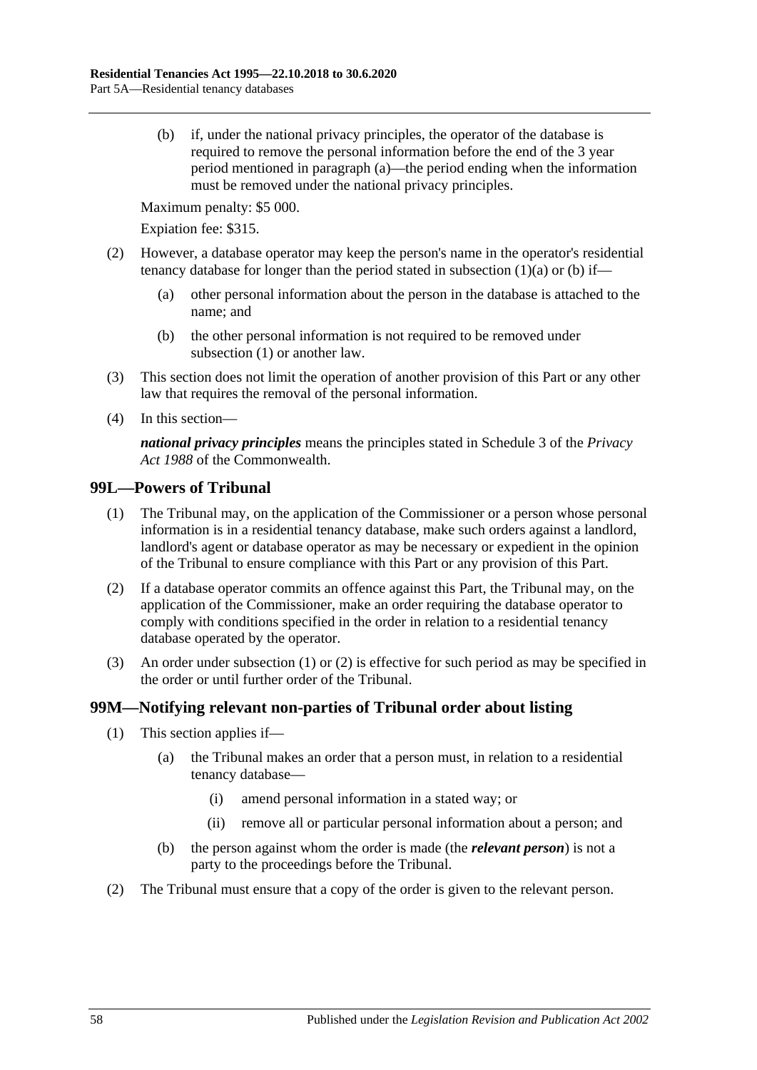(b) if, under the national privacy principles, the operator of the database is required to remove the personal information before the end of the 3 year period mentioned in paragraph (a)—the period ending when the information must be removed under the national privacy principles.

Maximum penalty: $5 000.

Expiation fee: $315.

(2) However, a database operator may keep the person's name in the operator's residential tenancy database for longer than the period stated in subsection (1)(a) or (b) if—

(a) other personal information about the person in the database is attached to the name; and

(b) the other personal information is not required to be removed under subsection (1) or another law.

(3) This section does not limit the operation of another provision of this Part or any other law that requires the removal of the personal information.

(4) In this section—

***national privacy principles*** means the principles stated in Schedule 3 of the *Privacy Act 1988* of the Commonwealth.

## 99L—Powers of Tribunal

(1) The Tribunal may, on the application of the Commissioner or a person whose personal information is in a residential tenancy database, make such orders against a landlord, landlord's agent or database operator as may be necessary or expedient in the opinion of the Tribunal to ensure compliance with this Part or any provision of this Part.

(2) If a database operator commits an offence against this Part, the Tribunal may, on the application of the Commissioner, make an order requiring the database operator to comply with conditions specified in the order in relation to a residential tenancy database operated by the operator.

(3) An order under subsection (1) or (2) is effective for such period as may be specified in the order or until further order of the Tribunal.

## 99M—Notifying relevant non-parties of Tribunal order about listing

(1) This section applies if—

(a) the Tribunal makes an order that a person must, in relation to a residential tenancy database—

(i) amend personal information in a stated way; or

(ii) remove all or particular personal information about a person; and

(b) the person against whom the order is made (the ***relevant person***) is not a party to the proceedings before the Tribunal.

(2) The Tribunal must ensure that a copy of the order is given to the relevant person.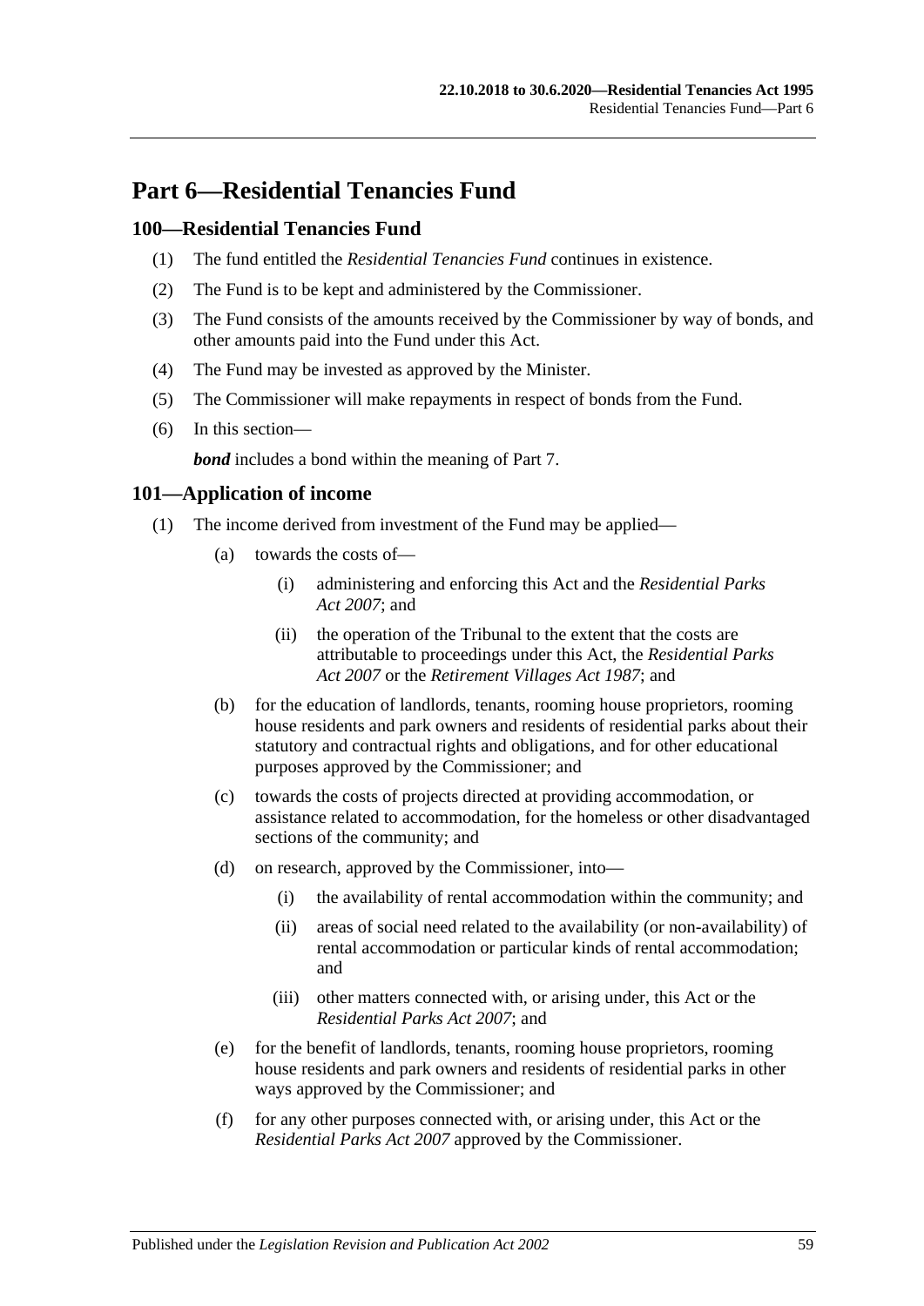# Part 6—Residential Tenancies Fund

## 100—Residential Tenancies Fund

(1) The fund entitled the *Residential Tenancies Fund* continues in existence.

(2) The Fund is to be kept and administered by the Commissioner.

(3) The Fund consists of the amounts received by the Commissioner by way of bonds, and other amounts paid into the Fund under this Act.

(4) The Fund may be invested as approved by the Minister.

(5) The Commissioner will make repayments in respect of bonds from the Fund.

(6) In this section—

***bond*** includes a bond within the meaning of Part 7.

## 101—Application of income

(1) The income derived from investment of the Fund may be applied—

- (a) towards the costs of—
  - (i) administering and enforcing this Act and the *Residential Parks Act 2007*; and
  - (ii) the operation of the Tribunal to the extent that the costs are attributable to proceedings under this Act, the *Residential Parks Act 2007* or the *Retirement Villages Act 1987*; and
- (b) for the education of landlords, tenants, rooming house proprietors, rooming house residents and park owners and residents of residential parks about their statutory and contractual rights and obligations, and for other educational purposes approved by the Commissioner; and
- (c) towards the costs of projects directed at providing accommodation, or assistance related to accommodation, for the homeless or other disadvantaged sections of the community; and
- (d) on research, approved by the Commissioner, into—
  - (i) the availability of rental accommodation within the community; and
  - (ii) areas of social need related to the availability (or non-availability) of rental accommodation or particular kinds of rental accommodation; and
  - (iii) other matters connected with, or arising under, this Act or the *Residential Parks Act 2007*; and
- (e) for the benefit of landlords, tenants, rooming house proprietors, rooming house residents and park owners and residents of residential parks in other ways approved by the Commissioner; and
- (f) for any other purposes connected with, or arising under, this Act or the *Residential Parks Act 2007* approved by the Commissioner.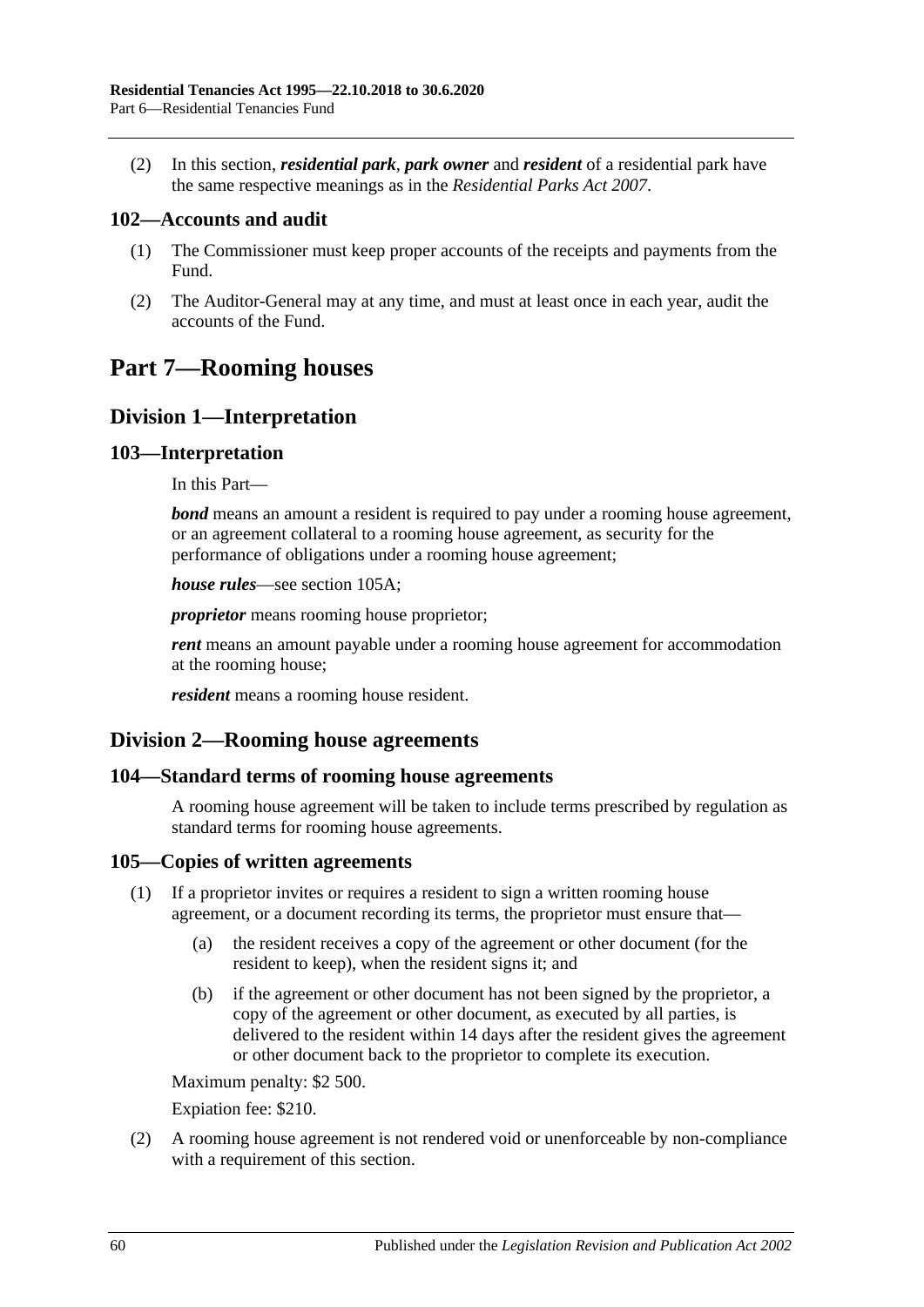(2) In this section, ***residential park***, ***park owner*** and ***resident*** of a residential park have the same respective meanings as in the *Residential Parks Act 2007*.

### 102—Accounts and audit

(1) The Commissioner must keep proper accounts of the receipts and payments from the Fund.

(2) The Auditor-General may at any time, and must at least once in each year, audit the accounts of the Fund.

# Part 7—Rooming houses

## Division 1—Interpretation

### 103—Interpretation

In this Part—

***bond*** means an amount a resident is required to pay under a rooming house agreement, or an agreement collateral to a rooming house agreement, as security for the performance of obligations under a rooming house agreement;

***house rules***—see section 105A;

***proprietor*** means rooming house proprietor;

***rent*** means an amount payable under a rooming house agreement for accommodation at the rooming house;

***resident*** means a rooming house resident.

## Division 2—Rooming house agreements

### 104—Standard terms of rooming house agreements

A rooming house agreement will be taken to include terms prescribed by regulation as standard terms for rooming house agreements.

### 105—Copies of written agreements

(1) If a proprietor invites or requires a resident to sign a written rooming house agreement, or a document recording its terms, the proprietor must ensure that—

(a) the resident receives a copy of the agreement or other document (for the resident to keep), when the resident signs it; and

(b) if the agreement or other document has not been signed by the proprietor, a copy of the agreement or other document, as executed by all parties, is delivered to the resident within 14 days after the resident gives the agreement or other document back to the proprietor to complete its execution.

Maximum penalty: $2 500.

Expiation fee: $210.

(2) A rooming house agreement is not rendered void or unenforceable by non-compliance with a requirement of this section.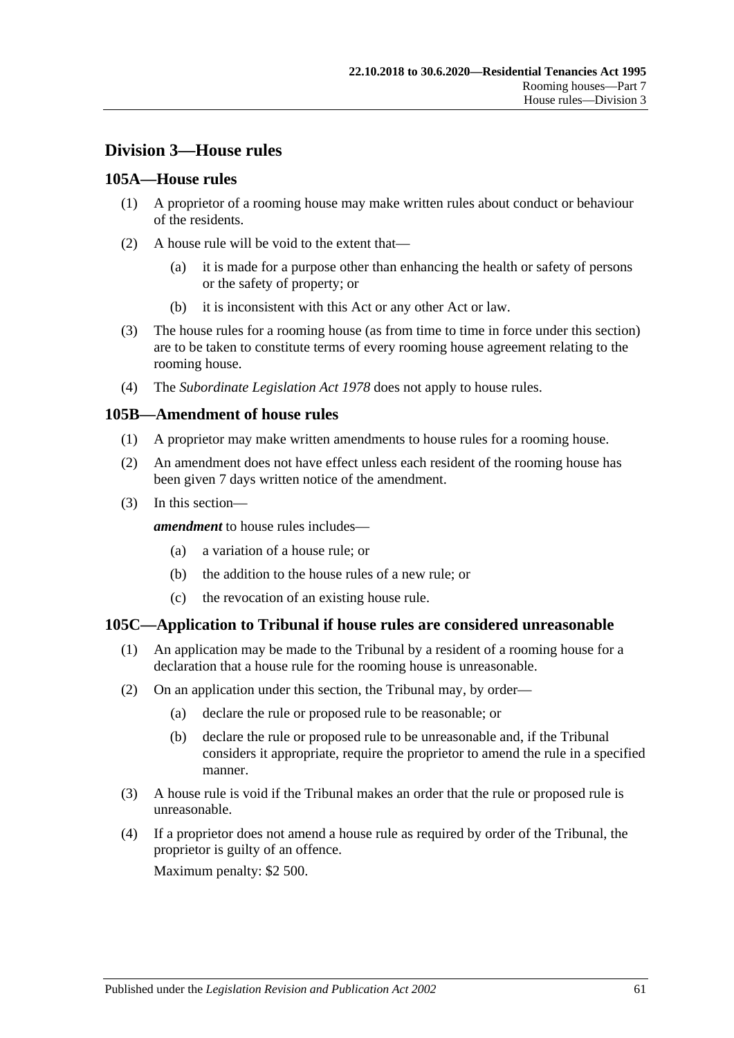## Division 3—House rules

### 105A—House rules

(1) A proprietor of a rooming house may make written rules about conduct or behaviour of the residents.

(2) A house rule will be void to the extent that—

(a) it is made for a purpose other than enhancing the health or safety of persons or the safety of property; or

(b) it is inconsistent with this Act or any other Act or law.

(3) The house rules for a rooming house (as from time to time in force under this section) are to be taken to constitute terms of every rooming house agreement relating to the rooming house.

(4) The *Subordinate Legislation Act 1978* does not apply to house rules.

### 105B—Amendment of house rules

(1) A proprietor may make written amendments to house rules for a rooming house.

(2) An amendment does not have effect unless each resident of the rooming house has been given 7 days written notice of the amendment.

(3) In this section—

***amendment*** to house rules includes—

(a) a variation of a house rule; or

(b) the addition to the house rules of a new rule; or

(c) the revocation of an existing house rule.

### 105C—Application to Tribunal if house rules are considered unreasonable

(1) An application may be made to the Tribunal by a resident of a rooming house for a declaration that a house rule for the rooming house is unreasonable.

(2) On an application under this section, the Tribunal may, by order—

(a) declare the rule or proposed rule to be reasonable; or

(b) declare the rule or proposed rule to be unreasonable and, if the Tribunal considers it appropriate, require the proprietor to amend the rule in a specified manner.

(3) A house rule is void if the Tribunal makes an order that the rule or proposed rule is unreasonable.

(4) If a proprietor does not amend a house rule as required by order of the Tribunal, the proprietor is guilty of an offence.

Maximum penalty: $2 500.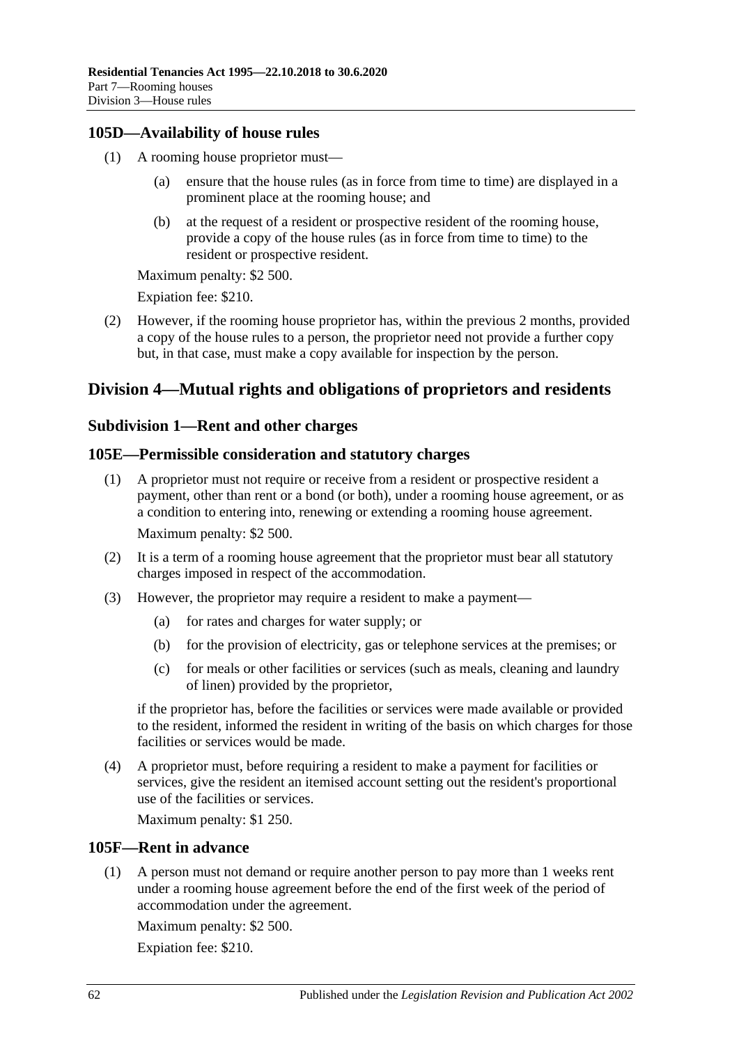## 105D—Availability of house rules

(1) A rooming house proprietor must—

(a) ensure that the house rules (as in force from time to time) are displayed in a prominent place at the rooming house; and

(b) at the request of a resident or prospective resident of the rooming house, provide a copy of the house rules (as in force from time to time) to the resident or prospective resident.

Maximum penalty: $2 500.

Expiation fee: $210.

(2) However, if the rooming house proprietor has, within the previous 2 months, provided a copy of the house rules to a person, the proprietor need not provide a further copy but, in that case, must make a copy available for inspection by the person.

# Division 4—Mutual rights and obligations of proprietors and residents

## Subdivision 1—Rent and other charges

## 105E—Permissible consideration and statutory charges

(1) A proprietor must not require or receive from a resident or prospective resident a payment, other than rent or a bond (or both), under a rooming house agreement, or as a condition to entering into, renewing or extending a rooming house agreement.

Maximum penalty: $2 500.

(2) It is a term of a rooming house agreement that the proprietor must bear all statutory charges imposed in respect of the accommodation.

(3) However, the proprietor may require a resident to make a payment—

(a) for rates and charges for water supply; or

(b) for the provision of electricity, gas or telephone services at the premises; or

(c) for meals or other facilities or services (such as meals, cleaning and laundry of linen) provided by the proprietor,

if the proprietor has, before the facilities or services were made available or provided to the resident, informed the resident in writing of the basis on which charges for those facilities or services would be made.

(4) A proprietor must, before requiring a resident to make a payment for facilities or services, give the resident an itemised account setting out the resident's proportional use of the facilities or services.

Maximum penalty: $1 250.

## 105F—Rent in advance

(1) A person must not demand or require another person to pay more than 1 weeks rent under a rooming house agreement before the end of the first week of the period of accommodation under the agreement.

Maximum penalty: $2 500.

Expiation fee: $210.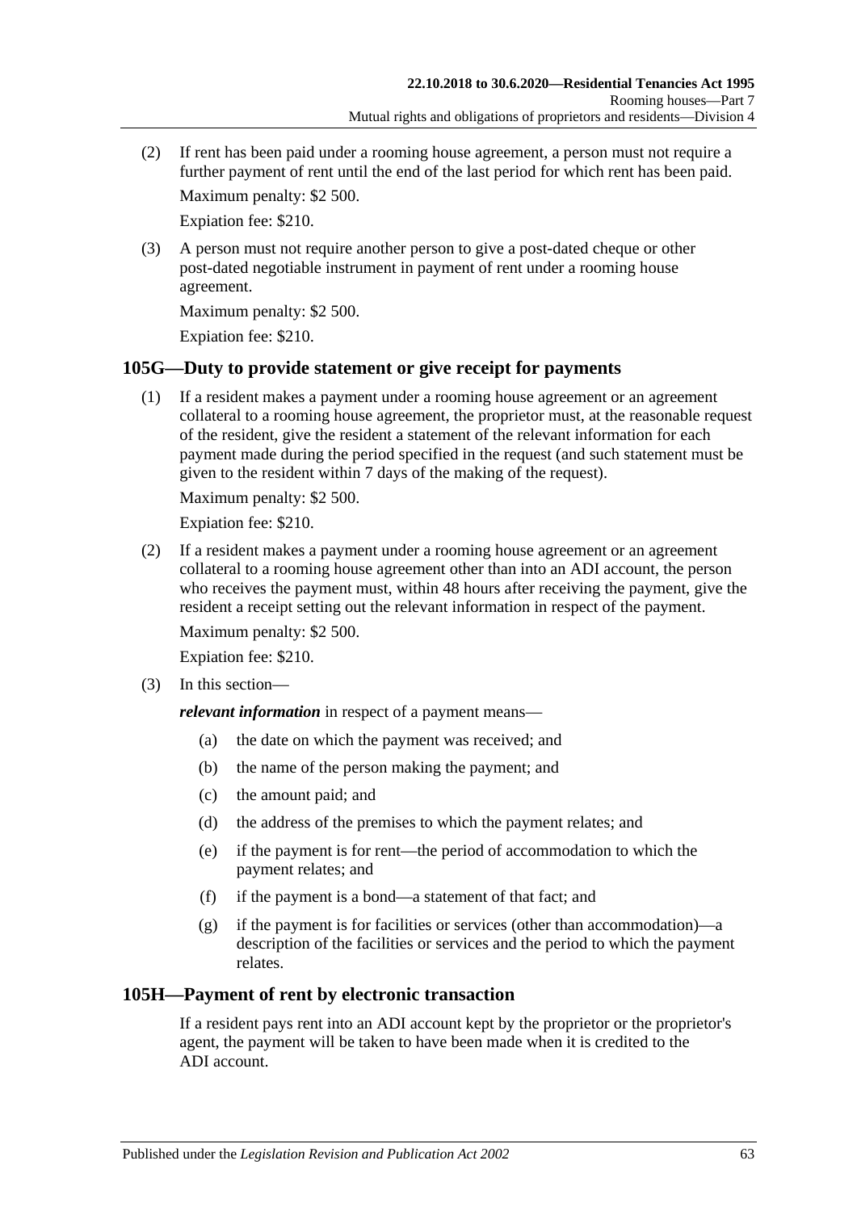(2) If rent has been paid under a rooming house agreement, a person must not require a further payment of rent until the end of the last period for which rent has been paid.

Maximum penalty: $2 500.

Expiation fee: $210.

(3) A person must not require another person to give a post-dated cheque or other post-dated negotiable instrument in payment of rent under a rooming house agreement.

Maximum penalty: $2 500.

Expiation fee: $210.

## 105G—Duty to provide statement or give receipt for payments

(1) If a resident makes a payment under a rooming house agreement or an agreement collateral to a rooming house agreement, the proprietor must, at the reasonable request of the resident, give the resident a statement of the relevant information for each payment made during the period specified in the request (and such statement must be given to the resident within 7 days of the making of the request).

Maximum penalty: $2 500.

Expiation fee: $210.

(2) If a resident makes a payment under a rooming house agreement or an agreement collateral to a rooming house agreement other than into an ADI account, the person who receives the payment must, within 48 hours after receiving the payment, give the resident a receipt setting out the relevant information in respect of the payment.

Maximum penalty: $2 500.

Expiation fee: $210.

(3) In this section—

***relevant information*** in respect of a payment means—

- (a) the date on which the payment was received; and
- (b) the name of the person making the payment; and
- (c) the amount paid; and
- (d) the address of the premises to which the payment relates; and
- (e) if the payment is for rent—the period of accommodation to which the payment relates; and
- (f) if the payment is a bond—a statement of that fact; and
- (g) if the payment is for facilities or services (other than accommodation)—a description of the facilities or services and the period to which the payment relates.

## 105H—Payment of rent by electronic transaction

If a resident pays rent into an ADI account kept by the proprietor or the proprietor's agent, the payment will be taken to have been made when it is credited to the ADI account.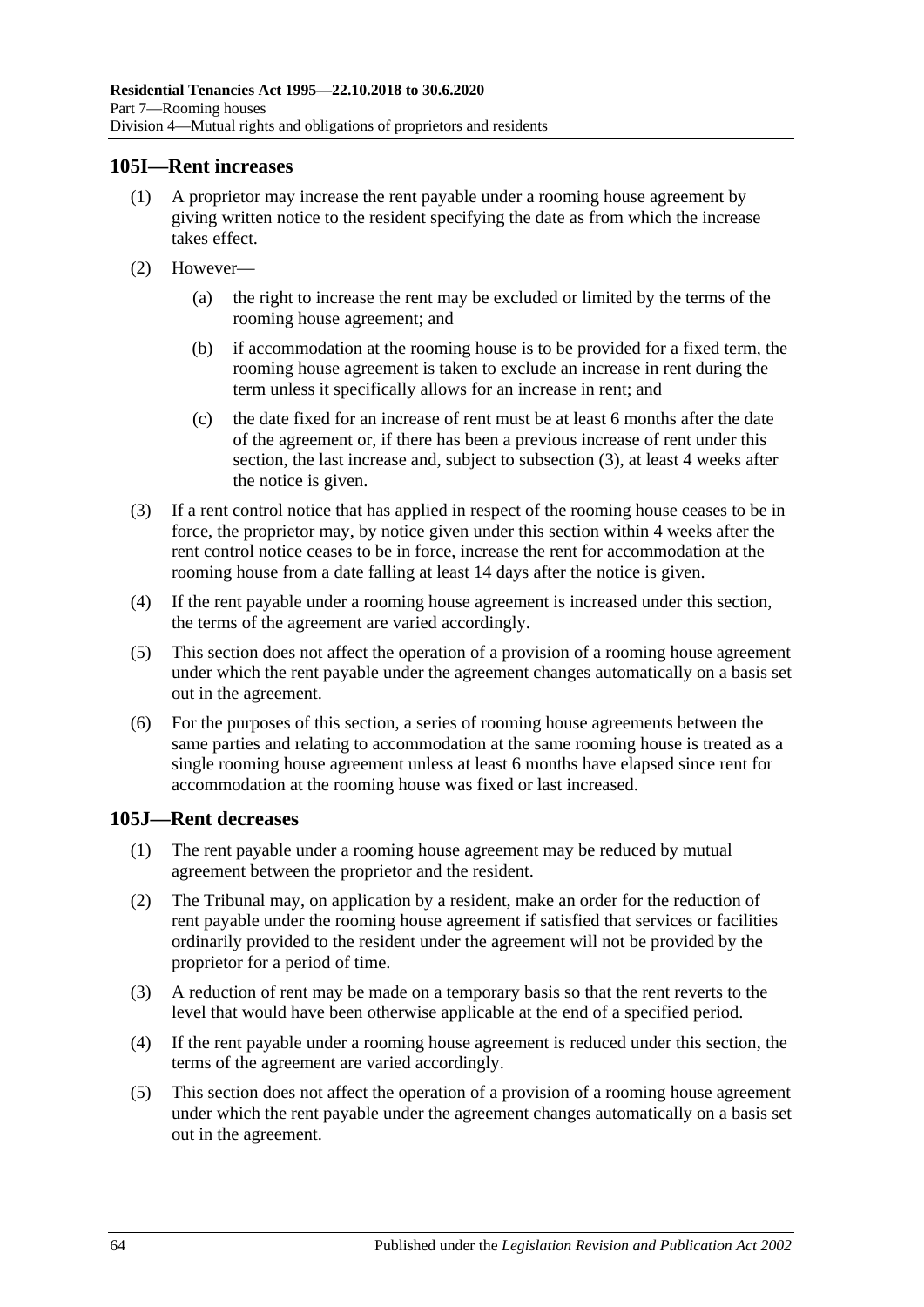## 105I—Rent increases

(1) A proprietor may increase the rent payable under a rooming house agreement by giving written notice to the resident specifying the date as from which the increase takes effect.

(2) However—

(a) the right to increase the rent may be excluded or limited by the terms of the rooming house agreement; and

(b) if accommodation at the rooming house is to be provided for a fixed term, the rooming house agreement is taken to exclude an increase in rent during the term unless it specifically allows for an increase in rent; and

(c) the date fixed for an increase of rent must be at least 6 months after the date of the agreement or, if there has been a previous increase of rent under this section, the last increase and, subject to subsection (3), at least 4 weeks after the notice is given.

(3) If a rent control notice that has applied in respect of the rooming house ceases to be in force, the proprietor may, by notice given under this section within 4 weeks after the rent control notice ceases to be in force, increase the rent for accommodation at the rooming house from a date falling at least 14 days after the notice is given.

(4) If the rent payable under a rooming house agreement is increased under this section, the terms of the agreement are varied accordingly.

(5) This section does not affect the operation of a provision of a rooming house agreement under which the rent payable under the agreement changes automatically on a basis set out in the agreement.

(6) For the purposes of this section, a series of rooming house agreements between the same parties and relating to accommodation at the same rooming house is treated as a single rooming house agreement unless at least 6 months have elapsed since rent for accommodation at the rooming house was fixed or last increased.

## 105J—Rent decreases

(1) The rent payable under a rooming house agreement may be reduced by mutual agreement between the proprietor and the resident.

(2) The Tribunal may, on application by a resident, make an order for the reduction of rent payable under the rooming house agreement if satisfied that services or facilities ordinarily provided to the resident under the agreement will not be provided by the proprietor for a period of time.

(3) A reduction of rent may be made on a temporary basis so that the rent reverts to the level that would have been otherwise applicable at the end of a specified period.

(4) If the rent payable under a rooming house agreement is reduced under this section, the terms of the agreement are varied accordingly.

(5) This section does not affect the operation of a provision of a rooming house agreement under which the rent payable under the agreement changes automatically on a basis set out in the agreement.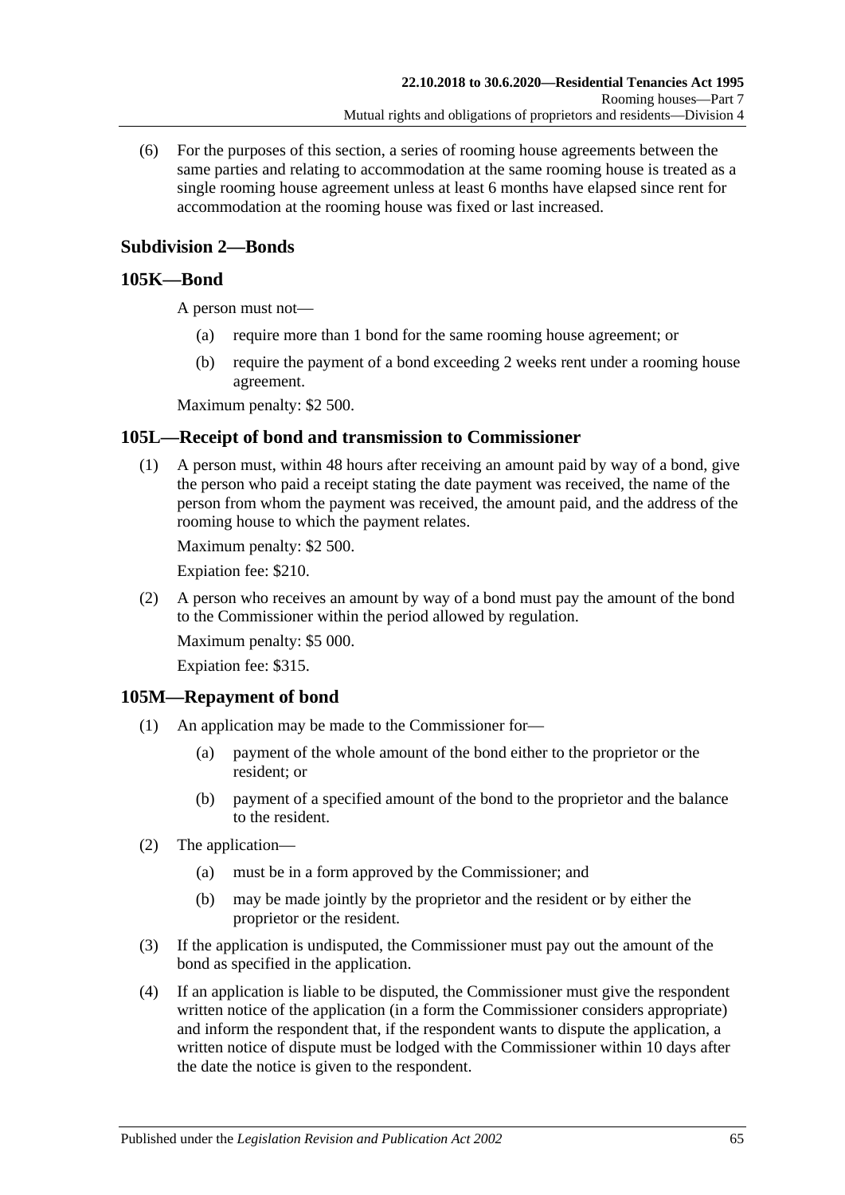(6) For the purposes of this section, a series of rooming house agreements between the same parties and relating to accommodation at the same rooming house is treated as a single rooming house agreement unless at least 6 months have elapsed since rent for accommodation at the rooming house was fixed or last increased.

### Subdivision 2—Bonds

## 105K—Bond

A person must not—

(a) require more than 1 bond for the same rooming house agreement; or

(b) require the payment of a bond exceeding 2 weeks rent under a rooming house agreement.

Maximum penalty: $2 500.

## 105L—Receipt of bond and transmission to Commissioner

(1) A person must, within 48 hours after receiving an amount paid by way of a bond, give the person who paid a receipt stating the date payment was received, the name of the person from whom the payment was received, the amount paid, and the address of the rooming house to which the payment relates.

Maximum penalty: $2 500.

Expiation fee: $210.

(2) A person who receives an amount by way of a bond must pay the amount of the bond to the Commissioner within the period allowed by regulation.

Maximum penalty: $5 000.

Expiation fee: $315.

## 105M—Repayment of bond

(1) An application may be made to the Commissioner for—

(a) payment of the whole amount of the bond either to the proprietor or the resident; or

(b) payment of a specified amount of the bond to the proprietor and the balance to the resident.

(2) The application—

(a) must be in a form approved by the Commissioner; and

(b) may be made jointly by the proprietor and the resident or by either the proprietor or the resident.

(3) If the application is undisputed, the Commissioner must pay out the amount of the bond as specified in the application.

(4) If an application is liable to be disputed, the Commissioner must give the respondent written notice of the application (in a form the Commissioner considers appropriate) and inform the respondent that, if the respondent wants to dispute the application, a written notice of dispute must be lodged with the Commissioner within 10 days after the date the notice is given to the respondent.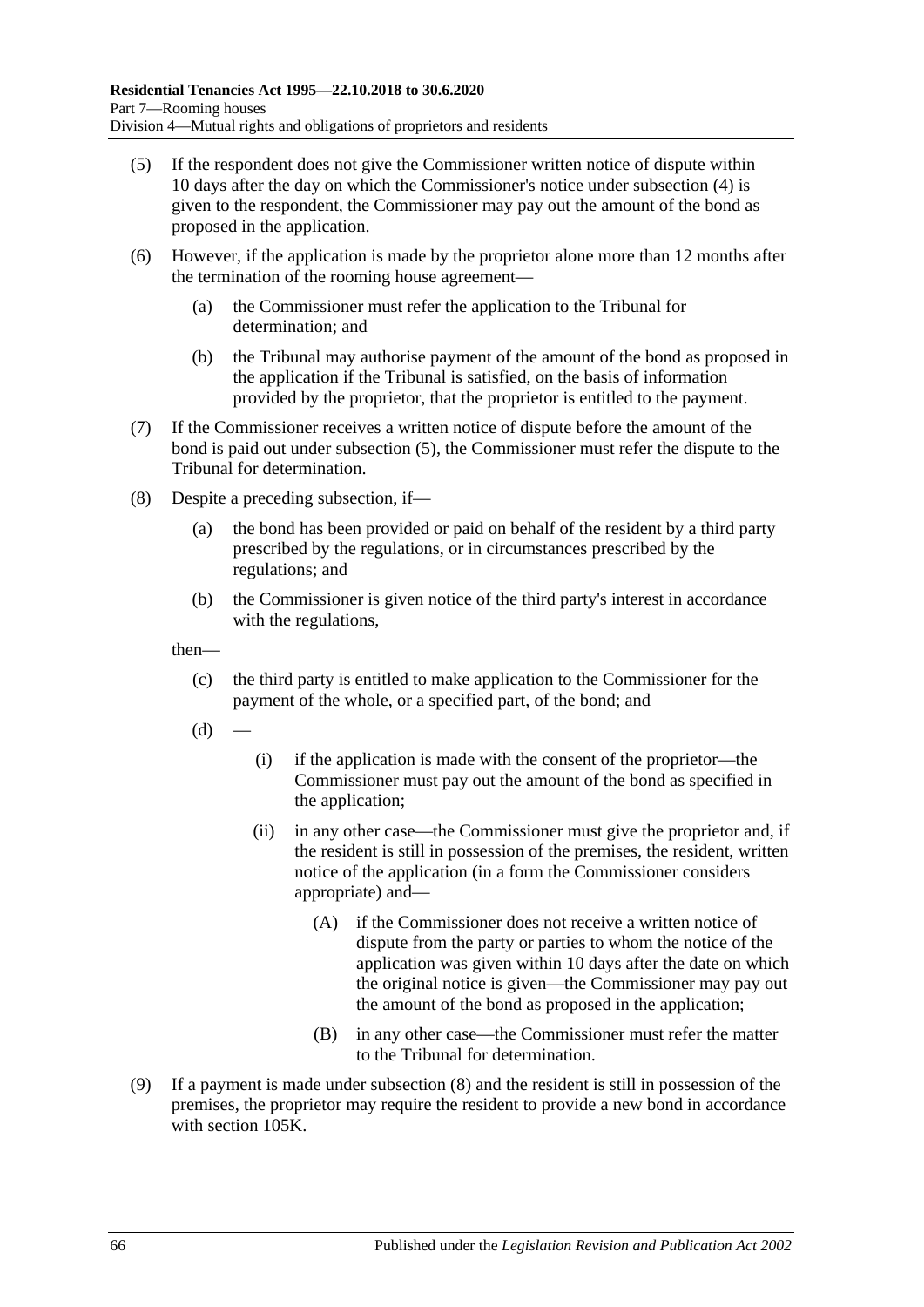(5) If the respondent does not give the Commissioner written notice of dispute within 10 days after the day on which the Commissioner's notice under subsection (4) is given to the respondent, the Commissioner may pay out the amount of the bond as proposed in the application.

(6) However, if the application is made by the proprietor alone more than 12 months after the termination of the rooming house agreement—

(a) the Commissioner must refer the application to the Tribunal for determination; and

(b) the Tribunal may authorise payment of the amount of the bond as proposed in the application if the Tribunal is satisfied, on the basis of information provided by the proprietor, that the proprietor is entitled to the payment.

(7) If the Commissioner receives a written notice of dispute before the amount of the bond is paid out under subsection (5), the Commissioner must refer the dispute to the Tribunal for determination.

(8) Despite a preceding subsection, if—

(a) the bond has been provided or paid on behalf of the resident by a third party prescribed by the regulations, or in circumstances prescribed by the regulations; and

(b) the Commissioner is given notice of the third party's interest in accordance with the regulations,

then—

(c) the third party is entitled to make application to the Commissioner for the payment of the whole, or a specified part, of the bond; and

(d) —

(i) if the application is made with the consent of the proprietor—the Commissioner must pay out the amount of the bond as specified in the application;

(ii) in any other case—the Commissioner must give the proprietor and, if the resident is still in possession of the premises, the resident, written notice of the application (in a form the Commissioner considers appropriate) and—

(A) if the Commissioner does not receive a written notice of dispute from the party or parties to whom the notice of the application was given within 10 days after the date on which the original notice is given—the Commissioner may pay out the amount of the bond as proposed in the application;

(B) in any other case—the Commissioner must refer the matter to the Tribunal for determination.

(9) If a payment is made under subsection (8) and the resident is still in possession of the premises, the proprietor may require the resident to provide a new bond in accordance with section 105K.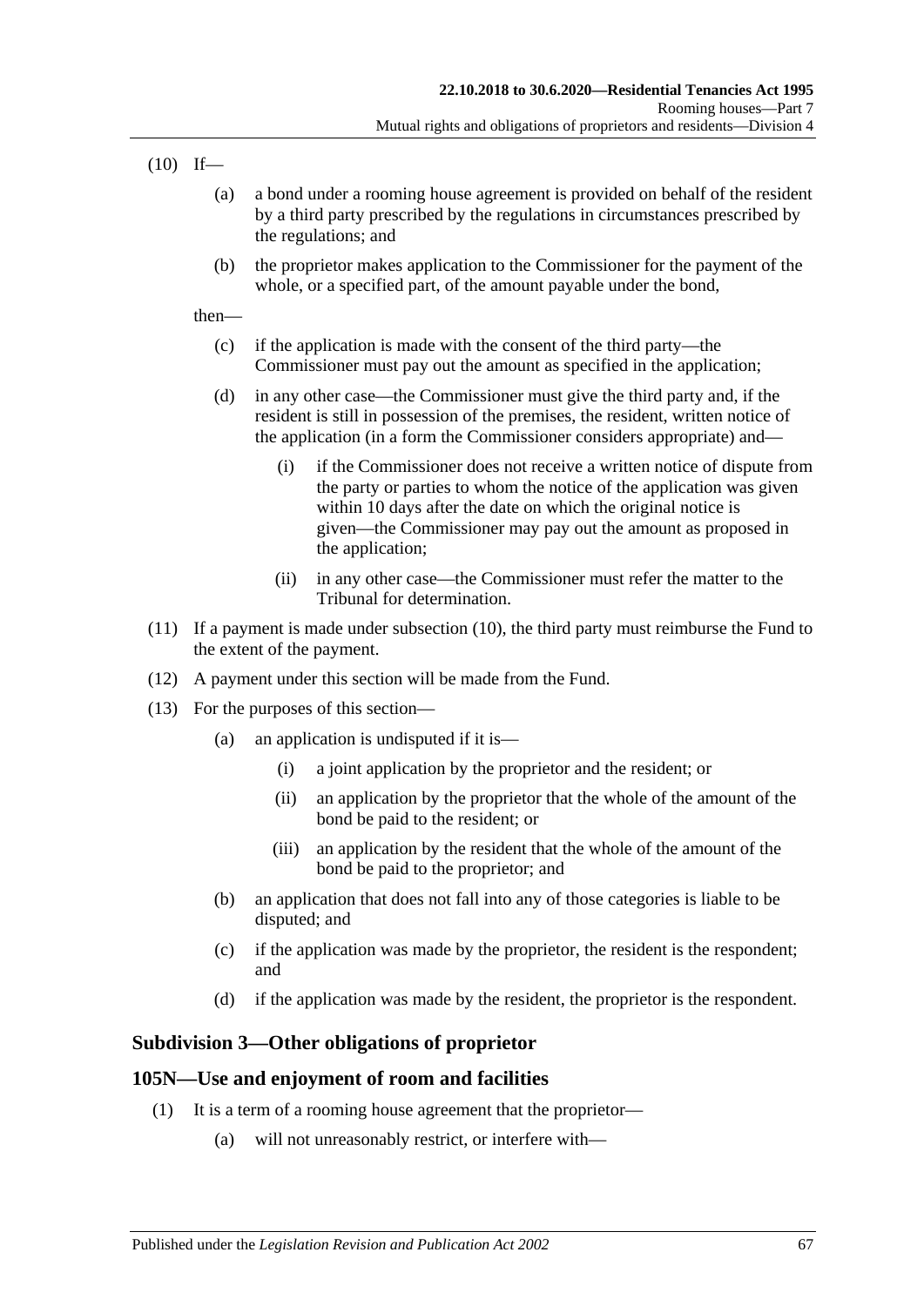(10) If—

(a) a bond under a rooming house agreement is provided on behalf of the resident by a third party prescribed by the regulations in circumstances prescribed by the regulations; and

(b) the proprietor makes application to the Commissioner for the payment of the whole, or a specified part, of the amount payable under the bond,

then—

(c) if the application is made with the consent of the third party—the Commissioner must pay out the amount as specified in the application;

(d) in any other case—the Commissioner must give the third party and, if the resident is still in possession of the premises, the resident, written notice of the application (in a form the Commissioner considers appropriate) and—

(i) if the Commissioner does not receive a written notice of dispute from the party or parties to whom the notice of the application was given within 10 days after the date on which the original notice is given—the Commissioner may pay out the amount as proposed in the application;

(ii) in any other case—the Commissioner must refer the matter to the Tribunal for determination.

(11) If a payment is made under subsection (10), the third party must reimburse the Fund to the extent of the payment.

(12) A payment under this section will be made from the Fund.

(13) For the purposes of this section—

(a) an application is undisputed if it is—

(i) a joint application by the proprietor and the resident; or

(ii) an application by the proprietor that the whole of the amount of the bond be paid to the resident; or

(iii) an application by the resident that the whole of the amount of the bond be paid to the proprietor; and

(b) an application that does not fall into any of those categories is liable to be disputed; and

(c) if the application was made by the proprietor, the resident is the respondent; and

(d) if the application was made by the resident, the proprietor is the respondent.

### Subdivision 3—Other obligations of proprietor

### 105N—Use and enjoyment of room and facilities

(1) It is a term of a rooming house agreement that the proprietor—

(a) will not unreasonably restrict, or interfere with—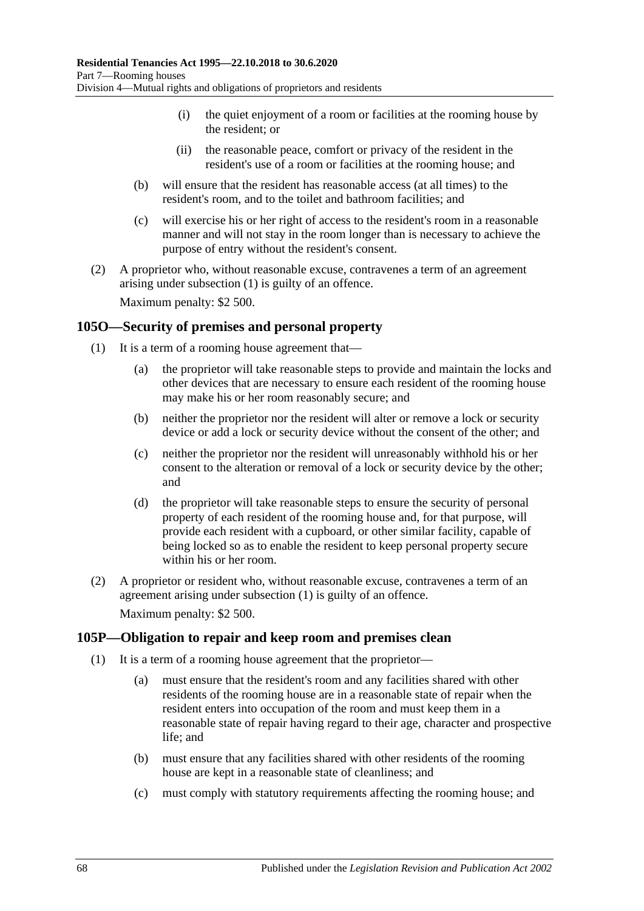(i) the quiet enjoyment of a room or facilities at the rooming house by the resident; or

(ii) the reasonable peace, comfort or privacy of the resident in the resident's use of a room or facilities at the rooming house; and

(b) will ensure that the resident has reasonable access (at all times) to the resident's room, and to the toilet and bathroom facilities; and

(c) will exercise his or her right of access to the resident's room in a reasonable manner and will not stay in the room longer than is necessary to achieve the purpose of entry without the resident's consent.

(2) A proprietor who, without reasonable excuse, contravenes a term of an agreement arising under subsection (1) is guilty of an offence.

Maximum penalty: $2 500.

## 105O—Security of premises and personal property

(1) It is a term of a rooming house agreement that—

(a) the proprietor will take reasonable steps to provide and maintain the locks and other devices that are necessary to ensure each resident of the rooming house may make his or her room reasonably secure; and

(b) neither the proprietor nor the resident will alter or remove a lock or security device or add a lock or security device without the consent of the other; and

(c) neither the proprietor nor the resident will unreasonably withhold his or her consent to the alteration or removal of a lock or security device by the other; and

(d) the proprietor will take reasonable steps to ensure the security of personal property of each resident of the rooming house and, for that purpose, will provide each resident with a cupboard, or other similar facility, capable of being locked so as to enable the resident to keep personal property secure within his or her room.

(2) A proprietor or resident who, without reasonable excuse, contravenes a term of an agreement arising under subsection (1) is guilty of an offence.

Maximum penalty: $2 500.

## 105P—Obligation to repair and keep room and premises clean

(1) It is a term of a rooming house agreement that the proprietor—

(a) must ensure that the resident's room and any facilities shared with other residents of the rooming house are in a reasonable state of repair when the resident enters into occupation of the room and must keep them in a reasonable state of repair having regard to their age, character and prospective life; and

(b) must ensure that any facilities shared with other residents of the rooming house are kept in a reasonable state of cleanliness; and

(c) must comply with statutory requirements affecting the rooming house; and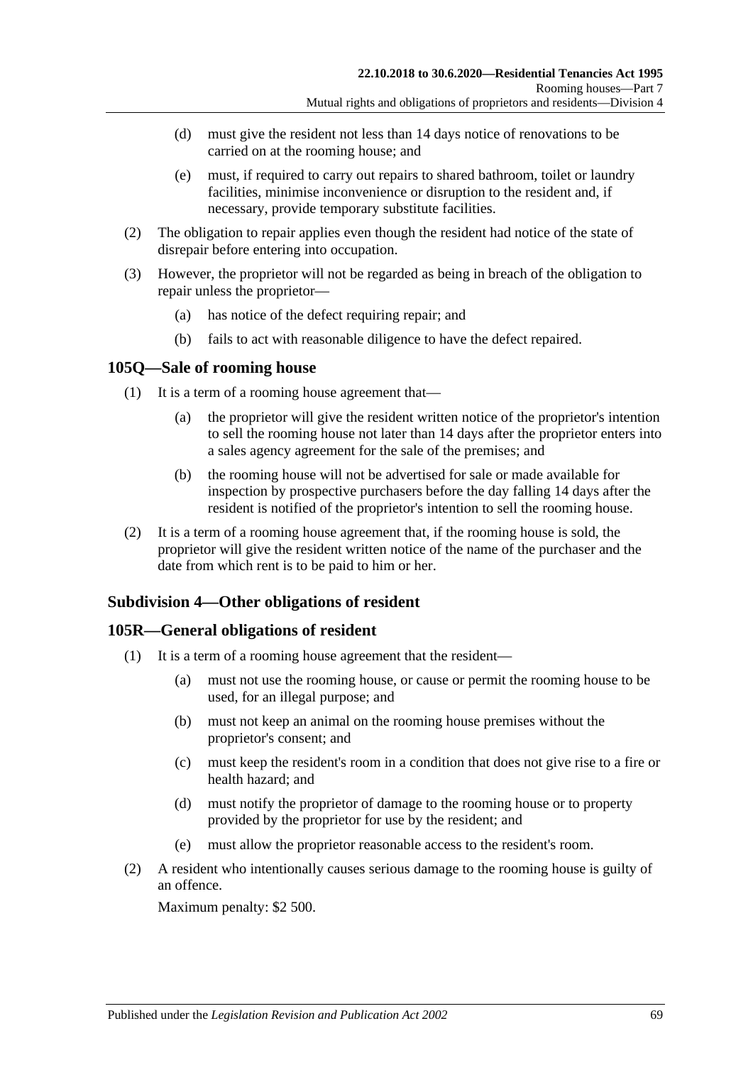(d) must give the resident not less than 14 days notice of renovations to be carried on at the rooming house; and

(e) must, if required to carry out repairs to shared bathroom, toilet or laundry facilities, minimise inconvenience or disruption to the resident and, if necessary, provide temporary substitute facilities.

(2) The obligation to repair applies even though the resident had notice of the state of disrepair before entering into occupation.

(3) However, the proprietor will not be regarded as being in breach of the obligation to repair unless the proprietor—

(a) has notice of the defect requiring repair; and

(b) fails to act with reasonable diligence to have the defect repaired.

### 105Q—Sale of rooming house

(1) It is a term of a rooming house agreement that—

(a) the proprietor will give the resident written notice of the proprietor's intention to sell the rooming house not later than 14 days after the proprietor enters into a sales agency agreement for the sale of the premises; and

(b) the rooming house will not be advertised for sale or made available for inspection by prospective purchasers before the day falling 14 days after the resident is notified of the proprietor's intention to sell the rooming house.

(2) It is a term of a rooming house agreement that, if the rooming house is sold, the proprietor will give the resident written notice of the name of the purchaser and the date from which rent is to be paid to him or her.

## Subdivision 4—Other obligations of resident

### 105R—General obligations of resident

(1) It is a term of a rooming house agreement that the resident—

(a) must not use the rooming house, or cause or permit the rooming house to be used, for an illegal purpose; and

(b) must not keep an animal on the rooming house premises without the proprietor's consent; and

(c) must keep the resident's room in a condition that does not give rise to a fire or health hazard; and

(d) must notify the proprietor of damage to the rooming house or to property provided by the proprietor for use by the resident; and

(e) must allow the proprietor reasonable access to the resident's room.

(2) A resident who intentionally causes serious damage to the rooming house is guilty of an offence.

Maximum penalty: $2 500.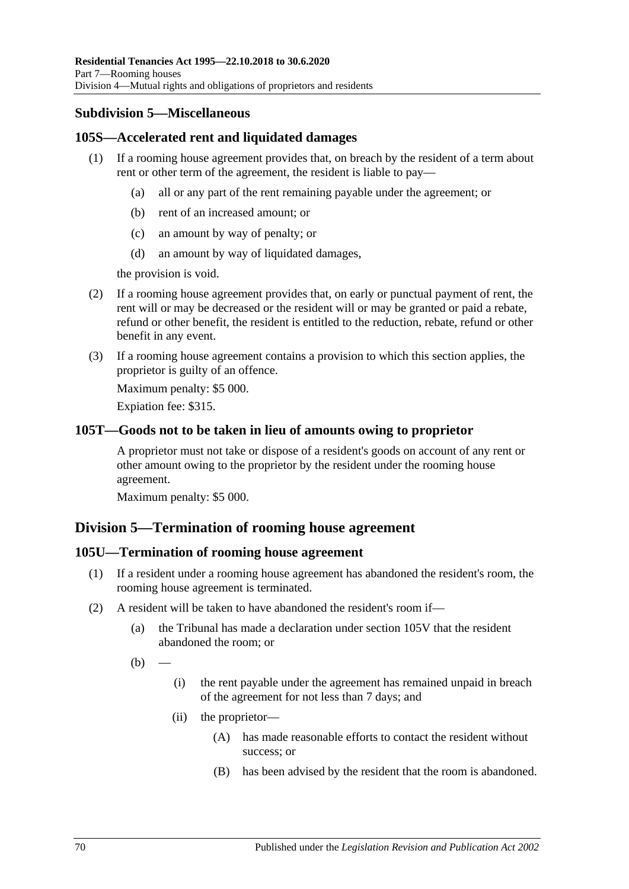### Subdivision 5—Miscellaneous

#### 105S—Accelerated rent and liquidated damages

(1) If a rooming house agreement provides that, on breach by the resident of a term about rent or other term of the agreement, the resident is liable to pay—

 (a) all or any part of the rent remaining payable under the agreement; or

 (b) rent of an increased amount; or

 (c) an amount by way of penalty; or

 (d) an amount by way of liquidated damages,

the provision is void.

(2) If a rooming house agreement provides that, on early or punctual payment of rent, the rent will or may be decreased or the resident will or may be granted or paid a rebate, refund or other benefit, the resident is entitled to the reduction, rebate, refund or other benefit in any event.

(3) If a rooming house agreement contains a provision to which this section applies, the proprietor is guilty of an offence.

Maximum penalty: $5 000.

Expiation fee: $315.

#### 105T—Goods not to be taken in lieu of amounts owing to proprietor

A proprietor must not take or dispose of a resident's goods on account of any rent or other amount owing to the proprietor by the resident under the rooming house agreement.

Maximum penalty: $5 000.

## Division 5—Termination of rooming house agreement

#### 105U—Termination of rooming house agreement

(1) If a resident under a rooming house agreement has abandoned the resident's room, the rooming house agreement is terminated.

(2) A resident will be taken to have abandoned the resident's room if—

 (a) the Tribunal has made a declaration under section 105V that the resident abandoned the room; or

 (b) —

  (i) the rent payable under the agreement has remained unpaid in breach of the agreement for not less than 7 days; and

  (ii) the proprietor—

   (A) has made reasonable efforts to contact the resident without success; or

   (B) has been advised by the resident that the room is abandoned.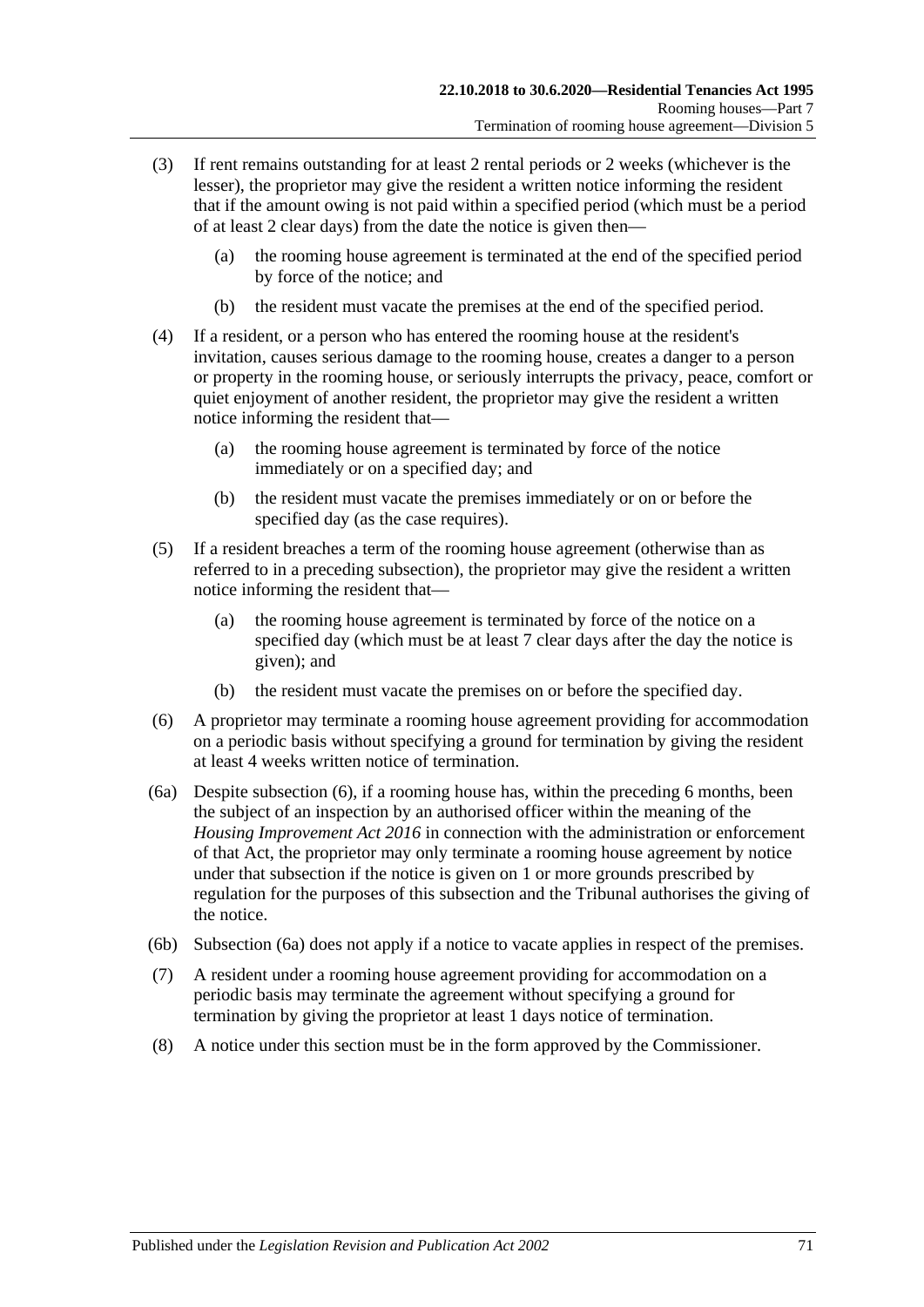(3) If rent remains outstanding for at least 2 rental periods or 2 weeks (whichever is the lesser), the proprietor may give the resident a written notice informing the resident that if the amount owing is not paid within a specified period (which must be a period of at least 2 clear days) from the date the notice is given then—

(a) the rooming house agreement is terminated at the end of the specified period by force of the notice; and

(b) the resident must vacate the premises at the end of the specified period.

(4) If a resident, or a person who has entered the rooming house at the resident's invitation, causes serious damage to the rooming house, creates a danger to a person or property in the rooming house, or seriously interrupts the privacy, peace, comfort or quiet enjoyment of another resident, the proprietor may give the resident a written notice informing the resident that—

(a) the rooming house agreement is terminated by force of the notice immediately or on a specified day; and

(b) the resident must vacate the premises immediately or on or before the specified day (as the case requires).

(5) If a resident breaches a term of the rooming house agreement (otherwise than as referred to in a preceding subsection), the proprietor may give the resident a written notice informing the resident that—

(a) the rooming house agreement is terminated by force of the notice on a specified day (which must be at least 7 clear days after the day the notice is given); and

(b) the resident must vacate the premises on or before the specified day.

(6) A proprietor may terminate a rooming house agreement providing for accommodation on a periodic basis without specifying a ground for termination by giving the resident at least 4 weeks written notice of termination.

(6a) Despite subsection (6), if a rooming house has, within the preceding 6 months, been the subject of an inspection by an authorised officer within the meaning of the *Housing Improvement Act 2016* in connection with the administration or enforcement of that Act, the proprietor may only terminate a rooming house agreement by notice under that subsection if the notice is given on 1 or more grounds prescribed by regulation for the purposes of this subsection and the Tribunal authorises the giving of the notice.

(6b) Subsection (6a) does not apply if a notice to vacate applies in respect of the premises.

(7) A resident under a rooming house agreement providing for accommodation on a periodic basis may terminate the agreement without specifying a ground for termination by giving the proprietor at least 1 days notice of termination.

(8) A notice under this section must be in the form approved by the Commissioner.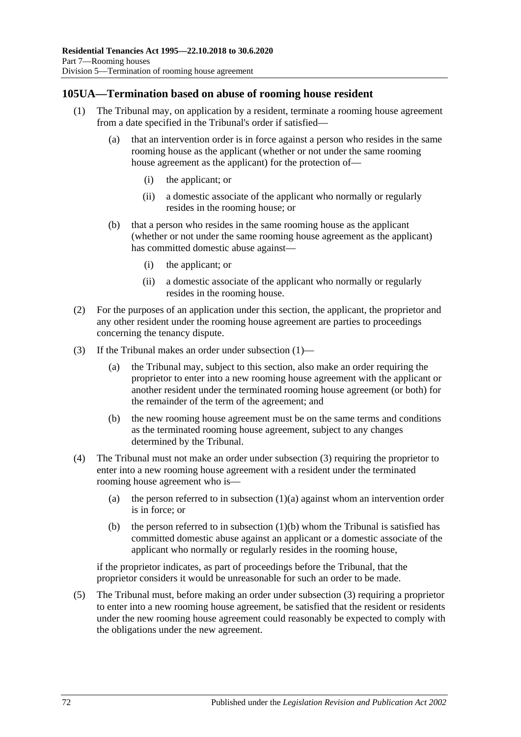## 105UA—Termination based on abuse of rooming house resident

(1) The Tribunal may, on application by a resident, terminate a rooming house agreement from a date specified in the Tribunal's order if satisfied—

(a) that an intervention order is in force against a person who resides in the same rooming house as the applicant (whether or not under the same rooming house agreement as the applicant) for the protection of—

(i) the applicant; or

(ii) a domestic associate of the applicant who normally or regularly resides in the rooming house; or

(b) that a person who resides in the same rooming house as the applicant (whether or not under the same rooming house agreement as the applicant) has committed domestic abuse against—

(i) the applicant; or

(ii) a domestic associate of the applicant who normally or regularly resides in the rooming house.

(2) For the purposes of an application under this section, the applicant, the proprietor and any other resident under the rooming house agreement are parties to proceedings concerning the tenancy dispute.

(3) If the Tribunal makes an order under subsection (1)—

(a) the Tribunal may, subject to this section, also make an order requiring the proprietor to enter into a new rooming house agreement with the applicant or another resident under the terminated rooming house agreement (or both) for the remainder of the term of the agreement; and

(b) the new rooming house agreement must be on the same terms and conditions as the terminated rooming house agreement, subject to any changes determined by the Tribunal.

(4) The Tribunal must not make an order under subsection (3) requiring the proprietor to enter into a new rooming house agreement with a resident under the terminated rooming house agreement who is—

(a) the person referred to in subsection (1)(a) against whom an intervention order is in force; or

(b) the person referred to in subsection (1)(b) whom the Tribunal is satisfied has committed domestic abuse against an applicant or a domestic associate of the applicant who normally or regularly resides in the rooming house,

if the proprietor indicates, as part of proceedings before the Tribunal, that the proprietor considers it would be unreasonable for such an order to be made.

(5) The Tribunal must, before making an order under subsection (3) requiring a proprietor to enter into a new rooming house agreement, be satisfied that the resident or residents under the new rooming house agreement could reasonably be expected to comply with the obligations under the new agreement.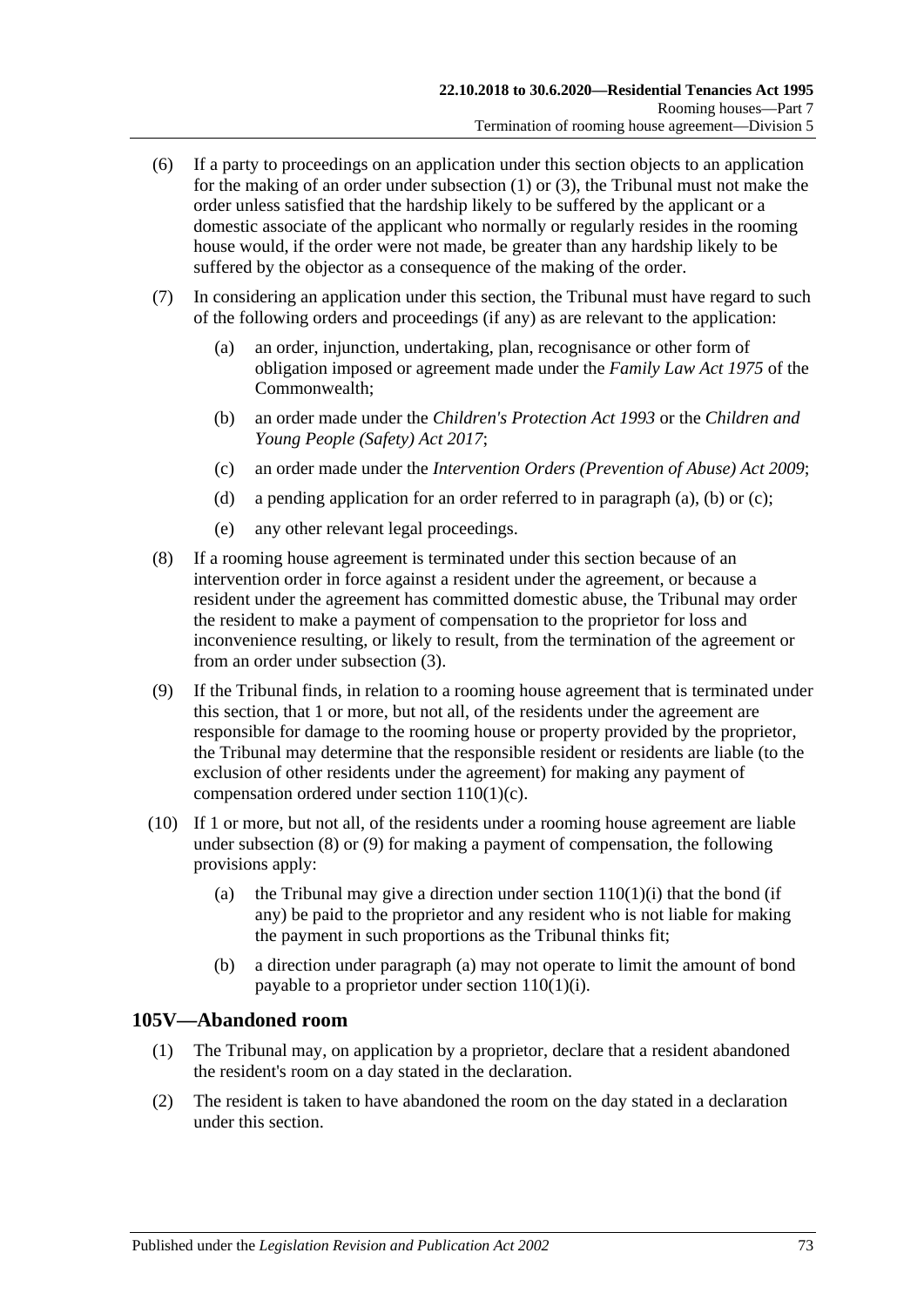(6) If a party to proceedings on an application under this section objects to an application for the making of an order under subsection (1) or (3), the Tribunal must not make the order unless satisfied that the hardship likely to be suffered by the applicant or a domestic associate of the applicant who normally or regularly resides in the rooming house would, if the order were not made, be greater than any hardship likely to be suffered by the objector as a consequence of the making of the order.

(7) In considering an application under this section, the Tribunal must have regard to such of the following orders and proceedings (if any) as are relevant to the application:

  (a) an order, injunction, undertaking, plan, recognisance or other form of obligation imposed or agreement made under the *Family Law Act 1975* of the Commonwealth;

  (b) an order made under the *Children's Protection Act 1993* or the *Children and Young People (Safety) Act 2017*;

  (c) an order made under the *Intervention Orders (Prevention of Abuse) Act 2009*;

  (d) a pending application for an order referred to in paragraph (a), (b) or (c);

  (e) any other relevant legal proceedings.

(8) If a rooming house agreement is terminated under this section because of an intervention order in force against a resident under the agreement, or because a resident under the agreement has committed domestic abuse, the Tribunal may order the resident to make a payment of compensation to the proprietor for loss and inconvenience resulting, or likely to result, from the termination of the agreement or from an order under subsection (3).

(9) If the Tribunal finds, in relation to a rooming house agreement that is terminated under this section, that 1 or more, but not all, of the residents under the agreement are responsible for damage to the rooming house or property provided by the proprietor, the Tribunal may determine that the responsible resident or residents are liable (to the exclusion of other residents under the agreement) for making any payment of compensation ordered under section 110(1)(c).

(10) If 1 or more, but not all, of the residents under a rooming house agreement are liable under subsection (8) or (9) for making a payment of compensation, the following provisions apply:

  (a) the Tribunal may give a direction under section 110(1)(i) that the bond (if any) be paid to the proprietor and any resident who is not liable for making the payment in such proportions as the Tribunal thinks fit;

  (b) a direction under paragraph (a) may not operate to limit the amount of bond payable to a proprietor under section 110(1)(i).

## 105V—Abandoned room

(1) The Tribunal may, on application by a proprietor, declare that a resident abandoned the resident's room on a day stated in the declaration.

(2) The resident is taken to have abandoned the room on the day stated in a declaration under this section.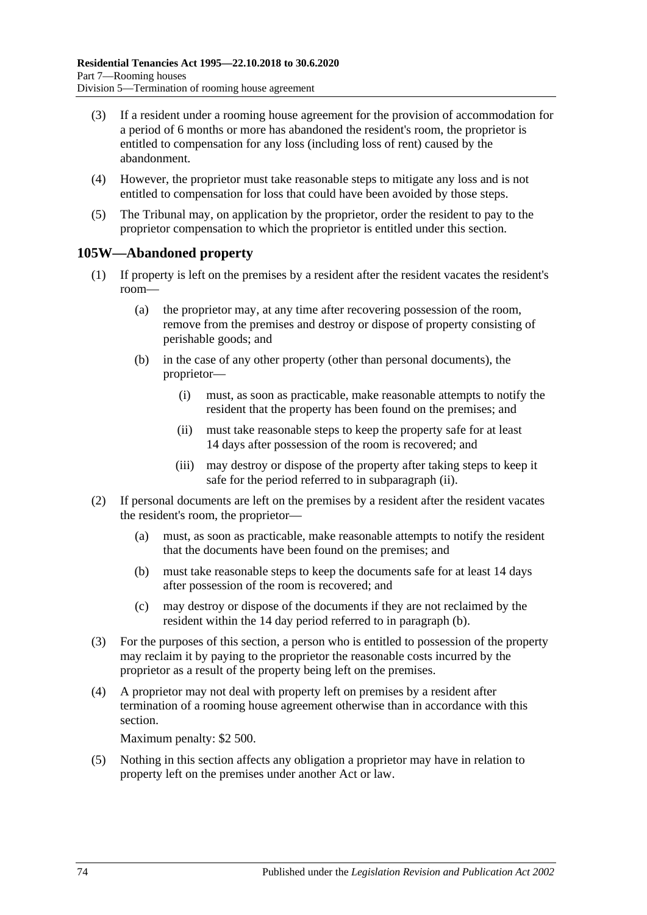(3) If a resident under a rooming house agreement for the provision of accommodation for a period of 6 months or more has abandoned the resident's room, the proprietor is entitled to compensation for any loss (including loss of rent) caused by the abandonment.

(4) However, the proprietor must take reasonable steps to mitigate any loss and is not entitled to compensation for loss that could have been avoided by those steps.

(5) The Tribunal may, on application by the proprietor, order the resident to pay to the proprietor compensation to which the proprietor is entitled under this section.

## 105W—Abandoned property

(1) If property is left on the premises by a resident after the resident vacates the resident's room—

(a) the proprietor may, at any time after recovering possession of the room, remove from the premises and destroy or dispose of property consisting of perishable goods; and

(b) in the case of any other property (other than personal documents), the proprietor—

(i) must, as soon as practicable, make reasonable attempts to notify the resident that the property has been found on the premises; and

(ii) must take reasonable steps to keep the property safe for at least 14 days after possession of the room is recovered; and

(iii) may destroy or dispose of the property after taking steps to keep it safe for the period referred to in subparagraph (ii).

(2) If personal documents are left on the premises by a resident after the resident vacates the resident's room, the proprietor—

(a) must, as soon as practicable, make reasonable attempts to notify the resident that the documents have been found on the premises; and

(b) must take reasonable steps to keep the documents safe for at least 14 days after possession of the room is recovered; and

(c) may destroy or dispose of the documents if they are not reclaimed by the resident within the 14 day period referred to in paragraph (b).

(3) For the purposes of this section, a person who is entitled to possession of the property may reclaim it by paying to the proprietor the reasonable costs incurred by the proprietor as a result of the property being left on the premises.

(4) A proprietor may not deal with property left on premises by a resident after termination of a rooming house agreement otherwise than in accordance with this section.

Maximum penalty: $2 500.

(5) Nothing in this section affects any obligation a proprietor may have in relation to property left on the premises under another Act or law.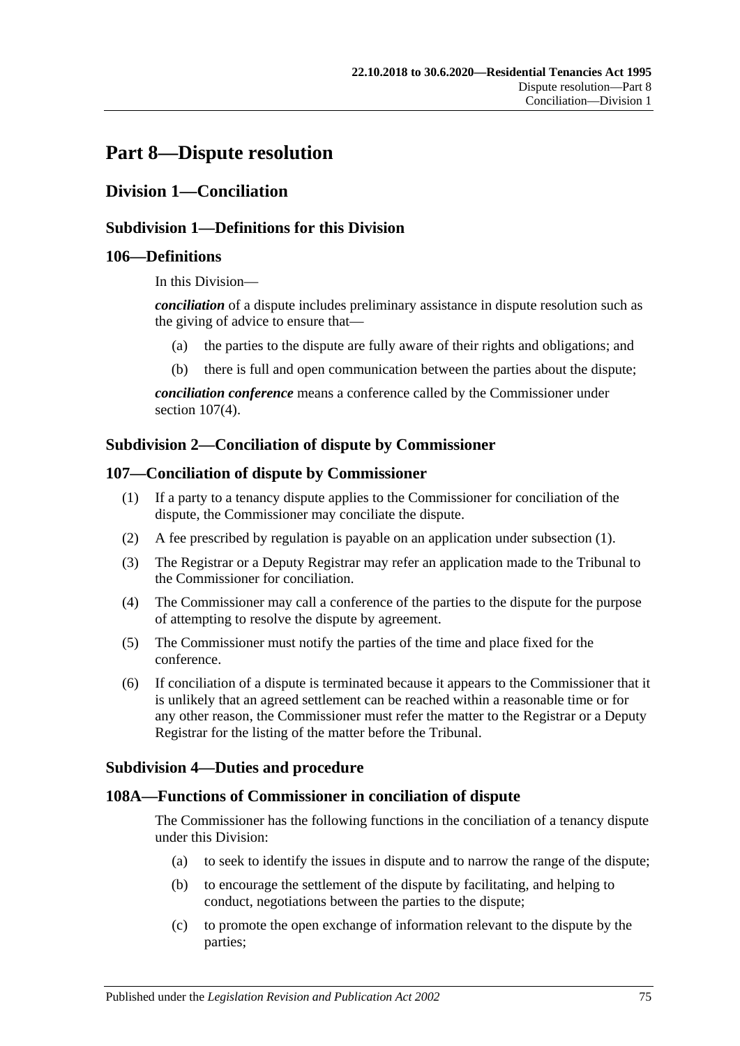# Part 8—Dispute resolution

## Division 1—Conciliation

### Subdivision 1—Definitions for this Division

#### 106—Definitions

In this Division—

***conciliation*** of a dispute includes preliminary assistance in dispute resolution such as the giving of advice to ensure that—

- (a) the parties to the dispute are fully aware of their rights and obligations; and
- (b) there is full and open communication between the parties about the dispute;

***conciliation conference*** means a conference called by the Commissioner under section 107(4).

### Subdivision 2—Conciliation of dispute by Commissioner

#### 107—Conciliation of dispute by Commissioner

(1) If a party to a tenancy dispute applies to the Commissioner for conciliation of the dispute, the Commissioner may conciliate the dispute.

(2) A fee prescribed by regulation is payable on an application under subsection (1).

(3) The Registrar or a Deputy Registrar may refer an application made to the Tribunal to the Commissioner for conciliation.

(4) The Commissioner may call a conference of the parties to the dispute for the purpose of attempting to resolve the dispute by agreement.

(5) The Commissioner must notify the parties of the time and place fixed for the conference.

(6) If conciliation of a dispute is terminated because it appears to the Commissioner that it is unlikely that an agreed settlement can be reached within a reasonable time or for any other reason, the Commissioner must refer the matter to the Registrar or a Deputy Registrar for the listing of the matter before the Tribunal.

### Subdivision 4—Duties and procedure

#### 108A—Functions of Commissioner in conciliation of dispute

The Commissioner has the following functions in the conciliation of a tenancy dispute under this Division:

- (a) to seek to identify the issues in dispute and to narrow the range of the dispute;
- (b) to encourage the settlement of the dispute by facilitating, and helping to conduct, negotiations between the parties to the dispute;
- (c) to promote the open exchange of information relevant to the dispute by the parties;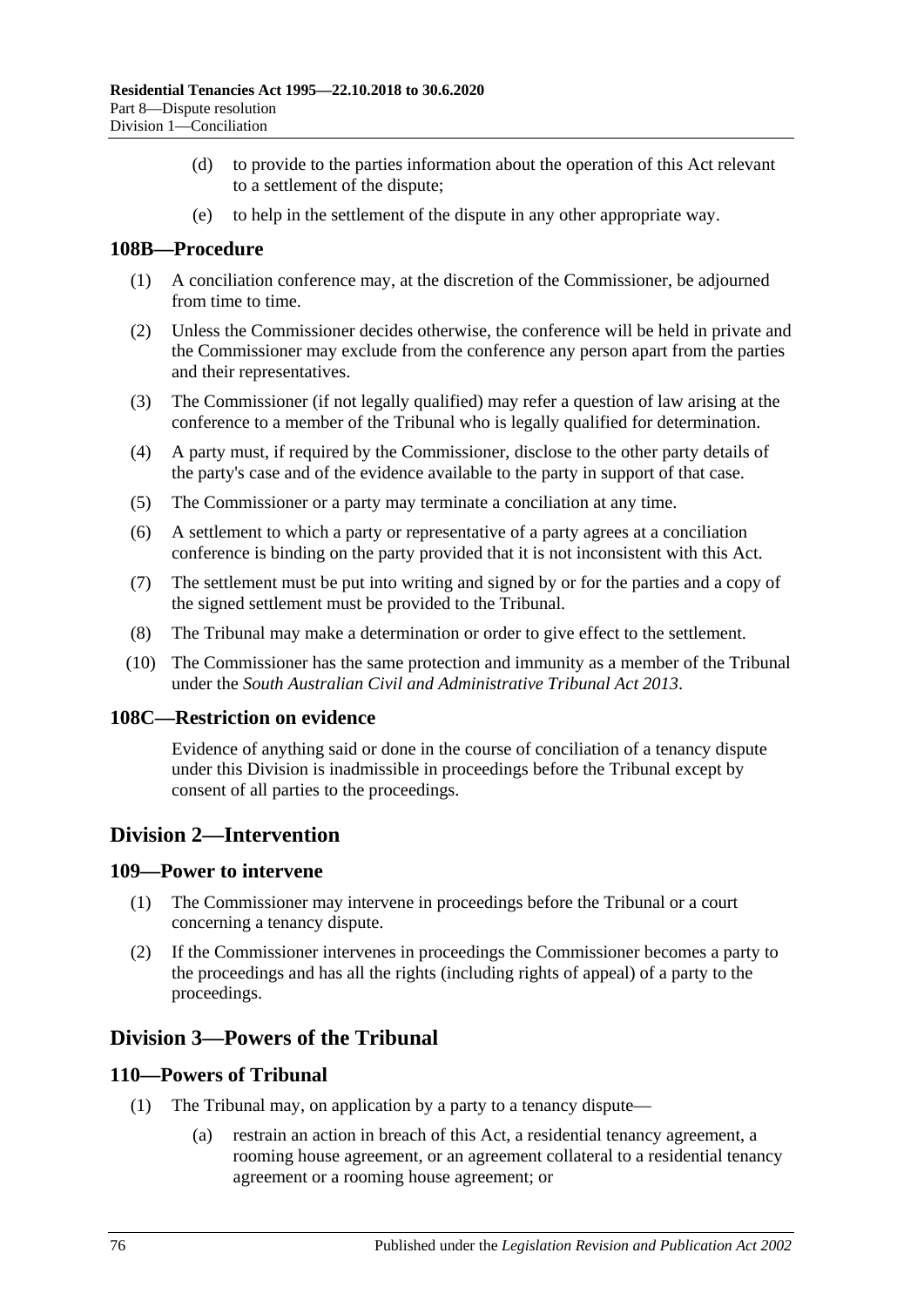(d) to provide to the parties information about the operation of this Act relevant to a settlement of the dispute;

(e) to help in the settlement of the dispute in any other appropriate way.

### 108B—Procedure

(1) A conciliation conference may, at the discretion of the Commissioner, be adjourned from time to time.

(2) Unless the Commissioner decides otherwise, the conference will be held in private and the Commissioner may exclude from the conference any person apart from the parties and their representatives.

(3) The Commissioner (if not legally qualified) may refer a question of law arising at the conference to a member of the Tribunal who is legally qualified for determination.

(4) A party must, if required by the Commissioner, disclose to the other party details of the party's case and of the evidence available to the party in support of that case.

(5) The Commissioner or a party may terminate a conciliation at any time.

(6) A settlement to which a party or representative of a party agrees at a conciliation conference is binding on the party provided that it is not inconsistent with this Act.

(7) The settlement must be put into writing and signed by or for the parties and a copy of the signed settlement must be provided to the Tribunal.

(8) The Tribunal may make a determination or order to give effect to the settlement.

(10) The Commissioner has the same protection and immunity as a member of the Tribunal under the *South Australian Civil and Administrative Tribunal Act 2013*.

### 108C—Restriction on evidence

Evidence of anything said or done in the course of conciliation of a tenancy dispute under this Division is inadmissible in proceedings before the Tribunal except by consent of all parties to the proceedings.

## Division 2—Intervention

### 109—Power to intervene

(1) The Commissioner may intervene in proceedings before the Tribunal or a court concerning a tenancy dispute.

(2) If the Commissioner intervenes in proceedings the Commissioner becomes a party to the proceedings and has all the rights (including rights of appeal) of a party to the proceedings.

## Division 3—Powers of the Tribunal

### 110—Powers of Tribunal

(1) The Tribunal may, on application by a party to a tenancy dispute—

(a) restrain an action in breach of this Act, a residential tenancy agreement, a rooming house agreement, or an agreement collateral to a residential tenancy agreement or a rooming house agreement; or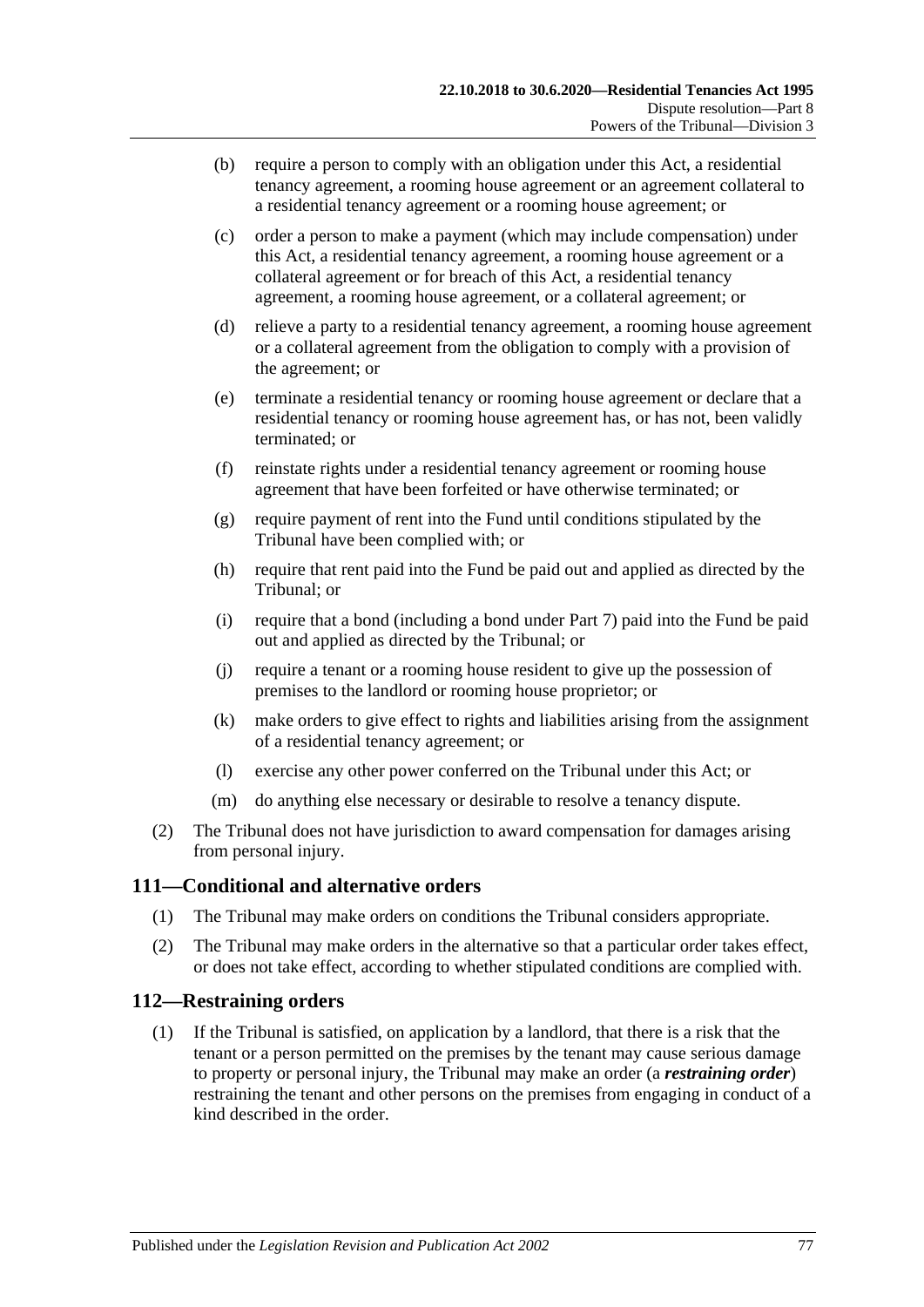(b) require a person to comply with an obligation under this Act, a residential tenancy agreement, a rooming house agreement or an agreement collateral to a residential tenancy agreement or a rooming house agreement; or

(c) order a person to make a payment (which may include compensation) under this Act, a residential tenancy agreement, a rooming house agreement or a collateral agreement or for breach of this Act, a residential tenancy agreement, a rooming house agreement, or a collateral agreement; or

(d) relieve a party to a residential tenancy agreement, a rooming house agreement or a collateral agreement from the obligation to comply with a provision of the agreement; or

(e) terminate a residential tenancy or rooming house agreement or declare that a residential tenancy or rooming house agreement has, or has not, been validly terminated; or

(f) reinstate rights under a residential tenancy agreement or rooming house agreement that have been forfeited or have otherwise terminated; or

(g) require payment of rent into the Fund until conditions stipulated by the Tribunal have been complied with; or

(h) require that rent paid into the Fund be paid out and applied as directed by the Tribunal; or

(i) require that a bond (including a bond under Part 7) paid into the Fund be paid out and applied as directed by the Tribunal; or

(j) require a tenant or a rooming house resident to give up the possession of premises to the landlord or rooming house proprietor; or

(k) make orders to give effect to rights and liabilities arising from the assignment of a residential tenancy agreement; or

(l) exercise any other power conferred on the Tribunal under this Act; or

(m) do anything else necessary or desirable to resolve a tenancy dispute.

(2) The Tribunal does not have jurisdiction to award compensation for damages arising from personal injury.

## 111—Conditional and alternative orders

(1) The Tribunal may make orders on conditions the Tribunal considers appropriate.

(2) The Tribunal may make orders in the alternative so that a particular order takes effect, or does not take effect, according to whether stipulated conditions are complied with.

## 112—Restraining orders

(1) If the Tribunal is satisfied, on application by a landlord, that there is a risk that the tenant or a person permitted on the premises by the tenant may cause serious damage to property or personal injury, the Tribunal may make an order (a ***restraining order***) restraining the tenant and other persons on the premises from engaging in conduct of a kind described in the order.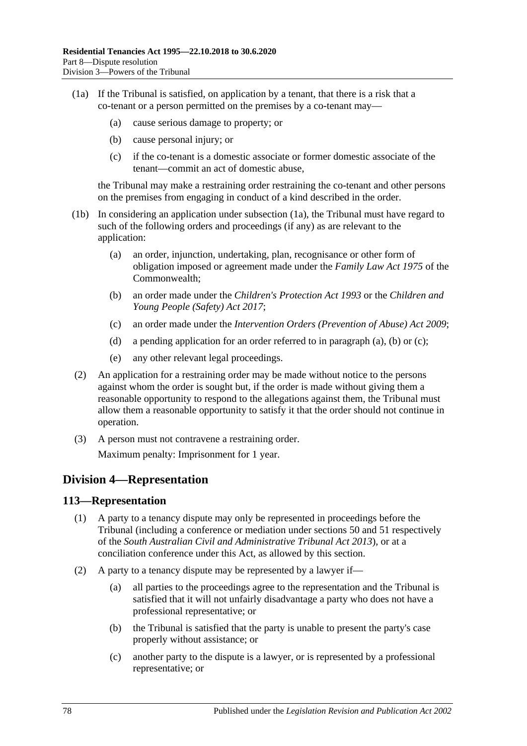(1a) If the Tribunal is satisfied, on application by a tenant, that there is a risk that a co-tenant or a person permitted on the premises by a co-tenant may—

(a) cause serious damage to property; or

(b) cause personal injury; or

(c) if the co-tenant is a domestic associate or former domestic associate of the tenant—commit an act of domestic abuse,

the Tribunal may make a restraining order restraining the co-tenant and other persons on the premises from engaging in conduct of a kind described in the order.

(1b) In considering an application under subsection (1a), the Tribunal must have regard to such of the following orders and proceedings (if any) as are relevant to the application:

(a) an order, injunction, undertaking, plan, recognisance or other form of obligation imposed or agreement made under the *Family Law Act 1975* of the Commonwealth;

(b) an order made under the *Children's Protection Act 1993* or the *Children and Young People (Safety) Act 2017*;

(c) an order made under the *Intervention Orders (Prevention of Abuse) Act 2009*;

(d) a pending application for an order referred to in paragraph (a), (b) or (c);

(e) any other relevant legal proceedings.

(2) An application for a restraining order may be made without notice to the persons against whom the order is sought but, if the order is made without giving them a reasonable opportunity to respond to the allegations against them, the Tribunal must allow them a reasonable opportunity to satisfy it that the order should not continue in operation.

(3) A person must not contravene a restraining order.

Maximum penalty: Imprisonment for 1 year.

## Division 4—Representation

### 113—Representation

(1) A party to a tenancy dispute may only be represented in proceedings before the Tribunal (including a conference or mediation under sections 50 and 51 respectively of the *South Australian Civil and Administrative Tribunal Act 2013*), or at a conciliation conference under this Act, as allowed by this section.

(2) A party to a tenancy dispute may be represented by a lawyer if—

(a) all parties to the proceedings agree to the representation and the Tribunal is satisfied that it will not unfairly disadvantage a party who does not have a professional representative; or

(b) the Tribunal is satisfied that the party is unable to present the party's case properly without assistance; or

(c) another party to the dispute is a lawyer, or is represented by a professional representative; or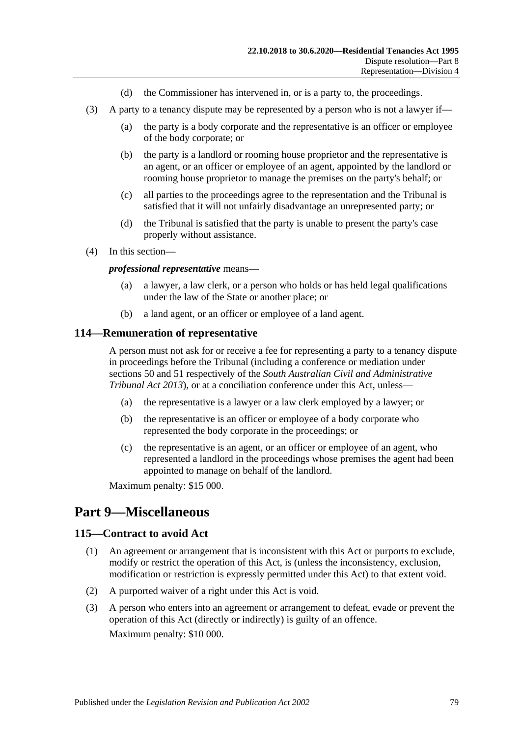(d) the Commissioner has intervened in, or is a party to, the proceedings.

(3) A party to a tenancy dispute may be represented by a person who is not a lawyer if—

(a) the party is a body corporate and the representative is an officer or employee of the body corporate; or

(b) the party is a landlord or rooming house proprietor and the representative is an agent, or an officer or employee of an agent, appointed by the landlord or rooming house proprietor to manage the premises on the party's behalf; or

(c) all parties to the proceedings agree to the representation and the Tribunal is satisfied that it will not unfairly disadvantage an unrepresented party; or

(d) the Tribunal is satisfied that the party is unable to present the party's case properly without assistance.

(4) In this section—

***professional representative*** means—

(a) a lawyer, a law clerk, or a person who holds or has held legal qualifications under the law of the State or another place; or

(b) a land agent, or an officer or employee of a land agent.

### 114—Remuneration of representative

A person must not ask for or receive a fee for representing a party to a tenancy dispute in proceedings before the Tribunal (including a conference or mediation under sections 50 and 51 respectively of the *South Australian Civil and Administrative Tribunal Act 2013*), or at a conciliation conference under this Act, unless—

(a) the representative is a lawyer or a law clerk employed by a lawyer; or

(b) the representative is an officer or employee of a body corporate who represented the body corporate in the proceedings; or

(c) the representative is an agent, or an officer or employee of an agent, who represented a landlord in the proceedings whose premises the agent had been appointed to manage on behalf of the landlord.

Maximum penalty: $15 000.

## Part 9—Miscellaneous

### 115—Contract to avoid Act

(1) An agreement or arrangement that is inconsistent with this Act or purports to exclude, modify or restrict the operation of this Act, is (unless the inconsistency, exclusion, modification or restriction is expressly permitted under this Act) to that extent void.

(2) A purported waiver of a right under this Act is void.

(3) A person who enters into an agreement or arrangement to defeat, evade or prevent the operation of this Act (directly or indirectly) is guilty of an offence.

Maximum penalty: $10 000.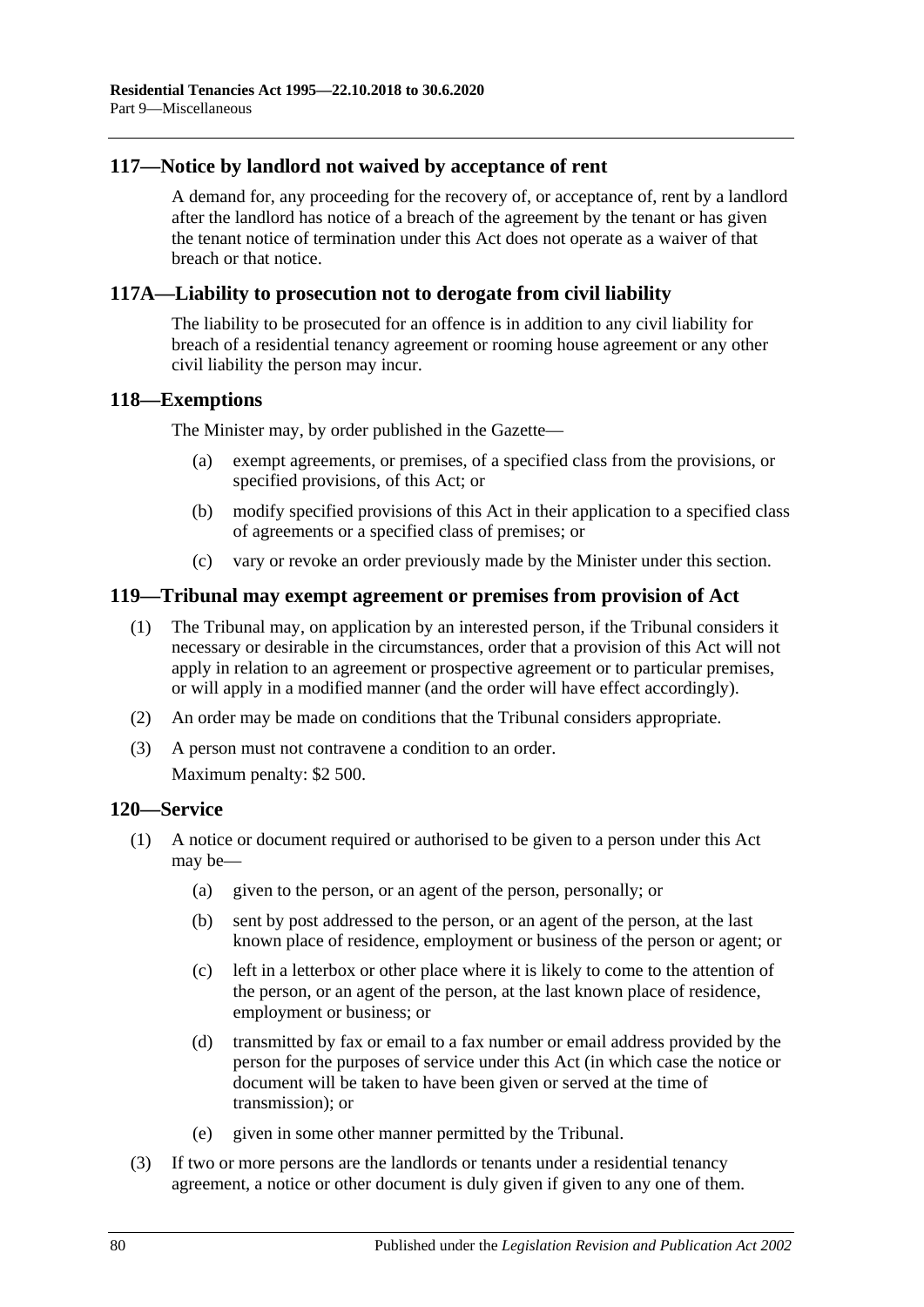## 117—Notice by landlord not waived by acceptance of rent

A demand for, any proceeding for the recovery of, or acceptance of, rent by a landlord after the landlord has notice of a breach of the agreement by the tenant or has given the tenant notice of termination under this Act does not operate as a waiver of that breach or that notice.

## 117A—Liability to prosecution not to derogate from civil liability

The liability to be prosecuted for an offence is in addition to any civil liability for breach of a residential tenancy agreement or rooming house agreement or any other civil liability the person may incur.

## 118—Exemptions

The Minister may, by order published in the Gazette—

- (a) exempt agreements, or premises, of a specified class from the provisions, or specified provisions, of this Act; or
- (b) modify specified provisions of this Act in their application to a specified class of agreements or a specified class of premises; or
- (c) vary or revoke an order previously made by the Minister under this section.

## 119—Tribunal may exempt agreement or premises from provision of Act

(1) The Tribunal may, on application by an interested person, if the Tribunal considers it necessary or desirable in the circumstances, order that a provision of this Act will not apply in relation to an agreement or prospective agreement or to particular premises, or will apply in a modified manner (and the order will have effect accordingly).

(2) An order may be made on conditions that the Tribunal considers appropriate.

(3) A person must not contravene a condition to an order.

Maximum penalty: $2 500.

## 120—Service

(1) A notice or document required or authorised to be given to a person under this Act may be—

- (a) given to the person, or an agent of the person, personally; or
- (b) sent by post addressed to the person, or an agent of the person, at the last known place of residence, employment or business of the person or agent; or
- (c) left in a letterbox or other place where it is likely to come to the attention of the person, or an agent of the person, at the last known place of residence, employment or business; or
- (d) transmitted by fax or email to a fax number or email address provided by the person for the purposes of service under this Act (in which case the notice or document will be taken to have been given or served at the time of transmission); or
- (e) given in some other manner permitted by the Tribunal.

(3) If two or more persons are the landlords or tenants under a residential tenancy agreement, a notice or other document is duly given if given to any one of them.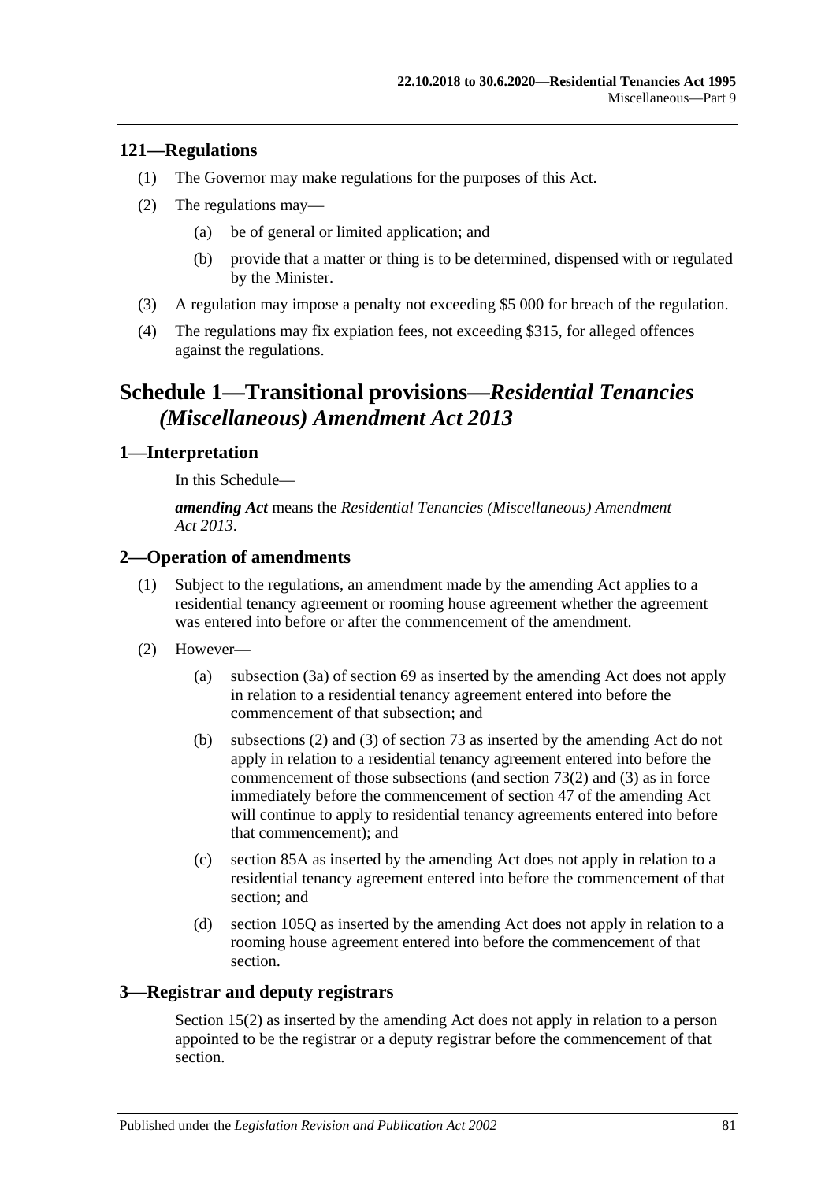### 121—Regulations

(1) The Governor may make regulations for the purposes of this Act.

(2) The regulations may—

  (a) be of general or limited application; and

  (b) provide that a matter or thing is to be determined, dispensed with or regulated by the Minister.

(3) A regulation may impose a penalty not exceeding $5 000 for breach of the regulation.

(4) The regulations may fix expiation fees, not exceeding $315, for alleged offences against the regulations.

## Schedule 1—Transitional provisions—*Residential Tenancies (Miscellaneous) Amendment Act 2013*

### 1—Interpretation

In this Schedule—

***amending Act*** means the *Residential Tenancies (Miscellaneous) Amendment Act 2013*.

### 2—Operation of amendments

(1) Subject to the regulations, an amendment made by the amending Act applies to a residential tenancy agreement or rooming house agreement whether the agreement was entered into before or after the commencement of the amendment.

(2) However—

  (a) subsection (3a) of section 69 as inserted by the amending Act does not apply in relation to a residential tenancy agreement entered into before the commencement of that subsection; and

  (b) subsections (2) and (3) of section 73 as inserted by the amending Act do not apply in relation to a residential tenancy agreement entered into before the commencement of those subsections (and section 73(2) and (3) as in force immediately before the commencement of section 47 of the amending Act will continue to apply to residential tenancy agreements entered into before that commencement); and

  (c) section 85A as inserted by the amending Act does not apply in relation to a residential tenancy agreement entered into before the commencement of that section; and

  (d) section 105Q as inserted by the amending Act does not apply in relation to a rooming house agreement entered into before the commencement of that section.

### 3—Registrar and deputy registrars

Section 15(2) as inserted by the amending Act does not apply in relation to a person appointed to be the registrar or a deputy registrar before the commencement of that section.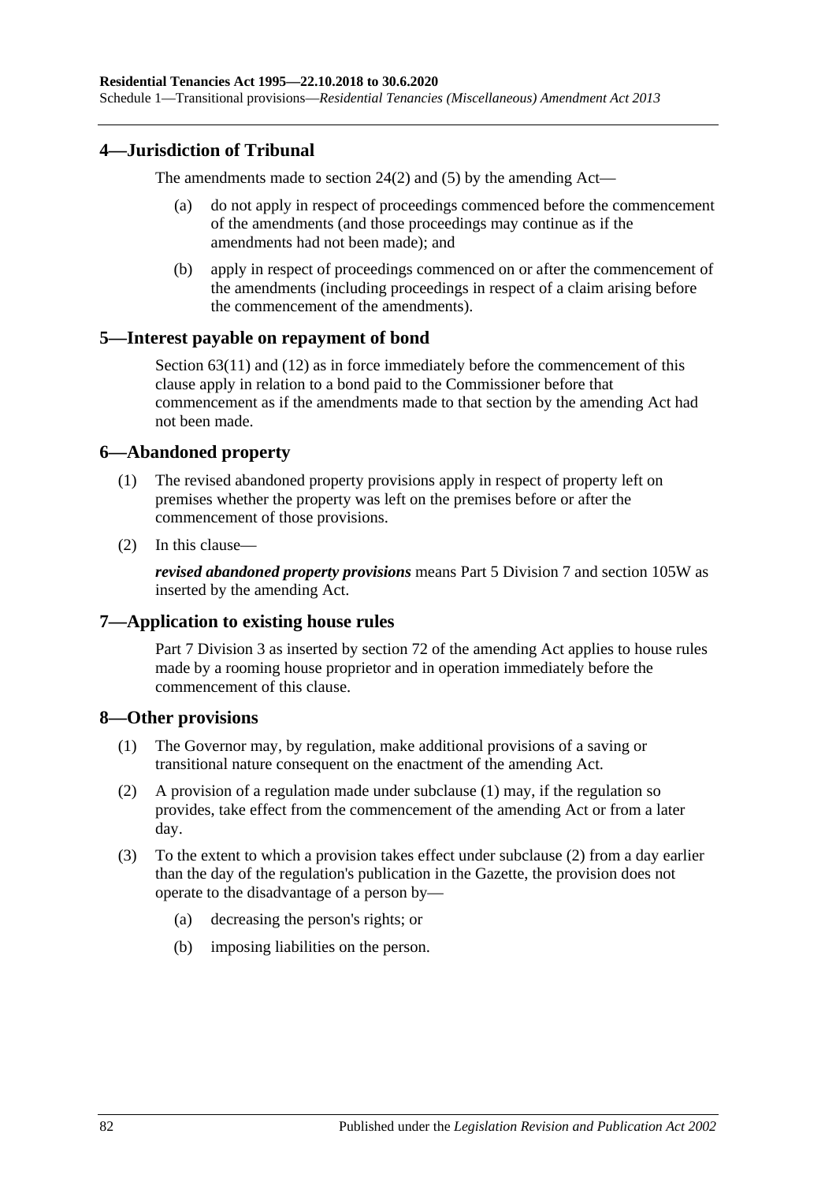## 4—Jurisdiction of Tribunal

The amendments made to section 24(2) and (5) by the amending Act—

(a) do not apply in respect of proceedings commenced before the commencement of the amendments (and those proceedings may continue as if the amendments had not been made); and

(b) apply in respect of proceedings commenced on or after the commencement of the amendments (including proceedings in respect of a claim arising before the commencement of the amendments).

## 5—Interest payable on repayment of bond

Section 63(11) and (12) as in force immediately before the commencement of this clause apply in relation to a bond paid to the Commissioner before that commencement as if the amendments made to that section by the amending Act had not been made.

## 6—Abandoned property

(1) The revised abandoned property provisions apply in respect of property left on premises whether the property was left on the premises before or after the commencement of those provisions.

(2) In this clause—

***revised abandoned property provisions*** means Part 5 Division 7 and section 105W as inserted by the amending Act.

## 7—Application to existing house rules

Part 7 Division 3 as inserted by section 72 of the amending Act applies to house rules made by a rooming house proprietor and in operation immediately before the commencement of this clause.

## 8—Other provisions

(1) The Governor may, by regulation, make additional provisions of a saving or transitional nature consequent on the enactment of the amending Act.

(2) A provision of a regulation made under subclause (1) may, if the regulation so provides, take effect from the commencement of the amending Act or from a later day.

(3) To the extent to which a provision takes effect under subclause (2) from a day earlier than the day of the regulation's publication in the Gazette, the provision does not operate to the disadvantage of a person by—

(a) decreasing the person's rights; or

(b) imposing liabilities on the person.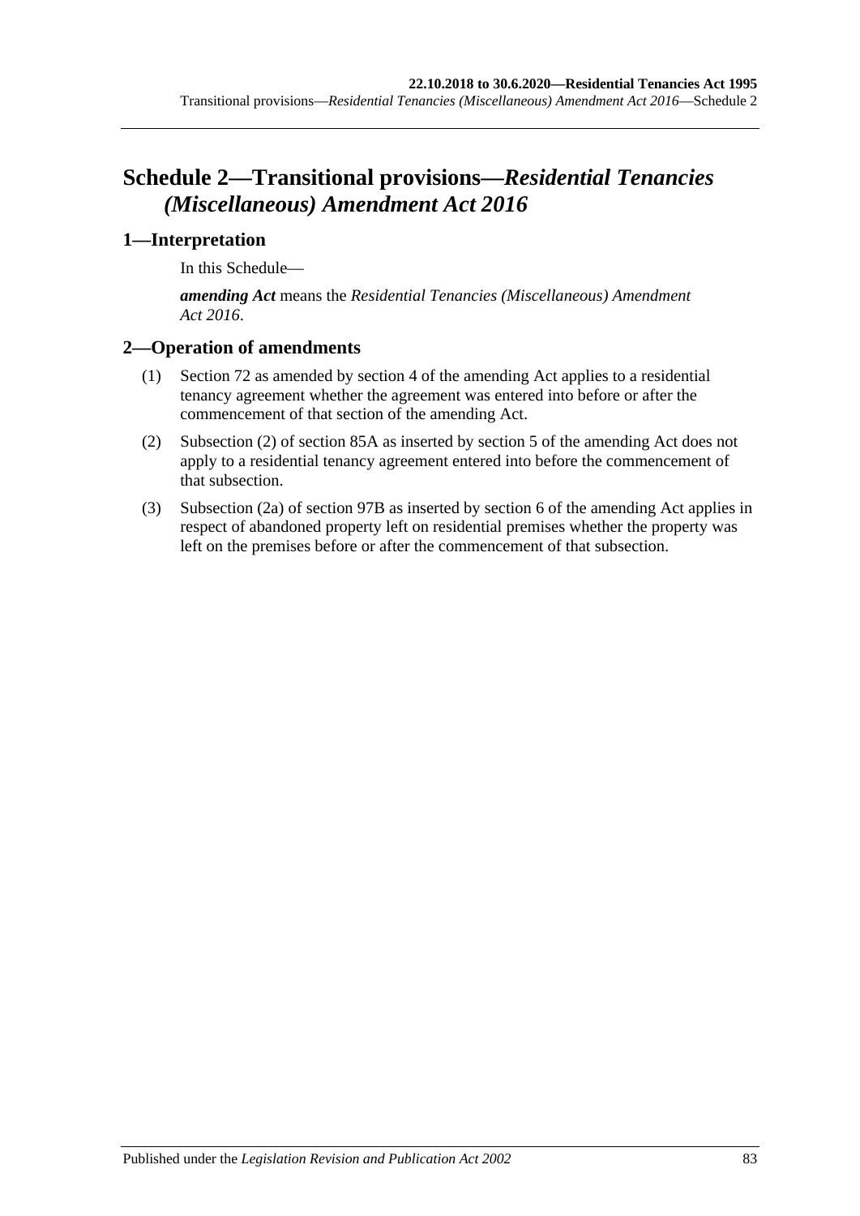# Schedule 2—Transitional provisions—*Residential Tenancies (Miscellaneous) Amendment Act 2016*

## 1—Interpretation

In this Schedule—

***amending Act*** means the *Residential Tenancies (Miscellaneous) Amendment Act 2016*.

## 2—Operation of amendments

(1) Section 72 as amended by section 4 of the amending Act applies to a residential tenancy agreement whether the agreement was entered into before or after the commencement of that section of the amending Act.

(2) Subsection (2) of section 85A as inserted by section 5 of the amending Act does not apply to a residential tenancy agreement entered into before the commencement of that subsection.

(3) Subsection (2a) of section 97B as inserted by section 6 of the amending Act applies in respect of abandoned property left on residential premises whether the property was left on the premises before or after the commencement of that subsection.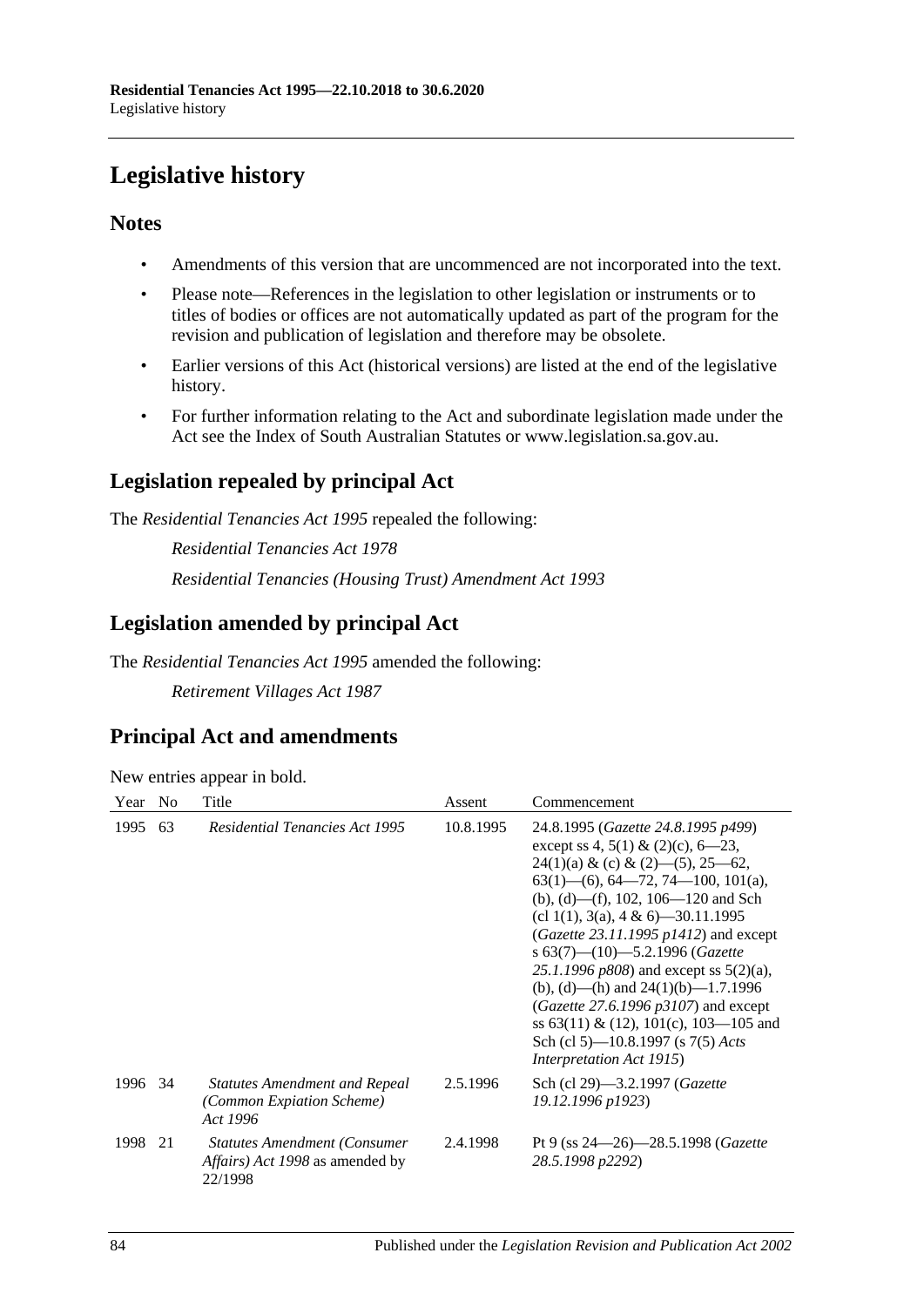# Legislative history

## Notes

- Amendments of this version that are uncommenced are not incorporated into the text.
- Please note—References in the legislation to other legislation or instruments or to titles of bodies or offices are not automatically updated as part of the program for the revision and publication of legislation and therefore may be obsolete.
- Earlier versions of this Act (historical versions) are listed at the end of the legislative history.
- For further information relating to the Act and subordinate legislation made under the Act see the Index of South Australian Statutes or www.legislation.sa.gov.au.

## Legislation repealed by principal Act

The *Residential Tenancies Act 1995* repealed the following:

*Residential Tenancies Act 1978*

*Residential Tenancies (Housing Trust) Amendment Act 1993*

## Legislation amended by principal Act

The *Residential Tenancies Act 1995* amended the following:

*Retirement Villages Act 1987*

## Principal Act and amendments

New entries appear in bold.

| Year | No | Title | Assent | Commencement |
|---|---|---|---|---|
| 1995 | 63 | *Residential Tenancies Act 1995* | 10.8.1995 | 24.8.1995 (*Gazette 24.8.1995 p499*) except ss 4, 5(1) & (2)(c), 6—23, 24(1)(a) & (c) & (2)—(5), 25—62, 63(1)—(6), 64—72, 74—100, 101(a), (b), (d)—(f), 102, 106—120 and Sch (cl 1(1), 3(a), 4 & 6)—30.11.1995 (*Gazette 23.11.1995 p1412*) and except s 63(7)—(10)—5.2.1996 (*Gazette 25.1.1996 p808*) and except ss 5(2)(a), (b), (d)—(h) and 24(1)(b)—1.7.1996 (*Gazette 27.6.1996 p3107*) and except ss 63(11) & (12), 101(c), 103—105 and Sch (cl 5)—10.8.1997 (s 7(5) *Acts Interpretation Act 1915*) |
| 1996 | 34 | *Statutes Amendment and Repeal (Common Expiation Scheme) Act 1996* | 2.5.1996 | Sch (cl 29)—3.2.1997 (*Gazette 19.12.1996 p1923*) |
| 1998 | 21 | *Statutes Amendment (Consumer Affairs) Act 1998* as amended by 22/1998 | 2.4.1998 | Pt 9 (ss 24—26)—28.5.1998 (*Gazette 28.5.1998 p2292*) |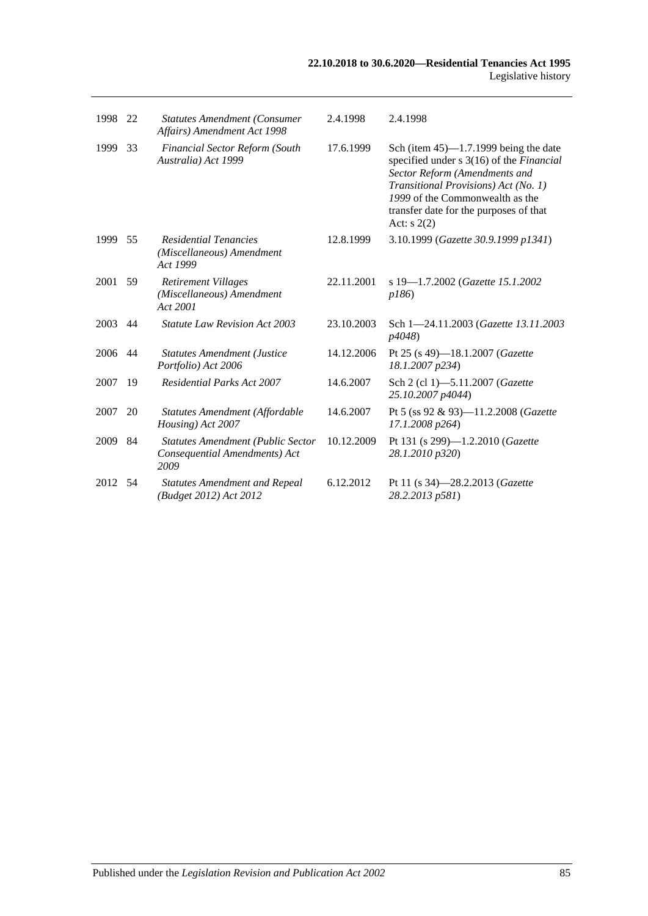| | | | | |
|---|---|---|---|---|
| 1998 | 22 | *Statutes Amendment (Consumer Affairs) Amendment Act 1998* | 2.4.1998 | 2.4.1998 |
| 1999 | 33 | *Financial Sector Reform (South Australia) Act 1999* | 17.6.1999 | Sch (item 45)—1.7.1999 being the date specified under s 3(16) of the *Financial Sector Reform (Amendments and Transitional Provisions) Act (No. 1) 1999* of the Commonwealth as the transfer date for the purposes of that Act: s 2(2) |
| 1999 | 55 | *Residential Tenancies (Miscellaneous) Amendment Act 1999* | 12.8.1999 | 3.10.1999 (*Gazette 30.9.1999 p1341*) |
| 2001 | 59 | *Retirement Villages (Miscellaneous) Amendment Act 2001* | 22.11.2001 | s 19—1.7.2002 (*Gazette 15.1.2002 p186*) |
| 2003 | 44 | *Statute Law Revision Act 2003* | 23.10.2003 | Sch 1—24.11.2003 (*Gazette 13.11.2003 p4048*) |
| 2006 | 44 | *Statutes Amendment (Justice Portfolio) Act 2006* | 14.12.2006 | Pt 25 (s 49)—18.1.2007 (*Gazette 18.1.2007 p234*) |
| 2007 | 19 | *Residential Parks Act 2007* | 14.6.2007 | Sch 2 (cl 1)—5.11.2007 (*Gazette 25.10.2007 p4044*) |
| 2007 | 20 | *Statutes Amendment (Affordable Housing) Act 2007* | 14.6.2007 | Pt 5 (ss 92 & 93)—11.2.2008 (*Gazette 17.1.2008 p264*) |
| 2009 | 84 | *Statutes Amendment (Public Sector Consequential Amendments) Act 2009* | 10.12.2009 | Pt 131 (s 299)—1.2.2010 (*Gazette 28.1.2010 p320*) |
| 2012 | 54 | *Statutes Amendment and Repeal (Budget 2012) Act 2012* | 6.12.2012 | Pt 11 (s 34)—28.2.2013 (*Gazette 28.2.2013 p581*) |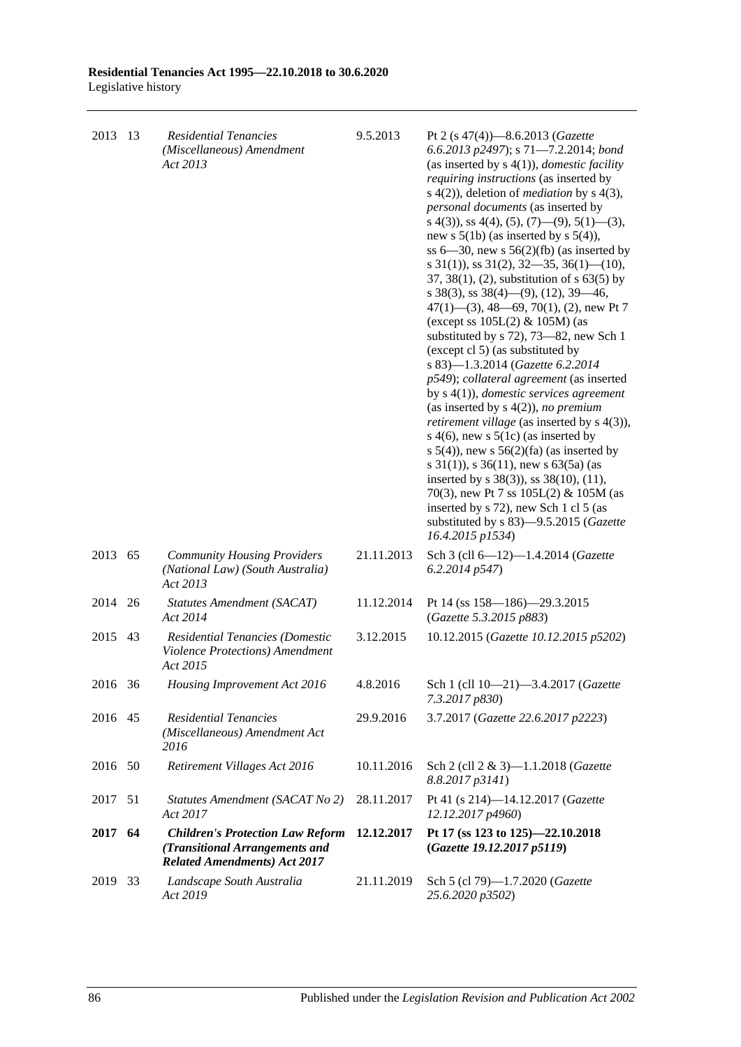| | | | | |
|---|---|---|---|---|
| 2013 | 13 | *Residential Tenancies (Miscellaneous) Amendment Act 2013* | 9.5.2013 | Pt 2 (s 47(4))—8.6.2013 (*Gazette 6.6.2013 p2497*); s 71—7.2.2014; *bond* (as inserted by s 4(1)), *domestic facility requiring instructions* (as inserted by s 4(2)), deletion of *mediation* by s 4(3), *personal documents* (as inserted by s 4(3)), ss 4(4), (5), (7)—(9), 5(1)—(3), new s 5(1b) (as inserted by s 5(4)), ss 6—30, new s 56(2)(fb) (as inserted by s 31(1)), ss 31(2), 32—35, 36(1)—(10), 37, 38(1), (2), substitution of s 63(5) by s 38(3), ss 38(4)—(9), (12), 39—46, 47(1)—(3), 48—69, 70(1), (2), new Pt 7 (except ss 105L(2) & 105M) (as substituted by s 72), 73—82, new Sch 1 (except cl 5) (as substituted by s 83)—1.3.2014 (*Gazette 6.2.2014 p549*); *collateral agreement* (as inserted by s 4(1)), *domestic services agreement* (as inserted by s 4(2)), *no premium retirement village* (as inserted by s 4(3)), s 4(6), new s 5(1c) (as inserted by s 5(4)), new s 56(2)(fa) (as inserted by s 31(1)), s 36(11), new s 63(5a) (as inserted by s 38(3)), ss 38(10), (11), 70(3), new Pt 7 ss 105L(2) & 105M (as inserted by s 72), new Sch 1 cl 5 (as substituted by s 83)—9.5.2015 (*Gazette 16.4.2015 p1534*) |
| 2013 | 65 | *Community Housing Providers (National Law) (South Australia) Act 2013* | 21.11.2013 | Sch 3 (cll 6—12)—1.4.2014 (*Gazette 6.2.2014 p547*) |
| 2014 | 26 | *Statutes Amendment (SACAT) Act 2014* | 11.12.2014 | Pt 14 (ss 158—186)—29.3.2015 (*Gazette 5.3.2015 p883*) |
| 2015 | 43 | *Residential Tenancies (Domestic Violence Protections) Amendment Act 2015* | 3.12.2015 | 10.12.2015 (*Gazette 10.12.2015 p5202*) |
| 2016 | 36 | *Housing Improvement Act 2016* | 4.8.2016 | Sch 1 (cll 10—21)—3.4.2017 (*Gazette 7.3.2017 p830*) |
| 2016 | 45 | *Residential Tenancies (Miscellaneous) Amendment Act 2016* | 29.9.2016 | 3.7.2017 (*Gazette 22.6.2017 p2223*) |
| 2016 | 50 | *Retirement Villages Act 2016* | 10.11.2016 | Sch 2 (cll 2 & 3)—1.1.2018 (*Gazette 8.8.2017 p3141*) |
| 2017 | 51 | *Statutes Amendment (SACAT No 2) Act 2017* | 28.11.2017 | Pt 41 (s 214)—14.12.2017 (*Gazette 12.12.2017 p4960*) |
| **2017** | **64** | ***Children's Protection Law Reform (Transitional Arrangements and Related Amendments) Act 2017*** | **12.12.2017** | **Pt 17 (ss 123 to 125)—22.10.2018 (*Gazette 19.12.2017 p5119*)** |
| 2019 | 33 | *Landscape South Australia Act 2019* | 21.11.2019 | Sch 5 (cl 79)—1.7.2020 (*Gazette 25.6.2020 p3502*) |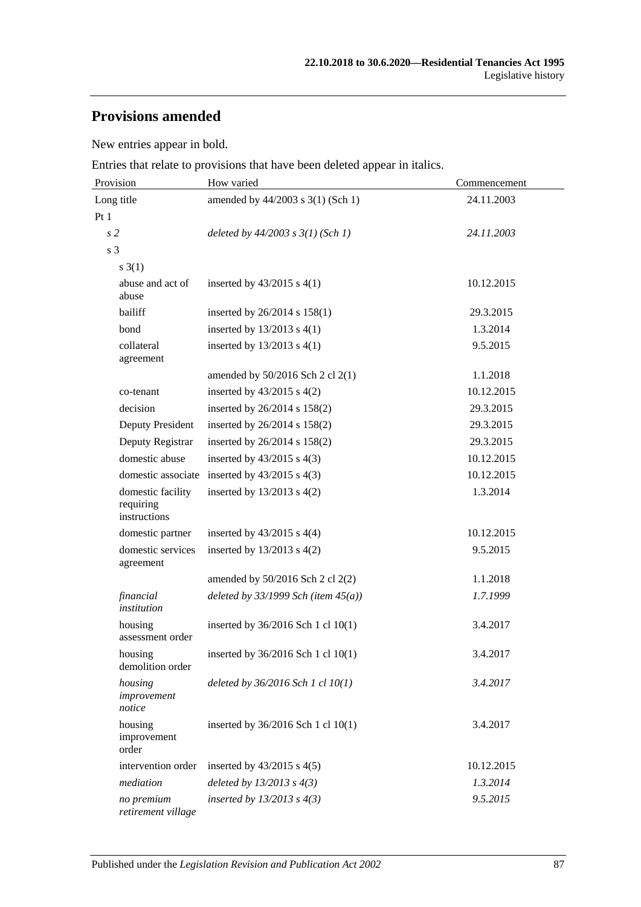## Provisions amended

New entries appear in bold.

Entries that relate to provisions that have been deleted appear in italics.

| Provision | How varied | Commencement |
|---|---|---|
| Long title | amended by 44/2003 s 3(1) (Sch 1) | 24.11.2003 |
| Pt 1 | | |
| *s 2* | *deleted by 44/2003 s 3(1) (Sch 1)* | *24.11.2003* |
| s 3 | | |
| s 3(1) | | |
| abuse and act of abuse | inserted by 43/2015 s 4(1) | 10.12.2015 |
| bailiff | inserted by 26/2014 s 158(1) | 29.3.2015 |
| bond | inserted by 13/2013 s 4(1) | 1.3.2014 |
| collateral agreement | inserted by 13/2013 s 4(1) | 9.5.2015 |
| | amended by 50/2016 Sch 2 cl 2(1) | 1.1.2018 |
| co-tenant | inserted by 43/2015 s 4(2) | 10.12.2015 |
| decision | inserted by 26/2014 s 158(2) | 29.3.2015 |
| Deputy President | inserted by 26/2014 s 158(2) | 29.3.2015 |
| Deputy Registrar | inserted by 26/2014 s 158(2) | 29.3.2015 |
| domestic abuse | inserted by 43/2015 s 4(3) | 10.12.2015 |
| domestic associate | inserted by 43/2015 s 4(3) | 10.12.2015 |
| domestic facility requiring instructions | inserted by 13/2013 s 4(2) | 1.3.2014 |
| domestic partner | inserted by 43/2015 s 4(4) | 10.12.2015 |
| domestic services agreement | inserted by 13/2013 s 4(2) | 9.5.2015 |
| | amended by 50/2016 Sch 2 cl 2(2) | 1.1.2018 |
| *financial institution* | *deleted by 33/1999 Sch (item 45(a))* | *1.7.1999* |
| housing assessment order | inserted by 36/2016 Sch 1 cl 10(1) | 3.4.2017 |
| housing demolition order | inserted by 36/2016 Sch 1 cl 10(1) | 3.4.2017 |
| *housing improvement notice* | *deleted by 36/2016 Sch 1 cl 10(1)* | *3.4.2017* |
| housing improvement order | inserted by 36/2016 Sch 1 cl 10(1) | 3.4.2017 |
| intervention order | inserted by 43/2015 s 4(5) | 10.12.2015 |
| *mediation* | *deleted by 13/2013 s 4(3)* | *1.3.2014* |
| *no premium retirement village* | *inserted by 13/2013 s 4(3)* | *9.5.2015* |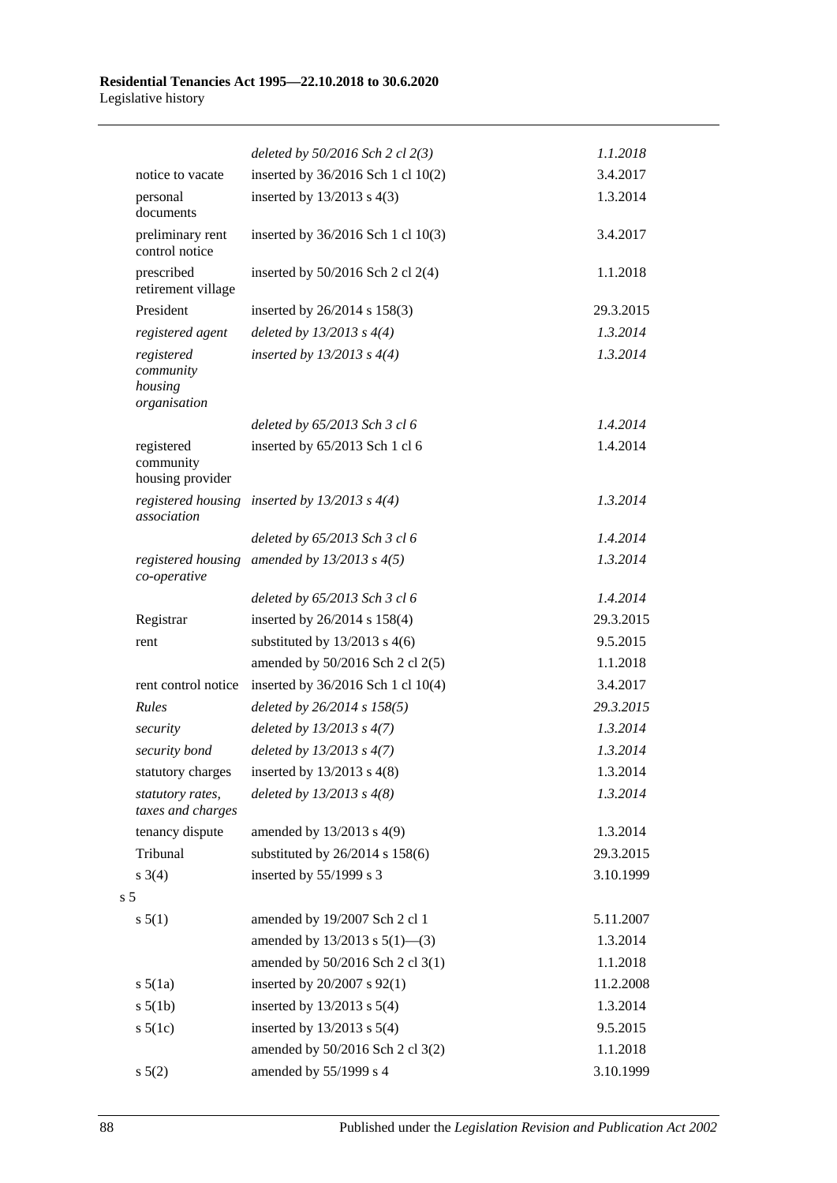| | | |
|---|---|---|
| | *deleted by 50/2016 Sch 2 cl 2(3)* | *1.1.2018* |
| notice to vacate | inserted by 36/2016 Sch 1 cl 10(2) | 3.4.2017 |
| personal documents | inserted by 13/2013 s 4(3) | 1.3.2014 |
| preliminary rent control notice | inserted by 36/2016 Sch 1 cl 10(3) | 3.4.2017 |
| prescribed retirement village | inserted by 50/2016 Sch 2 cl 2(4) | 1.1.2018 |
| President | inserted by 26/2014 s 158(3) | 29.3.2015 |
| *registered agent* | *deleted by 13/2013 s 4(4)* | *1.3.2014* |
| *registered community housing organisation* | *inserted by 13/2013 s 4(4)* | *1.3.2014* |
| | *deleted by 65/2013 Sch 3 cl 6* | *1.4.2014* |
| registered community housing provider | inserted by 65/2013 Sch 1 cl 6 | 1.4.2014 |
| *registered housing association* | *inserted by 13/2013 s 4(4)* | *1.3.2014* |
| | *deleted by 65/2013 Sch 3 cl 6* | *1.4.2014* |
| *registered housing co-operative* | *amended by 13/2013 s 4(5)* | *1.3.2014* |
| | *deleted by 65/2013 Sch 3 cl 6* | *1.4.2014* |
| Registrar | inserted by 26/2014 s 158(4) | 29.3.2015 |
| rent | substituted by 13/2013 s 4(6) | 9.5.2015 |
| | amended by 50/2016 Sch 2 cl 2(5) | 1.1.2018 |
| rent control notice | inserted by 36/2016 Sch 1 cl 10(4) | 3.4.2017 |
| *Rules* | *deleted by 26/2014 s 158(5)* | *29.3.2015* |
| *security* | *deleted by 13/2013 s 4(7)* | *1.3.2014* |
| *security bond* | *deleted by 13/2013 s 4(7)* | *1.3.2014* |
| statutory charges | inserted by 13/2013 s 4(8) | 1.3.2014 |
| *statutory rates, taxes and charges* | *deleted by 13/2013 s 4(8)* | *1.3.2014* |
| tenancy dispute | amended by 13/2013 s 4(9) | 1.3.2014 |
| Tribunal | substituted by 26/2014 s 158(6) | 29.3.2015 |
| s 3(4) | inserted by 55/1999 s 3 | 3.10.1999 |
| s 5 | | |
| s 5(1) | amended by 19/2007 Sch 2 cl 1 | 5.11.2007 |
| | amended by 13/2013 s 5(1)—(3) | 1.3.2014 |
| | amended by 50/2016 Sch 2 cl 3(1) | 1.1.2018 |
| s 5(1a) | inserted by 20/2007 s 92(1) | 11.2.2008 |
| s 5(1b) | inserted by 13/2013 s 5(4) | 1.3.2014 |
| s 5(1c) | inserted by 13/2013 s 5(4) | 9.5.2015 |
| | amended by 50/2016 Sch 2 cl 3(2) | 1.1.2018 |
| s 5(2) | amended by 55/1999 s 4 | 3.10.1999 |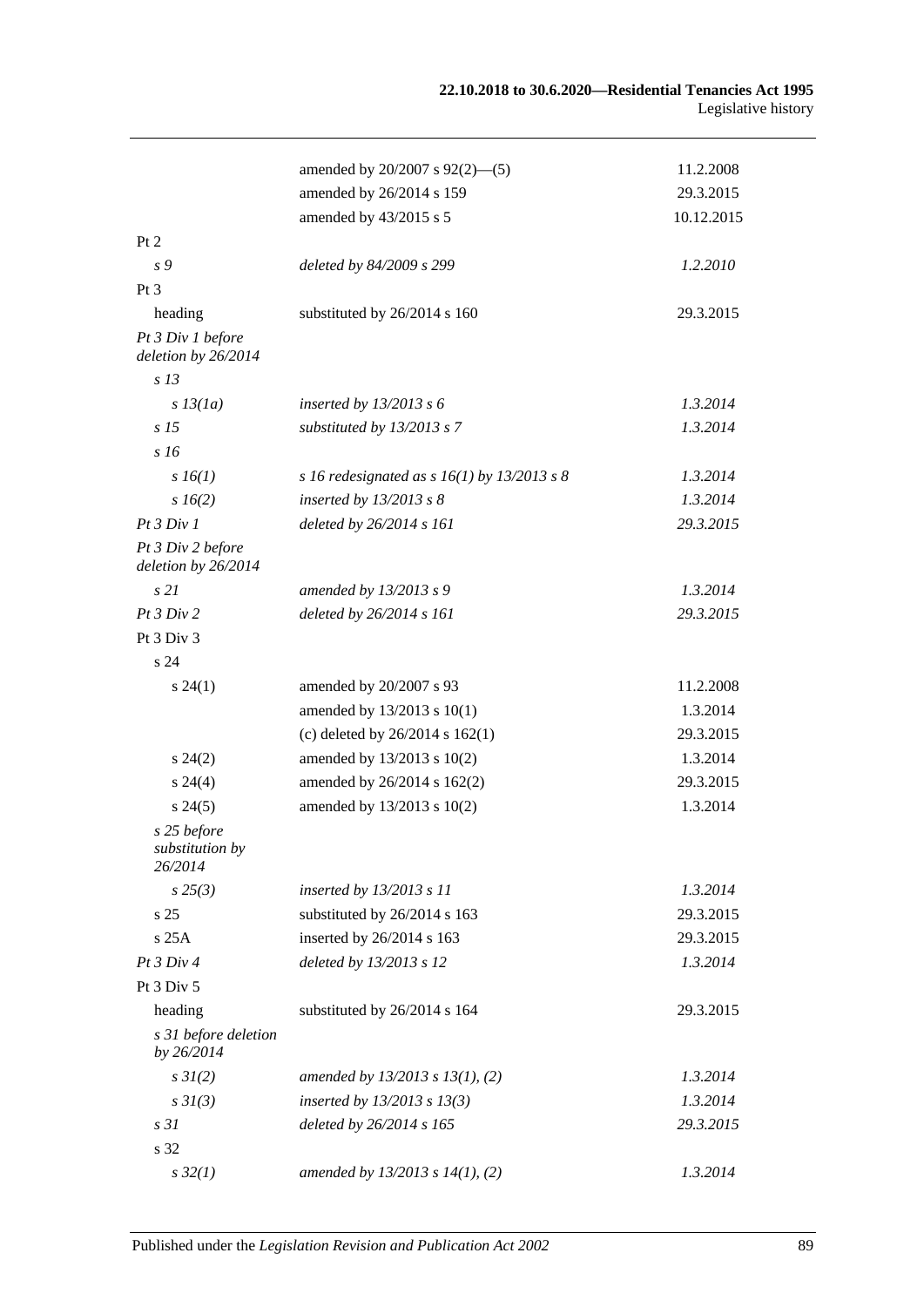| | | |
|---|---|---|
| | amended by 20/2007 s 92(2)—(5) | 11.2.2008 |
| | amended by 26/2014 s 159 | 29.3.2015 |
| | amended by 43/2015 s 5 | 10.12.2015 |
| Pt 2 | | |
| *s 9* | *deleted by 84/2009 s 299* | *1.2.2010* |
| Pt 3 | | |
| heading | substituted by 26/2014 s 160 | 29.3.2015 |
| *Pt 3 Div 1 before deletion by 26/2014* | | |
| *s 13* | | |
| *s 13(1a)* | *inserted by 13/2013 s 6* | *1.3.2014* |
| *s 15* | *substituted by 13/2013 s 7* | *1.3.2014* |
| *s 16* | | |
| *s 16(1)* | *s 16 redesignated as s 16(1) by 13/2013 s 8* | *1.3.2014* |
| *s 16(2)* | *inserted by 13/2013 s 8* | *1.3.2014* |
| *Pt 3 Div 1* | *deleted by 26/2014 s 161* | *29.3.2015* |
| *Pt 3 Div 2 before deletion by 26/2014* | | |
| *s 21* | *amended by 13/2013 s 9* | *1.3.2014* |
| *Pt 3 Div 2* | *deleted by 26/2014 s 161* | *29.3.2015* |
| Pt 3 Div 3 | | |
| s 24 | | |
| s 24(1) | amended by 20/2007 s 93 | 11.2.2008 |
| | amended by 13/2013 s 10(1) | 1.3.2014 |
| | (c) deleted by 26/2014 s 162(1) | 29.3.2015 |
| s 24(2) | amended by 13/2013 s 10(2) | 1.3.2014 |
| s 24(4) | amended by 26/2014 s 162(2) | 29.3.2015 |
| s 24(5) | amended by 13/2013 s 10(2) | 1.3.2014 |
| *s 25 before substitution by 26/2014* | | |
| *s 25(3)* | *inserted by 13/2013 s 11* | *1.3.2014* |
| s 25 | substituted by 26/2014 s 163 | 29.3.2015 |
| s 25A | inserted by 26/2014 s 163 | 29.3.2015 |
| *Pt 3 Div 4* | *deleted by 13/2013 s 12* | *1.3.2014* |
| Pt 3 Div 5 | | |
| heading | substituted by 26/2014 s 164 | 29.3.2015 |
| *s 31 before deletion by 26/2014* | | |
| *s 31(2)* | *amended by 13/2013 s 13(1), (2)* | *1.3.2014* |
| *s 31(3)* | *inserted by 13/2013 s 13(3)* | *1.3.2014* |
| *s 31* | *deleted by 26/2014 s 165* | *29.3.2015* |
| s 32 | | |
| *s 32(1)* | *amended by 13/2013 s 14(1), (2)* | *1.3.2014* |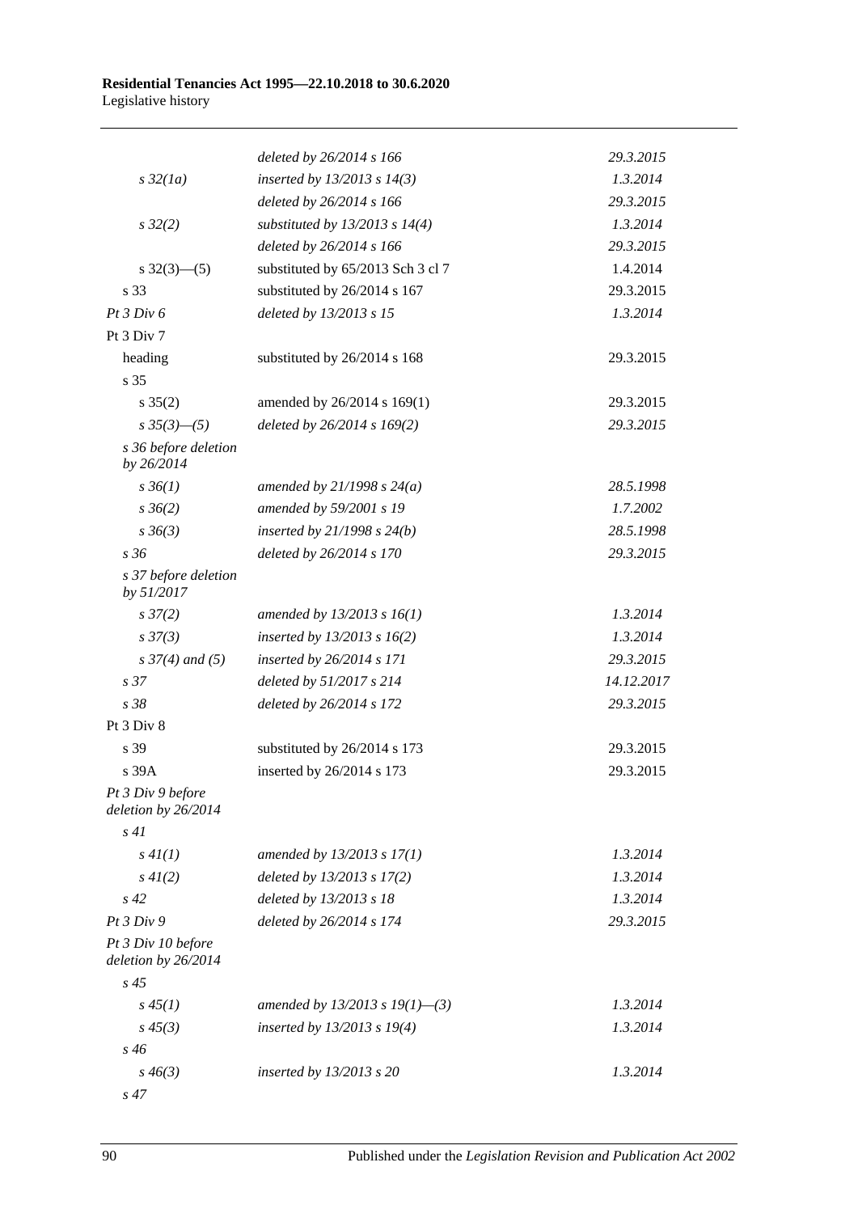| | | |
|---|---|---|
| | *deleted by 26/2014 s 166* | *29.3.2015* |
| *s 32(1a)* | *inserted by 13/2013 s 14(3)* | *1.3.2014* |
| | *deleted by 26/2014 s 166* | *29.3.2015* |
| *s 32(2)* | *substituted by 13/2013 s 14(4)* | *1.3.2014* |
| | *deleted by 26/2014 s 166* | *29.3.2015* |
| s 32(3)—(5) | substituted by 65/2013 Sch 3 cl 7 | 1.4.2014 |
| s 33 | substituted by 26/2014 s 167 | 29.3.2015 |
| *Pt 3 Div 6* | *deleted by 13/2013 s 15* | *1.3.2014* |
| Pt 3 Div 7 | | |
| heading | substituted by 26/2014 s 168 | 29.3.2015 |
| s 35 | | |
| s 35(2) | amended by 26/2014 s 169(1) | 29.3.2015 |
| *s 35(3)—(5)* | *deleted by 26/2014 s 169(2)* | *29.3.2015* |
| *s 36 before deletion by 26/2014* | | |
| *s 36(1)* | *amended by 21/1998 s 24(a)* | *28.5.1998* |
| *s 36(2)* | *amended by 59/2001 s 19* | *1.7.2002* |
| *s 36(3)* | *inserted by 21/1998 s 24(b)* | *28.5.1998* |
| *s 36* | *deleted by 26/2014 s 170* | *29.3.2015* |
| *s 37 before deletion by 51/2017* | | |
| *s 37(2)* | *amended by 13/2013 s 16(1)* | *1.3.2014* |
| *s 37(3)* | *inserted by 13/2013 s 16(2)* | *1.3.2014* |
| *s 37(4) and (5)* | *inserted by 26/2014 s 171* | *29.3.2015* |
| *s 37* | *deleted by 51/2017 s 214* | *14.12.2017* |
| *s 38* | *deleted by 26/2014 s 172* | *29.3.2015* |
| Pt 3 Div 8 | | |
| s 39 | substituted by 26/2014 s 173 | 29.3.2015 |
| s 39A | inserted by 26/2014 s 173 | 29.3.2015 |
| *Pt 3 Div 9 before deletion by 26/2014* | | |
| *s 41* | | |
| *s 41(1)* | *amended by 13/2013 s 17(1)* | *1.3.2014* |
| *s 41(2)* | *deleted by 13/2013 s 17(2)* | *1.3.2014* |
| *s 42* | *deleted by 13/2013 s 18* | *1.3.2014* |
| *Pt 3 Div 9* | *deleted by 26/2014 s 174* | *29.3.2015* |
| *Pt 3 Div 10 before deletion by 26/2014* | | |
| *s 45* | | |
| *s 45(1)* | *amended by 13/2013 s 19(1)—(3)* | *1.3.2014* |
| *s 45(3)* | *inserted by 13/2013 s 19(4)* | *1.3.2014* |
| *s 46* | | |
| *s 46(3)* | *inserted by 13/2013 s 20* | *1.3.2014* |
| *s 47* | | |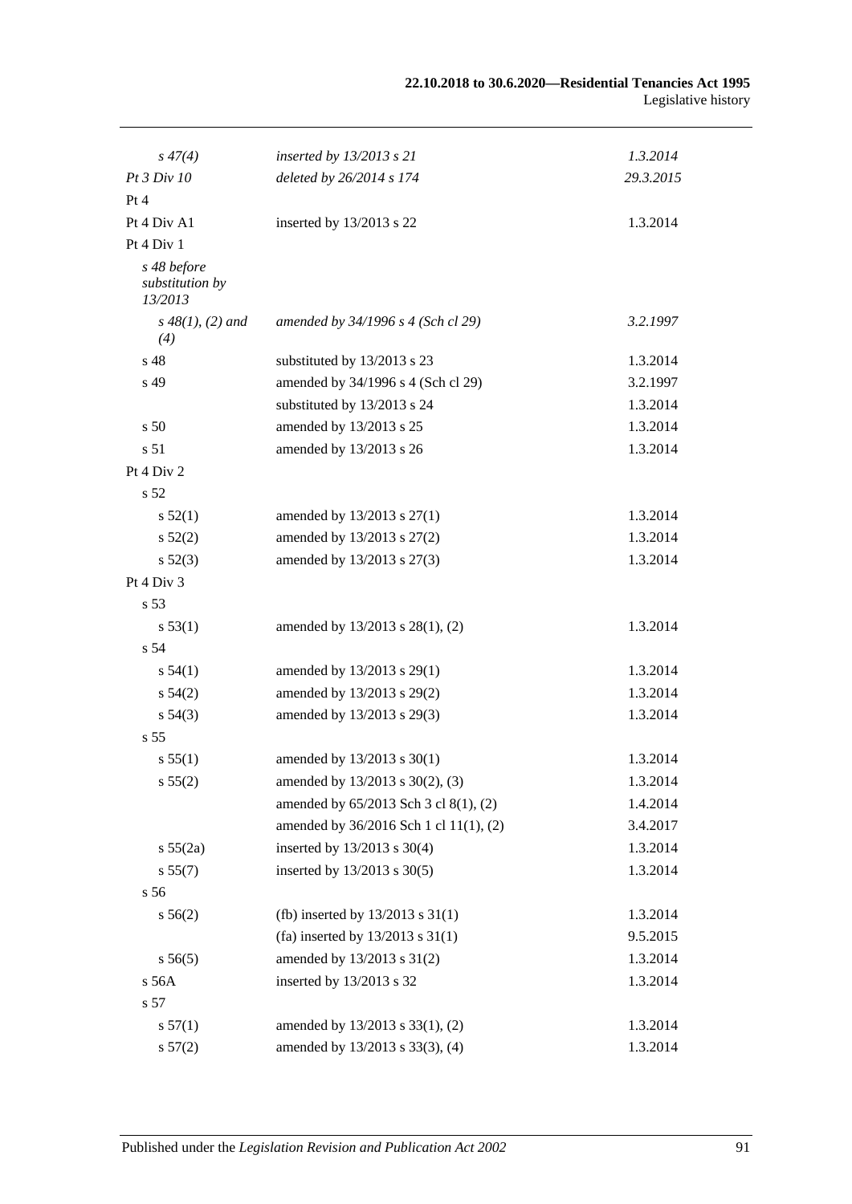| | | |
|---|---|---|
| *s 47(4)* | *inserted by 13/2013 s 21* | *1.3.2014* |
| *Pt 3 Div 10* | *deleted by 26/2014 s 174* | *29.3.2015* |
| Pt 4 | | |
| Pt 4 Div A1 | inserted by 13/2013 s 22 | 1.3.2014 |
| Pt 4 Div 1 | | |
| *s 48 before substitution by 13/2013* | | |
| *s 48(1), (2) and (4)* | *amended by 34/1996 s 4 (Sch cl 29)* | *3.2.1997* |
| s 48 | substituted by 13/2013 s 23 | 1.3.2014 |
| s 49 | amended by 34/1996 s 4 (Sch cl 29) | 3.2.1997 |
| | substituted by 13/2013 s 24 | 1.3.2014 |
| s 50 | amended by 13/2013 s 25 | 1.3.2014 |
| s 51 | amended by 13/2013 s 26 | 1.3.2014 |
| Pt 4 Div 2 | | |
| s 52 | | |
| s 52(1) | amended by 13/2013 s 27(1) | 1.3.2014 |
| s 52(2) | amended by 13/2013 s 27(2) | 1.3.2014 |
| s 52(3) | amended by 13/2013 s 27(3) | 1.3.2014 |
| Pt 4 Div 3 | | |
| s 53 | | |
| s 53(1) | amended by 13/2013 s 28(1), (2) | 1.3.2014 |
| s 54 | | |
| s 54(1) | amended by 13/2013 s 29(1) | 1.3.2014 |
| s 54(2) | amended by 13/2013 s 29(2) | 1.3.2014 |
| s 54(3) | amended by 13/2013 s 29(3) | 1.3.2014 |
| s 55 | | |
| s 55(1) | amended by 13/2013 s 30(1) | 1.3.2014 |
| s 55(2) | amended by 13/2013 s 30(2), (3) | 1.3.2014 |
| | amended by 65/2013 Sch 3 cl 8(1), (2) | 1.4.2014 |
| | amended by 36/2016 Sch 1 cl 11(1), (2) | 3.4.2017 |
| s 55(2a) | inserted by 13/2013 s 30(4) | 1.3.2014 |
| s 55(7) | inserted by 13/2013 s 30(5) | 1.3.2014 |
| s 56 | | |
| s 56(2) | (fb) inserted by 13/2013 s 31(1) | 1.3.2014 |
| | (fa) inserted by 13/2013 s 31(1) | 9.5.2015 |
| s 56(5) | amended by 13/2013 s 31(2) | 1.3.2014 |
| s 56A | inserted by 13/2013 s 32 | 1.3.2014 |
| s 57 | | |
| s 57(1) | amended by 13/2013 s 33(1), (2) | 1.3.2014 |
| s 57(2) | amended by 13/2013 s 33(3), (4) | 1.3.2014 |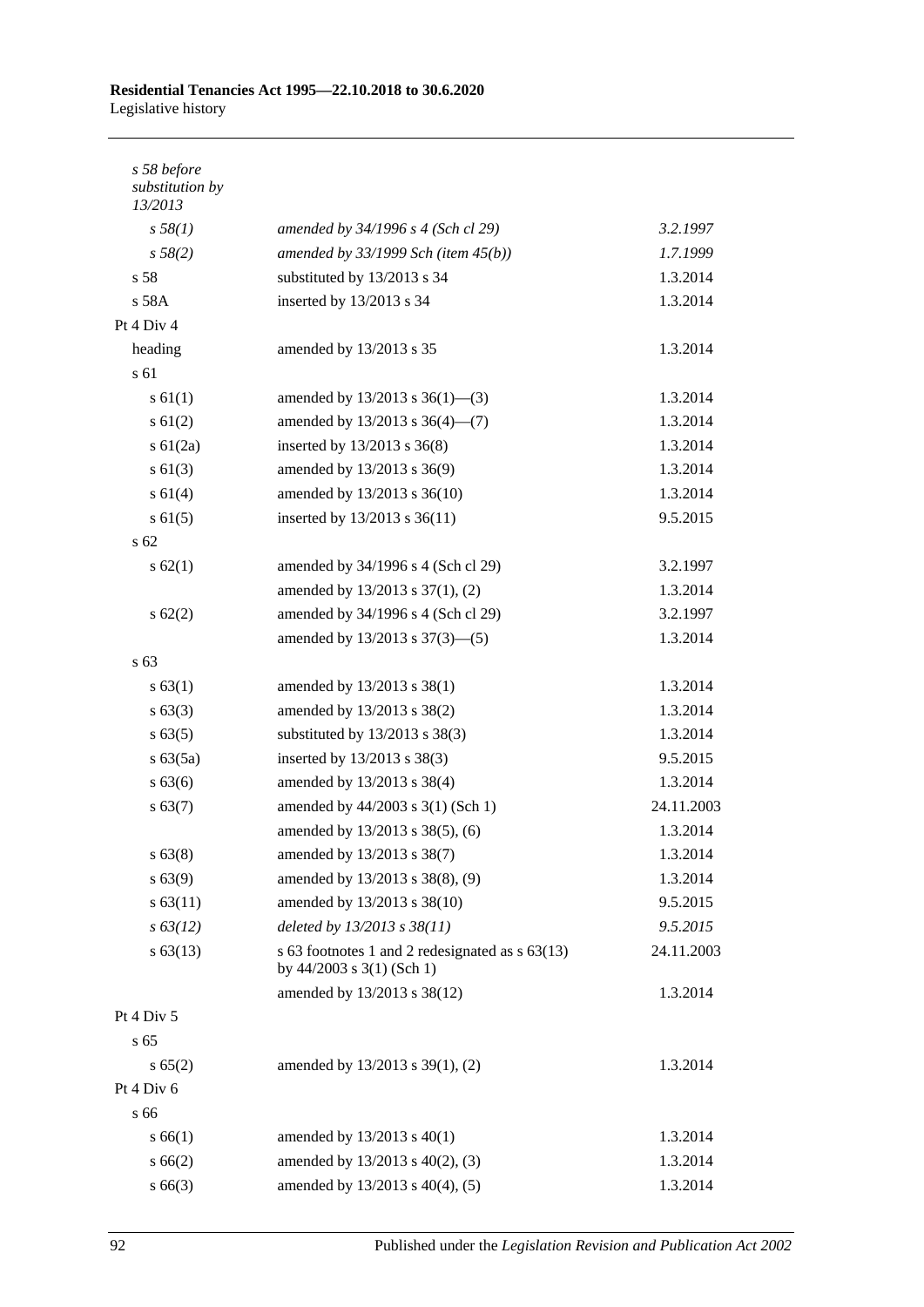| | | |
|---|---|---|
| *s 58 before substitution by 13/2013* | | |
| *s 58(1)* | *amended by 34/1996 s 4 (Sch cl 29)* | *3.2.1997* |
| *s 58(2)* | *amended by 33/1999 Sch (item 45(b))* | *1.7.1999* |
| s 58 | substituted by 13/2013 s 34 | 1.3.2014 |
| s 58A | inserted by 13/2013 s 34 | 1.3.2014 |
| Pt 4 Div 4 | | |
| heading | amended by 13/2013 s 35 | 1.3.2014 |
| s 61 | | |
| s 61(1) | amended by 13/2013 s 36(1)—(3) | 1.3.2014 |
| s 61(2) | amended by 13/2013 s 36(4)—(7) | 1.3.2014 |
| s 61(2a) | inserted by 13/2013 s 36(8) | 1.3.2014 |
| s 61(3) | amended by 13/2013 s 36(9) | 1.3.2014 |
| s 61(4) | amended by 13/2013 s 36(10) | 1.3.2014 |
| s 61(5) | inserted by 13/2013 s 36(11) | 9.5.2015 |
| s 62 | | |
| s 62(1) | amended by 34/1996 s 4 (Sch cl 29) | 3.2.1997 |
| | amended by 13/2013 s 37(1), (2) | 1.3.2014 |
| s 62(2) | amended by 34/1996 s 4 (Sch cl 29) | 3.2.1997 |
| | amended by 13/2013 s 37(3)—(5) | 1.3.2014 |
| s 63 | | |
| s 63(1) | amended by 13/2013 s 38(1) | 1.3.2014 |
| s 63(3) | amended by 13/2013 s 38(2) | 1.3.2014 |
| s 63(5) | substituted by 13/2013 s 38(3) | 1.3.2014 |
| s 63(5a) | inserted by 13/2013 s 38(3) | 9.5.2015 |
| s 63(6) | amended by 13/2013 s 38(4) | 1.3.2014 |
| s 63(7) | amended by 44/2003 s 3(1) (Sch 1) | 24.11.2003 |
| | amended by 13/2013 s 38(5), (6) | 1.3.2014 |
| s 63(8) | amended by 13/2013 s 38(7) | 1.3.2014 |
| s 63(9) | amended by 13/2013 s 38(8), (9) | 1.3.2014 |
| s 63(11) | amended by 13/2013 s 38(10) | 9.5.2015 |
| *s 63(12)* | *deleted by 13/2013 s 38(11)* | *9.5.2015* |
| s 63(13) | s 63 footnotes 1 and 2 redesignated as s 63(13) by 44/2003 s 3(1) (Sch 1) | 24.11.2003 |
| | amended by 13/2013 s 38(12) | 1.3.2014 |
| Pt 4 Div 5 | | |
| s 65 | | |
| s 65(2) | amended by 13/2013 s 39(1), (2) | 1.3.2014 |
| Pt 4 Div 6 | | |
| s 66 | | |
| s 66(1) | amended by 13/2013 s 40(1) | 1.3.2014 |
| s 66(2) | amended by 13/2013 s 40(2), (3) | 1.3.2014 |
| s 66(3) | amended by 13/2013 s 40(4), (5) | 1.3.2014 |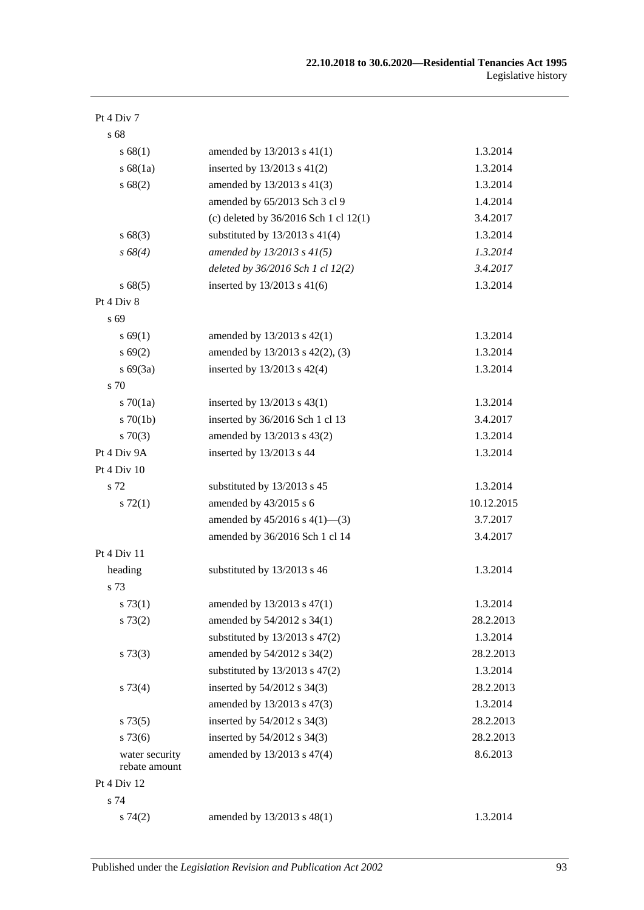| | | |
|---|---|---|
| Pt 4 Div 7 | | |
| s 68 | | |
| s 68(1) | amended by 13/2013 s 41(1) | 1.3.2014 |
| s 68(1a) | inserted by 13/2013 s 41(2) | 1.3.2014 |
| s 68(2) | amended by 13/2013 s 41(3) | 1.3.2014 |
| | amended by 65/2013 Sch 3 cl 9 | 1.4.2014 |
| | (c) deleted by 36/2016 Sch 1 cl 12(1) | 3.4.2017 |
| s 68(3) | substituted by 13/2013 s 41(4) | 1.3.2014 |
| *s 68(4)* | *amended by 13/2013 s 41(5)* | *1.3.2014* |
| | *deleted by 36/2016 Sch 1 cl 12(2)* | *3.4.2017* |
| s 68(5) | inserted by 13/2013 s 41(6) | 1.3.2014 |
| Pt 4 Div 8 | | |
| s 69 | | |
| s 69(1) | amended by 13/2013 s 42(1) | 1.3.2014 |
| s 69(2) | amended by 13/2013 s 42(2), (3) | 1.3.2014 |
| s 69(3a) | inserted by 13/2013 s 42(4) | 1.3.2014 |
| s 70 | | |
| s 70(1a) | inserted by 13/2013 s 43(1) | 1.3.2014 |
| s 70(1b) | inserted by 36/2016 Sch 1 cl 13 | 3.4.2017 |
| s 70(3) | amended by 13/2013 s 43(2) | 1.3.2014 |
| Pt 4 Div 9A | inserted by 13/2013 s 44 | 1.3.2014 |
| Pt 4 Div 10 | | |
| s 72 | substituted by 13/2013 s 45 | 1.3.2014 |
| s 72(1) | amended by 43/2015 s 6 | 10.12.2015 |
| | amended by 45/2016 s 4(1)—(3) | 3.7.2017 |
| | amended by 36/2016 Sch 1 cl 14 | 3.4.2017 |
| Pt 4 Div 11 | | |
| heading | substituted by 13/2013 s 46 | 1.3.2014 |
| s 73 | | |
| s 73(1) | amended by 13/2013 s 47(1) | 1.3.2014 |
| s 73(2) | amended by 54/2012 s 34(1) | 28.2.2013 |
| | substituted by 13/2013 s 47(2) | 1.3.2014 |
| s 73(3) | amended by 54/2012 s 34(2) | 28.2.2013 |
| | substituted by 13/2013 s 47(2) | 1.3.2014 |
| s 73(4) | inserted by 54/2012 s 34(3) | 28.2.2013 |
| | amended by 13/2013 s 47(3) | 1.3.2014 |
| s 73(5) | inserted by 54/2012 s 34(3) | 28.2.2013 |
| s 73(6) | inserted by 54/2012 s 34(3) | 28.2.2013 |
| water security rebate amount | amended by 13/2013 s 47(4) | 8.6.2013 |
| Pt 4 Div 12 | | |
| s 74 | | |
| s 74(2) | amended by 13/2013 s 48(1) | 1.3.2014 |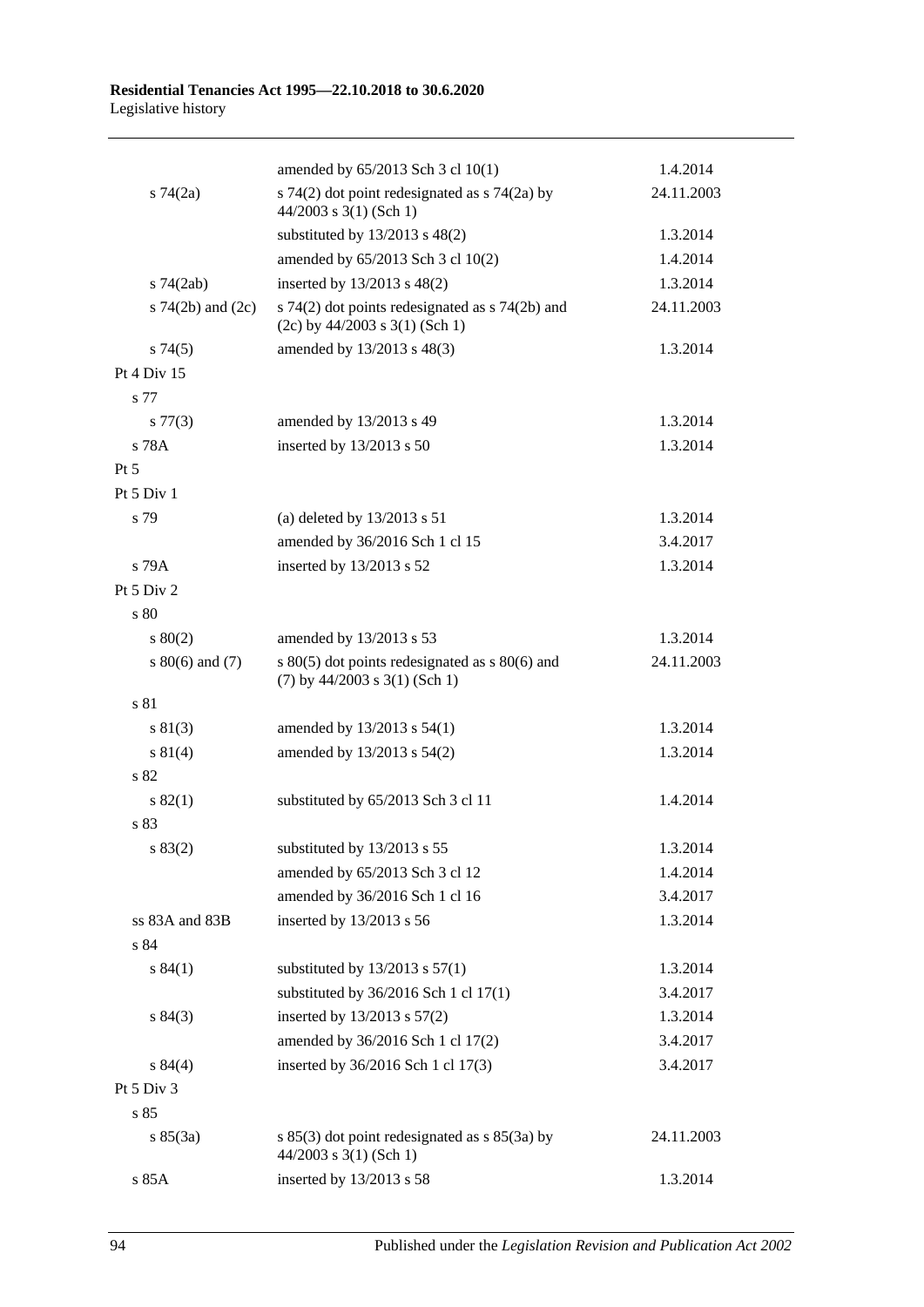| | | |
|---|---|---|
| | amended by 65/2013 Sch 3 cl 10(1) | 1.4.2014 |
| s 74(2a) | s 74(2) dot point redesignated as s 74(2a) by 44/2003 s 3(1) (Sch 1) | 24.11.2003 |
| | substituted by 13/2013 s 48(2) | 1.3.2014 |
| | amended by 65/2013 Sch 3 cl 10(2) | 1.4.2014 |
| s 74(2ab) | inserted by 13/2013 s 48(2) | 1.3.2014 |
| s 74(2b) and (2c) | s 74(2) dot points redesignated as s 74(2b) and (2c) by 44/2003 s 3(1) (Sch 1) | 24.11.2003 |
| s 74(5) | amended by 13/2013 s 48(3) | 1.3.2014 |
| Pt 4 Div 15 | | |
| s 77 | | |
| s 77(3) | amended by 13/2013 s 49 | 1.3.2014 |
| s 78A | inserted by 13/2013 s 50 | 1.3.2014 |
| Pt 5 | | |
| Pt 5 Div 1 | | |
| s 79 | (a) deleted by 13/2013 s 51 | 1.3.2014 |
| | amended by 36/2016 Sch 1 cl 15 | 3.4.2017 |
| s 79A | inserted by 13/2013 s 52 | 1.3.2014 |
| Pt 5 Div 2 | | |
| s 80 | | |
| s 80(2) | amended by 13/2013 s 53 | 1.3.2014 |
| s 80(6) and (7) | s 80(5) dot points redesignated as s 80(6) and (7) by 44/2003 s 3(1) (Sch 1) | 24.11.2003 |
| s 81 | | |
| s 81(3) | amended by 13/2013 s 54(1) | 1.3.2014 |
| s 81(4) | amended by 13/2013 s 54(2) | 1.3.2014 |
| s 82 | | |
| s 82(1) | substituted by 65/2013 Sch 3 cl 11 | 1.4.2014 |
| s 83 | | |
| s 83(2) | substituted by 13/2013 s 55 | 1.3.2014 |
| | amended by 65/2013 Sch 3 cl 12 | 1.4.2014 |
| | amended by 36/2016 Sch 1 cl 16 | 3.4.2017 |
| ss 83A and 83B | inserted by 13/2013 s 56 | 1.3.2014 |
| s 84 | | |
| s 84(1) | substituted by 13/2013 s 57(1) | 1.3.2014 |
| | substituted by 36/2016 Sch 1 cl 17(1) | 3.4.2017 |
| s 84(3) | inserted by 13/2013 s 57(2) | 1.3.2014 |
| | amended by 36/2016 Sch 1 cl 17(2) | 3.4.2017 |
| s 84(4) | inserted by 36/2016 Sch 1 cl 17(3) | 3.4.2017 |
| Pt 5 Div 3 | | |
| s 85 | | |
| s 85(3a) | s 85(3) dot point redesignated as s 85(3a) by 44/2003 s 3(1) (Sch 1) | 24.11.2003 |
| s 85A | inserted by 13/2013 s 58 | 1.3.2014 |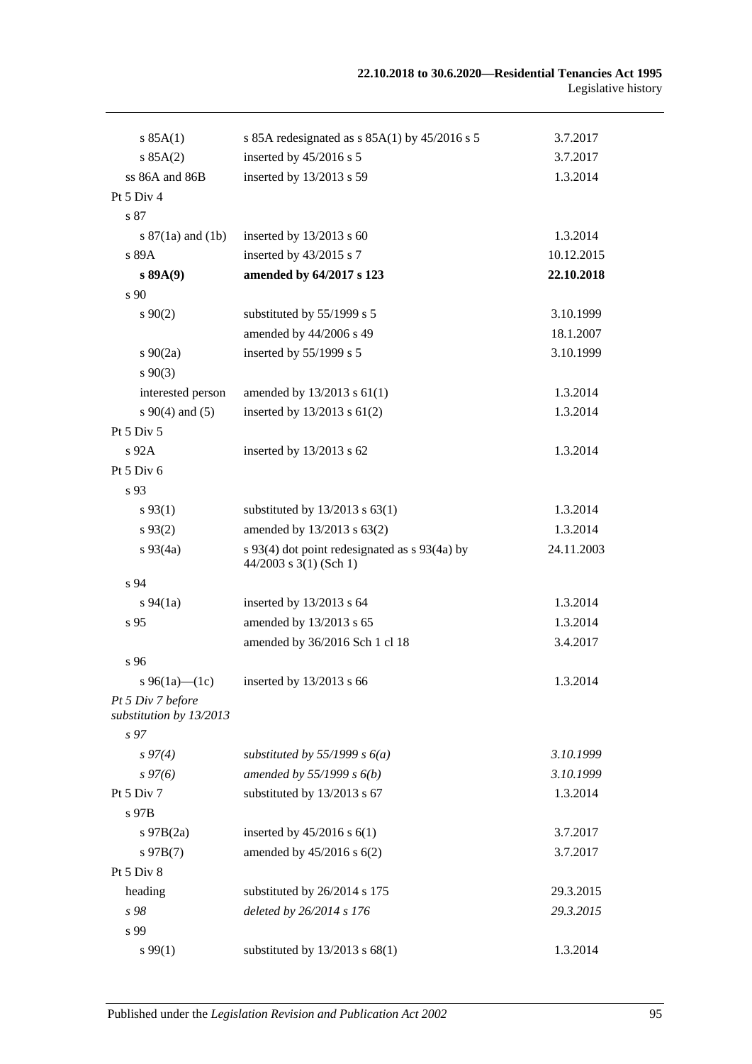| | | |
|---|---|---|
| s 85A(1) | s 85A redesignated as s 85A(1) by 45/2016 s 5 | 3.7.2017 |
| s 85A(2) | inserted by 45/2016 s 5 | 3.7.2017 |
| ss 86A and 86B | inserted by 13/2013 s 59 | 1.3.2014 |
| Pt 5 Div 4 | | |
| s 87 | | |
| s 87(1a) and (1b) | inserted by 13/2013 s 60 | 1.3.2014 |
| s 89A | inserted by 43/2015 s 7 | 10.12.2015 |
| **s 89A(9)** | **amended by 64/2017 s 123** | **22.10.2018** |
| s 90 | | |
| s 90(2) | substituted by 55/1999 s 5 | 3.10.1999 |
| | amended by 44/2006 s 49 | 18.1.2007 |
| s 90(2a) | inserted by 55/1999 s 5 | 3.10.1999 |
| s 90(3) | | |
| interested person | amended by 13/2013 s 61(1) | 1.3.2014 |
| s 90(4) and (5) | inserted by 13/2013 s 61(2) | 1.3.2014 |
| Pt 5 Div 5 | | |
| s 92A | inserted by 13/2013 s 62 | 1.3.2014 |
| Pt 5 Div 6 | | |
| s 93 | | |
| s 93(1) | substituted by 13/2013 s 63(1) | 1.3.2014 |
| s 93(2) | amended by 13/2013 s 63(2) | 1.3.2014 |
| s 93(4a) | s 93(4) dot point redesignated as s 93(4a) by 44/2003 s 3(1) (Sch 1) | 24.11.2003 |
| s 94 | | |
| s 94(1a) | inserted by 13/2013 s 64 | 1.3.2014 |
| s 95 | amended by 13/2013 s 65 | 1.3.2014 |
| | amended by 36/2016 Sch 1 cl 18 | 3.4.2017 |
| s 96 | | |
| s 96(1a)—(1c) | inserted by 13/2013 s 66 | 1.3.2014 |
| *Pt 5 Div 7 before substitution by 13/2013* | | |
| *s 97* | | |
| *s 97(4)* | *substituted by 55/1999 s 6(a)* | *3.10.1999* |
| *s 97(6)* | *amended by 55/1999 s 6(b)* | *3.10.1999* |
| Pt 5 Div 7 | substituted by 13/2013 s 67 | 1.3.2014 |
| s 97B | | |
| s 97B(2a) | inserted by 45/2016 s 6(1) | 3.7.2017 |
| s 97B(7) | amended by 45/2016 s 6(2) | 3.7.2017 |
| Pt 5 Div 8 | | |
| heading | substituted by 26/2014 s 175 | 29.3.2015 |
| *s 98* | *deleted by 26/2014 s 176* | *29.3.2015* |
| s 99 | | |
| s 99(1) | substituted by 13/2013 s 68(1) | 1.3.2014 |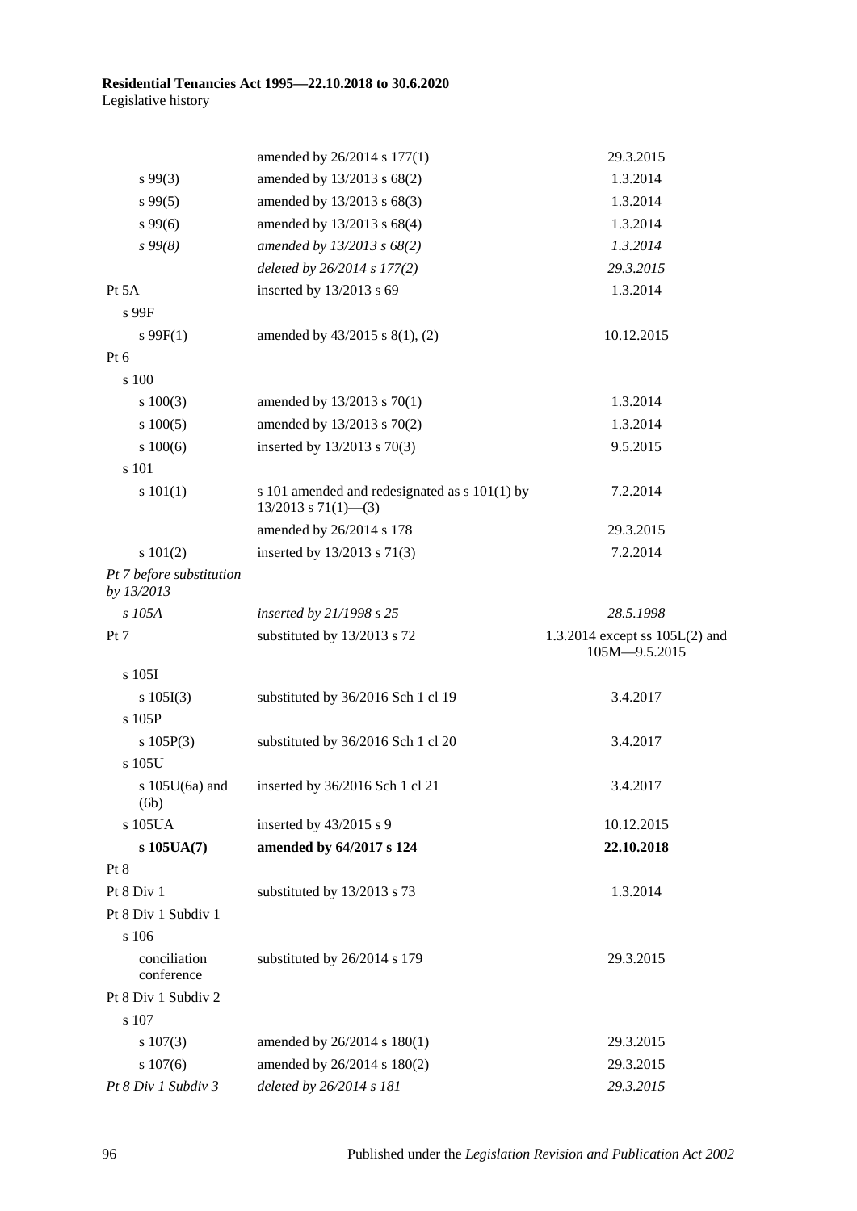| | | |
|---|---|---|
| | amended by 26/2014 s 177(1) | 29.3.2015 |
| s 99(3) | amended by 13/2013 s 68(2) | 1.3.2014 |
| s 99(5) | amended by 13/2013 s 68(3) | 1.3.2014 |
| s 99(6) | amended by 13/2013 s 68(4) | 1.3.2014 |
| *s 99(8)* | *amended by 13/2013 s 68(2)* | *1.3.2014* |
| | *deleted by 26/2014 s 177(2)* | *29.3.2015* |
| Pt 5A | inserted by 13/2013 s 69 | 1.3.2014 |
| s 99F | | |
| s 99F(1) | amended by 43/2015 s 8(1), (2) | 10.12.2015 |
| Pt 6 | | |
| s 100 | | |
| s 100(3) | amended by 13/2013 s 70(1) | 1.3.2014 |
| s 100(5) | amended by 13/2013 s 70(2) | 1.3.2014 |
| s 100(6) | inserted by 13/2013 s 70(3) | 9.5.2015 |
| s 101 | | |
| s 101(1) | s 101 amended and redesignated as s 101(1) by 13/2013 s 71(1)—(3) | 7.2.2014 |
| | amended by 26/2014 s 178 | 29.3.2015 |
| s 101(2) | inserted by 13/2013 s 71(3) | 7.2.2014 |
| *Pt 7 before substitution by 13/2013* | | |
| *s 105A* | *inserted by 21/1998 s 25* | *28.5.1998* |
| Pt 7 | substituted by 13/2013 s 72 | 1.3.2014 except ss 105L(2) and 105M—9.5.2015 |
| s 105I | | |
| s 105I(3) | substituted by 36/2016 Sch 1 cl 19 | 3.4.2017 |
| s 105P | | |
| s 105P(3) | substituted by 36/2016 Sch 1 cl 20 | 3.4.2017 |
| s 105U | | |
| s 105U(6a) and (6b) | inserted by 36/2016 Sch 1 cl 21 | 3.4.2017 |
| s 105UA | inserted by 43/2015 s 9 | 10.12.2015 |
| **s 105UA(7)** | **amended by 64/2017 s 124** | **22.10.2018** |
| Pt 8 | | |
| Pt 8 Div 1 | substituted by 13/2013 s 73 | 1.3.2014 |
| Pt 8 Div 1 Subdiv 1 | | |
| s 106 | | |
| conciliation conference | substituted by 26/2014 s 179 | 29.3.2015 |
| Pt 8 Div 1 Subdiv 2 | | |
| s 107 | | |
| s 107(3) | amended by 26/2014 s 180(1) | 29.3.2015 |
| s 107(6) | amended by 26/2014 s 180(2) | 29.3.2015 |
| *Pt 8 Div 1 Subdiv 3* | *deleted by 26/2014 s 181* | *29.3.2015* |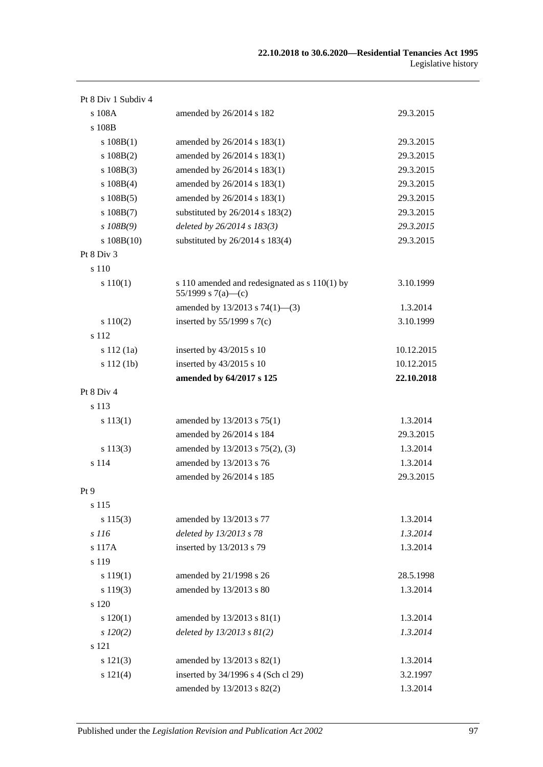| | | |
|---|---|---|
| Pt 8 Div 1 Subdiv 4 | | |
| s 108A | amended by 26/2014 s 182 | 29.3.2015 |
| s 108B | | |
| s 108B(1) | amended by 26/2014 s 183(1) | 29.3.2015 |
| s 108B(2) | amended by 26/2014 s 183(1) | 29.3.2015 |
| s 108B(3) | amended by 26/2014 s 183(1) | 29.3.2015 |
| s 108B(4) | amended by 26/2014 s 183(1) | 29.3.2015 |
| s 108B(5) | amended by 26/2014 s 183(1) | 29.3.2015 |
| s 108B(7) | substituted by 26/2014 s 183(2) | 29.3.2015 |
| *s 108B(9)* | *deleted by 26/2014 s 183(3)* | *29.3.2015* |
| s 108B(10) | substituted by 26/2014 s 183(4) | 29.3.2015 |
| Pt 8 Div 3 | | |
| s 110 | | |
| s 110(1) | s 110 amended and redesignated as s 110(1) by 55/1999 s 7(a)—(c) | 3.10.1999 |
| | amended by 13/2013 s 74(1)—(3) | 1.3.2014 |
| s 110(2) | inserted by 55/1999 s 7(c) | 3.10.1999 |
| s 112 | | |
| s 112 (1a) | inserted by 43/2015 s 10 | 10.12.2015 |
| s 112 (1b) | inserted by 43/2015 s 10 | 10.12.2015 |
| | **amended by 64/2017 s 125** | **22.10.2018** |
| Pt 8 Div 4 | | |
| s 113 | | |
| s 113(1) | amended by 13/2013 s 75(1) | 1.3.2014 |
| | amended by 26/2014 s 184 | 29.3.2015 |
| s 113(3) | amended by 13/2013 s 75(2), (3) | 1.3.2014 |
| s 114 | amended by 13/2013 s 76 | 1.3.2014 |
| | amended by 26/2014 s 185 | 29.3.2015 |
| Pt 9 | | |
| s 115 | | |
| s 115(3) | amended by 13/2013 s 77 | 1.3.2014 |
| *s 116* | *deleted by 13/2013 s 78* | *1.3.2014* |
| s 117A | inserted by 13/2013 s 79 | 1.3.2014 |
| s 119 | | |
| s 119(1) | amended by 21/1998 s 26 | 28.5.1998 |
| s 119(3) | amended by 13/2013 s 80 | 1.3.2014 |
| s 120 | | |
| s 120(1) | amended by 13/2013 s 81(1) | 1.3.2014 |
| *s 120(2)* | *deleted by 13/2013 s 81(2)* | *1.3.2014* |
| s 121 | | |
| s 121(3) | amended by 13/2013 s 82(1) | 1.3.2014 |
| s 121(4) | inserted by 34/1996 s 4 (Sch cl 29) | 3.2.1997 |
| | amended by 13/2013 s 82(2) | 1.3.2014 |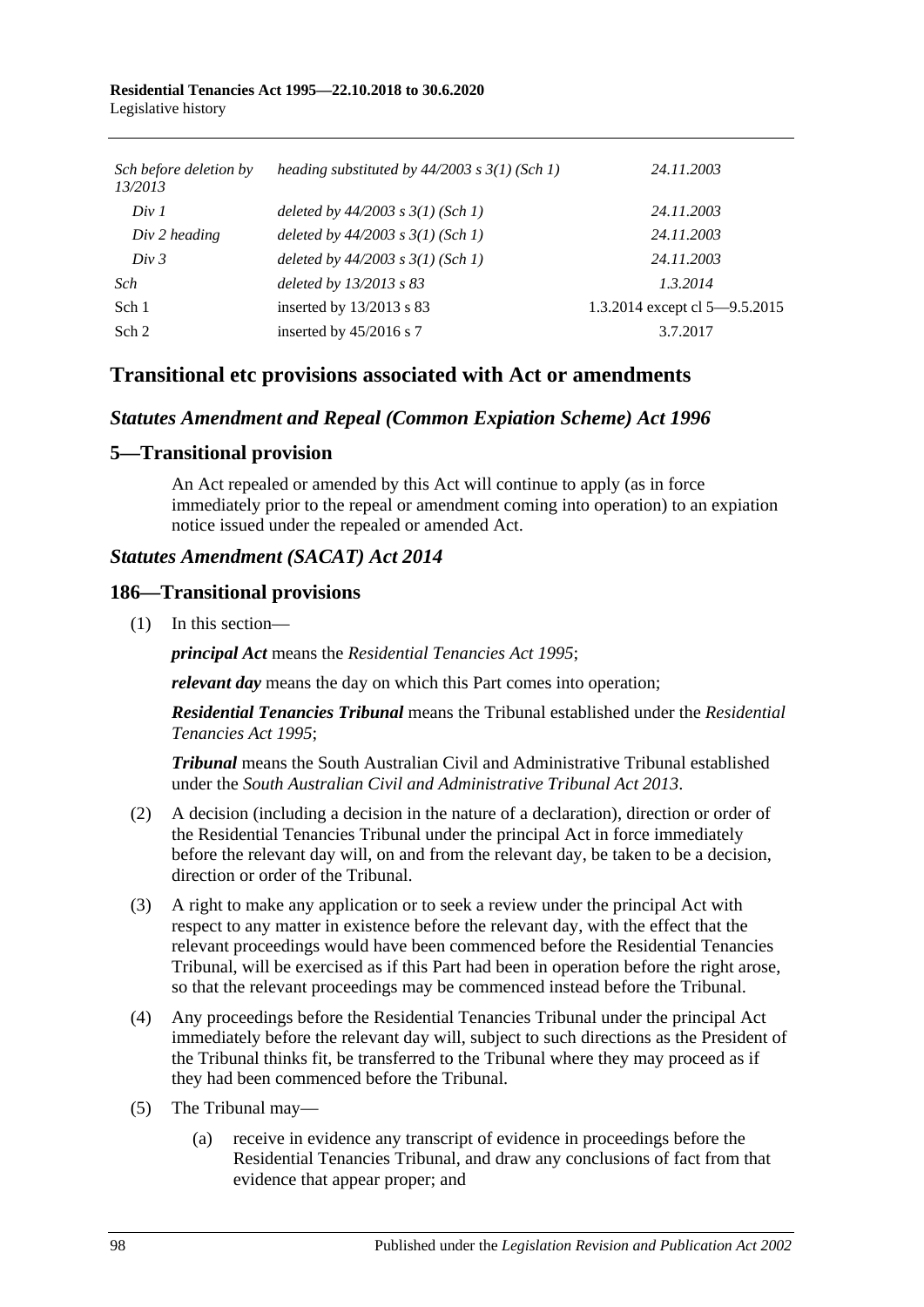| | | |
|---|---|---|
| *Sch before deletion by 13/2013* | *heading substituted by 44/2003 s 3(1) (Sch 1)* | *24.11.2003* |
| *Div 1* | *deleted by 44/2003 s 3(1) (Sch 1)* | *24.11.2003* |
| *Div 2 heading* | *deleted by 44/2003 s 3(1) (Sch 1)* | *24.11.2003* |
| *Div 3* | *deleted by 44/2003 s 3(1) (Sch 1)* | *24.11.2003* |
| *Sch* | *deleted by 13/2013 s 83* | *1.3.2014* |
| Sch 1 | inserted by 13/2013 s 83 | 1.3.2014 except cl 5—9.5.2015 |
| Sch 2 | inserted by 45/2016 s 7 | 3.7.2017 |

## Transitional etc provisions associated with Act or amendments

### *Statutes Amendment and Repeal (Common Expiation Scheme) Act 1996*

### 5—Transitional provision

An Act repealed or amended by this Act will continue to apply (as in force immediately prior to the repeal or amendment coming into operation) to an expiation notice issued under the repealed or amended Act.

### *Statutes Amendment (SACAT) Act 2014*

### 186—Transitional provisions

(1) In this section—

***principal Act*** means the *Residential Tenancies Act 1995*;

***relevant day*** means the day on which this Part comes into operation;

***Residential Tenancies Tribunal*** means the Tribunal established under the *Residential Tenancies Act 1995*;

***Tribunal*** means the South Australian Civil and Administrative Tribunal established under the *South Australian Civil and Administrative Tribunal Act 2013*.

(2) A decision (including a decision in the nature of a declaration), direction or order of the Residential Tenancies Tribunal under the principal Act in force immediately before the relevant day will, on and from the relevant day, be taken to be a decision, direction or order of the Tribunal.

(3) A right to make any application or to seek a review under the principal Act with respect to any matter in existence before the relevant day, with the effect that the relevant proceedings would have been commenced before the Residential Tenancies Tribunal, will be exercised as if this Part had been in operation before the right arose, so that the relevant proceedings may be commenced instead before the Tribunal.

(4) Any proceedings before the Residential Tenancies Tribunal under the principal Act immediately before the relevant day will, subject to such directions as the President of the Tribunal thinks fit, be transferred to the Tribunal where they may proceed as if they had been commenced before the Tribunal.

(5) The Tribunal may—

(a) receive in evidence any transcript of evidence in proceedings before the Residential Tenancies Tribunal, and draw any conclusions of fact from that evidence that appear proper; and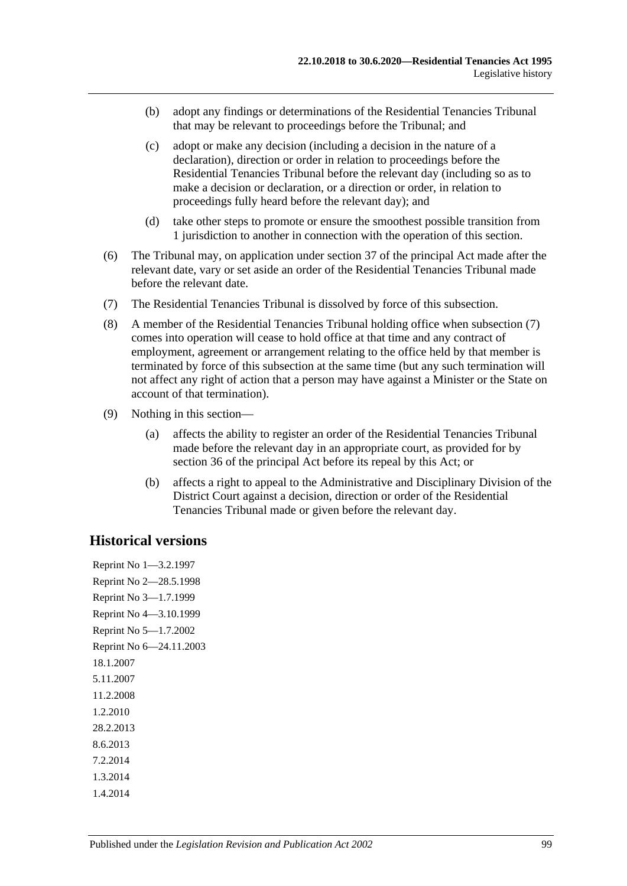(b) adopt any findings or determinations of the Residential Tenancies Tribunal that may be relevant to proceedings before the Tribunal; and

(c) adopt or make any decision (including a decision in the nature of a declaration), direction or order in relation to proceedings before the Residential Tenancies Tribunal before the relevant day (including so as to make a decision or declaration, or a direction or order, in relation to proceedings fully heard before the relevant day); and

(d) take other steps to promote or ensure the smoothest possible transition from 1 jurisdiction to another in connection with the operation of this section.

(6) The Tribunal may, on application under section 37 of the principal Act made after the relevant date, vary or set aside an order of the Residential Tenancies Tribunal made before the relevant date.

(7) The Residential Tenancies Tribunal is dissolved by force of this subsection.

(8) A member of the Residential Tenancies Tribunal holding office when subsection (7) comes into operation will cease to hold office at that time and any contract of employment, agreement or arrangement relating to the office held by that member is terminated by force of this subsection at the same time (but any such termination will not affect any right of action that a person may have against a Minister or the State on account of that termination).

(9) Nothing in this section—

(a) affects the ability to register an order of the Residential Tenancies Tribunal made before the relevant day in an appropriate court, as provided for by section 36 of the principal Act before its repeal by this Act; or

(b) affects a right to appeal to the Administrative and Disciplinary Division of the District Court against a decision, direction or order of the Residential Tenancies Tribunal made or given before the relevant day.

## Historical versions

Reprint No 1—3.2.1997
Reprint No 2—28.5.1998
Reprint No 3—1.7.1999
Reprint No 4—3.10.1999
Reprint No 5—1.7.2002
Reprint No 6—24.11.2003
18.1.2007
5.11.2007
11.2.2008
1.2.2010
28.2.2013
8.6.2013
7.2.2014
1.3.2014
1.4.2014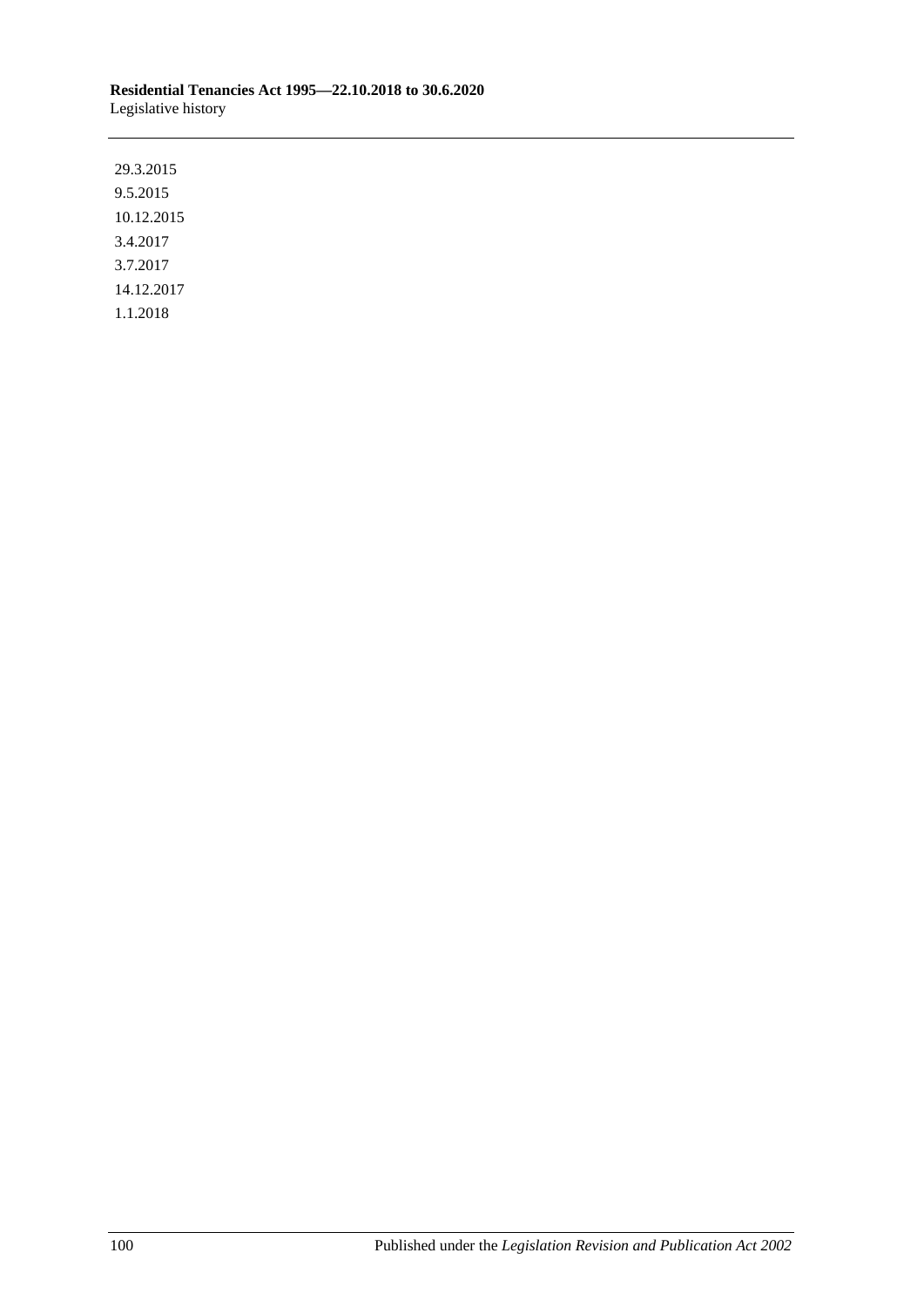29.3.2015

9.5.2015

10.12.2015

3.4.2017

3.7.2017

14.12.2017

1.1.2018